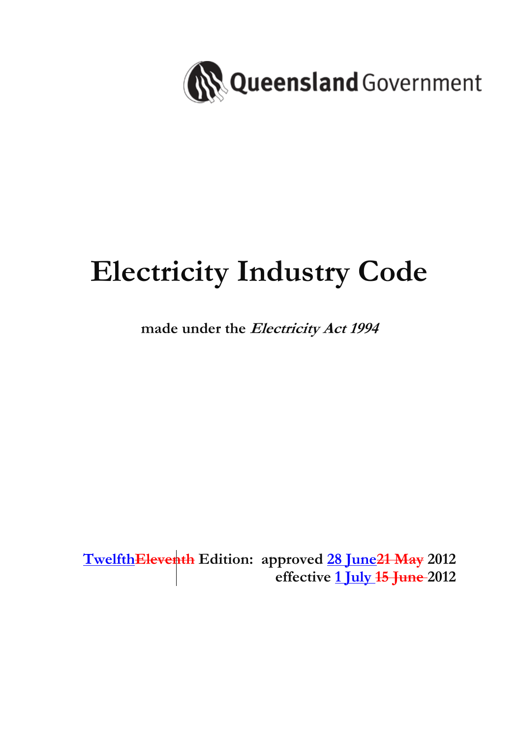Queensland Government

# Electricity Industry Code

**made under the *Electricity Act 1994***

**TwelfthEleventh Edition: approved 28 June21 May 2012**
**effective 1 July 15 June 2012**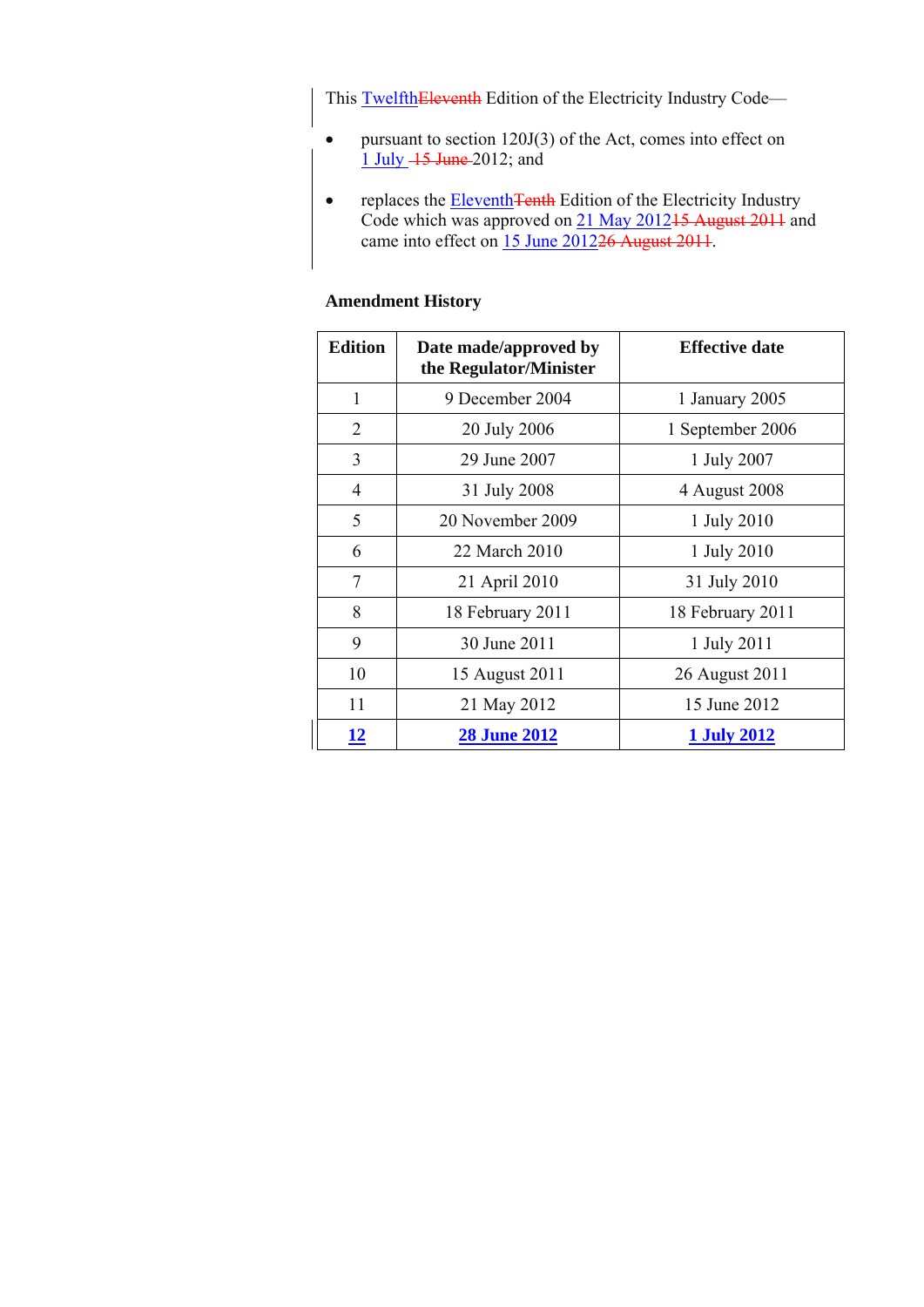This TwelfthEleventh Edition of the Electricity Industry Code—

- pursuant to section 120J(3) of the Act, comes into effect on 1 July 15 June 2012; and
- replaces the EleventhTenth Edition of the Electricity Industry Code which was approved on 21 May 201215 August 2011 and came into effect on 15 June 201226 August 2011.

**Amendment History**

| Edition | Date made/approved by the Regulator/Minister | Effective date |
|---|---|---|
| 1 | 9 December 2004 | 1 January 2005 |
| 2 | 20 July 2006 | 1 September 2006 |
| 3 | 29 June 2007 | 1 July 2007 |
| 4 | 31 July 2008 | 4 August 2008 |
| 5 | 20 November 2009 | 1 July 2010 |
| 6 | 22 March 2010 | 1 July 2010 |
| 7 | 21 April 2010 | 31 July 2010 |
| 8 | 18 February 2011 | 18 February 2011 |
| 9 | 30 June 2011 | 1 July 2011 |
| 10 | 15 August 2011 | 26 August 2011 |
| 11 | 21 May 2012 | 15 June 2012 |
| **12** | **28 June 2012** | **1 July 2012** |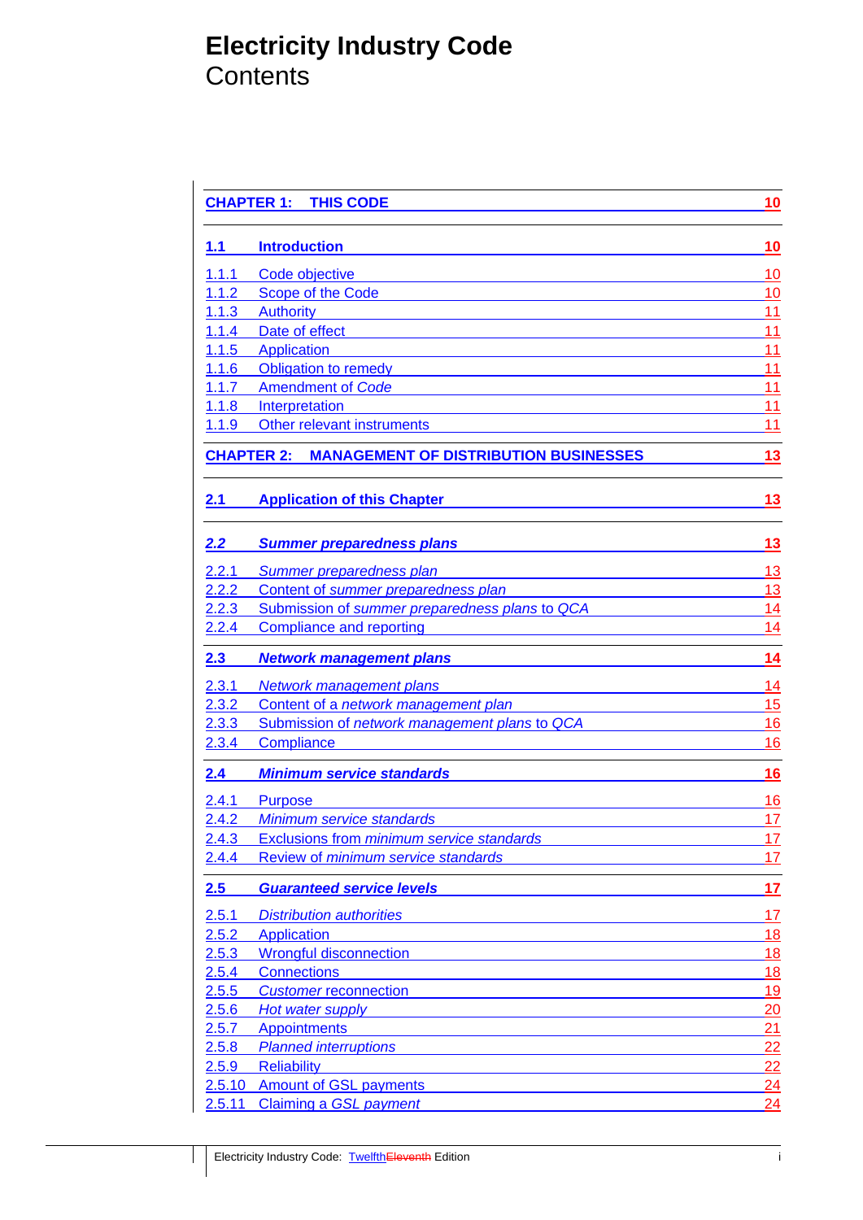# Electricity Industry Code
## Contents

| | | |
|---|---|---|
| **CHAPTER 1:** | **THIS CODE** | **10** |
| **1.1** | **Introduction** | **10** |
| 1.1.1 | Code objective | 10 |
| 1.1.2 | Scope of the Code | 10 |
| 1.1.3 | Authority | 11 |
| 1.1.4 | Date of effect | 11 |
| 1.1.5 | Application | 11 |
| 1.1.6 | Obligation to remedy | 11 |
| 1.1.7 | Amendment of *Code* | 11 |
| 1.1.8 | Interpretation | 11 |
| 1.1.9 | Other relevant instruments | 11 |
| **CHAPTER 2:** | **MANAGEMENT OF DISTRIBUTION BUSINESSES** | **13** |
| **2.1** | **Application of this Chapter** | **13** |
| ***2.2*** | ***Summer preparedness plans*** | **13** |
| 2.2.1 | *Summer preparedness plan* | 13 |
| 2.2.2 | Content of *summer preparedness plan* | 13 |
| 2.2.3 | Submission of *summer preparedness plans* to *QCA* | 14 |
| 2.2.4 | Compliance and reporting | 14 |
| **2.3** | ***Network management plans*** | **14** |
| 2.3.1 | *Network management plans* | 14 |
| 2.3.2 | Content of a *network management plan* | 15 |
| 2.3.3 | Submission of *network management plans* to *QCA* | 16 |
| 2.3.4 | Compliance | 16 |
| **2.4** | ***Minimum service standards*** | **16** |
| 2.4.1 | Purpose | 16 |
| 2.4.2 | *Minimum service standards* | 17 |
| 2.4.3 | Exclusions from *minimum service standards* | 17 |
| 2.4.4 | Review of *minimum service standards* | 17 |
| **2.5** | ***Guaranteed service levels*** | **17** |
| 2.5.1 | *Distribution authorities* | 17 |
| 2.5.2 | Application | 18 |
| 2.5.3 | Wrongful disconnection | 18 |
| 2.5.4 | Connections | 18 |
| 2.5.5 | *Customer* reconnection | 19 |
| 2.5.6 | *Hot water supply* | 20 |
| 2.5.7 | Appointments | 21 |
| 2.5.8 | *Planned interruptions* | 22 |
| 2.5.9 | Reliability | 22 |
| 2.5.10 | Amount of GSL payments | 24 |
| 2.5.11 | Claiming a *GSL payment* | 24 |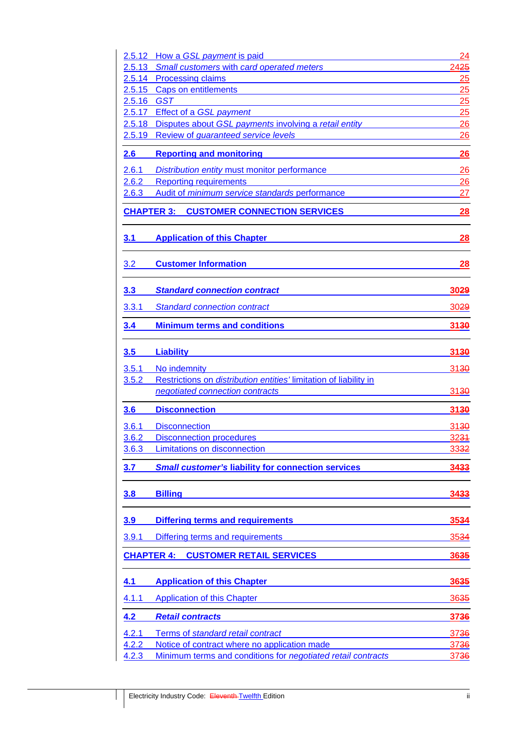2.5.12 How a *GSL payment* is paid 24
2.5.13 *Small customers* with *card operated meters* 2425
2.5.14 Processing claims 25
2.5.15 Caps on entitlements 25
2.5.16 *GST* 25
2.5.17 Effect of a *GSL payment* 25
2.5.18 Disputes about *GSL payments* involving a *retail entity* 26
2.5.19 Review of *guaranteed service levels* 26

**2.6 Reporting and monitoring 26**

2.6.1 *Distribution entity* must monitor performance 26
2.6.2 Reporting requirements 26
2.6.3 Audit of *minimum service standards* performance 27

**CHAPTER 3: CUSTOMER CONNECTION SERVICES 28**

**3.1 Application of this Chapter 28**

**3.2 Customer Information 28**

**3.3 *Standard connection contract* 3029**

3.3.1 *Standard connection contract* 3029

**3.4 Minimum terms and conditions 3130**

**3.5 Liability 3130**

3.5.1 No indemnity 3130
3.5.2 Restrictions on *distribution entities'* limitation of liability in *negotiated connection contracts* 3130

**3.6 Disconnection 3130**

3.6.1 Disconnection 3130
3.6.2 Disconnection procedures 3231
3.6.3 Limitations on disconnection 3332

**3.7 *Small customer's* liability for connection services 3433**

**3.8 Billing 3433**

**3.9 Differing terms and requirements 3534**

3.9.1 Differing terms and requirements 3534

**CHAPTER 4: CUSTOMER RETAIL SERVICES 3635**

**4.1 Application of this Chapter 3635**

4.1.1 Application of this Chapter 3635

**4.2 *Retail contracts* 3736**

4.2.1 Terms of *standard retail contract* 3736
4.2.2 Notice of contract where no application made 3736
4.2.3 Minimum terms and conditions for *negotiated retail contracts* 3736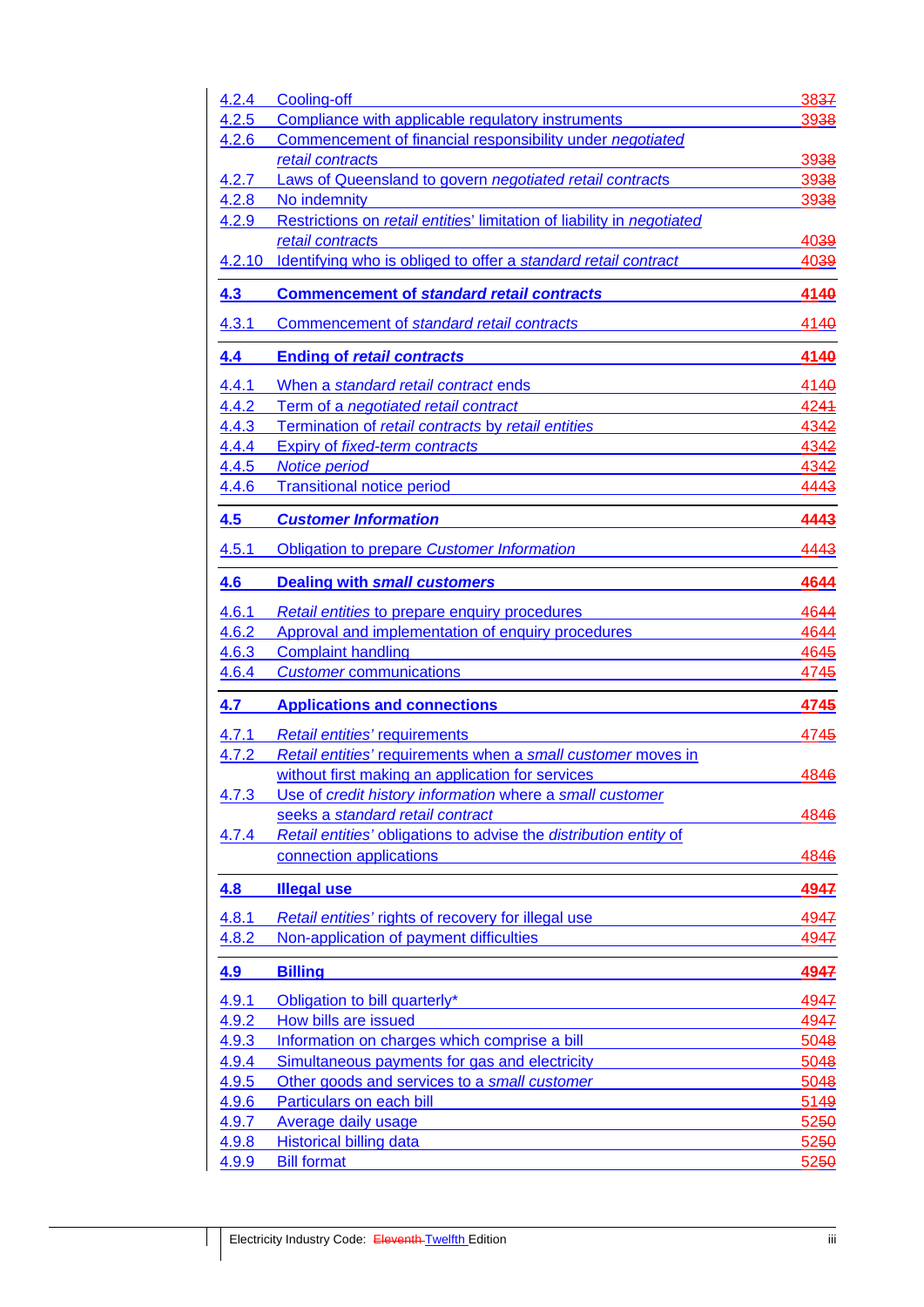| | | |
|---|---|---|
| 4.2.4 | Cooling-off | 3837 |
| 4.2.5 | Compliance with applicable regulatory instruments | 3938 |
| 4.2.6 | Commencement of financial responsibility under *negotiated retail contracts* | 3938 |
| 4.2.7 | Laws of Queensland to govern *negotiated retail contracts* | 3938 |
| 4.2.8 | No indemnity | 3938 |
| 4.2.9 | Restrictions on *retail entities*' limitation of liability in *negotiated retail contracts* | 4039 |
| 4.2.10 | Identifying who is obliged to offer a *standard retail contract* | 4039 |
| **4.3** | **Commencement of *standard retail contracts*** | **4140** |
| 4.3.1 | Commencement of *standard retail contracts* | 4140 |
| **4.4** | **Ending of *retail contracts*** | **4140** |
| 4.4.1 | When a *standard retail contract* ends | 4140 |
| 4.4.2 | Term of a *negotiated retail contract* | 4241 |
| 4.4.3 | Termination of *retail contracts* by *retail entities* | 4342 |
| 4.4.4 | Expiry of *fixed-term contracts* | 4342 |
| 4.4.5 | *Notice period* | 4342 |
| 4.4.6 | Transitional notice period | 4443 |
| **4.5** | ***Customer Information*** | **4443** |
| 4.5.1 | Obligation to prepare *Customer Information* | 4443 |
| **4.6** | **Dealing with *small customers*** | **4644** |
| 4.6.1 | *Retail entities* to prepare enquiry procedures | 4644 |
| 4.6.2 | Approval and implementation of enquiry procedures | 4644 |
| 4.6.3 | Complaint handling | 4645 |
| 4.6.4 | *Customer* communications | 4745 |
| **4.7** | **Applications and connections** | **4745** |
| 4.7.1 | *Retail entities'* requirements | 4745 |
| 4.7.2 | *Retail entities'* requirements when a *small customer* moves in without first making an application for services | 4846 |
| 4.7.3 | Use of *credit history information* where a *small customer* seeks a *standard retail contract* | 4846 |
| 4.7.4 | *Retail entities'* obligations to advise the *distribution entity* of connection applications | 4846 |
| **4.8** | **Illegal use** | **4947** |
| 4.8.1 | *Retail entities'* rights of recovery for illegal use | 4947 |
| 4.8.2 | Non-application of payment difficulties | 4947 |
| **4.9** | **Billing** | **4947** |
| 4.9.1 | Obligation to bill quarterly* | 4947 |
| 4.9.2 | How bills are issued | 4947 |
| 4.9.3 | Information on charges which comprise a bill | 5048 |
| 4.9.4 | Simultaneous payments for gas and electricity | 5048 |
| 4.9.5 | Other goods and services to a *small customer* | 5048 |
| 4.9.6 | Particulars on each bill | 5149 |
| 4.9.7 | Average daily usage | 5250 |
| 4.9.8 | Historical billing data | 5250 |
| 4.9.9 | Bill format | 5250 |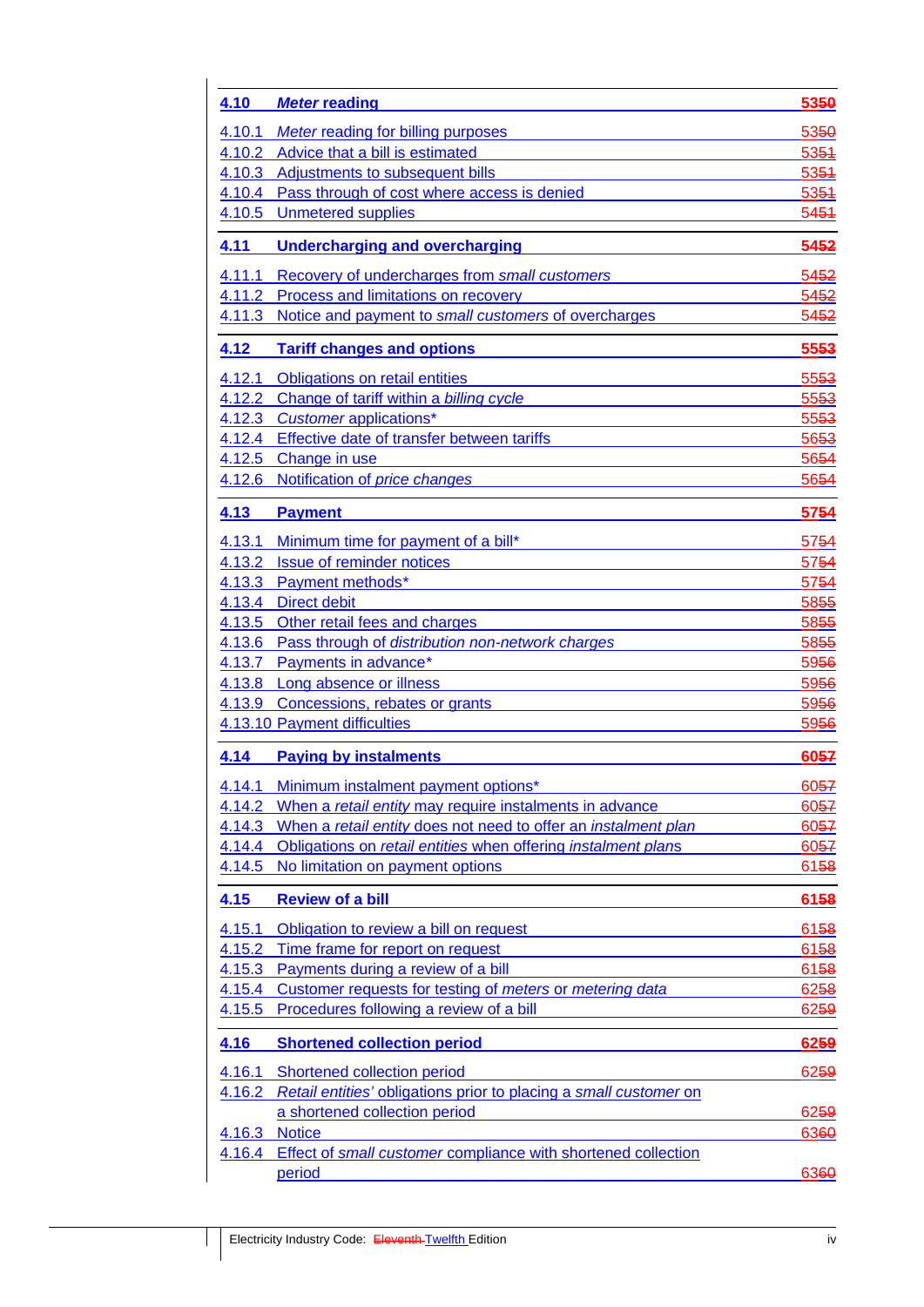| | | |
|---|---|---|
| **4.10** | ***Meter* reading** | **5350** |
| 4.10.1 | *Meter* reading for billing purposes | 5350 |
| 4.10.2 | Advice that a bill is estimated | 5351 |
| 4.10.3 | Adjustments to subsequent bills | 5351 |
| 4.10.4 | Pass through of cost where access is denied | 5351 |
| 4.10.5 | Unmetered supplies | 5451 |
| **4.11** | **Undercharging and overcharging** | **5452** |
| 4.11.1 | Recovery of undercharges from *small customers* | 5452 |
| 4.11.2 | Process and limitations on recovery | 5452 |
| 4.11.3 | Notice and payment to *small customers* of overcharges | 5452 |
| **4.12** | **Tariff changes and options** | **5553** |
| 4.12.1 | Obligations on retail entities | 5553 |
| 4.12.2 | Change of tariff within a *billing cycle* | 5553 |
| 4.12.3 | *Customer* applications* | 5553 |
| 4.12.4 | Effective date of transfer between tariffs | 5653 |
| 4.12.5 | Change in use | 5654 |
| 4.12.6 | Notification of *price changes* | 5654 |
| **4.13** | **Payment** | **5754** |
| 4.13.1 | Minimum time for payment of a bill* | 5754 |
| 4.13.2 | Issue of reminder notices | 5754 |
| 4.13.3 | Payment methods* | 5754 |
| 4.13.4 | Direct debit | 5855 |
| 4.13.5 | Other retail fees and charges | 5855 |
| 4.13.6 | Pass through of *distribution non-network charges* | 5855 |
| 4.13.7 | Payments in advance* | 5956 |
| 4.13.8 | Long absence or illness | 5956 |
| 4.13.9 | Concessions, rebates or grants | 5956 |
| 4.13.10 | Payment difficulties | 5956 |
| **4.14** | **Paying by instalments** | **6057** |
| 4.14.1 | Minimum instalment payment options* | 6057 |
| 4.14.2 | When a *retail entity* may require instalments in advance | 6057 |
| 4.14.3 | When a *retail entity* does not need to offer an *instalment plan* | 6057 |
| 4.14.4 | Obligations on *retail entities* when offering *instalment plans* | 6057 |
| 4.14.5 | No limitation on payment options | 6158 |
| **4.15** | **Review of a bill** | **6158** |
| 4.15.1 | Obligation to review a bill on request | 6158 |
| 4.15.2 | Time frame for report on request | 6158 |
| 4.15.3 | Payments during a review of a bill | 6158 |
| 4.15.4 | Customer requests for testing of *meters* or *metering data* | 6258 |
| 4.15.5 | Procedures following a review of a bill | 6259 |
| **4.16** | **Shortened collection period** | **6259** |
| 4.16.1 | Shortened collection period | 6259 |
| 4.16.2 | *Retail entities'* obligations prior to placing a *small customer* on a shortened collection period | 6259 |
| 4.16.3 | Notice | 6360 |
| 4.16.4 | Effect of *small customer* compliance with shortened collection period | 6360 |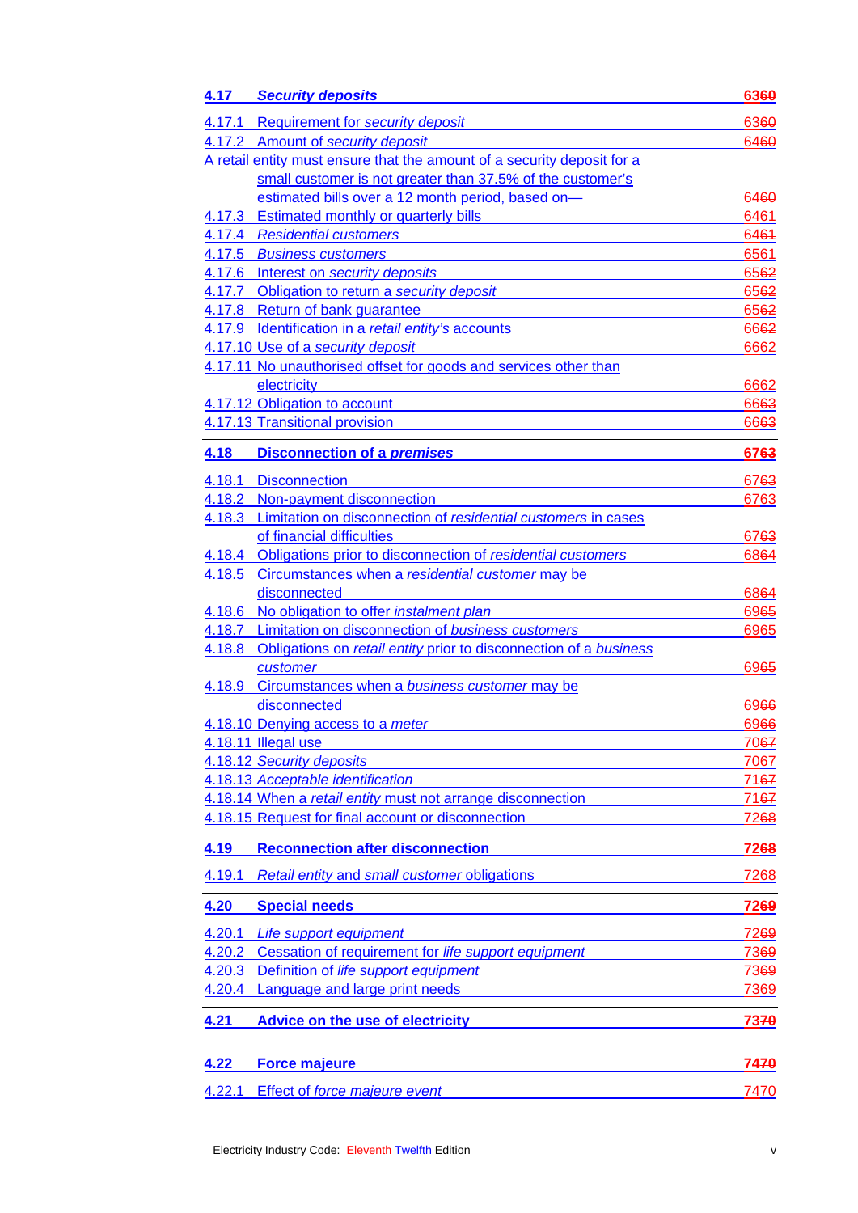| | | |
|---|---|---|
| **4.17** | ***Security deposits*** | **6360** |
| 4.17.1 | Requirement for *security deposit* | 6360 |
| 4.17.2 | Amount of *security deposit* | 6460 |
| A retail entity must ensure that the amount of a security deposit for a small customer is not greater than 37.5% of the customer's estimated bills over a 12 month period, based on— | | 6460 |
| 4.17.3 | Estimated monthly or quarterly bills | 6461 |
| 4.17.4 | *Residential customers* | 6461 |
| 4.17.5 | *Business customers* | 6561 |
| 4.17.6 | Interest on *security deposits* | 6562 |
| 4.17.7 | Obligation to return a *security deposit* | 6562 |
| 4.17.8 | Return of bank guarantee | 6562 |
| 4.17.9 | Identification in a *retail entity's* accounts | 6662 |
| 4.17.10 | Use of a *security deposit* | 6662 |
| 4.17.11 | No unauthorised offset for goods and services other than electricity | 6662 |
| 4.17.12 | Obligation to account | 6663 |
| 4.17.13 | Transitional provision | 6663 |
| **4.18** | **Disconnection of a *premises*** | **6763** |
| 4.18.1 | Disconnection | 6763 |
| 4.18.2 | Non-payment disconnection | 6763 |
| 4.18.3 | Limitation on disconnection of *residential customers* in cases of financial difficulties | 6763 |
| 4.18.4 | Obligations prior to disconnection of *residential customers* | 6864 |
| 4.18.5 | Circumstances when a *residential customer* may be disconnected | 6864 |
| 4.18.6 | No obligation to offer *instalment plan* | 6965 |
| 4.18.7 | Limitation on disconnection of *business customers* | 6965 |
| 4.18.8 | Obligations on *retail entity* prior to disconnection of a *business customer* | 6965 |
| 4.18.9 | Circumstances when a *business customer* may be disconnected | 6966 |
| 4.18.10 | Denying access to a *meter* | 6966 |
| 4.18.11 | Illegal use | 7067 |
| 4.18.12 | *Security deposits* | 7067 |
| 4.18.13 | *Acceptable identification* | 7167 |
| 4.18.14 | When a *retail entity* must not arrange disconnection | 7167 |
| 4.18.15 | Request for final account or disconnection | 7268 |
| **4.19** | **Reconnection after disconnection** | **7268** |
| 4.19.1 | *Retail entity* and *small customer* obligations | 7268 |
| **4.20** | **Special needs** | **7269** |
| 4.20.1 | *Life support equipment* | 7269 |
| 4.20.2 | Cessation of requirement for *life support equipment* | 7369 |
| 4.20.3 | Definition of *life support equipment* | 7369 |
| 4.20.4 | Language and large print needs | 7369 |
| **4.21** | **Advice on the use of electricity** | **7370** |
| **4.22** | **Force majeure** | **7470** |
| 4.22.1 | Effect of *force majeure event* | 7470 |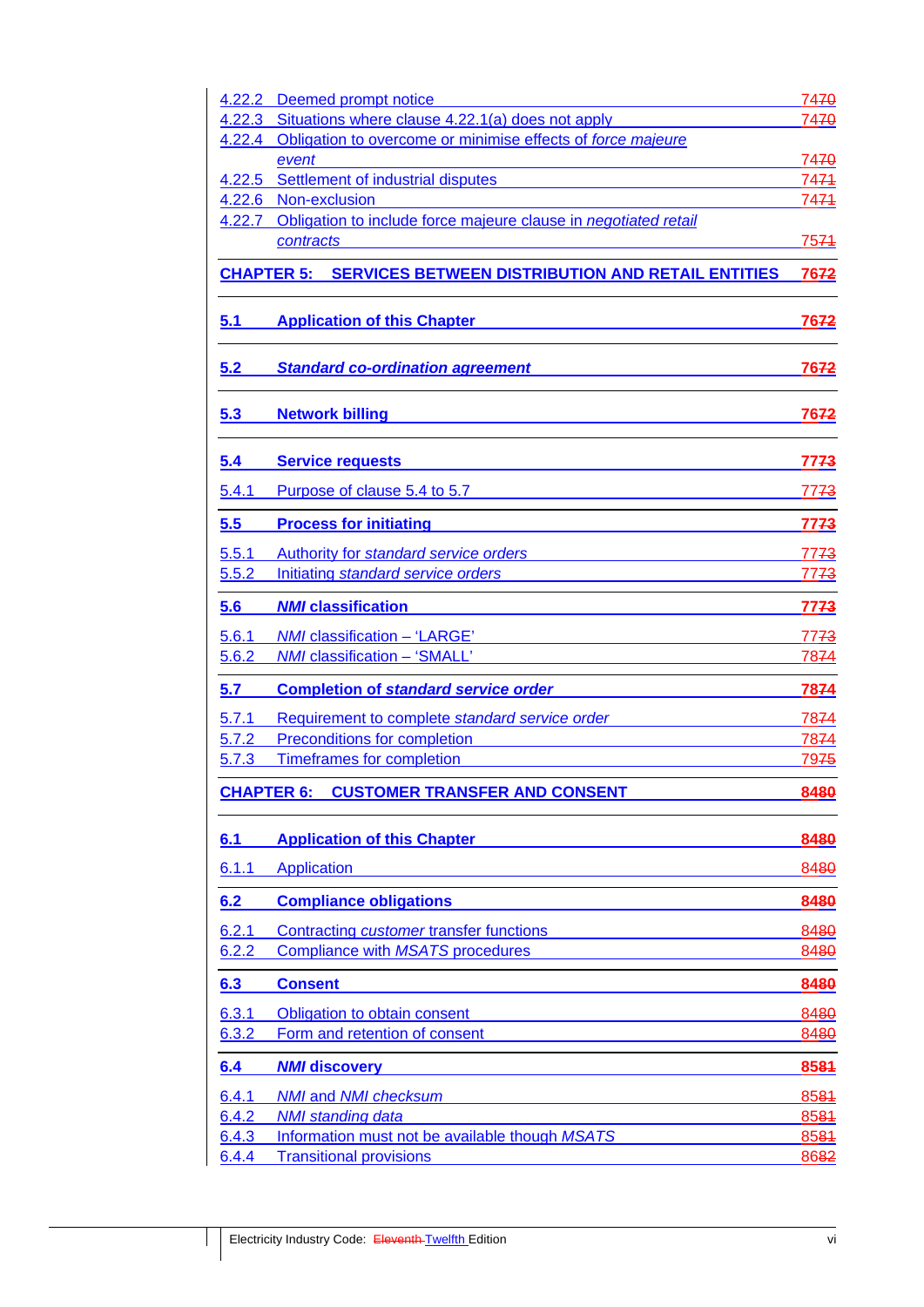| | | |
|---|---|---|
| 4.22.2 | Deemed prompt notice | 7470 |
| 4.22.3 | Situations where clause 4.22.1(a) does not apply | 7470 |
| 4.22.4 | Obligation to overcome or minimise effects of *force majeure event* | 7470 |
| 4.22.5 | Settlement of industrial disputes | 7471 |
| 4.22.6 | Non-exclusion | 7471 |
| 4.22.7 | Obligation to include force majeure clause in *negotiated retail contracts* | 7571 |
| **CHAPTER 5:** | **SERVICES BETWEEN DISTRIBUTION AND RETAIL ENTITIES** | **7672** |
| **5.1** | **Application of this Chapter** | **7672** |
| **5.2** | ***Standard co-ordination agreement*** | **7672** |
| **5.3** | **Network billing** | **7672** |
| **5.4** | **Service requests** | **7773** |
| 5.4.1 | Purpose of clause 5.4 to 5.7 | 7773 |
| **5.5** | **Process for initiating** | **7773** |
| 5.5.1 | Authority for *standard service orders* | 7773 |
| 5.5.2 | Initiating *standard service orders* | 7773 |
| **5.6** | ***NMI* classification** | **7773** |
| 5.6.1 | *NMI* classification – 'LARGE' | 7773 |
| 5.6.2 | *NMI* classification – 'SMALL' | 7874 |
| **5.7** | **Completion of *standard service order*** | **7874** |
| 5.7.1 | Requirement to complete *standard service order* | 7874 |
| 5.7.2 | Preconditions for completion | 7874 |
| 5.7.3 | Timeframes for completion | 7975 |
| **CHAPTER 6:** | **CUSTOMER TRANSFER AND CONSENT** | **8480** |
| **6.1** | **Application of this Chapter** | **8480** |
| 6.1.1 | Application | 8480 |
| **6.2** | **Compliance obligations** | **8480** |
| 6.2.1 | Contracting *customer* transfer functions | 8480 |
| 6.2.2 | Compliance with *MSATS* procedures | 8480 |
| **6.3** | **Consent** | **8480** |
| 6.3.1 | Obligation to obtain consent | 8480 |
| 6.3.2 | Form and retention of consent | 8480 |
| **6.4** | ***NMI* discovery** | **8581** |
| 6.4.1 | *NMI* and *NMI checksum* | 8581 |
| 6.4.2 | *NMI standing data* | 8581 |
| 6.4.3 | Information must not be available though *MSATS* | 8581 |
| 6.4.4 | Transitional provisions | 8682 |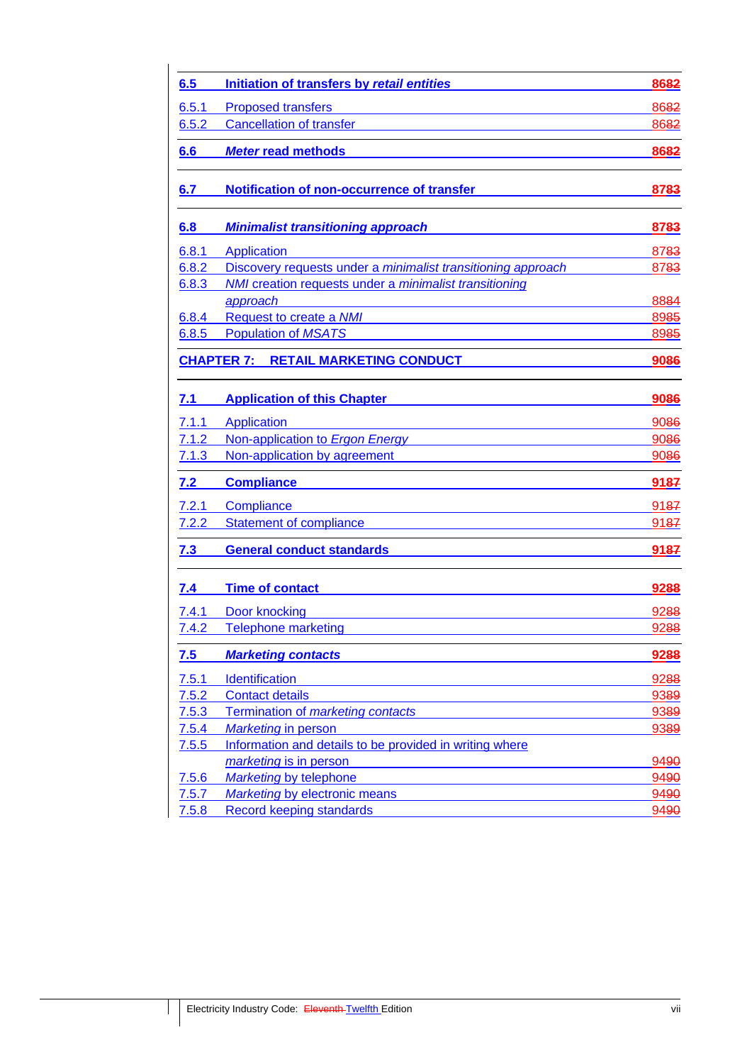| | | |
|---|---|---|
| **6.5** | **Initiation of transfers by *retail entities*** | **8682** |
| 6.5.1 | Proposed transfers | 8682 |
| 6.5.2 | Cancellation of transfer | 8682 |
| **6.6** | ***Meter* read methods** | **8682** |
| **6.7** | **Notification of non-occurrence of transfer** | **8783** |
| **6.8** | ***Minimalist transitioning approach*** | **8783** |
| 6.8.1 | Application | 8783 |
| 6.8.2 | Discovery requests under a *minimalist transitioning approach* | 8783 |
| 6.8.3 | *NMI* creation requests under a *minimalist transitioning approach* | 8884 |
| 6.8.4 | Request to create a *NMI* | 8985 |
| 6.8.5 | Population of *MSATS* | 8985 |
| **CHAPTER 7:** | **RETAIL MARKETING CONDUCT** | **9086** |
| **7.1** | **Application of this Chapter** | **9086** |
| 7.1.1 | Application | 9086 |
| 7.1.2 | Non-application to *Ergon Energy* | 9086 |
| 7.1.3 | Non-application by agreement | 9086 |
| **7.2** | **Compliance** | **9187** |
| 7.2.1 | Compliance | 9187 |
| 7.2.2 | Statement of compliance | 9187 |
| **7.3** | **General conduct standards** | **9187** |
| **7.4** | **Time of contact** | **9288** |
| 7.4.1 | Door knocking | 9288 |
| 7.4.2 | Telephone marketing | 9288 |
| **7.5** | ***Marketing contacts*** | **9288** |
| 7.5.1 | Identification | 9288 |
| 7.5.2 | Contact details | 9389 |
| 7.5.3 | Termination of *marketing contacts* | 9389 |
| 7.5.4 | *Marketing* in person | 9389 |
| 7.5.5 | Information and details to be provided in writing where *marketing* is in person | 9490 |
| 7.5.6 | *Marketing* by telephone | 9490 |
| 7.5.7 | *Marketing* by electronic means | 9490 |
| 7.5.8 | Record keeping standards | 9490 |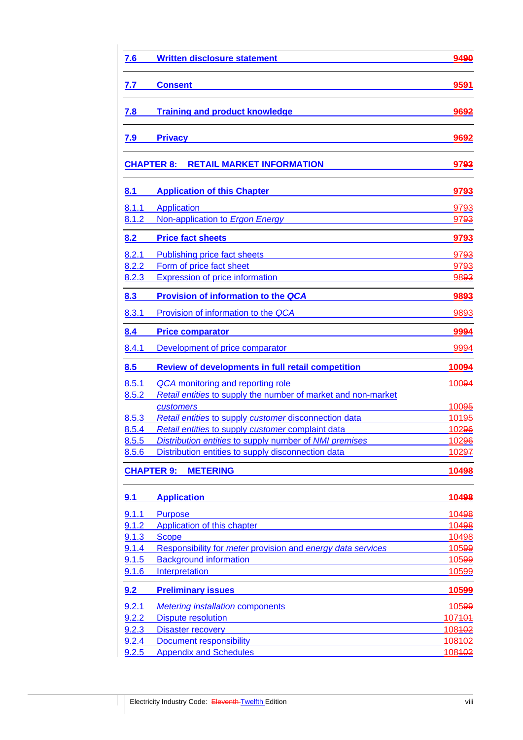| | | |
|---|---|---|
| **7.6** | **Written disclosure statement** | **9490** |
| **7.7** | **Consent** | **9591** |
| **7.8** | **Training and product knowledge** | **9692** |
| **7.9** | **Privacy** | **9692** |
| **CHAPTER 8:** | **RETAIL MARKET INFORMATION** | **9793** |
| **8.1** | **Application of this Chapter** | **9793** |
| 8.1.1 | Application | 9793 |
| 8.1.2 | Non-application to *Ergon Energy* | 9793 |
| **8.2** | **Price fact sheets** | **9793** |
| 8.2.1 | Publishing price fact sheets | 9793 |
| 8.2.2 | Form of price fact sheet | 9793 |
| 8.2.3 | Expression of price information | 9893 |
| **8.3** | **Provision of information to the *QCA*** | **9893** |
| 8.3.1 | Provision of information to the *QCA* | 9893 |
| **8.4** | **Price comparator** | **9994** |
| 8.4.1 | Development of price comparator | 9994 |
| **8.5** | **Review of developments in full retail competition** | **10094** |
| 8.5.1 | *QCA* monitoring and reporting role | 10094 |
| 8.5.2 | *Retail entities* to supply the number of market and non-market *customers* | 10095 |
| 8.5.3 | *Retail entities* to supply *customer* disconnection data | 10195 |
| 8.5.4 | *Retail entities* to supply *customer* complaint data | 10296 |
| 8.5.5 | *Distribution entities* to supply number of *NMI premises* | 10296 |
| 8.5.6 | Distribution entities to supply disconnection data | 10297 |
| **CHAPTER 9:** | **METERING** | **10498** |
| **9.1** | **Application** | **10498** |
| 9.1.1 | Purpose | 10498 |
| 9.1.2 | Application of this chapter | 10498 |
| 9.1.3 | Scope | 10498 |
| 9.1.4 | Responsibility for *meter* provision and *energy data services* | 10599 |
| 9.1.5 | Background information | 10599 |
| 9.1.6 | Interpretation | 10599 |
| **9.2** | **Preliminary issues** | **10599** |
| 9.2.1 | *Metering installation* components | 10599 |
| 9.2.2 | Dispute resolution | 107101 |
| 9.2.3 | Disaster recovery | 108102 |
| 9.2.4 | Document responsibility | 108102 |
| 9.2.5 | Appendix and Schedules | 108102 |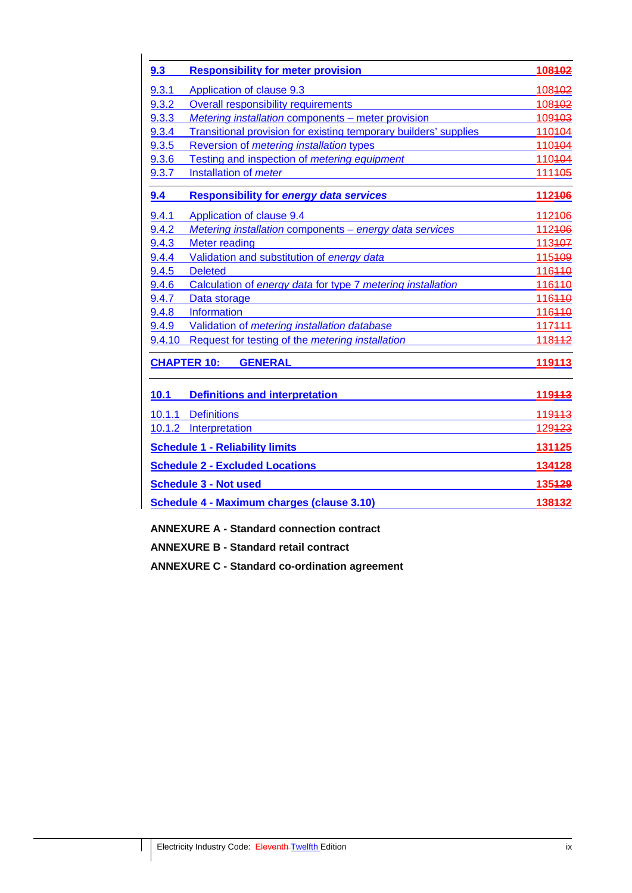| | | |
|---|---|---|
| **9.3** | **Responsibility for meter provision** | **108~~102~~** |
| 9.3.1 | Application of clause 9.3 | 108~~102~~ |
| 9.3.2 | Overall responsibility requirements | 108~~102~~ |
| 9.3.3 | *Metering installation* components – meter provision | 109~~103~~ |
| 9.3.4 | Transitional provision for existing temporary builders' supplies | 110~~104~~ |
| 9.3.5 | Reversion of *metering installation* types | 110~~104~~ |
| 9.3.6 | Testing and inspection of *metering equipment* | 110~~104~~ |
| 9.3.7 | Installation of *meter* | 111~~105~~ |
| **9.4** | **Responsibility for *energy data services*** | **112~~106~~** |
| 9.4.1 | Application of clause 9.4 | 112~~106~~ |
| 9.4.2 | *Metering installation* components – *energy data services* | 112~~106~~ |
| 9.4.3 | Meter reading | 113~~107~~ |
| 9.4.4 | Validation and substitution of *energy data* | 115~~109~~ |
| 9.4.5 | Deleted | 116~~110~~ |
| 9.4.6 | Calculation of *energy data* for type 7 *metering installation* | 116~~110~~ |
| 9.4.7 | Data storage | 116~~110~~ |
| 9.4.8 | Information | 116~~110~~ |
| 9.4.9 | Validation of *metering installation database* | 117~~111~~ |
| 9.4.10 | Request for testing of the *metering installation* | 118~~112~~ |
| **CHAPTER 10:** | **GENERAL** | **119~~113~~** |
| **10.1** | **Definitions and interpretation** | **119~~113~~** |
| 10.1.1 | Definitions | 119~~113~~ |
| 10.1.2 | Interpretation | 129~~123~~ |
| **Schedule 1 - Reliability limits** | | **131~~125~~** |
| **Schedule 2 - Excluded Locations** | | **134~~128~~** |
| **Schedule 3 - Not used** | | **135~~129~~** |
| **Schedule 4 - Maximum charges (clause 3.10)** | | **138~~132~~** |

**ANNEXURE A - Standard connection contract**

**ANNEXURE B - Standard retail contract**

**ANNEXURE C - Standard co-ordination agreement**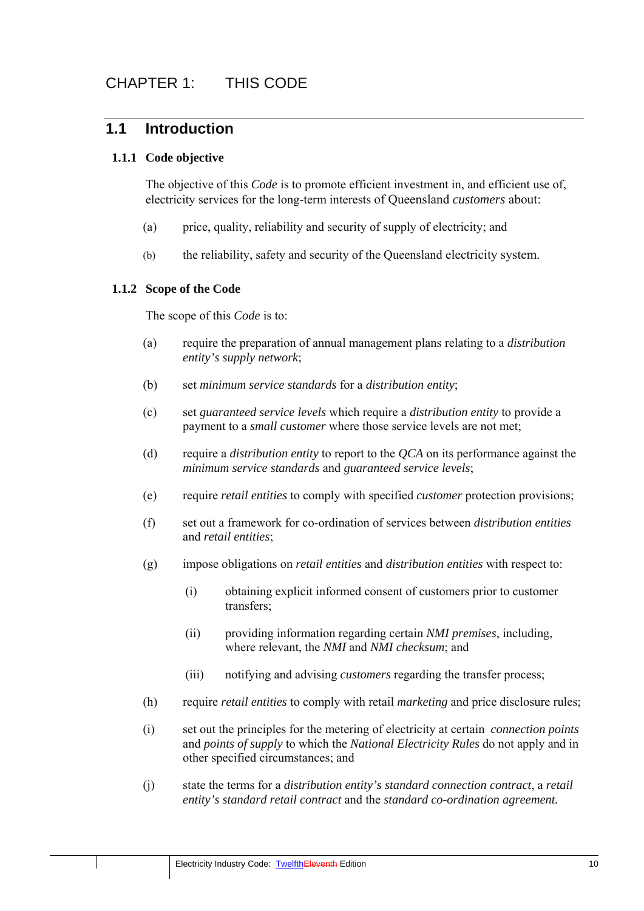# CHAPTER 1: THIS CODE

## 1.1 Introduction

### 1.1.1 Code objective

The objective of this *Code* is to promote efficient investment in, and efficient use of, electricity services for the long-term interests of Queensland *customers* about:

(a) price, quality, reliability and security of supply of electricity; and

(b) the reliability, safety and security of the Queensland electricity system.

### 1.1.2 Scope of the Code

The scope of this *Code* is to:

(a) require the preparation of annual management plans relating to a *distribution entity's supply network*;

(b) set *minimum service standards* for a *distribution entity*;

(c) set *guaranteed service levels* which require a *distribution entity* to provide a payment to a *small customer* where those service levels are not met;

(d) require a *distribution entity* to report to the *QCA* on its performance against the *minimum service standards* and *guaranteed service levels*;

(e) require *retail entities* to comply with specified *customer* protection provisions;

(f) set out a framework for co-ordination of services between *distribution entities* and *retail entities*;

(g) impose obligations on *retail entities* and *distribution entities* with respect to:

  (i) obtaining explicit informed consent of customers prior to customer transfers;

  (ii) providing information regarding certain *NMI premises*, including, where relevant, the *NMI* and *NMI checksum*; and

  (iii) notifying and advising *customers* regarding the transfer process;

(h) require *retail entities* to comply with retail *marketing* and price disclosure rules;

(i) set out the principles for the metering of electricity at certain *connection points* and *points of supply* to which the *National Electricity Rules* do not apply and in other specified circumstances; and

(j) state the terms for a *distribution entity's standard connection contract*, a *retail entity's standard retail contract* and the *standard co-ordination agreement.*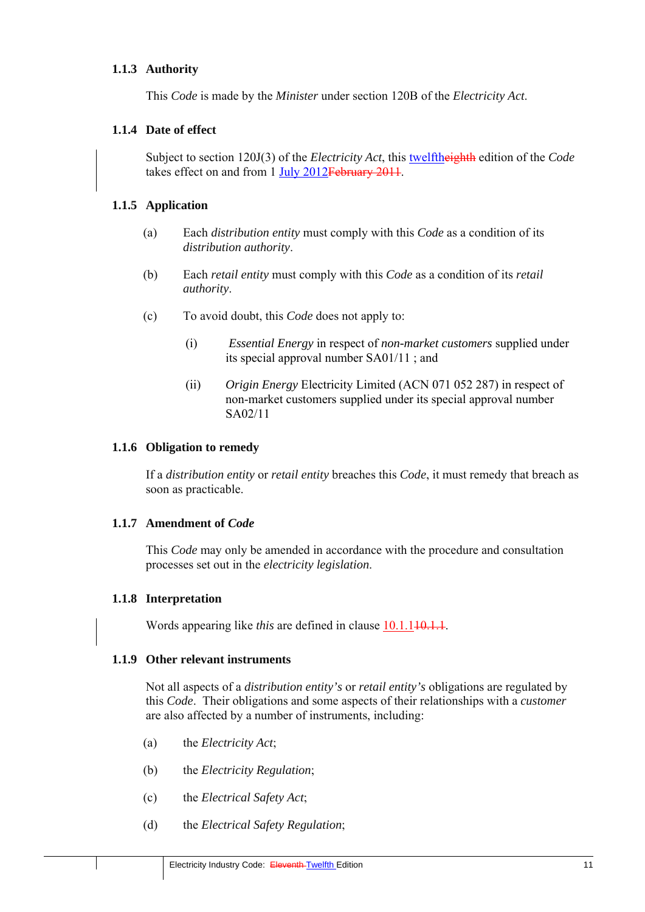### 1.1.3 Authority

This *Code* is made by the *Minister* under section 120B of the *Electricity Act*.

### 1.1.4 Date of effect

Subject to section 120J(3) of the *Electricity Act*, this twelftheighth edition of the *Code* takes effect on and from 1 July 2012February 2011.

### 1.1.5 Application

(a) Each *distribution entity* must comply with this *Code* as a condition of its *distribution authority*.

(b) Each *retail entity* must comply with this *Code* as a condition of its *retail authority*.

(c) To avoid doubt, this *Code* does not apply to:

(i) *Essential Energy* in respect of *non-market customers* supplied under its special approval number SA01/11 ; and

(ii) *Origin Energy* Electricity Limited (ACN 071 052 287) in respect of non-market customers supplied under its special approval number SA02/11

### 1.1.6 Obligation to remedy

If a *distribution entity* or *retail entity* breaches this *Code*, it must remedy that breach as soon as practicable.

### 1.1.7 Amendment of *Code*

This *Code* may only be amended in accordance with the procedure and consultation processes set out in the *electricity legislation*.

### 1.1.8 Interpretation

Words appearing like *this* are defined in clause 10.1.110.1.1.

### 1.1.9 Other relevant instruments

Not all aspects of a *distribution entity's* or *retail entity's* obligations are regulated by this *Code*. Their obligations and some aspects of their relationships with a *customer* are also affected by a number of instruments, including:

(a) the *Electricity Act*;

(b) the *Electricity Regulation*;

(c) the *Electrical Safety Act*;

(d) the *Electrical Safety Regulation*;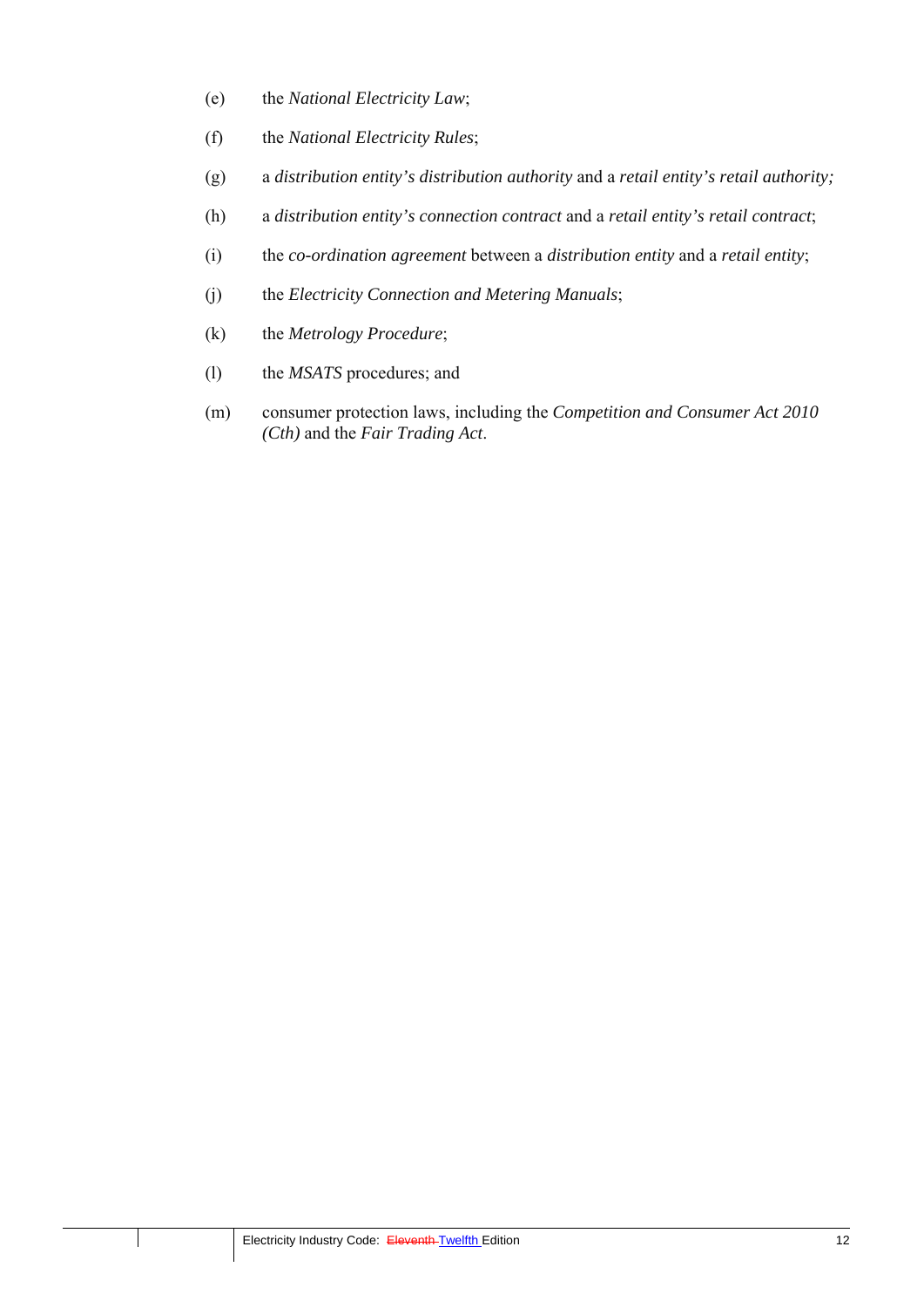(e) the *National Electricity Law*;

(f) the *National Electricity Rules*;

(g) a *distribution entity's distribution authority* and a *retail entity's retail authority;*

(h) a *distribution entity's connection contract* and a *retail entity's retail contract*;

(i) the *co-ordination agreement* between a *distribution entity* and a *retail entity*;

(j) the *Electricity Connection and Metering Manuals*;

(k) the *Metrology Procedure*;

(l) the *MSATS* procedures; and

(m) consumer protection laws, including the *Competition and Consumer Act 2010 (Cth)* and the *Fair Trading Act*.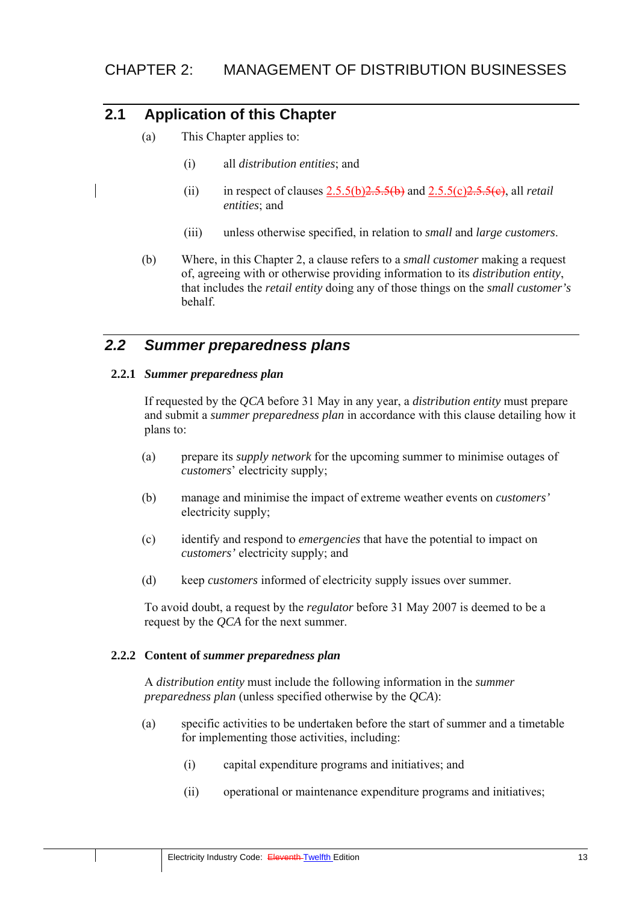# CHAPTER 2: MANAGEMENT OF DISTRIBUTION BUSINESSES

## 2.1 Application of this Chapter

(a) This Chapter applies to:

(i) all *distribution entities*; and

(ii) in respect of clauses 2.5.5(b)~~2.5.5(b)~~ and 2.5.5(c)~~2.5.5(c)~~, all *retail entities*; and

(iii) unless otherwise specified, in relation to *small* and *large customers*.

(b) Where, in this Chapter 2, a clause refers to a *small customer* making a request of, agreeing with or otherwise providing information to its *distribution entity*, that includes the *retail entity* doing any of those things on the *small customer's* behalf.

## *2.2 Summer preparedness plans*

### 2.2.1 *Summer preparedness plan*

If requested by the *QCA* before 31 May in any year, a *distribution entity* must prepare and submit a *summer preparedness plan* in accordance with this clause detailing how it plans to:

(a) prepare its *supply network* for the upcoming summer to minimise outages of *customers*' electricity supply;

(b) manage and minimise the impact of extreme weather events on *customers'* electricity supply;

(c) identify and respond to *emergencies* that have the potential to impact on *customers'* electricity supply; and

(d) keep *customers* informed of electricity supply issues over summer.

To avoid doubt, a request by the *regulator* before 31 May 2007 is deemed to be a request by the *QCA* for the next summer.

### 2.2.2 Content of *summer preparedness plan*

A *distribution entity* must include the following information in the *summer preparedness plan* (unless specified otherwise by the *QCA*):

(a) specific activities to be undertaken before the start of summer and a timetable for implementing those activities, including:

(i) capital expenditure programs and initiatives; and

(ii) operational or maintenance expenditure programs and initiatives;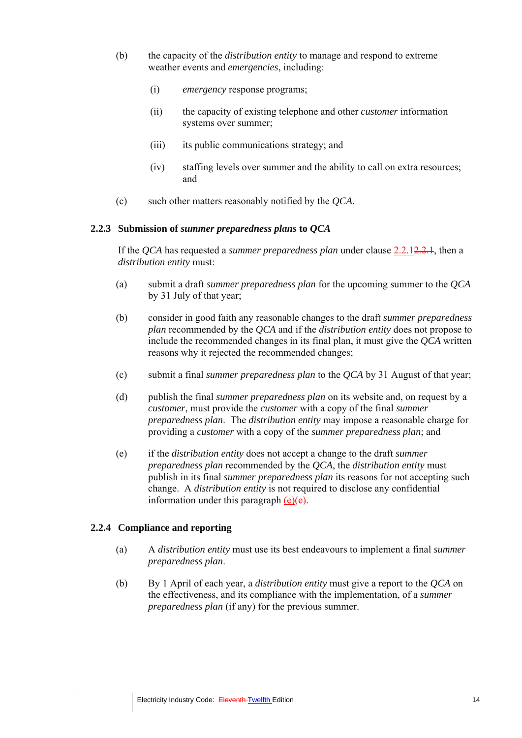(b) the capacity of the *distribution entity* to manage and respond to extreme weather events and *emergencies*, including:

(i) *emergency* response programs;

(ii) the capacity of existing telephone and other *customer* information systems over summer;

(iii) its public communications strategy; and

(iv) staffing levels over summer and the ability to call on extra resources; and

(c) such other matters reasonably notified by the *QCA*.

### 2.2.3 Submission of *summer preparedness plans* to *QCA*

If the *QCA* has requested a *summer preparedness plan* under clause 2.2.1~~2.2.1~~, then a *distribution entity* must:

(a) submit a draft *summer preparedness plan* for the upcoming summer to the *QCA* by 31 July of that year;

(b) consider in good faith any reasonable changes to the draft *summer preparedness plan* recommended by the *QCA* and if the *distribution entity* does not propose to include the recommended changes in its final plan, it must give the *QCA* written reasons why it rejected the recommended changes;

(c) submit a final *summer preparedness plan* to the *QCA* by 31 August of that year;

(d) publish the final *summer preparedness plan* on its website and, on request by a *customer*, must provide the *customer* with a copy of the final *summer preparedness plan*. The *distribution entity* may impose a reasonable charge for providing a *customer* with a copy of the *summer preparedness plan*; and

(e) if the *distribution entity* does not accept a change to the draft *summer preparedness plan* recommended by the *QCA*, the *distribution entity* must publish in its final *summer preparedness plan* its reasons for not accepting such change. A *distribution entity* is not required to disclose any confidential information under this paragraph (e)~~(e)~~.

### 2.2.4 Compliance and reporting

(a) A *distribution entity* must use its best endeavours to implement a final *summer preparedness plan*.

(b) By 1 April of each year, a *distribution entity* must give a report to the *QCA* on the effectiveness, and its compliance with the implementation, of a *summer preparedness plan* (if any) for the previous summer.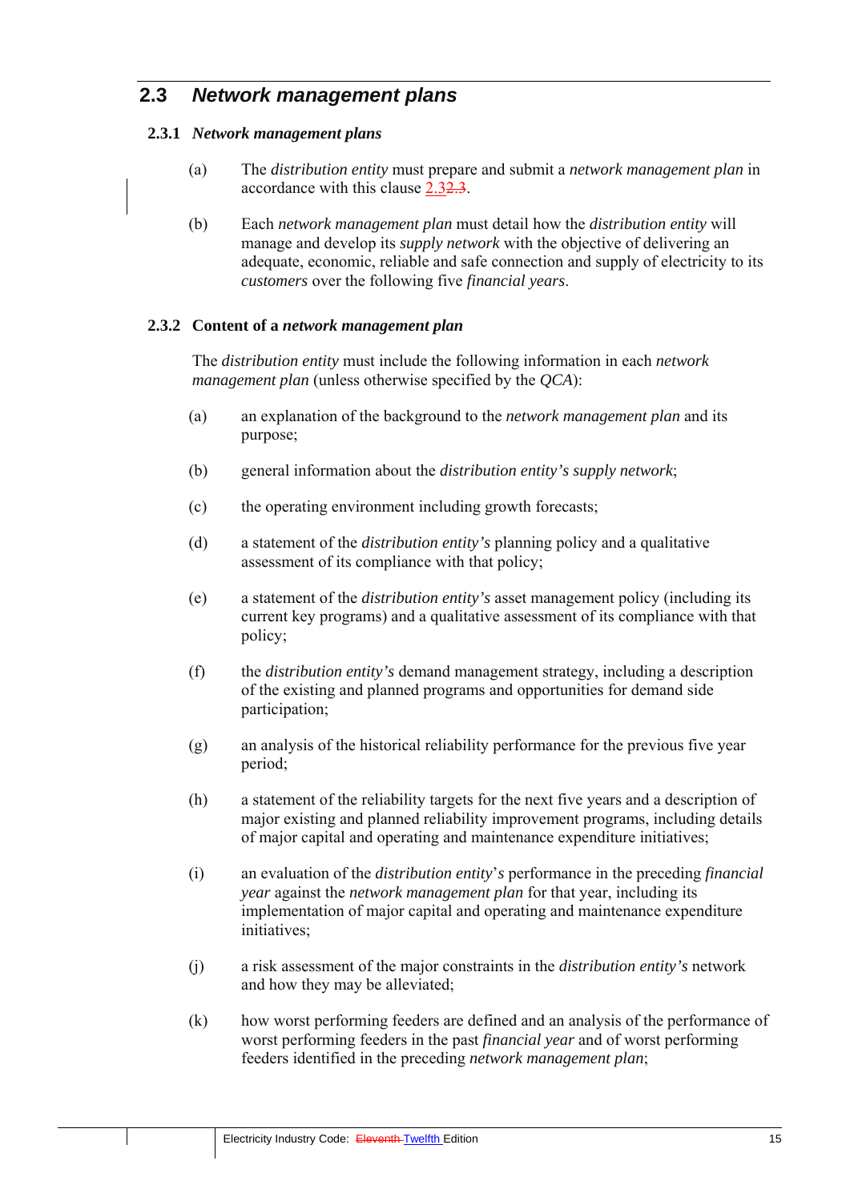## 2.3 *Network management plans*

### 2.3.1 *Network management plans*

(a) The *distribution entity* must prepare and submit a *network management plan* in accordance with this clause 2.3~~2.3~~.

(b) Each *network management plan* must detail how the *distribution entity* will manage and develop its *supply network* with the objective of delivering an adequate, economic, reliable and safe connection and supply of electricity to its *customers* over the following five *financial years*.

### 2.3.2 Content of a *network management plan*

The *distribution entity* must include the following information in each *network management plan* (unless otherwise specified by the *QCA*):

(a) an explanation of the background to the *network management plan* and its purpose;

(b) general information about the *distribution entity's supply network*;

(c) the operating environment including growth forecasts;

(d) a statement of the *distribution entity's* planning policy and a qualitative assessment of its compliance with that policy;

(e) a statement of the *distribution entity's* asset management policy (including its current key programs) and a qualitative assessment of its compliance with that policy;

(f) the *distribution entity's* demand management strategy, including a description of the existing and planned programs and opportunities for demand side participation;

(g) an analysis of the historical reliability performance for the previous five year period;

(h) a statement of the reliability targets for the next five years and a description of major existing and planned reliability improvement programs, including details of major capital and operating and maintenance expenditure initiatives;

(i) an evaluation of the *distribution entity*'s performance in the preceding *financial year* against the *network management plan* for that year, including its implementation of major capital and operating and maintenance expenditure initiatives;

(j) a risk assessment of the major constraints in the *distribution entity's* network and how they may be alleviated;

(k) how worst performing feeders are defined and an analysis of the performance of worst performing feeders in the past *financial year* and of worst performing feeders identified in the preceding *network management plan*;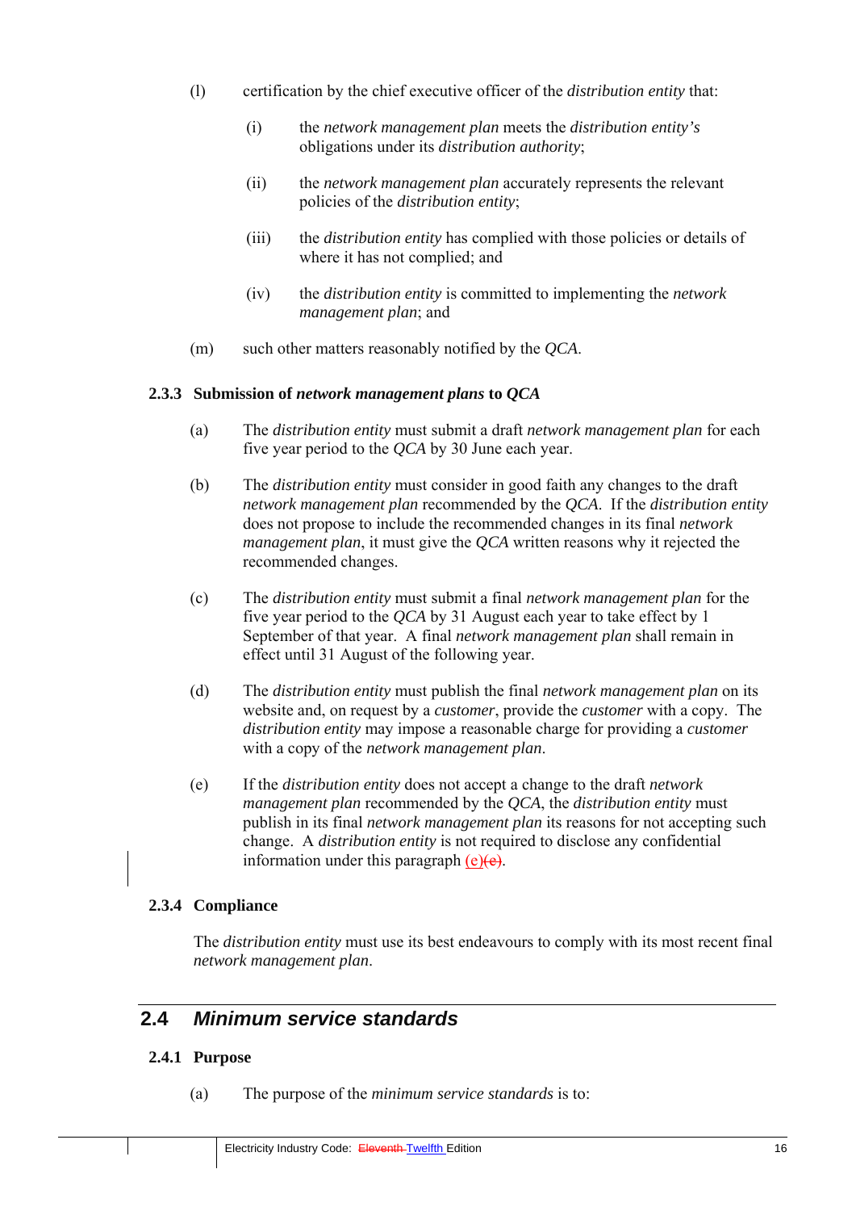(l) certification by the chief executive officer of the *distribution entity* that:

   (i) the *network management plan* meets the *distribution entity's* obligations under its *distribution authority*;

   (ii) the *network management plan* accurately represents the relevant policies of the *distribution entity*;

   (iii) the *distribution entity* has complied with those policies or details of where it has not complied; and

   (iv) the *distribution entity* is committed to implementing the *network management plan*; and

(m) such other matters reasonably notified by the *QCA*.

### 2.3.3 Submission of *network management plans* to *QCA*

(a) The *distribution entity* must submit a draft *network management plan* for each five year period to the *QCA* by 30 June each year.

(b) The *distribution entity* must consider in good faith any changes to the draft *network management plan* recommended by the *QCA*. If the *distribution entity* does not propose to include the recommended changes in its final *network management plan*, it must give the *QCA* written reasons why it rejected the recommended changes.

(c) The *distribution entity* must submit a final *network management plan* for the five year period to the *QCA* by 31 August each year to take effect by 1 September of that year. A final *network management plan* shall remain in effect until 31 August of the following year.

(d) The *distribution entity* must publish the final *network management plan* on its website and, on request by a *customer*, provide the *customer* with a copy. The *distribution entity* may impose a reasonable charge for providing a *customer* with a copy of the *network management plan*.

(e) If the *distribution entity* does not accept a change to the draft *network management plan* recommended by the *QCA*, the *distribution entity* must publish in its final *network management plan* its reasons for not accepting such change. A *distribution entity* is not required to disclose any confidential information under this paragraph (e)~~(e)~~.

### 2.3.4 Compliance

The *distribution entity* must use its best endeavours to comply with its most recent final *network management plan*.

## 2.4 *Minimum service standards*

### 2.4.1 Purpose

(a) The purpose of the *minimum service standards* is to: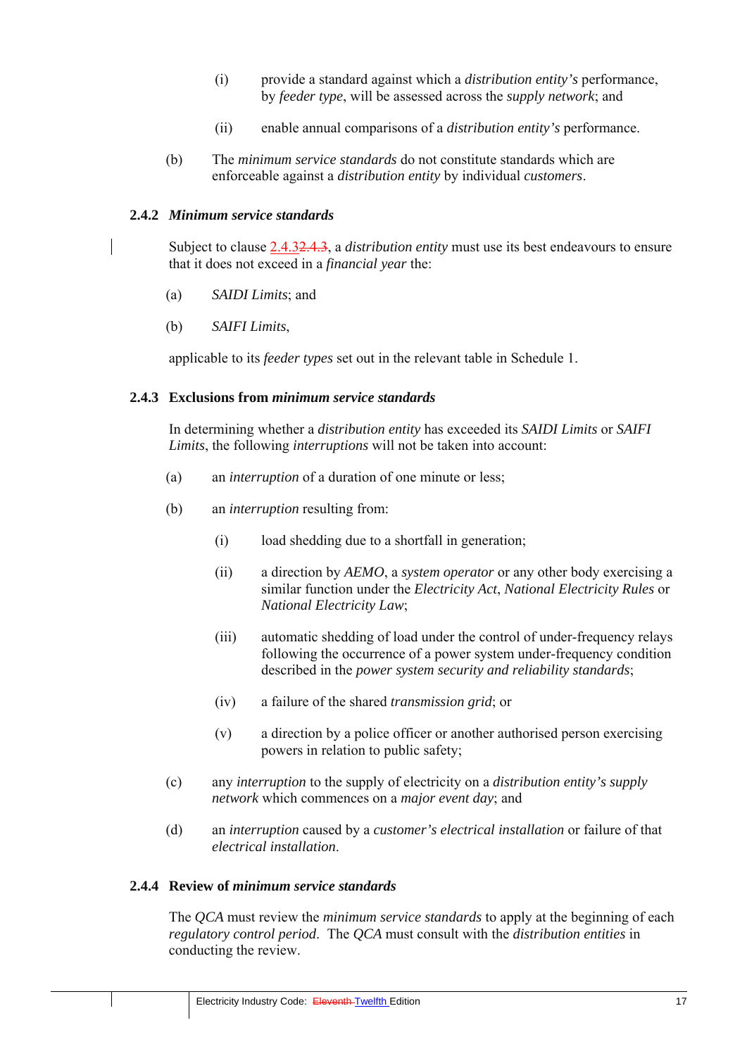(i) provide a standard against which a *distribution entity's* performance, by *feeder type*, will be assessed across the *supply network*; and

(ii) enable annual comparisons of a *distribution entity's* performance.

(b) The *minimum service standards* do not constitute standards which are enforceable against a *distribution entity* by individual *customers*.

### 2.4.2 *Minimum service standards*

Subject to clause 2.4.3~~2.4.3~~, a *distribution entity* must use its best endeavours to ensure that it does not exceed in a *financial year* the:

(a) *SAIDI Limits*; and

(b) *SAIFI Limits*,

applicable to its *feeder types* set out in the relevant table in Schedule 1.

### 2.4.3 Exclusions from *minimum service standards*

In determining whether a *distribution entity* has exceeded its *SAIDI Limits* or *SAIFI Limits*, the following *interruptions* will not be taken into account:

(a) an *interruption* of a duration of one minute or less;

(b) an *interruption* resulting from:

(i) load shedding due to a shortfall in generation;

(ii) a direction by *AEMO*, a *system operator* or any other body exercising a similar function under the *Electricity Act*, *National Electricity Rules* or *National Electricity Law*;

(iii) automatic shedding of load under the control of under-frequency relays following the occurrence of a power system under-frequency condition described in the *power system security and reliability standards*;

(iv) a failure of the shared *transmission grid*; or

(v) a direction by a police officer or another authorised person exercising powers in relation to public safety;

(c) any *interruption* to the supply of electricity on a *distribution entity's supply network* which commences on a *major event day*; and

(d) an *interruption* caused by a *customer's electrical installation* or failure of that *electrical installation*.

### 2.4.4 Review of *minimum service standards*

The *QCA* must review the *minimum service standards* to apply at the beginning of each *regulatory control period*. The *QCA* must consult with the *distribution entities* in conducting the review.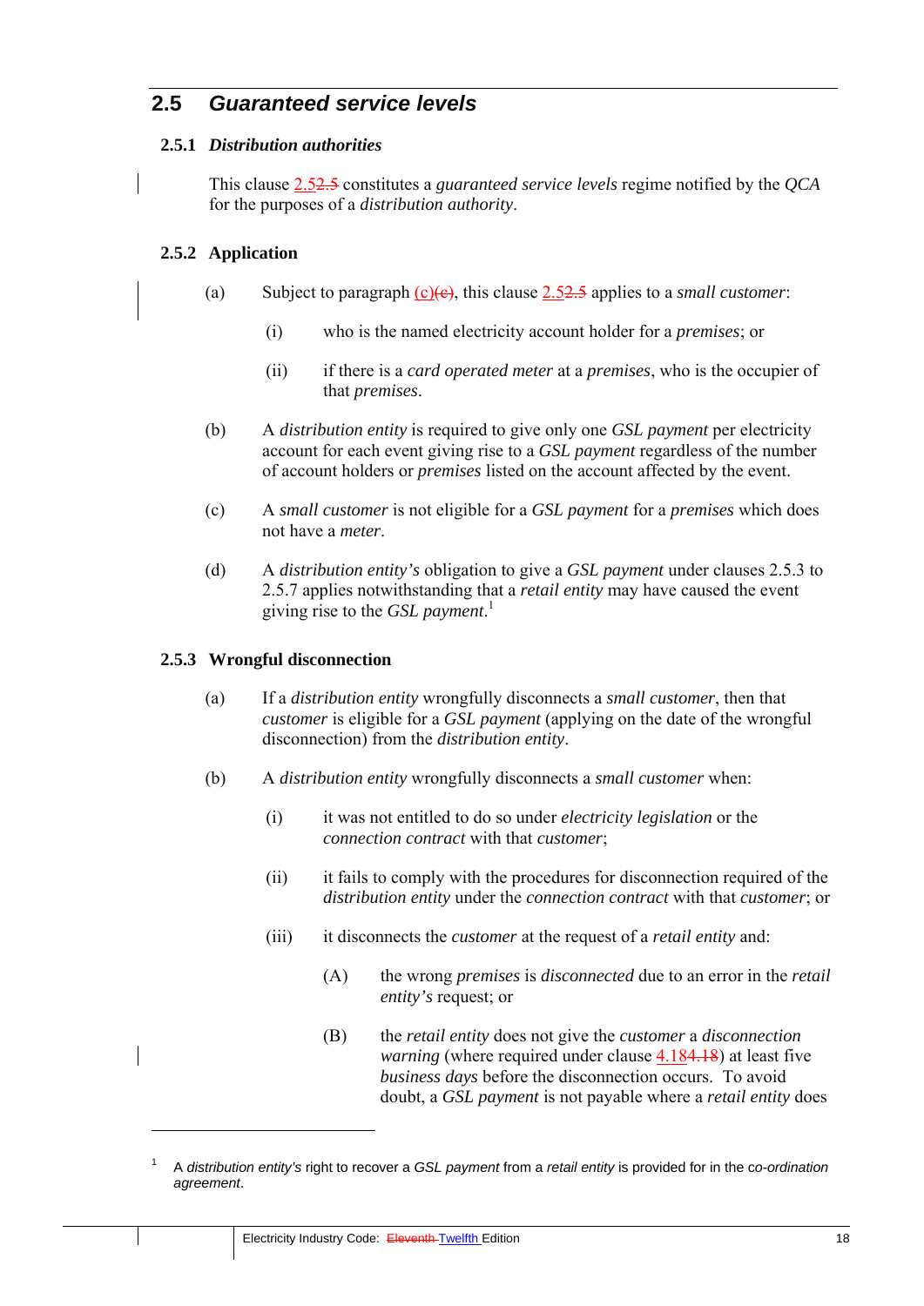## 2.5 *Guaranteed service levels*

### 2.5.1 *Distribution authorities*

This clause 2.5~~2.5~~ constitutes a *guaranteed service levels* regime notified by the *QCA* for the purposes of a *distribution authority*.

### 2.5.2 Application

(a) Subject to paragraph (c)~~(e)~~, this clause 2.5~~2.5~~ applies to a *small customer*:

  (i) who is the named electricity account holder for a *premises*; or

  (ii) if there is a *card operated meter* at a *premises*, who is the occupier of that *premises*.

(b) A *distribution entity* is required to give only one *GSL payment* per electricity account for each event giving rise to a *GSL payment* regardless of the number of account holders or *premises* listed on the account affected by the event.

(c) A *small customer* is not eligible for a *GSL payment* for a *premises* which does not have a *meter*.

(d) A *distribution entity's* obligation to give a *GSL payment* under clauses 2.5.3 to 2.5.7 applies notwithstanding that a *retail entity* may have caused the event giving rise to the *GSL payment*.[1]

### 2.5.3 Wrongful disconnection

(a) If a *distribution entity* wrongfully disconnects a *small customer*, then that *customer* is eligible for a *GSL payment* (applying on the date of the wrongful disconnection) from the *distribution entity*.

(b) A *distribution entity* wrongfully disconnects a *small customer* when:

  (i) it was not entitled to do so under *electricity legislation* or the *connection contract* with that *customer*;

  (ii) it fails to comply with the procedures for disconnection required of the *distribution entity* under the *connection contract* with that *customer*; or

  (iii) it disconnects the *customer* at the request of a *retail entity* and:

    (A) the wrong *premises* is *disconnected* due to an error in the *retail entity's* request; or

    (B) the *retail entity* does not give the *customer* a *disconnection warning* (where required under clause 4.18~~4.18~~) at least five *business days* before the disconnection occurs. To avoid doubt, a *GSL payment* is not payable where a *retail entity* does

---

[1] A *distribution entity's* right to recover a *GSL payment* from a *retail entity* is provided for in the *co-ordination agreement*.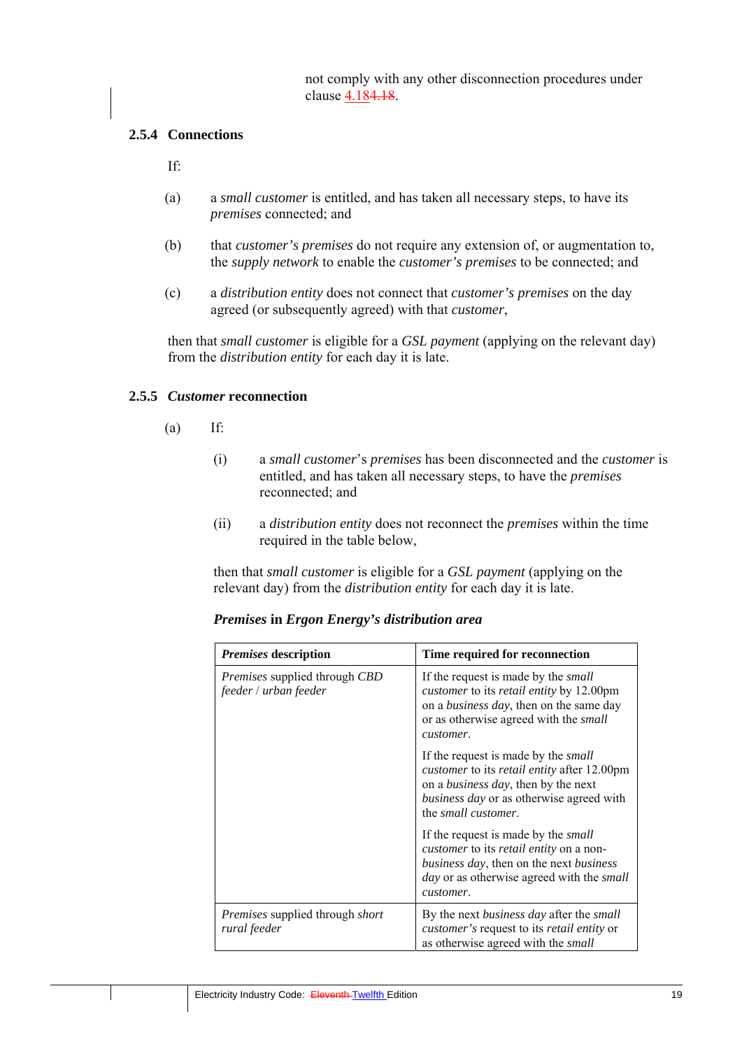not comply with any other disconnection procedures under clause 4.184.18.

### 2.5.4 Connections

If:

(a) a *small customer* is entitled, and has taken all necessary steps, to have its *premises* connected; and

(b) that *customer's premises* do not require any extension of, or augmentation to, the *supply network* to enable the *customer's premises* to be connected; and

(c) a *distribution entity* does not connect that *customer's premises* on the day agreed (or subsequently agreed) with that *customer*,

then that *small customer* is eligible for a *GSL payment* (applying on the relevant day) from the *distribution entity* for each day it is late.

### 2.5.5 *Customer* reconnection

(a) If:

(i) a *small customer*'s *premises* has been disconnected and the *customer* is entitled, and has taken all necessary steps, to have the *premises* reconnected; and

(ii) a *distribution entity* does not reconnect the *premises* within the time required in the table below,

then that *small customer* is eligible for a *GSL payment* (applying on the relevant day) from the *distribution entity* for each day it is late.

***Premises* in *Ergon Energy's distribution area***

| ***Premises* description** | **Time required for reconnection** |
|---|---|
| *Premises* supplied through *CBD feeder* / *urban feeder* | If the request is made by the *small customer* to its *retail entity* by 12.00pm on a *business day*, then on the same day or as otherwise agreed with the *small customer*.<br><br>If the request is made by the *small customer* to its *retail entity* after 12.00pm on a *business day*, then by the next *business day* or as otherwise agreed with the *small customer*.<br><br>If the request is made by the *small customer* to its *retail entity* on a non-*business day*, then on the next *business day* or as otherwise agreed with the *small customer*. |
| *Premises* supplied through *short rural feeder* | By the next *business day* after the *small customer's* request to its *retail entity* or as otherwise agreed with the *small* |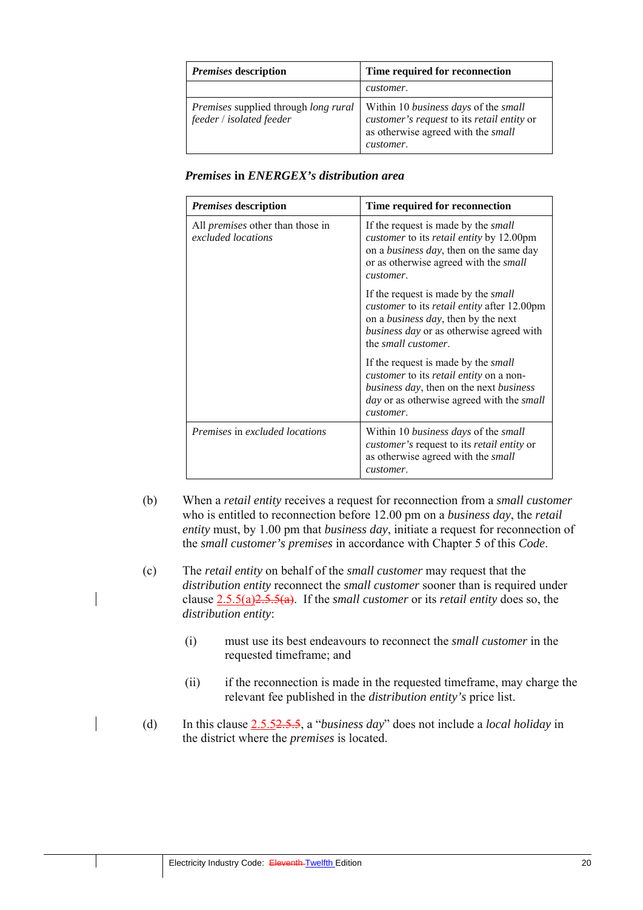| *Premises* description | Time required for reconnection |
|---|---|
| | *customer*. |
| *Premises* supplied through *long rural feeder* / *isolated feeder* | Within 10 *business days* of the *small customer's request* to its *retail entity* or as otherwise agreed with the *small customer*. |

***Premises* in *ENERGEX's distribution area***

| *Premises* description | Time required for reconnection |
|---|---|
| All *premises* other than those in *excluded locations* | If the request is made by the *small customer* to its *retail entity* by 12.00pm on a *business day*, then on the same day or as otherwise agreed with the *small customer*.<br><br>If the request is made by the *small customer* to its *retail entity* after 12.00pm on a *business day*, then by the next *business day* or as otherwise agreed with the *small customer*.<br><br>If the request is made by the *small customer* to its *retail entity* on a non-*business day*, then on the next *business day* or as otherwise agreed with the *small customer*. |
| *Premises* in *excluded locations* | Within 10 *business days* of the *small customer's* request to its *retail entity* or as otherwise agreed with the *small customer*. |

(b) When a *retail entity* receives a request for reconnection from a *small customer* who is entitled to reconnection before 12.00 pm on a *business day*, the *retail entity* must, by 1.00 pm that *business day*, initiate a request for reconnection of the *small customer's premises* in accordance with Chapter 5 of this *Code*.

(c) The *retail entity* on behalf of the *small customer* may request that the *distribution entity* reconnect the *small customer* sooner than is required under clause 2.5.5(a)~~2.5.5(a)~~. If the *small customer* or its *retail entity* does so, the *distribution entity*:

(i) must use its best endeavours to reconnect the *small customer* in the requested timeframe; and

(ii) if the reconnection is made in the requested timeframe, may charge the relevant fee published in the *distribution entity's* price list.

(d) In this clause 2.5.5~~2.5.5~~, a "*business day*" does not include a *local holiday* in the district where the *premises* is located.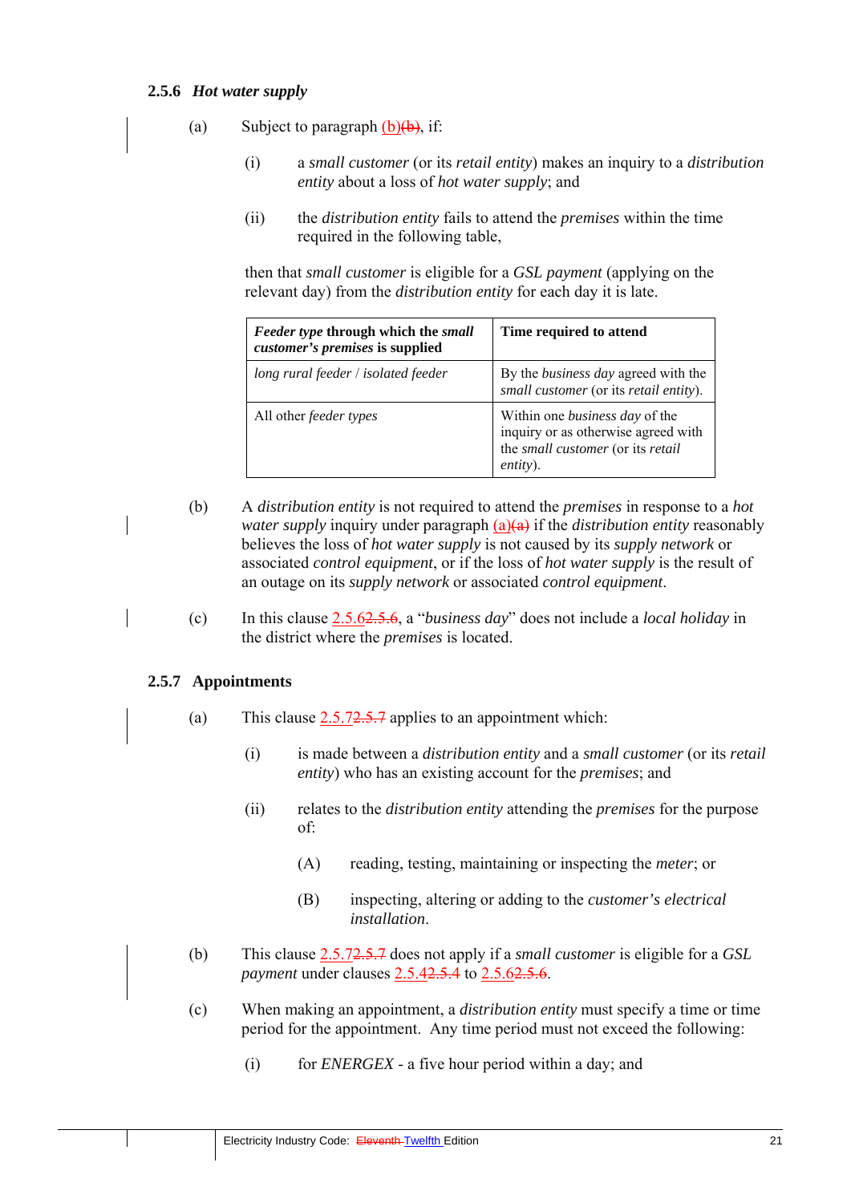### 2.5.6 *Hot water supply*

(a) Subject to paragraph (b)~~(b)~~, if:

(i) a *small customer* (or its *retail entity*) makes an inquiry to a *distribution entity* about a loss of *hot water supply*; and

(ii) the *distribution entity* fails to attend the *premises* within the time required in the following table,

then that *small customer* is eligible for a *GSL payment* (applying on the relevant day) from the *distribution entity* for each day it is late.

| ***Feeder type* through which the *small customer's premises* is supplied** | **Time required to attend** |
|---|---|
| *long rural feeder* / *isolated feeder* | By the *business day* agreed with the *small customer* (or its *retail entity*). |
| All other *feeder types* | Within one *business day* of the inquiry or as otherwise agreed with the *small customer* (or its *retail entity*). |

(b) A *distribution entity* is not required to attend the *premises* in response to a *hot water supply* inquiry under paragraph (a)~~(a)~~ if the *distribution entity* reasonably believes the loss of *hot water supply* is not caused by its *supply network* or associated *control equipment*, or if the loss of *hot water supply* is the result of an outage on its *supply network* or associated *control equipment*.

(c) In this clause 2.5.6~~2.5.6~~, a "*business day*" does not include a *local holiday* in the district where the *premises* is located.

### 2.5.7 Appointments

(a) This clause 2.5.7~~2.5.7~~ applies to an appointment which:

(i) is made between a *distribution entity* and a *small customer* (or its *retail entity*) who has an existing account for the *premises*; and

(ii) relates to the *distribution entity* attending the *premises* for the purpose of:

(A) reading, testing, maintaining or inspecting the *meter*; or

(B) inspecting, altering or adding to the *customer's electrical installation*.

(b) This clause 2.5.7~~2.5.7~~ does not apply if a *small customer* is eligible for a *GSL payment* under clauses 2.5.4~~2.5.4~~ to 2.5.6~~2.5.6~~.

(c) When making an appointment, a *distribution entity* must specify a time or time period for the appointment. Any time period must not exceed the following:

(i) for *ENERGEX* - a five hour period within a day; and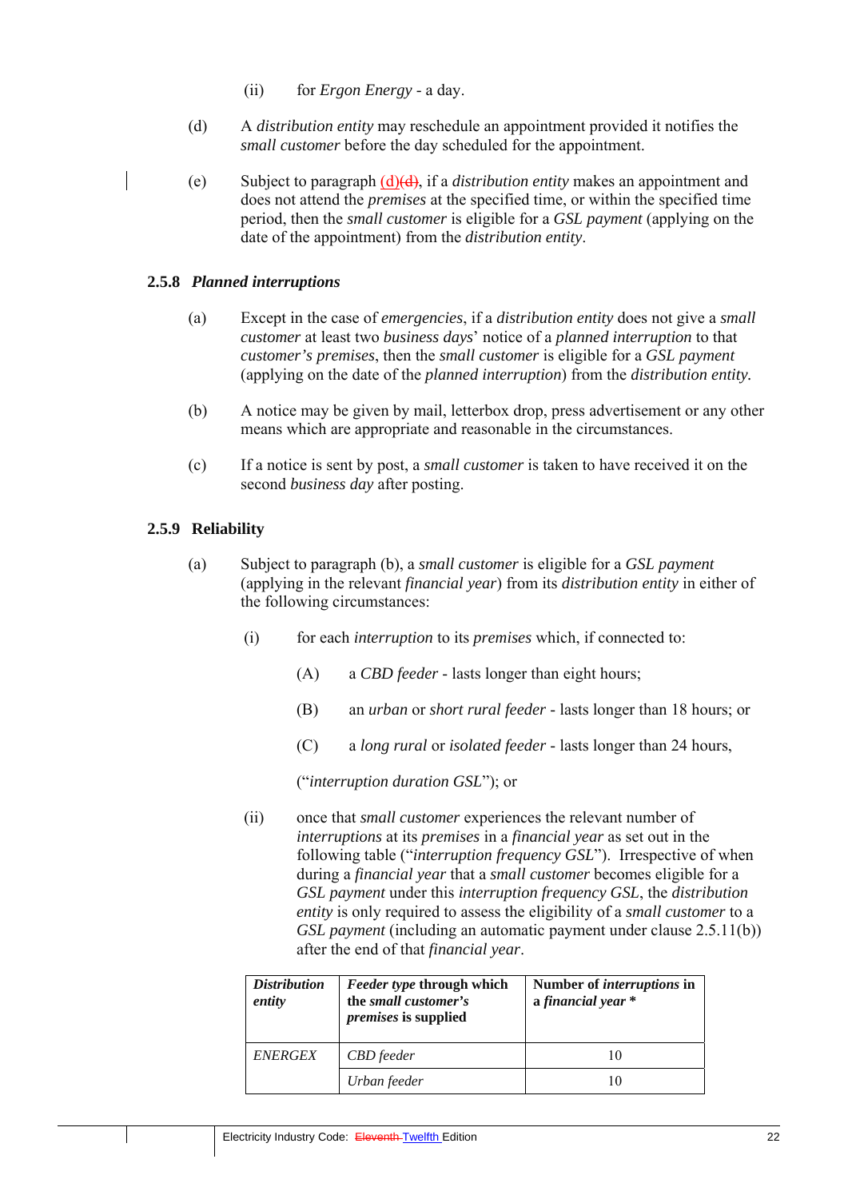(ii) for *Ergon Energy* - a day.

(d) A *distribution entity* may reschedule an appointment provided it notifies the *small customer* before the day scheduled for the appointment.

(e) Subject to paragraph (d)~~(d)~~, if a *distribution entity* makes an appointment and does not attend the *premises* at the specified time, or within the specified time period, then the *small customer* is eligible for a *GSL payment* (applying on the date of the appointment) from the *distribution entity*.

### 2.5.8 *Planned interruptions*

(a) Except in the case of *emergencies*, if a *distribution entity* does not give a *small customer* at least two *business days*' notice of a *planned interruption* to that *customer's premises*, then the *small customer* is eligible for a *GSL payment* (applying on the date of the *planned interruption*) from the *distribution entity*.

(b) A notice may be given by mail, letterbox drop, press advertisement or any other means which are appropriate and reasonable in the circumstances.

(c) If a notice is sent by post, a *small customer* is taken to have received it on the second *business day* after posting.

### 2.5.9 Reliability

(a) Subject to paragraph (b), a *small customer* is eligible for a *GSL payment* (applying in the relevant *financial year*) from its *distribution entity* in either of the following circumstances:

(i) for each *interruption* to its *premises* which, if connected to:

(A) a *CBD feeder* - lasts longer than eight hours;

(B) an *urban* or *short rural feeder* - lasts longer than 18 hours; or

(C) a *long rural* or *isolated feeder* - lasts longer than 24 hours,

("*interruption duration GSL*"); or

(ii) once that *small customer* experiences the relevant number of *interruptions* at its *premises* in a *financial year* as set out in the following table ("*interruption frequency GSL*"). Irrespective of when during a *financial year* that a *small customer* becomes eligible for a *GSL payment* under this *interruption frequency GSL*, the *distribution entity* is only required to assess the eligibility of a *small customer* to a *GSL payment* (including an automatic payment under clause 2.5.11(b)) after the end of that *financial year*.

| ***Distribution entity*** | ***Feeder type* through which the *small customer's premises* is supplied** | **Number of *interruptions* in a *financial year* *** |
|---|---|---|
| *ENERGEX* | *CBD feeder* | 10 |
| | *Urban feeder* | 10 |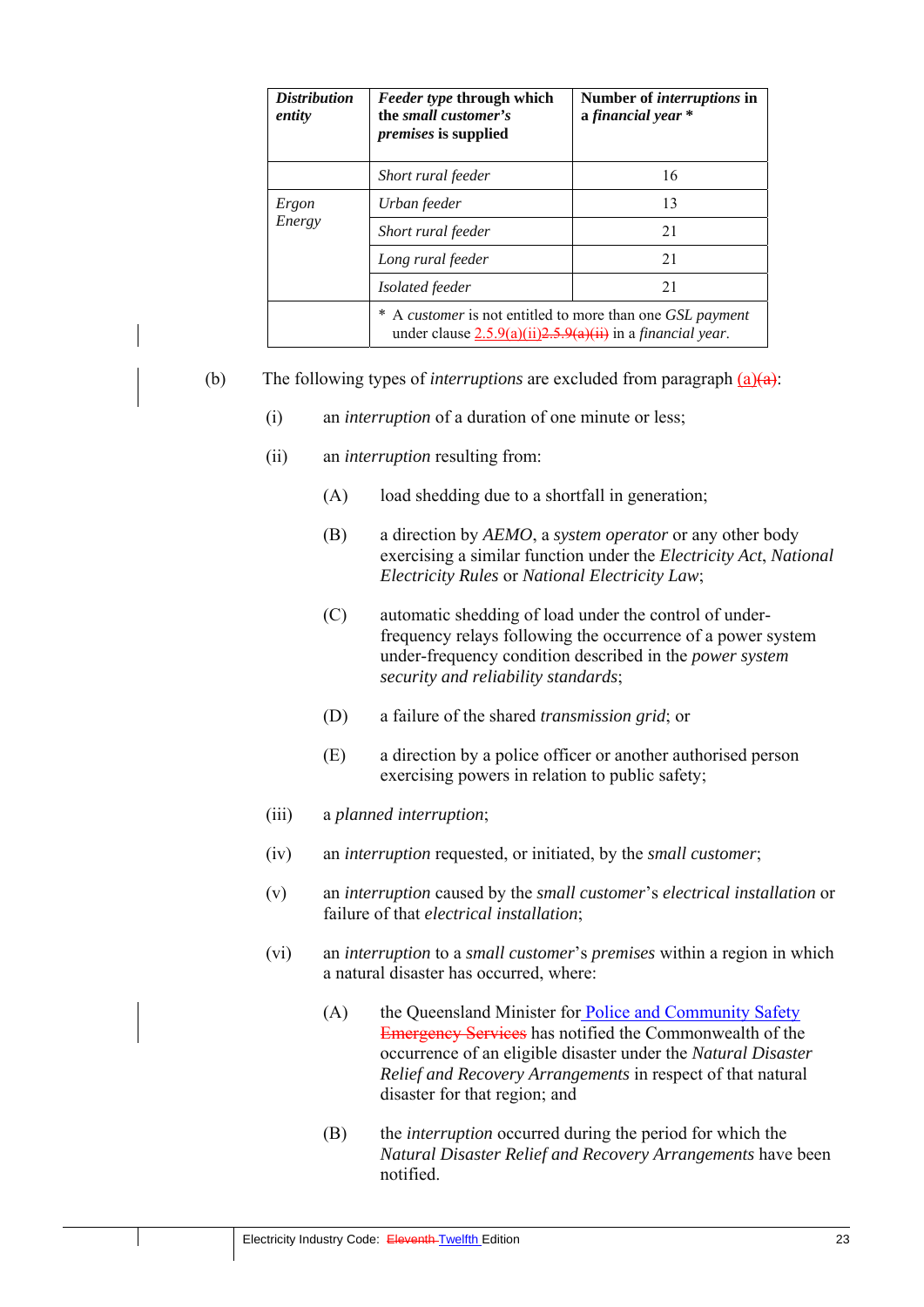| *Distribution entity* | *Feeder type* through which the *small customer's premises* is supplied | Number of *interruptions* in a *financial year* * |
|---|---|---|
| | *Short rural feeder* | 16 |
| *Ergon Energy* | *Urban feeder* | 13 |
| | *Short rural feeder* | 21 |
| | *Long rural feeder* | 21 |
| | *Isolated feeder* | 21 |
| | * A *customer* is not entitled to more than one *GSL payment* under clause 2.5.9(a)(ii)~~2.5.9(a)(ii)~~ in a *financial year*. | |

(b) The following types of *interruptions* are excluded from paragraph (a)~~(a)~~:

(i) an *interruption* of a duration of one minute or less;

(ii) an *interruption* resulting from:

(A) load shedding due to a shortfall in generation;

(B) a direction by *AEMO*, a *system operator* or any other body exercising a similar function under the *Electricity Act*, *National Electricity Rules* or *National Electricity Law*;

(C) automatic shedding of load under the control of under-frequency relays following the occurrence of a power system under-frequency condition described in the *power system security and reliability standards*;

(D) a failure of the shared *transmission grid*; or

(E) a direction by a police officer or another authorised person exercising powers in relation to public safety;

(iii) a *planned interruption*;

(iv) an *interruption* requested, or initiated, by the *small customer*;

(v) an *interruption* caused by the *small customer*'s *electrical installation* or failure of that *electrical installation*;

(vi) an *interruption* to a *small customer*'s *premises* within a region in which a natural disaster has occurred, where:

(A) the Queensland Minister for Police and Community Safety ~~Emergency Services~~ has notified the Commonwealth of the occurrence of an eligible disaster under the *Natural Disaster Relief and Recovery Arrangements* in respect of that natural disaster for that region; and

(B) the *interruption* occurred during the period for which the *Natural Disaster Relief and Recovery Arrangements* have been notified.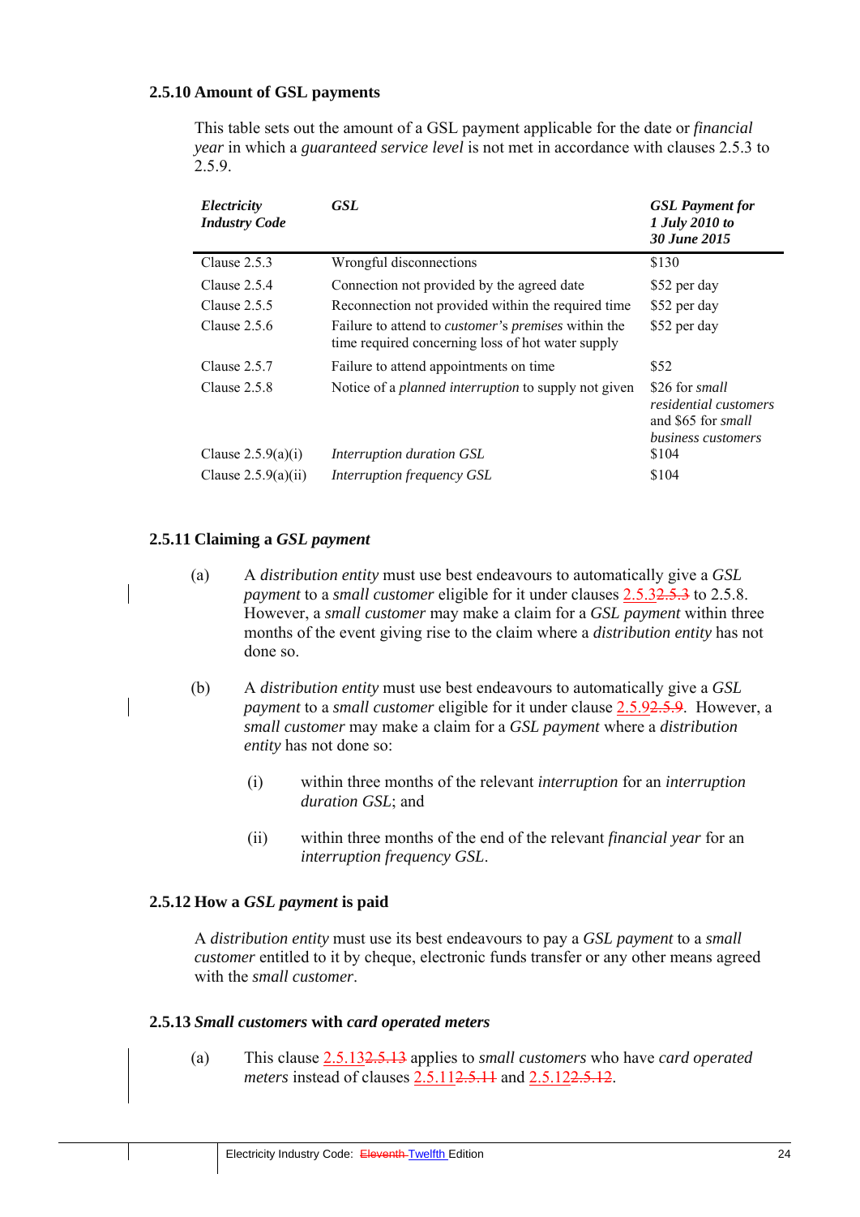### 2.5.10 Amount of GSL payments

This table sets out the amount of a GSL payment applicable for the date or *financial year* in which a *guaranteed service level* is not met in accordance with clauses 2.5.3 to 2.5.9.

| *Electricity Industry Code* | *GSL* | *GSL Payment for 1 July 2010 to 30 June 2015* |
|---|---|---|
| Clause 2.5.3 | Wrongful disconnections | $130 |
| Clause 2.5.4 | Connection not provided by the agreed date | $52 per day |
| Clause 2.5.5 | Reconnection not provided within the required time | $52 per day |
| Clause 2.5.6 | Failure to attend to *customer's premises* within the time required concerning loss of hot water supply | $52 per day |
| Clause 2.5.7 | Failure to attend appointments on time | $52 |
| Clause 2.5.8 | Notice of a *planned interruption* to supply not given | $26 for *small residential customers* and $65 for *small business customers* |
| Clause 2.5.9(a)(i) | *Interruption duration GSL* | $104 |
| Clause 2.5.9(a)(ii) | *Interruption frequency GSL* | $104 |

### 2.5.11 Claiming a *GSL payment*

(a) A *distribution entity* must use best endeavours to automatically give a *GSL payment* to a *small customer* eligible for it under clauses 2.5.3~~2.5.3~~ to 2.5.8. However, a *small customer* may make a claim for a *GSL payment* within three months of the event giving rise to the claim where a *distribution entity* has not done so.

(b) A *distribution entity* must use best endeavours to automatically give a *GSL payment* to a *small customer* eligible for it under clause 2.5.9~~2.5.9~~. However, a *small customer* may make a claim for a *GSL payment* where a *distribution entity* has not done so:

(i) within three months of the relevant *interruption* for an *interruption duration GSL*; and

(ii) within three months of the end of the relevant *financial year* for an *interruption frequency GSL*.

### 2.5.12 How a *GSL payment* is paid

A *distribution entity* must use its best endeavours to pay a *GSL payment* to a *small customer* entitled to it by cheque, electronic funds transfer or any other means agreed with the *small customer*.

### 2.5.13 *Small customers* with *card operated meters*

(a) This clause 2.5.13~~2.5.13~~ applies to *small customers* who have *card operated meters* instead of clauses 2.5.11~~2.5.11~~ and 2.5.12~~2.5.12~~.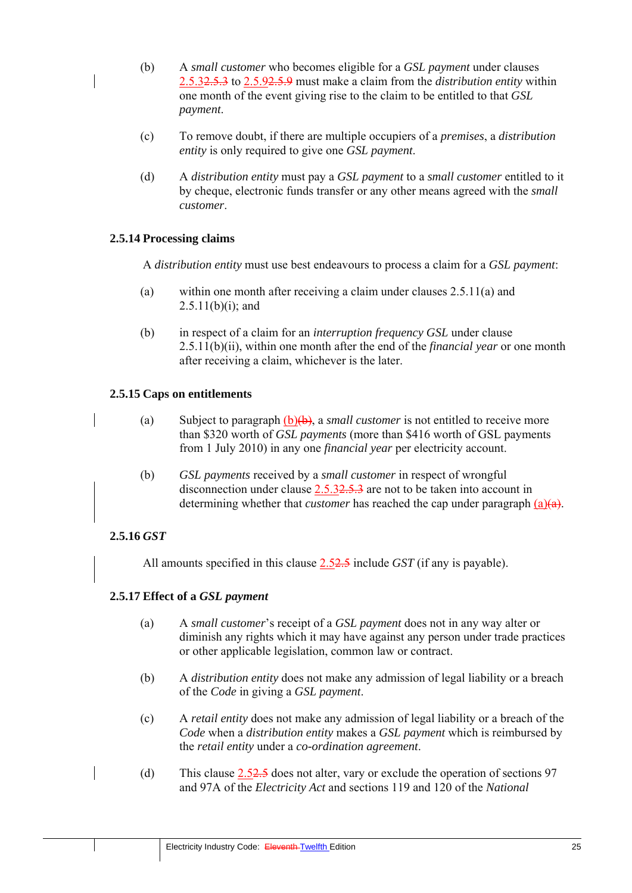(b) A *small customer* who becomes eligible for a *GSL payment* under clauses 2.5.3~~2.5.3~~ to 2.5.9~~2.5.9~~ must make a claim from the *distribution entity* within one month of the event giving rise to the claim to be entitled to that *GSL payment*.

(c) To remove doubt, if there are multiple occupiers of a *premises*, a *distribution entity* is only required to give one *GSL payment*.

(d) A *distribution entity* must pay a *GSL payment* to a *small customer* entitled to it by cheque, electronic funds transfer or any other means agreed with the *small customer*.

### 2.5.14 Processing claims

A *distribution entity* must use best endeavours to process a claim for a *GSL payment*:

(a) within one month after receiving a claim under clauses 2.5.11(a) and 2.5.11(b)(i); and

(b) in respect of a claim for an *interruption frequency GSL* under clause 2.5.11(b)(ii), within one month after the end of the *financial year* or one month after receiving a claim, whichever is the later.

### 2.5.15 Caps on entitlements

(a) Subject to paragraph (b)~~(b)~~, a *small customer* is not entitled to receive more than $320 worth of *GSL payments* (more than $416 worth of GSL payments from 1 July 2010) in any one *financial year* per electricity account.

(b) *GSL payments* received by a *small customer* in respect of wrongful disconnection under clause 2.5.3~~2.5.3~~ are not to be taken into account in determining whether that *customer* has reached the cap under paragraph (a)~~(a)~~.

### 2.5.16 *GST*

All amounts specified in this clause 2.5~~2.5~~ include *GST* (if any is payable).

### 2.5.17 Effect of a *GSL payment*

(a) A *small customer*'s receipt of a *GSL payment* does not in any way alter or diminish any rights which it may have against any person under trade practices or other applicable legislation, common law or contract.

(b) A *distribution entity* does not make any admission of legal liability or a breach of the *Code* in giving a *GSL payment*.

(c) A *retail entity* does not make any admission of legal liability or a breach of the *Code* when a *distribution entity* makes a *GSL payment* which is reimbursed by the *retail entity* under a *co-ordination agreement*.

(d) This clause 2.5~~2.5~~ does not alter, vary or exclude the operation of sections 97 and 97A of the *Electricity Act* and sections 119 and 120 of the *National*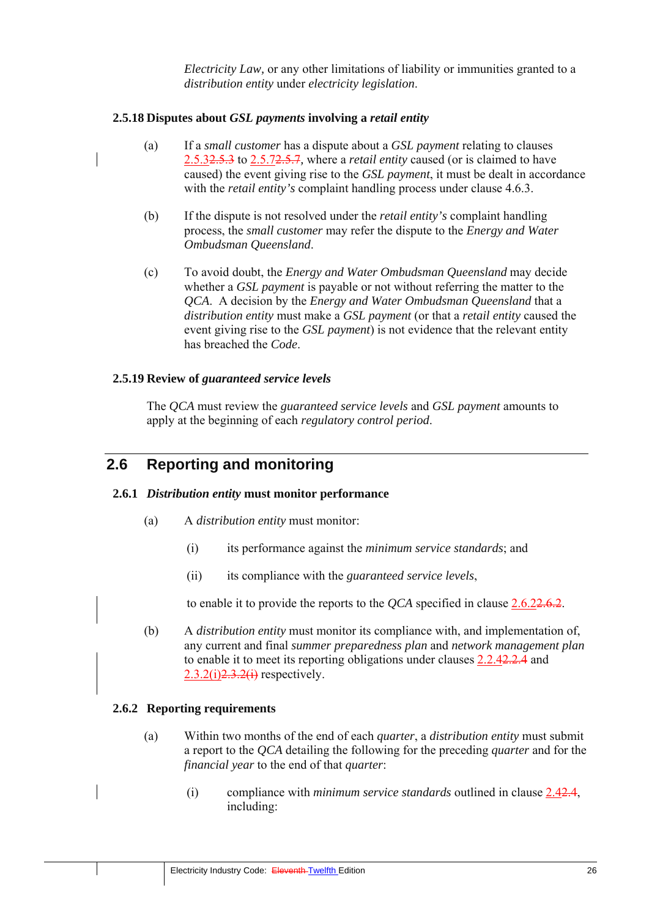*Electricity Law*, or any other limitations of liability or immunities granted to a *distribution entity* under *electricity legislation*.

#### 2.5.18 Disputes about *GSL payments* involving a *retail entity*

(a) If a *small customer* has a dispute about a *GSL payment* relating to clauses 2.5.32.5.3 to 2.5.72.5.7, where a *retail entity* caused (or is claimed to have caused) the event giving rise to the *GSL payment*, it must be dealt with in accordance with the *retail entity's* complaint handling process under clause 4.6.3.

(b) If the dispute is not resolved under the *retail entity's* complaint handling process, the *small customer* may refer the dispute to the *Energy and Water Ombudsman Queensland*.

(c) To avoid doubt, the *Energy and Water Ombudsman Queensland* may decide whether a *GSL payment* is payable or not without referring the matter to the *QCA*. A decision by the *Energy and Water Ombudsman Queensland* that a *distribution entity* must make a *GSL payment* (or that a *retail entity* caused the event giving rise to the *GSL payment*) is not evidence that the relevant entity has breached the *Code*.

#### 2.5.19 Review of *guaranteed service levels*

The *QCA* must review the *guaranteed service levels* and *GSL payment* amounts to apply at the beginning of each *regulatory control period*.

## 2.6 Reporting and monitoring

#### 2.6.1 *Distribution entity* must monitor performance

(a) A *distribution entity* must monitor:

(i) its performance against the *minimum service standards*; and

(ii) its compliance with the *guaranteed service levels*,

to enable it to provide the reports to the *QCA* specified in clause 2.6.22.6.2.

(b) A *distribution entity* must monitor its compliance with, and implementation of, any current and final *summer preparedness plan* and *network management plan* to enable it to meet its reporting obligations under clauses 2.2.42.2.4 and 2.3.2(i)2.3.2(i) respectively.

#### 2.6.2 Reporting requirements

(a) Within two months of the end of each *quarter*, a *distribution entity* must submit a report to the *QCA* detailing the following for the preceding *quarter* and for the *financial year* to the end of that *quarter*:

(i) compliance with *minimum service standards* outlined in clause 2.42.4, including: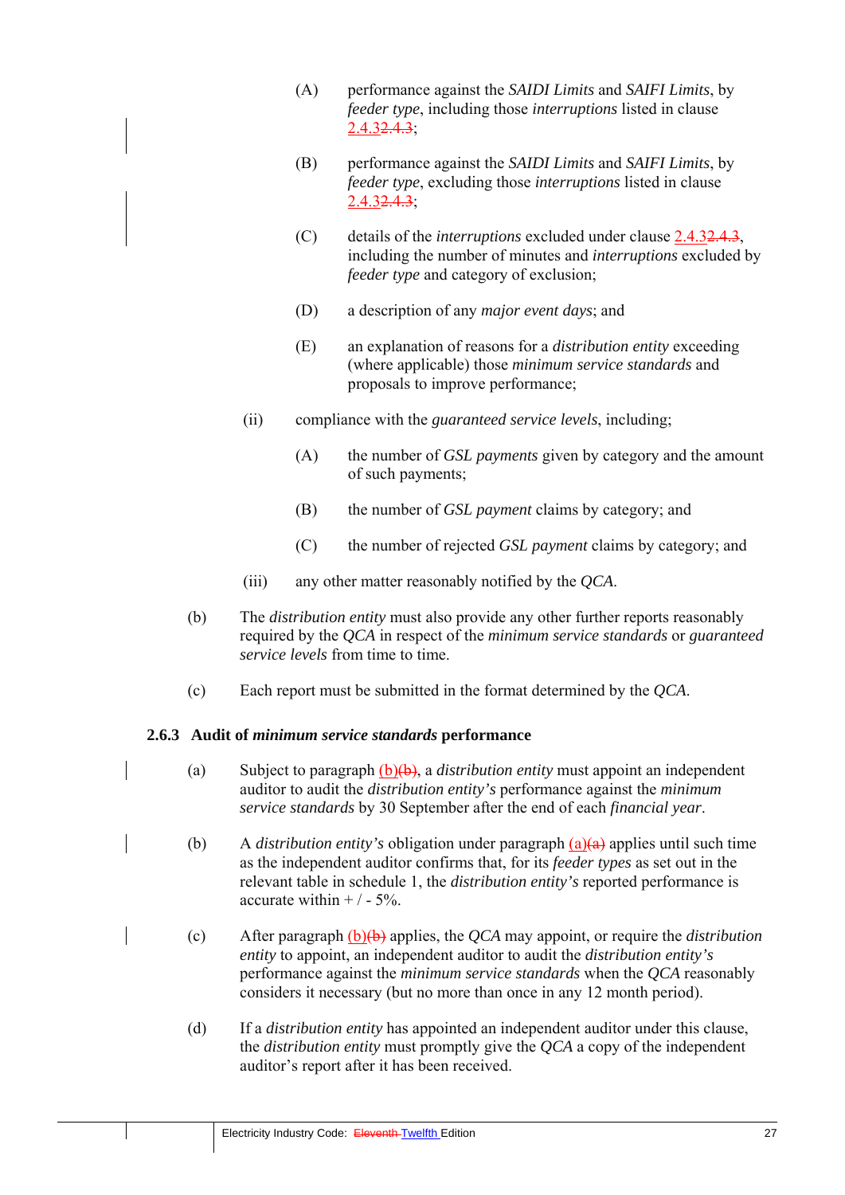(A) performance against the *SAIDI Limits* and *SAIFI Limits*, by *feeder type*, including those *interruptions* listed in clause 2.4.3~~2.4.3~~;

(B) performance against the *SAIDI Limits* and *SAIFI Limits*, by *feeder type*, excluding those *interruptions* listed in clause 2.4.3~~2.4.3~~;

(C) details of the *interruptions* excluded under clause 2.4.3~~2.4.3~~, including the number of minutes and *interruptions* excluded by *feeder type* and category of exclusion;

(D) a description of any *major event days*; and

(E) an explanation of reasons for a *distribution entity* exceeding (where applicable) those *minimum service standards* and proposals to improve performance;

(ii) compliance with the *guaranteed service levels*, including;

(A) the number of *GSL payments* given by category and the amount of such payments;

(B) the number of *GSL payment* claims by category; and

(C) the number of rejected *GSL payment* claims by category; and

(iii) any other matter reasonably notified by the *QCA*.

(b) The *distribution entity* must also provide any other further reports reasonably required by the *QCA* in respect of the *minimum service standards* or *guaranteed service levels* from time to time.

(c) Each report must be submitted in the format determined by the *QCA*.

### 2.6.3 Audit of *minimum service standards* performance

(a) Subject to paragraph (b)~~(b)~~, a *distribution entity* must appoint an independent auditor to audit the *distribution entity's* performance against the *minimum service standards* by 30 September after the end of each *financial year*.

(b) A *distribution entity's* obligation under paragraph (a)~~(a)~~ applies until such time as the independent auditor confirms that, for its *feeder types* as set out in the relevant table in schedule 1, the *distribution entity's* reported performance is accurate within + / - 5%.

(c) After paragraph (b)~~(b)~~ applies, the *QCA* may appoint, or require the *distribution entity* to appoint, an independent auditor to audit the *distribution entity's* performance against the *minimum service standards* when the *QCA* reasonably considers it necessary (but no more than once in any 12 month period).

(d) If a *distribution entity* has appointed an independent auditor under this clause, the *distribution entity* must promptly give the *QCA* a copy of the independent auditor's report after it has been received.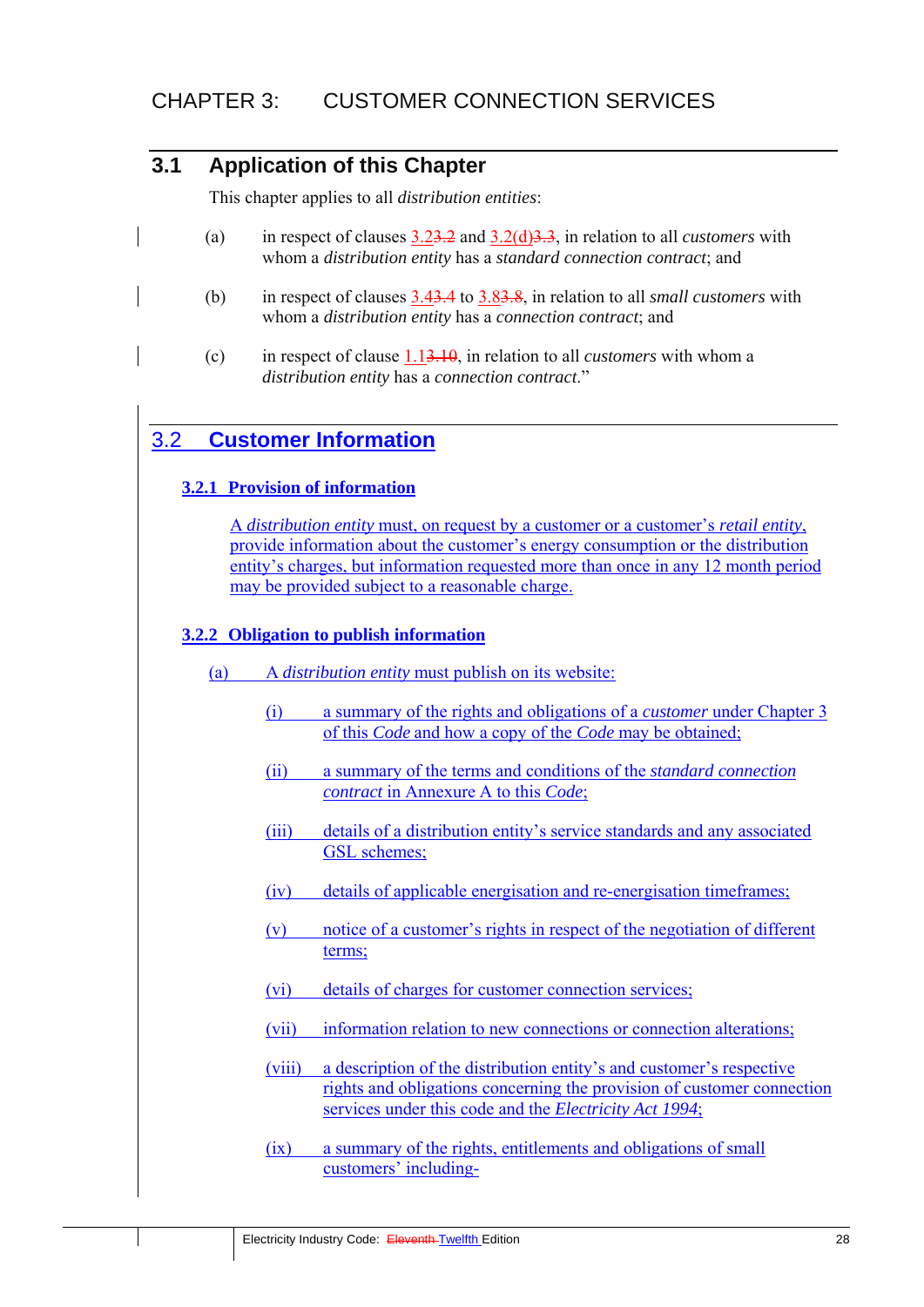# CHAPTER 3: CUSTOMER CONNECTION SERVICES

## 3.1 Application of this Chapter

This chapter applies to all *distribution entities*:

(a) in respect of clauses 3.23.2 and 3.2(d)3.3, in relation to all *customers* with whom a *distribution entity* has a *standard connection contract*; and

(b) in respect of clauses 3.43.4 to 3.83.8, in relation to all *small customers* with whom a *distribution entity* has a *connection contract*; and

(c) in respect of clause 1.13.10, in relation to all *customers* with whom a *distribution entity* has a *connection contract*."

## 3.2 Customer Information

### 3.2.1 Provision of information

A *distribution entity* must, on request by a customer or a customer's *retail entity*, provide information about the customer's energy consumption or the distribution entity's charges, but information requested more than once in any 12 month period may be provided subject to a reasonable charge.

### 3.2.2 Obligation to publish information

(a) A *distribution entity* must publish on its website:

(i) a summary of the rights and obligations of a *customer* under Chapter 3 of this *Code* and how a copy of the *Code* may be obtained;

(ii) a summary of the terms and conditions of the *standard connection contract* in Annexure A to this *Code*;

(iii) details of a distribution entity's service standards and any associated GSL schemes;

(iv) details of applicable energisation and re-energisation timeframes;

(v) notice of a customer's rights in respect of the negotiation of different terms;

(vi) details of charges for customer connection services;

(vii) information relation to new connections or connection alterations;

(viii) a description of the distribution entity's and customer's respective rights and obligations concerning the provision of customer connection services under this code and the *Electricity Act 1994*;

(ix) a summary of the rights, entitlements and obligations of small customers' including-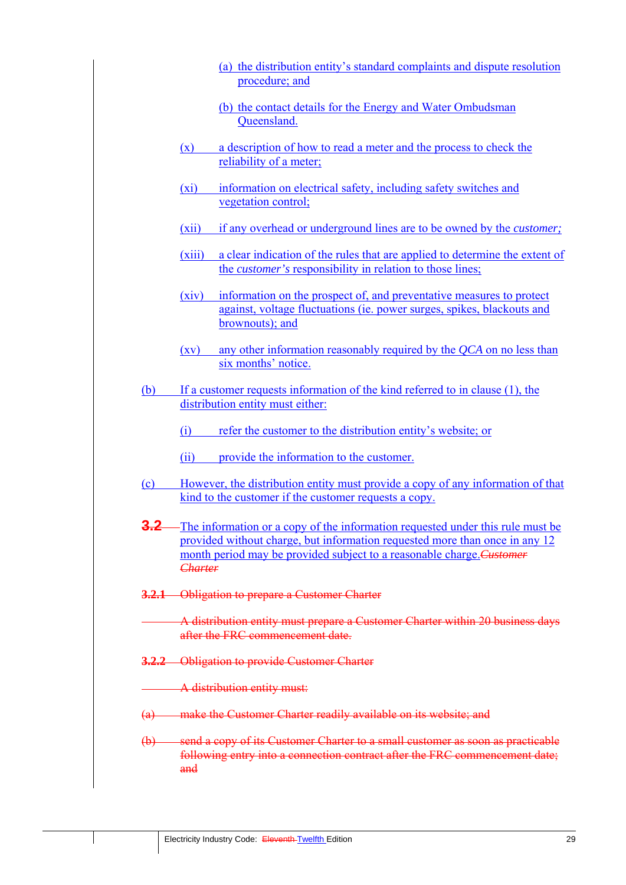(a) the distribution entity's standard complaints and dispute resolution procedure; and

(b) the contact details for the Energy and Water Ombudsman Queensland.

(x) a description of how to read a meter and the process to check the reliability of a meter;

(xi) information on electrical safety, including safety switches and vegetation control;

(xii) if any overhead or underground lines are to be owned by the *customer;*

(xiii) a clear indication of the rules that are applied to determine the extent of the *customer's* responsibility in relation to those lines;

(xiv) information on the prospect of, and preventative measures to protect against, voltage fluctuations (ie. power surges, spikes, blackouts and brownouts); and

(xv) any other information reasonably required by the *QCA* on no less than six months' notice.

(b) If a customer requests information of the kind referred to in clause (1), the distribution entity must either:

(i) refer the customer to the distribution entity's website; or

(ii) provide the information to the customer.

(c) However, the distribution entity must provide a copy of any information of that kind to the customer if the customer requests a copy.

~~**3.2**~~ The information or a copy of the information requested under this rule must be provided without charge, but information requested more than once in any 12 month period may be provided subject to a reasonable charge.~~*Customer Charter*~~

~~**3.2.1** Obligation to prepare a Customer Charter~~

~~A distribution entity must prepare a Customer Charter within 20 business days after the FRC commencement date.~~

~~**3.2.2** Obligation to provide Customer Charter~~

~~A distribution entity must:~~

~~(a) make the Customer Charter readily available on its website; and~~

~~(b) send a copy of its Customer Charter to a small customer as soon as practicable following entry into a connection contract after the FRC commencement date; and~~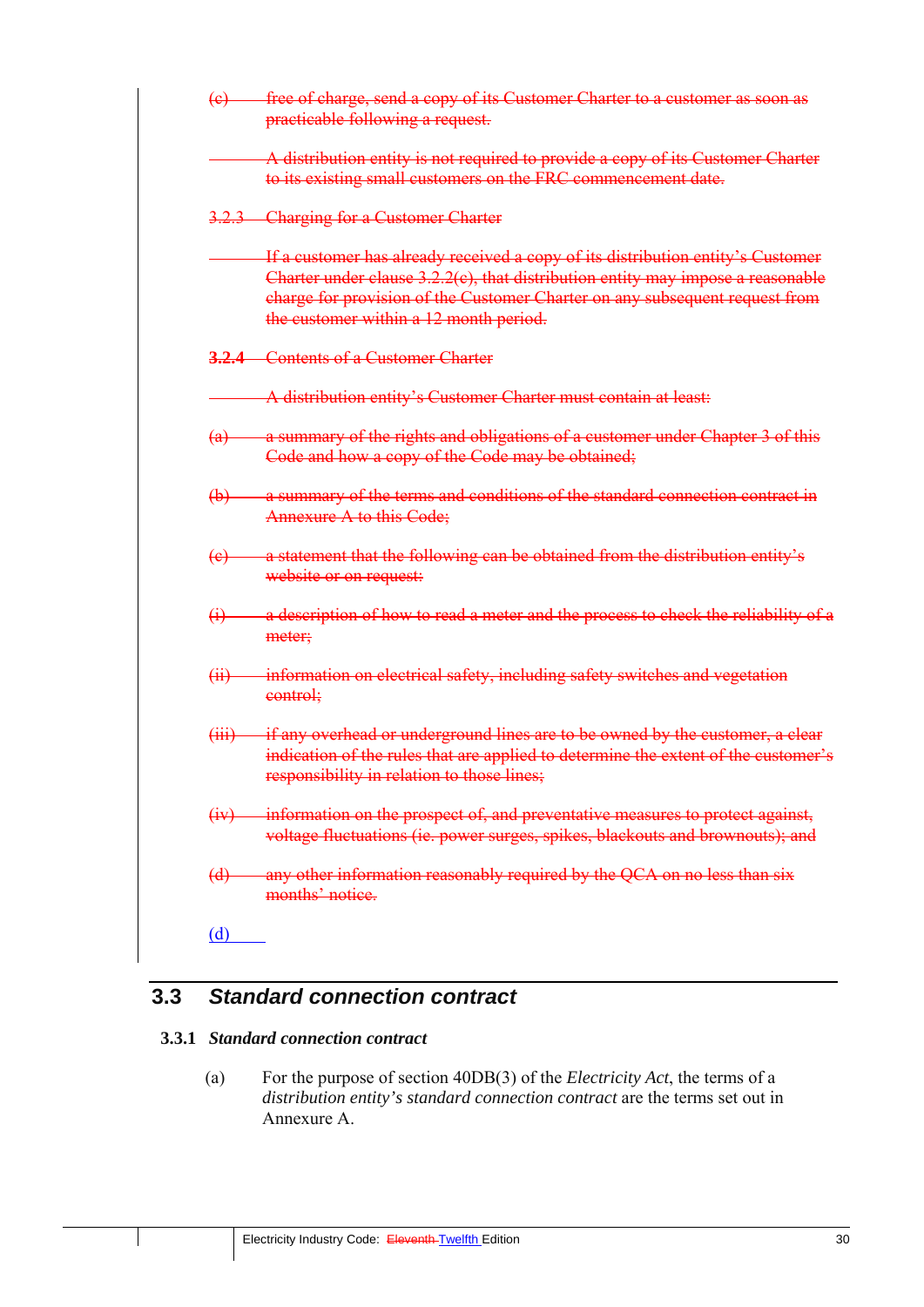~~(c) free of charge, send a copy of its Customer Charter to a customer as soon as practicable following a request.~~

~~A distribution entity is not required to provide a copy of its Customer Charter to its existing small customers on the FRC commencement date.~~

~~3.2.3 Charging for a Customer Charter~~

~~If a customer has already received a copy of its distribution entity's Customer Charter under clause 3.2.2(c), that distribution entity may impose a reasonable charge for provision of the Customer Charter on any subsequent request from the customer within a 12 month period.~~

~~**3.2.4** Contents of a Customer Charter~~

~~A distribution entity's Customer Charter must contain at least:~~

~~(a) a summary of the rights and obligations of a customer under Chapter 3 of this Code and how a copy of the Code may be obtained;~~

~~(b) a summary of the terms and conditions of the standard connection contract in Annexure A to this Code;~~

~~(c) a statement that the following can be obtained from the distribution entity's website or on request:~~

~~(i) a description of how to read a meter and the process to check the reliability of a meter;~~

~~(ii) information on electrical safety, including safety switches and vegetation control;~~

~~(iii) if any overhead or underground lines are to be owned by the customer, a clear indication of the rules that are applied to determine the extent of the customer's responsibility in relation to those lines;~~

~~(iv) information on the prospect of, and preventative measures to protect against, voltage fluctuations (ie. power surges, spikes, blackouts and brownouts); and~~

~~(d) any other information reasonably required by the QCA on no less than six months' notice.~~

(d)

## 3.3 *Standard connection contract*

### 3.3.1 *Standard connection contract*

(a) For the purpose of section 40DB(3) of the *Electricity Act*, the terms of a *distribution entity's standard connection contract* are the terms set out in Annexure A.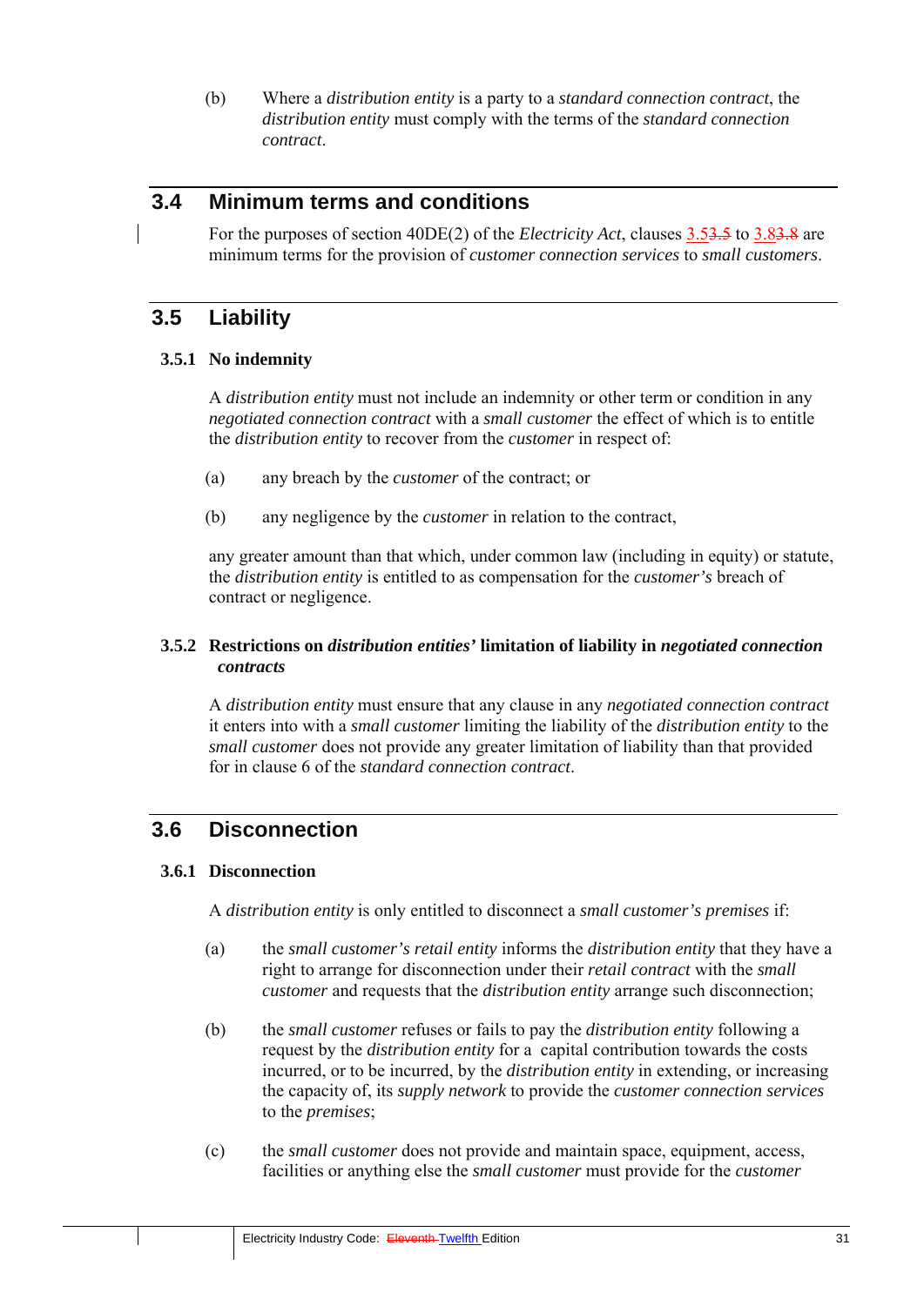(b) Where a *distribution entity* is a party to a *standard connection contract*, the *distribution entity* must comply with the terms of the *standard connection contract*.

## 3.4 Minimum terms and conditions

For the purposes of section 40DE(2) of the *Electricity Act*, clauses 3.5 to 3.8 are minimum terms for the provision of *customer connection services* to *small customers*.

## 3.5 Liability

### 3.5.1 No indemnity

A *distribution entity* must not include an indemnity or other term or condition in any *negotiated connection contract* with a *small customer* the effect of which is to entitle the *distribution entity* to recover from the *customer* in respect of:

(a) any breach by the *customer* of the contract; or

(b) any negligence by the *customer* in relation to the contract,

any greater amount than that which, under common law (including in equity) or statute, the *distribution entity* is entitled to as compensation for the *customer's* breach of contract or negligence.

### 3.5.2 Restrictions on *distribution entities'* limitation of liability in *negotiated connection contracts*

A *distribution entity* must ensure that any clause in any *negotiated connection contract* it enters into with a *small customer* limiting the liability of the *distribution entity* to the *small customer* does not provide any greater limitation of liability than that provided for in clause 6 of the *standard connection contract*.

## 3.6 Disconnection

### 3.6.1 Disconnection

A *distribution entity* is only entitled to disconnect a *small customer's premises* if:

(a) the *small customer's retail entity* informs the *distribution entity* that they have a right to arrange for disconnection under their *retail contract* with the *small customer* and requests that the *distribution entity* arrange such disconnection;

(b) the *small customer* refuses or fails to pay the *distribution entity* following a request by the *distribution entity* for a capital contribution towards the costs incurred, or to be incurred, by the *distribution entity* in extending, or increasing the capacity of, its *supply network* to provide the *customer connection services* to the *premises*;

(c) the *small customer* does not provide and maintain space, equipment, access, facilities or anything else the *small customer* must provide for the *customer*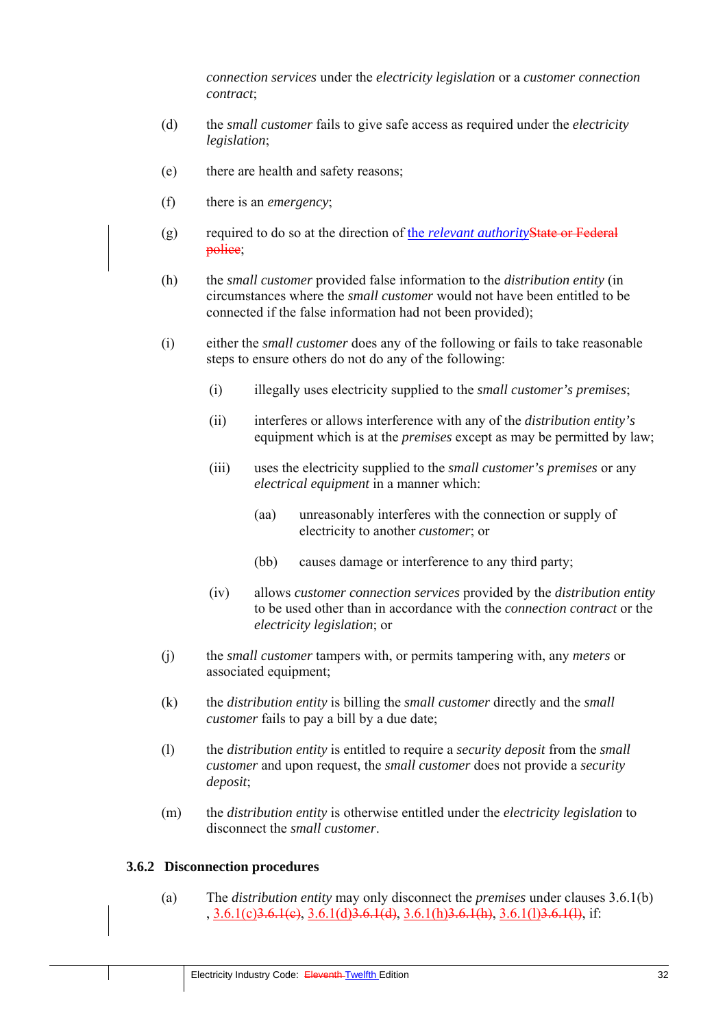*connection services* under the *electricity legislation* or a *customer connection contract*;

(d) the *small customer* fails to give safe access as required under the *electricity legislation*;

(e) there are health and safety reasons;

(f) there is an *emergency*;

(g) required to do so at the direction of the *relevant authority*State or Federal police;

(h) the *small customer* provided false information to the *distribution entity* (in circumstances where the *small customer* would not have been entitled to be connected if the false information had not been provided);

(i) either the *small customer* does any of the following or fails to take reasonable steps to ensure others do not do any of the following:

   (i) illegally uses electricity supplied to the *small customer's premises*;

   (ii) interferes or allows interference with any of the *distribution entity's* equipment which is at the *premises* except as may be permitted by law;

   (iii) uses the electricity supplied to the *small customer's premises* or any *electrical equipment* in a manner which:

      (aa) unreasonably interferes with the connection or supply of electricity to another *customer*; or

      (bb) causes damage or interference to any third party;

   (iv) allows *customer connection services* provided by the *distribution entity* to be used other than in accordance with the *connection contract* or the *electricity legislation*; or

(j) the *small customer* tampers with, or permits tampering with, any *meters* or associated equipment;

(k) the *distribution entity* is billing the *small customer* directly and the *small customer* fails to pay a bill by a due date;

(l) the *distribution entity* is entitled to require a *security deposit* from the *small customer* and upon request, the *small customer* does not provide a *security deposit*;

(m) the *distribution entity* is otherwise entitled under the *electricity legislation* to disconnect the *small customer*.

### 3.6.2 Disconnection procedures

(a) The *distribution entity* may only disconnect the *premises* under clauses 3.6.1(b), 3.6.1(c)3.6.1(c), 3.6.1(d)3.6.1(d), 3.6.1(h)3.6.1(h), 3.6.1(l)3.6.1(l), if: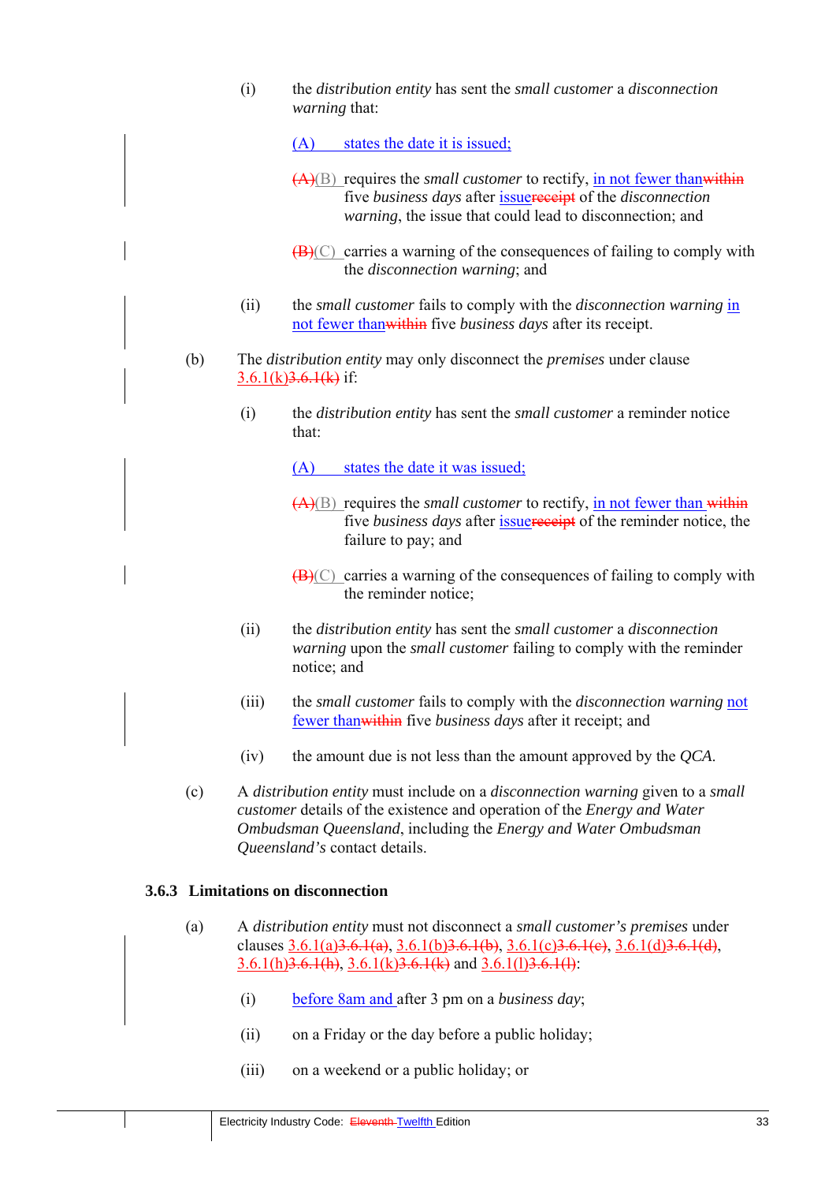(i) the *distribution entity* has sent the *small customer* a *disconnection warning* that:

(A) states the date it is issued;

~~(A)~~(B) requires the *small customer* to rectify, in not fewer than~~within~~ five *business days* after issue~~receipt~~ of the *disconnection warning*, the issue that could lead to disconnection; and

~~(B)~~(C) carries a warning of the consequences of failing to comply with the *disconnection warning*; and

(ii) the *small customer* fails to comply with the *disconnection warning* in not fewer than~~within~~ five *business days* after its receipt.

(b) The *distribution entity* may only disconnect the *premises* under clause 3.6.1(k)~~3.6.1(k)~~ if:

(i) the *distribution entity* has sent the *small customer* a reminder notice that:

(A) states the date it was issued;

~~(A)~~(B) requires the *small customer* to rectify, in not fewer than ~~within~~ five *business days* after issue~~receipt~~ of the reminder notice, the failure to pay; and

~~(B)~~(C) carries a warning of the consequences of failing to comply with the reminder notice;

(ii) the *distribution entity* has sent the *small customer* a *disconnection warning* upon the *small customer* failing to comply with the reminder notice; and

(iii) the *small customer* fails to comply with the *disconnection warning* not fewer than~~within~~ five *business days* after it receipt; and

(iv) the amount due is not less than the amount approved by the *QCA*.

(c) A *distribution entity* must include on a *disconnection warning* given to a *small customer* details of the existence and operation of the *Energy and Water Ombudsman Queensland*, including the *Energy and Water Ombudsman Queensland's* contact details.

### 3.6.3 Limitations on disconnection

(a) A *distribution entity* must not disconnect a *small customer's premises* under clauses 3.6.1(a)~~3.6.1(a)~~, 3.6.1(b)~~3.6.1(b)~~, 3.6.1(c)~~3.6.1(c)~~, 3.6.1(d)~~3.6.1(d)~~, 3.6.1(h)~~3.6.1(h)~~, 3.6.1(k)~~3.6.1(k)~~ and 3.6.1(l)~~3.6.1(l)~~:

(i) before 8am and after 3 pm on a *business day*;

(ii) on a Friday or the day before a public holiday;

(iii) on a weekend or a public holiday; or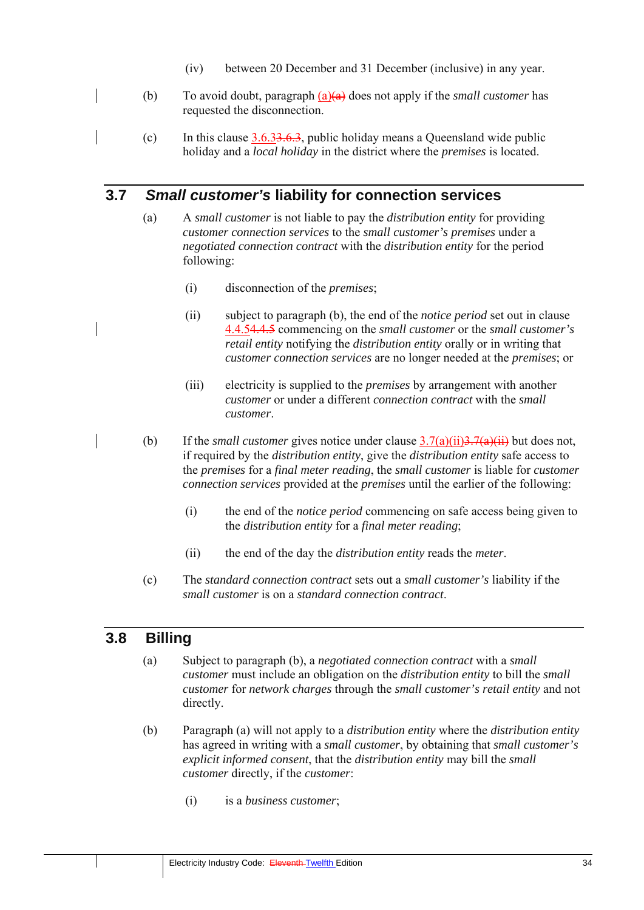(iv) between 20 December and 31 December (inclusive) in any year.

(b) To avoid doubt, paragraph (a)~~(a)~~ does not apply if the *small customer* has requested the disconnection.

(c) In this clause 3.6.3~~3.6.3~~, public holiday means a Queensland wide public holiday and a *local holiday* in the district where the *premises* is located.

## 3.7 *Small customer's* liability for connection services

(a) A *small customer* is not liable to pay the *distribution entity* for providing *customer connection services* to the *small customer's premises* under a *negotiated connection contract* with the *distribution entity* for the period following:

(i) disconnection of the *premises*;

(ii) subject to paragraph (b), the end of the *notice period* set out in clause 4.4.5~~4.4.5~~ commencing on the *small customer* or the *small customer's retail entity* notifying the *distribution entity* orally or in writing that *customer connection services* are no longer needed at the *premises*; or

(iii) electricity is supplied to the *premises* by arrangement with another *customer* or under a different *connection contract* with the *small customer*.

(b) If the *small customer* gives notice under clause 3.7(a)(ii)~~3.7(a)(ii)~~ but does not, if required by the *distribution entity*, give the *distribution entity* safe access to the *premises* for a *final meter reading*, the *small customer* is liable for *customer connection services* provided at the *premises* until the earlier of the following:

(i) the end of the *notice period* commencing on safe access being given to the *distribution entity* for a *final meter reading*;

(ii) the end of the day the *distribution entity* reads the *meter*.

(c) The *standard connection contract* sets out a *small customer's* liability if the *small customer* is on a *standard connection contract*.

## 3.8 Billing

(a) Subject to paragraph (b), a *negotiated connection contract* with a *small customer* must include an obligation on the *distribution entity* to bill the *small customer* for *network charges* through the *small customer's retail entity* and not directly.

(b) Paragraph (a) will not apply to a *distribution entity* where the *distribution entity* has agreed in writing with a *small customer*, by obtaining that *small customer's explicit informed consent*, that the *distribution entity* may bill the *small customer* directly, if the *customer*:

(i) is a *business customer*;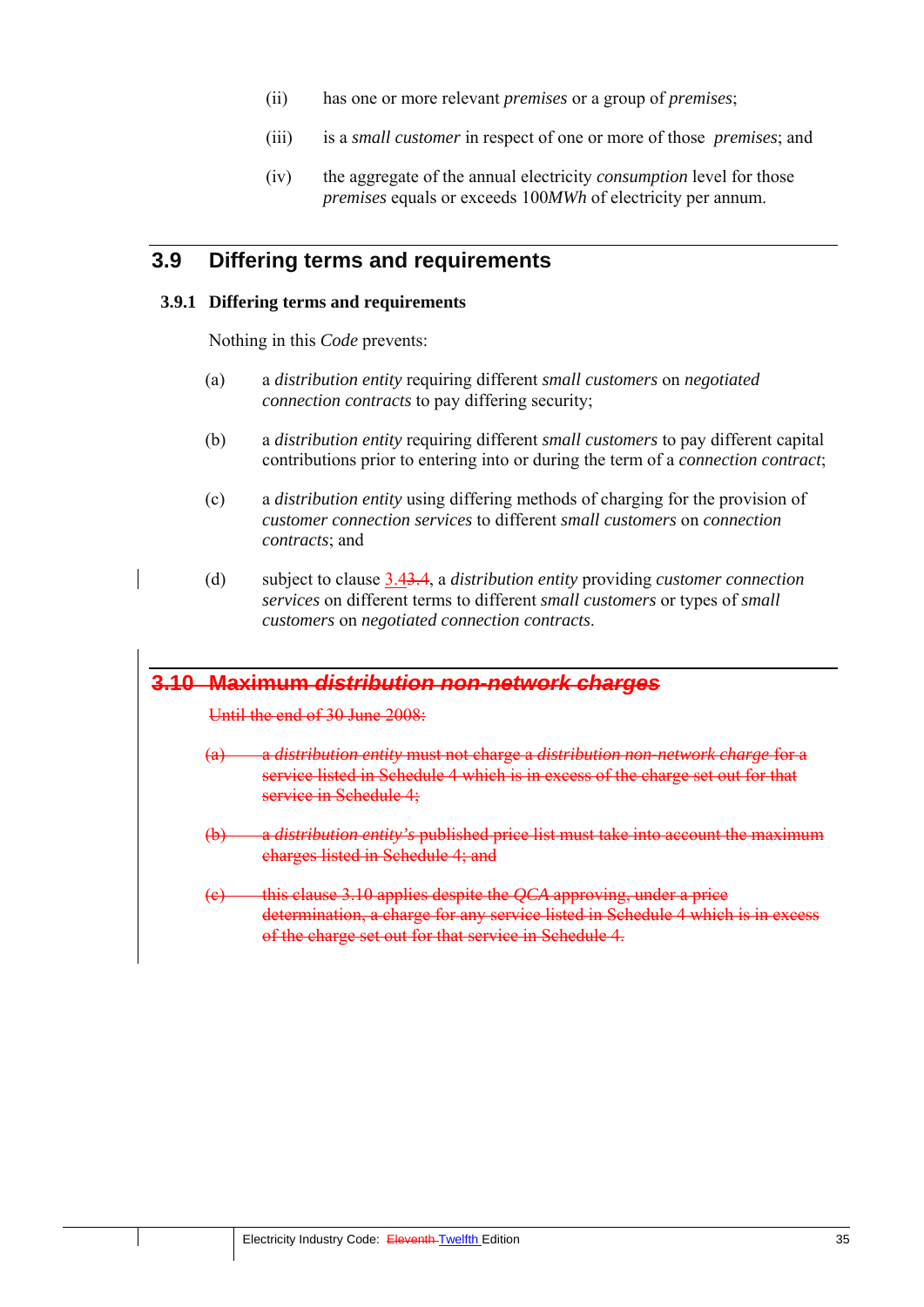(ii) has one or more relevant *premises* or a group of *premises*;

(iii) is a *small customer* in respect of one or more of those *premises*; and

(iv) the aggregate of the annual electricity *consumption* level for those *premises* equals or exceeds 100*MWh* of electricity per annum.

## 3.9 Differing terms and requirements

### 3.9.1 Differing terms and requirements

Nothing in this *Code* prevents:

(a) a *distribution entity* requiring different *small customers* on *negotiated connection contracts* to pay differing security;

(b) a *distribution entity* requiring different *small customers* to pay different capital contributions prior to entering into or during the term of a *connection contract*;

(c) a *distribution entity* using differing methods of charging for the provision of *customer connection services* to different *small customers* on *connection contracts*; and

(d) subject to clause 3.4~~3.4~~, a *distribution entity* providing *customer connection services* on different terms to different *small customers* or types of *small customers* on *negotiated connection contracts*.

## ~~3.10 Maximum *distribution non-network charges*~~

~~Until the end of 30 June 2008:~~

~~(a) a *distribution entity* must not charge a *distribution non-network charge* for a service listed in Schedule 4 which is in excess of the charge set out for that service in Schedule 4;~~

~~(b) a *distribution entity's* published price list must take into account the maximum charges listed in Schedule 4; and~~

~~(c) this clause 3.10 applies despite the *QCA* approving, under a price determination, a charge for any service listed in Schedule 4 which is in excess of the charge set out for that service in Schedule 4.~~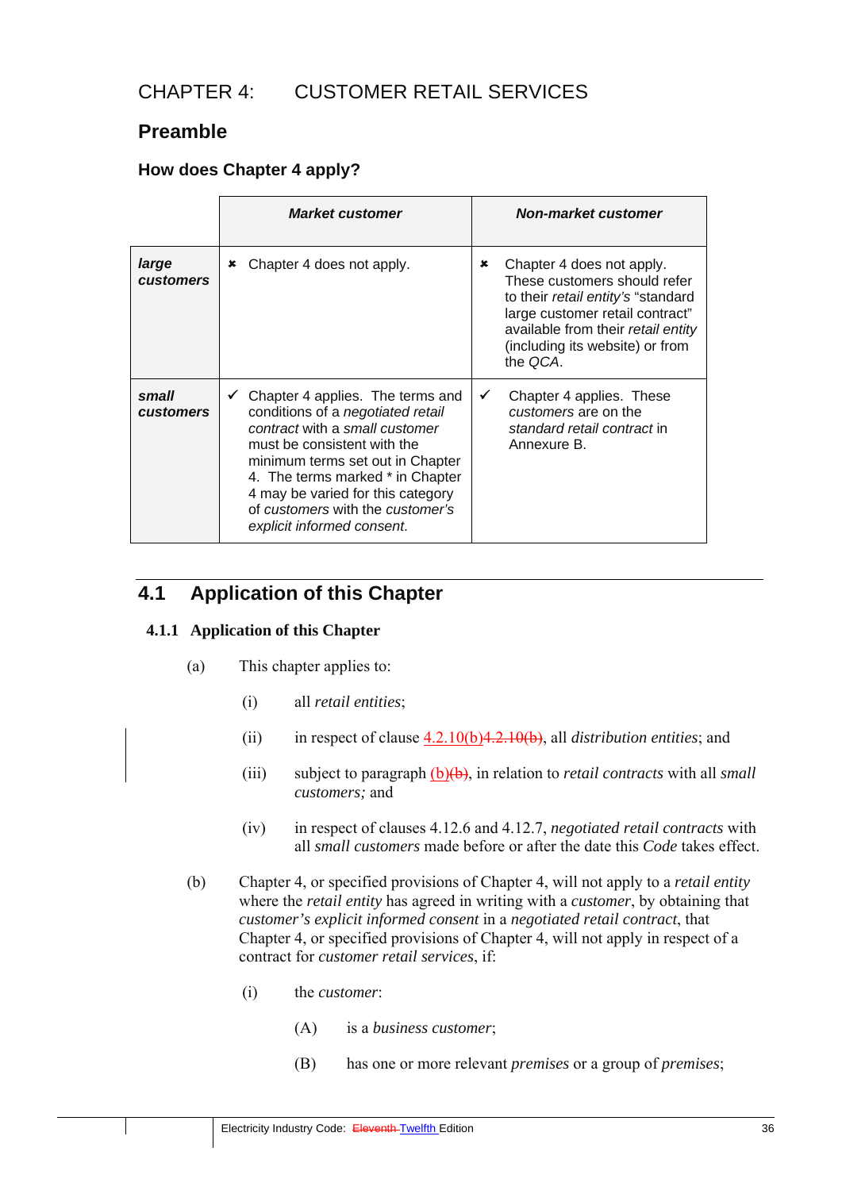# CHAPTER 4: CUSTOMER RETAIL SERVICES

## Preamble

### How does Chapter 4 apply?

| | ***Market customer*** | ***Non-market customer*** |
|---|---|---|
| ***large customers*** | ✖ Chapter 4 does not apply. | ✖ Chapter 4 does not apply. These customers should refer to their *retail entity's* "standard large customer retail contract" available from their *retail entity* (including its website) or from the *QCA*. |
| ***small customers*** | ✓ Chapter 4 applies. The terms and conditions of a *negotiated retail contract* with a *small customer* must be consistent with the minimum terms set out in Chapter 4. The terms marked * in Chapter 4 may be varied for this category of *customers* with the *customer's explicit informed consent*. | ✓ Chapter 4 applies. These *customers* are on the *standard retail contract* in Annexure B. |

## 4.1 Application of this Chapter

### 4.1.1 Application of this Chapter

(a) This chapter applies to:

(i) all *retail entities*;

(ii) in respect of clause 4.2.10(b)~~4.2.10(b)~~, all *distribution entities*; and

(iii) subject to paragraph (b)~~(b)~~, in relation to *retail contracts* with all *small customers;* and

(iv) in respect of clauses 4.12.6 and 4.12.7, *negotiated retail contracts* with all *small customers* made before or after the date this *Code* takes effect.

(b) Chapter 4, or specified provisions of Chapter 4, will not apply to a *retail entity* where the *retail entity* has agreed in writing with a *customer*, by obtaining that *customer's explicit informed consent* in a *negotiated retail contract*, that Chapter 4, or specified provisions of Chapter 4, will not apply in respect of a contract for *customer retail services*, if:

(i) the *customer*:

(A) is a *business customer*;

(B) has one or more relevant *premises* or a group of *premises*;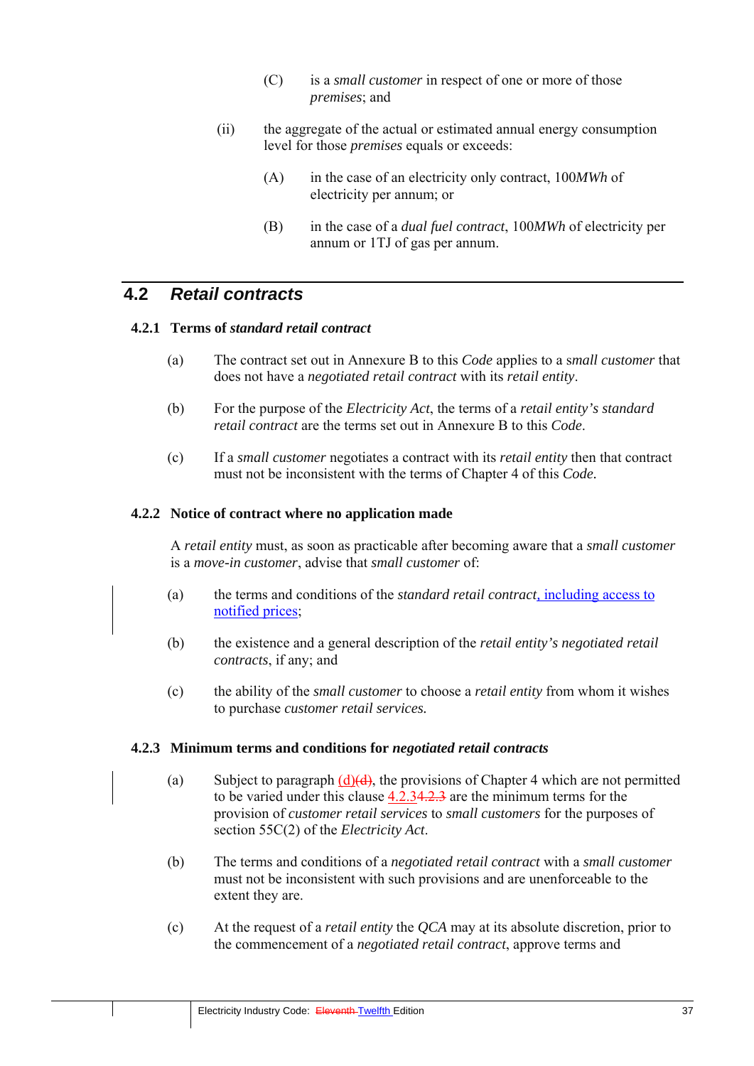(C) is a *small customer* in respect of one or more of those *premises*; and

(ii) the aggregate of the actual or estimated annual energy consumption level for those *premises* equals or exceeds:

(A) in the case of an electricity only contract, 100*MWh* of electricity per annum; or

(B) in the case of a *dual fuel contract*, 100*MWh* of electricity per annum or 1TJ of gas per annum.

## 4.2 *Retail contracts*

### 4.2.1 Terms of *standard retail contract*

(a) The contract set out in Annexure B to this *Code* applies to a *small customer* that does not have a *negotiated retail contract* with its *retail entity*.

(b) For the purpose of the *Electricity Act*, the terms of a *retail entity's standard retail contract* are the terms set out in Annexure B to this *Code*.

(c) If a *small customer* negotiates a contract with its *retail entity* then that contract must not be inconsistent with the terms of Chapter 4 of this *Code*.

### 4.2.2 Notice of contract where no application made

A *retail entity* must, as soon as practicable after becoming aware that a *small customer* is a *move-in customer*, advise that *small customer* of:

(a) the terms and conditions of the *standard retail contract*, including access to notified prices;

(b) the existence and a general description of the *retail entity's negotiated retail contracts*, if any; and

(c) the ability of the *small customer* to choose a *retail entity* from whom it wishes to purchase *customer retail services*.

### 4.2.3 Minimum terms and conditions for *negotiated retail contracts*

(a) Subject to paragraph ~~(d)~~(d), the provisions of Chapter 4 which are not permitted to be varied under this clause ~~4.2.3~~4.2.3 are the minimum terms for the provision of *customer retail services* to *small customers* for the purposes of section 55C(2) of the *Electricity Act*.

(b) The terms and conditions of a *negotiated retail contract* with a *small customer* must not be inconsistent with such provisions and are unenforceable to the extent they are.

(c) At the request of a *retail entity* the *QCA* may at its absolute discretion, prior to the commencement of a *negotiated retail contract*, approve terms and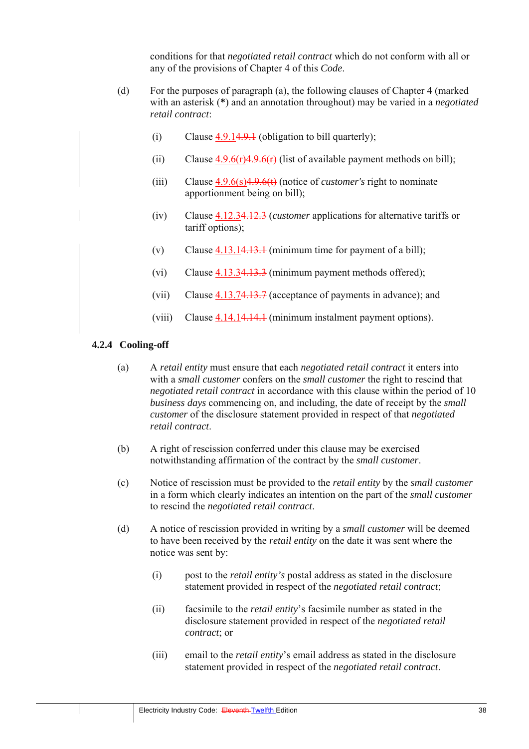conditions for that *negotiated retail contract* which do not conform with all or any of the provisions of Chapter 4 of this *Code*.

(d) For the purposes of paragraph (a), the following clauses of Chapter 4 (marked with an asterisk (**\***) and an annotation throughout) may be varied in a *negotiated retail contract*:

(i) Clause 4.9.1~~4.9.1~~ (obligation to bill quarterly);

(ii) Clause 4.9.6(r)~~4.9.6(r)~~ (list of available payment methods on bill);

(iii) Clause 4.9.6(s)~~4.9.6(t)~~ (notice of *customer's* right to nominate apportionment being on bill);

(iv) Clause 4.12.3~~4.12.3~~ (*customer* applications for alternative tariffs or tariff options);

(v) Clause 4.13.1~~4.13.1~~ (minimum time for payment of a bill);

(vi) Clause 4.13.3~~4.13.3~~ (minimum payment methods offered);

(vii) Clause 4.13.7~~4.13.7~~ (acceptance of payments in advance); and

(viii) Clause 4.14.1~~4.14.1~~ (minimum instalment payment options).

### 4.2.4 Cooling-off

(a) A *retail entity* must ensure that each *negotiated retail contract* it enters into with a *small customer* confers on the *small customer* the right to rescind that *negotiated retail contract* in accordance with this clause within the period of 10 *business days* commencing on, and including, the date of receipt by the *small customer* of the disclosure statement provided in respect of that *negotiated retail contract*.

(b) A right of rescission conferred under this clause may be exercised notwithstanding affirmation of the contract by the *small customer*.

(c) Notice of rescission must be provided to the *retail entity* by the *small customer* in a form which clearly indicates an intention on the part of the *small customer* to rescind the *negotiated retail contract*.

(d) A notice of rescission provided in writing by a *small customer* will be deemed to have been received by the *retail entity* on the date it was sent where the notice was sent by:

(i) post to the *retail entity's* postal address as stated in the disclosure statement provided in respect of the *negotiated retail contract*;

(ii) facsimile to the *retail entity*'s facsimile number as stated in the disclosure statement provided in respect of the *negotiated retail contract*; or

(iii) email to the *retail entity*'s email address as stated in the disclosure statement provided in respect of the *negotiated retail contract*.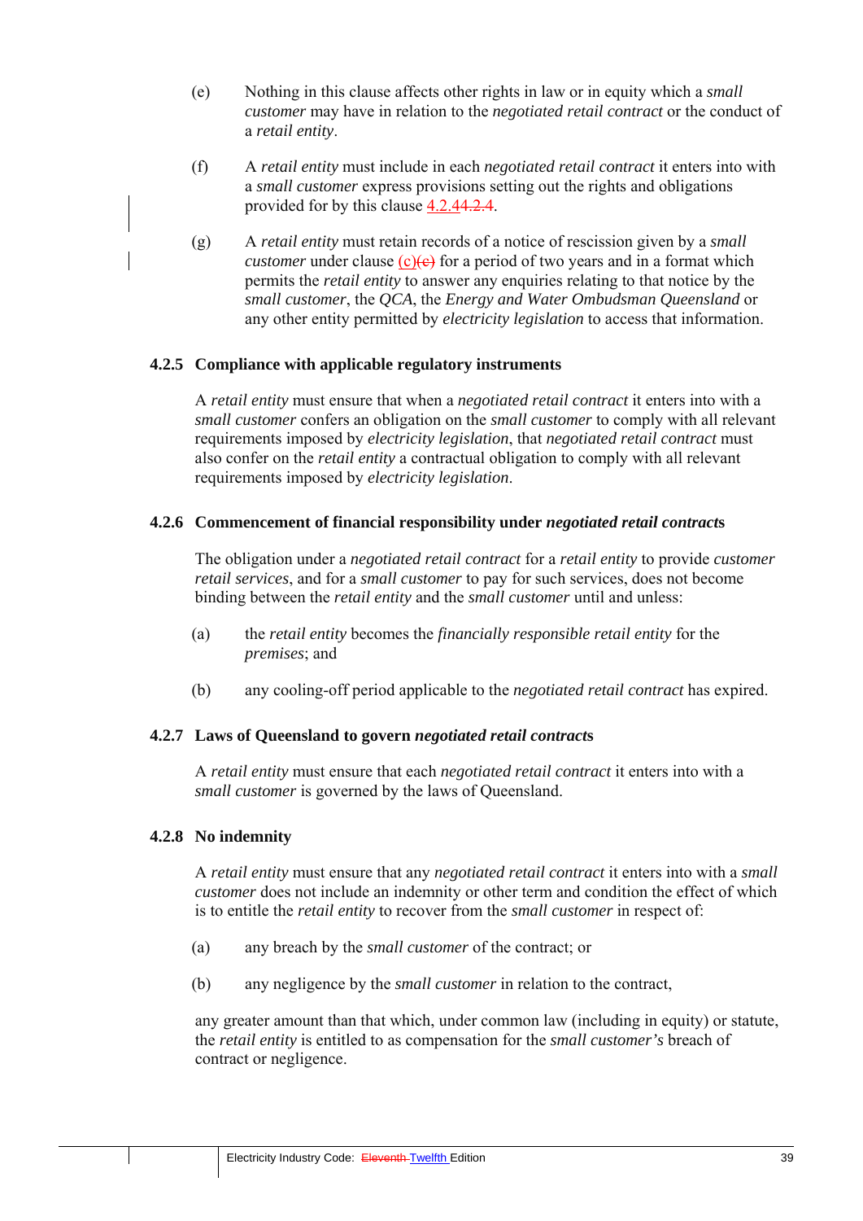(e) Nothing in this clause affects other rights in law or in equity which a *small customer* may have in relation to the *negotiated retail contract* or the conduct of a *retail entity*.

(f) A *retail entity* must include in each *negotiated retail contract* it enters into with a *small customer* express provisions setting out the rights and obligations provided for by this clause 4.2.44.2.4.

(g) A *retail entity* must retain records of a notice of rescission given by a *small customer* under clause (c)(c) for a period of two years and in a format which permits the *retail entity* to answer any enquiries relating to that notice by the *small customer*, the *QCA*, the *Energy and Water Ombudsman Queensland* or any other entity permitted by *electricity legislation* to access that information.

### 4.2.5 Compliance with applicable regulatory instruments

A *retail entity* must ensure that when a *negotiated retail contract* it enters into with a *small customer* confers an obligation on the *small customer* to comply with all relevant requirements imposed by *electricity legislation*, that *negotiated retail contract* must also confer on the *retail entity* a contractual obligation to comply with all relevant requirements imposed by *electricity legislation*.

### 4.2.6 Commencement of financial responsibility under *negotiated retail contracts*

The obligation under a *negotiated retail contract* for a *retail entity* to provide *customer retail services*, and for a *small customer* to pay for such services, does not become binding between the *retail entity* and the *small customer* until and unless:

(a) the *retail entity* becomes the *financially responsible retail entity* for the *premises*; and

(b) any cooling-off period applicable to the *negotiated retail contract* has expired.

### 4.2.7 Laws of Queensland to govern *negotiated retail contracts*

A *retail entity* must ensure that each *negotiated retail contract* it enters into with a *small customer* is governed by the laws of Queensland.

### 4.2.8 No indemnity

A *retail entity* must ensure that any *negotiated retail contract* it enters into with a *small customer* does not include an indemnity or other term and condition the effect of which is to entitle the *retail entity* to recover from the *small customer* in respect of:

(a) any breach by the *small customer* of the contract; or

(b) any negligence by the *small customer* in relation to the contract,

any greater amount than that which, under common law (including in equity) or statute, the *retail entity* is entitled to as compensation for the *small customer's* breach of contract or negligence.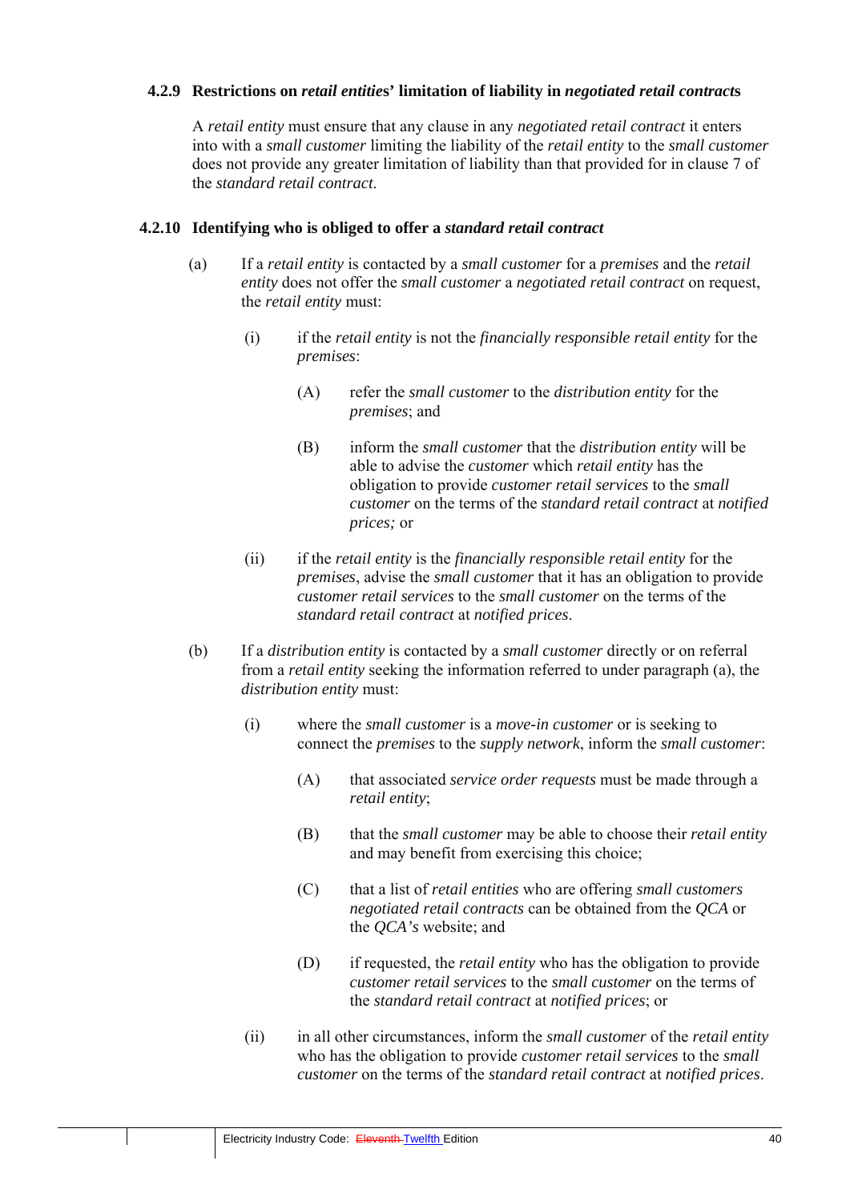#### 4.2.9 Restrictions on *retail entities*' limitation of liability in *negotiated retail contract*s

A *retail entity* must ensure that any clause in any *negotiated retail contract* it enters into with a *small customer* limiting the liability of the *retail entity* to the *small customer* does not provide any greater limitation of liability than that provided for in clause 7 of the *standard retail contract*.

#### 4.2.10 Identifying who is obliged to offer a *standard retail contract*

(a) If a *retail entity* is contacted by a *small customer* for a *premises* and the *retail entity* does not offer the *small customer* a *negotiated retail contract* on request, the *retail entity* must:

(i) if the *retail entity* is not the *financially responsible retail entity* for the *premises*:

(A) refer the *small customer* to the *distribution entity* for the *premises*; and

(B) inform the *small customer* that the *distribution entity* will be able to advise the *customer* which *retail entity* has the obligation to provide *customer retail services* to the *small customer* on the terms of the *standard retail contract* at *notified prices;* or

(ii) if the *retail entity* is the *financially responsible retail entity* for the *premises*, advise the *small customer* that it has an obligation to provide *customer retail services* to the *small customer* on the terms of the *standard retail contract* at *notified prices*.

(b) If a *distribution entity* is contacted by a *small customer* directly or on referral from a *retail entity* seeking the information referred to under paragraph (a), the *distribution entity* must:

(i) where the *small customer* is a *move-in customer* or is seeking to connect the *premises* to the *supply network*, inform the *small customer*:

(A) that associated *service order requests* must be made through a *retail entity*;

(B) that the *small customer* may be able to choose their *retail entity* and may benefit from exercising this choice;

(C) that a list of *retail entities* who are offering *small customers negotiated retail contracts* can be obtained from the *QCA* or the *QCA's* website; and

(D) if requested, the *retail entity* who has the obligation to provide *customer retail services* to the *small customer* on the terms of the *standard retail contract* at *notified prices*; or

(ii) in all other circumstances, inform the *small customer* of the *retail entity* who has the obligation to provide *customer retail services* to the *small customer* on the terms of the *standard retail contract* at *notified prices*.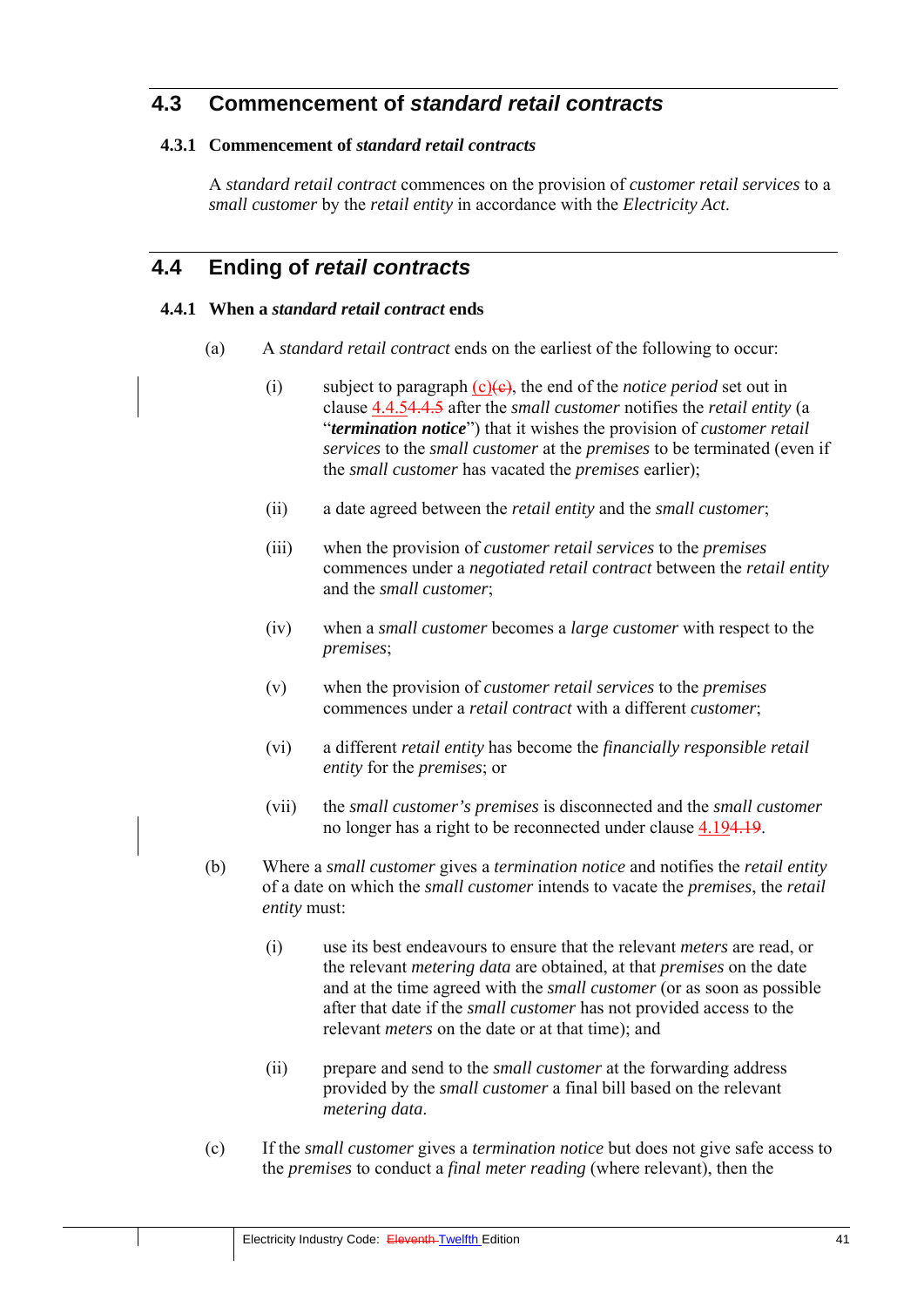## 4.3 Commencement of *standard retail contracts*

### 4.3.1 Commencement of *standard retail contracts*

A *standard retail contract* commences on the provision of *customer retail services* to a *small customer* by the *retail entity* in accordance with the *Electricity Act*.

## 4.4 Ending of *retail contracts*

### 4.4.1 When a *standard retail contract* ends

(a) A *standard retail contract* ends on the earliest of the following to occur:

(i) subject to paragraph (c)~~(c)~~, the end of the *notice period* set out in clause 4.4.5~~4.4.5~~ after the *small customer* notifies the *retail entity* (a "***termination notice***") that it wishes the provision of *customer retail services* to the *small customer* at the *premises* to be terminated (even if the *small customer* has vacated the *premises* earlier);

(ii) a date agreed between the *retail entity* and the *small customer*;

(iii) when the provision of *customer retail services* to the *premises* commences under a *negotiated retail contract* between the *retail entity* and the *small customer*;

(iv) when a *small customer* becomes a *large customer* with respect to the *premises*;

(v) when the provision of *customer retail services* to the *premises* commences under a *retail contract* with a different *customer*;

(vi) a different *retail entity* has become the *financially responsible retail entity* for the *premises*; or

(vii) the *small customer's premises* is disconnected and the *small customer* no longer has a right to be reconnected under clause 4.19~~4.19~~.

(b) Where a *small customer* gives a *termination notice* and notifies the *retail entity* of a date on which the *small customer* intends to vacate the *premises*, the *retail entity* must:

(i) use its best endeavours to ensure that the relevant *meters* are read, or the relevant *metering data* are obtained, at that *premises* on the date and at the time agreed with the *small customer* (or as soon as possible after that date if the *small customer* has not provided access to the relevant *meters* on the date or at that time); and

(ii) prepare and send to the *small customer* at the forwarding address provided by the *small customer* a final bill based on the relevant *metering data*.

(c) If the *small customer* gives a *termination notice* but does not give safe access to the *premises* to conduct a *final meter reading* (where relevant), then the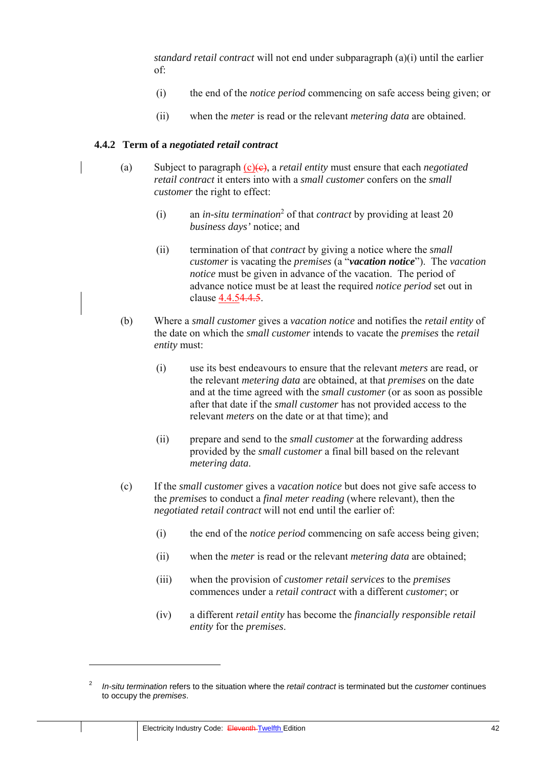*standard retail contract* will not end under subparagraph (a)(i) until the earlier of:

(i) the end of the *notice period* commencing on safe access being given; or

(ii) when the *meter* is read or the relevant *metering data* are obtained.

### 4.4.2 Term of a *negotiated retail contract*

(a) Subject to paragraph (c)~~(e)~~, a *retail entity* must ensure that each *negotiated retail contract* it enters into with a *small customer* confers on the *small customer* the right to effect:

(i) an *in-situ termination*[2] of that *contract* by providing at least 20 *business days'* notice; and

(ii) termination of that *contract* by giving a notice where the *small customer* is vacating the *premises* (a "***vacation notice***"). The *vacation notice* must be given in advance of the vacation. The period of advance notice must be at least the required *notice period* set out in clause 4.4.5~~4.4.5~~.

(b) Where a *small customer* gives a *vacation notice* and notifies the *retail entity* of the date on which the *small customer* intends to vacate the *premises* the *retail entity* must:

(i) use its best endeavours to ensure that the relevant *meters* are read, or the relevant *metering data* are obtained, at that *premises* on the date and at the time agreed with the *small customer* (or as soon as possible after that date if the *small customer* has not provided access to the relevant *meters* on the date or at that time); and

(ii) prepare and send to the *small customer* at the forwarding address provided by the *small customer* a final bill based on the relevant *metering data*.

(c) If the *small customer* gives a *vacation notice* but does not give safe access to the *premises* to conduct a *final meter reading* (where relevant), then the *negotiated retail contract* will not end until the earlier of:

(i) the end of the *notice period* commencing on safe access being given;

(ii) when the *meter* is read or the relevant *metering data* are obtained;

(iii) when the provision of *customer retail services* to the *premises* commences under a *retail contract* with a different *customer*; or

(iv) a different *retail entity* has become the *financially responsible retail entity* for the *premises*.

---

[2] *In-situ termination* refers to the situation where the *retail contract* is terminated but the *customer* continues to occupy the *premises*.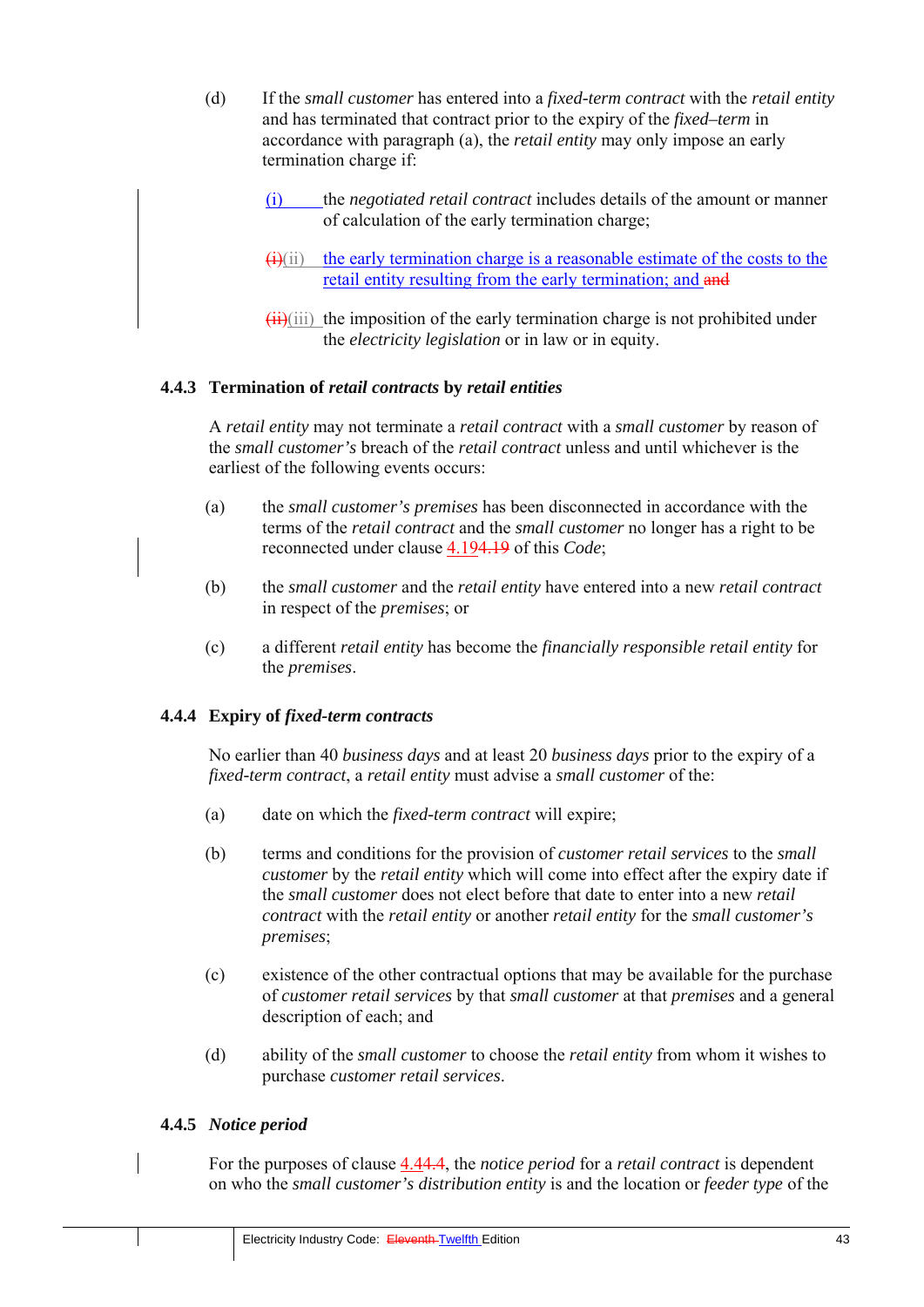(d) If the *small customer* has entered into a *fixed-term contract* with the *retail entity* and has terminated that contract prior to the expiry of the *fixed–term* in accordance with paragraph (a), the *retail entity* may only impose an early termination charge if:

(i) the *negotiated retail contract* includes details of the amount or manner of calculation of the early termination charge;

(ii) the early termination charge is a reasonable estimate of the costs to the retail entity resulting from the early termination; and

(iii) the imposition of the early termination charge is not prohibited under the *electricity legislation* or in law or in equity.

### 4.4.3 Termination of *retail contracts* by *retail entities*

A *retail entity* may not terminate a *retail contract* with a *small customer* by reason of the *small customer's* breach of the *retail contract* unless and until whichever is the earliest of the following events occurs:

(a) the *small customer's premises* has been disconnected in accordance with the terms of the *retail contract* and the *small customer* no longer has a right to be reconnected under clause 4.19 of this *Code*;

(b) the *small customer* and the *retail entity* have entered into a new *retail contract* in respect of the *premises*; or

(c) a different *retail entity* has become the *financially responsible retail entity* for the *premises*.

### 4.4.4 Expiry of *fixed-term contracts*

No earlier than 40 *business days* and at least 20 *business days* prior to the expiry of a *fixed-term contract*, a *retail entity* must advise a *small customer* of the:

(a) date on which the *fixed-term contract* will expire;

(b) terms and conditions for the provision of *customer retail services* to the *small customer* by the *retail entity* which will come into effect after the expiry date if the *small customer* does not elect before that date to enter into a new *retail contract* with the *retail entity* or another *retail entity* for the *small customer's premises*;

(c) existence of the other contractual options that may be available for the purchase of *customer retail services* by that *small customer* at that *premises* and a general description of each; and

(d) ability of the *small customer* to choose the *retail entity* from whom it wishes to purchase *customer retail services*.

### 4.4.5 *Notice period*

For the purposes of clause 4.4, the *notice period* for a *retail contract* is dependent on who the *small customer's distribution entity* is and the location or *feeder type* of the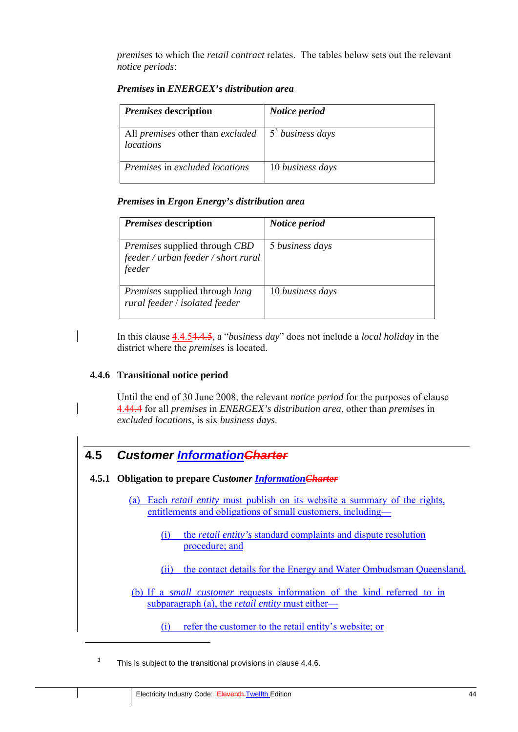*premises* to which the *retail contract* relates. The tables below sets out the relevant *notice periods*:

***Premises* in *ENERGEX's distribution area***

| ***Premises* description** | ***Notice period*** |
|---|---|
| All *premises* other than *excluded locations* | 5[3] *business days* |
| *Premises* in *excluded locations* | 10 *business days* |

***Premises* in *Ergon Energy's distribution area***

| ***Premises* description** | ***Notice period*** |
|---|---|
| *Premises* supplied through *CBD feeder / urban feeder / short rural feeder* | 5 *business days* |
| *Premises* supplied through *long rural feeder / isolated feeder* | 10 *business days* |

In this clause 4.4.5~~4.4.5~~, a "*business day*" does not include a *local holiday* in the district where the *premises* is located.

### 4.4.6 Transitional notice period

Until the end of 30 June 2008, the relevant *notice period* for the purposes of clause 4.4~~4.4~~ for all *premises* in *ENERGEX's distribution area*, other than *premises* in *excluded locations*, is six *business days*.

## 4.5 *Customer Information~~Charter~~*

### 4.5.1 Obligation to prepare *Customer Information~~Charter~~*

(a) Each *retail entity* must publish on its website a summary of the rights, entitlements and obligations of small customers, including—

(i) the *retail entity's* standard complaints and dispute resolution procedure; and

(ii) the contact details for the Energy and Water Ombudsman Queensland.

(b) If a *small customer* requests information of the kind referred to in subparagraph (a), the *retail entity* must either—

(i) refer the customer to the retail entity's website; or

---

[3] This is subject to the transitional provisions in clause 4.4.6.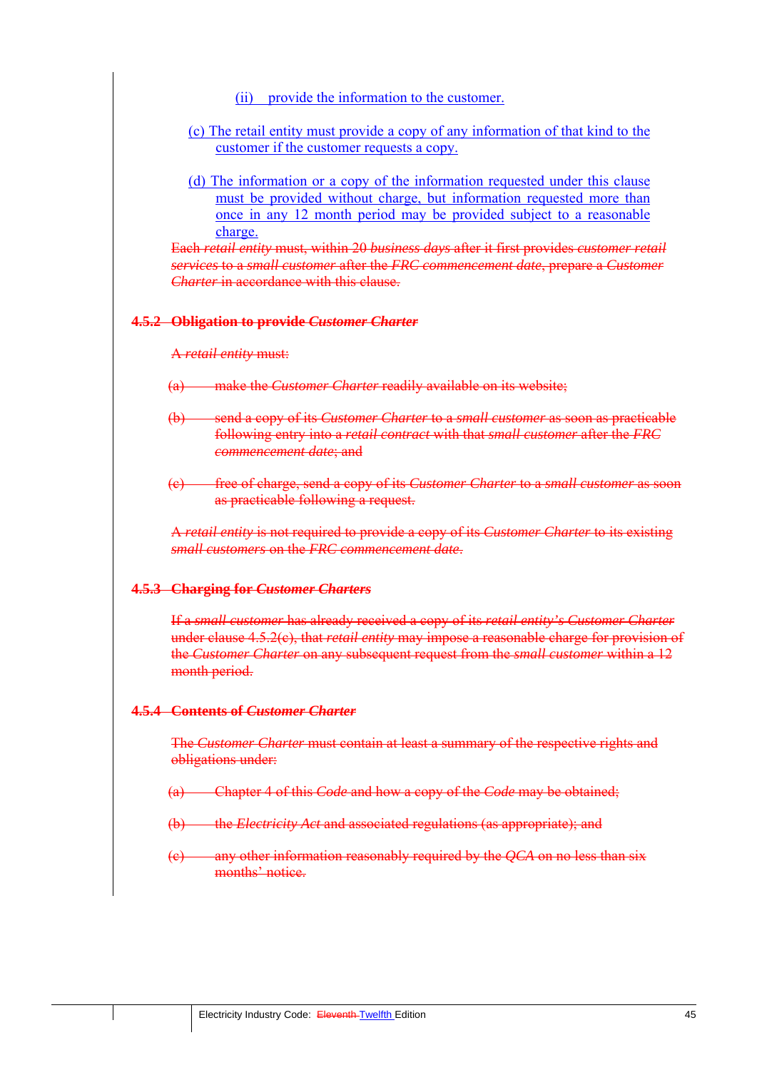(ii) provide the information to the customer.

(c) The retail entity must provide a copy of any information of that kind to the customer if the customer requests a copy.

(d) The information or a copy of the information requested under this clause must be provided without charge, but information requested more than once in any 12 month period may be provided subject to a reasonable charge.

~~Each *retail entity* must, within 20 *business days* after it first provides *customer retail services* to a *small customer* after the *FRC commencement date*, prepare a *Customer Charter* in accordance with this clause.~~

### ~~4.5.2 Obligation to provide *Customer Charter*~~

~~A *retail entity* must:~~

~~(a) make the *Customer Charter* readily available on its website;~~

~~(b) send a copy of its *Customer Charter* to a *small customer* as soon as practicable following entry into a *retail contract* with that *small customer* after the *FRC commencement date*; and~~

~~(c) free of charge, send a copy of its *Customer Charter* to a *small customer* as soon as practicable following a request.~~

~~A *retail entity* is not required to provide a copy of its *Customer Charter* to its existing *small customers* on the *FRC commencement date*.~~

### ~~4.5.3 Charging for *Customer Charters*~~

~~If a *small customer* has already received a copy of its *retail entity's Customer Charter* under clause 4.5.2(c), that *retail entity* may impose a reasonable charge for provision of the *Customer Charter* on any subsequent request from the *small customer* within a 12 month period.~~

### ~~4.5.4 Contents of *Customer Charter*~~

~~The *Customer Charter* must contain at least a summary of the respective rights and obligations under:~~

~~(a) Chapter 4 of this *Code* and how a copy of the *Code* may be obtained;~~

~~(b) the *Electricity Act* and associated regulations (as appropriate); and~~

~~(c) any other information reasonably required by the *QCA* on no less than six months' notice.~~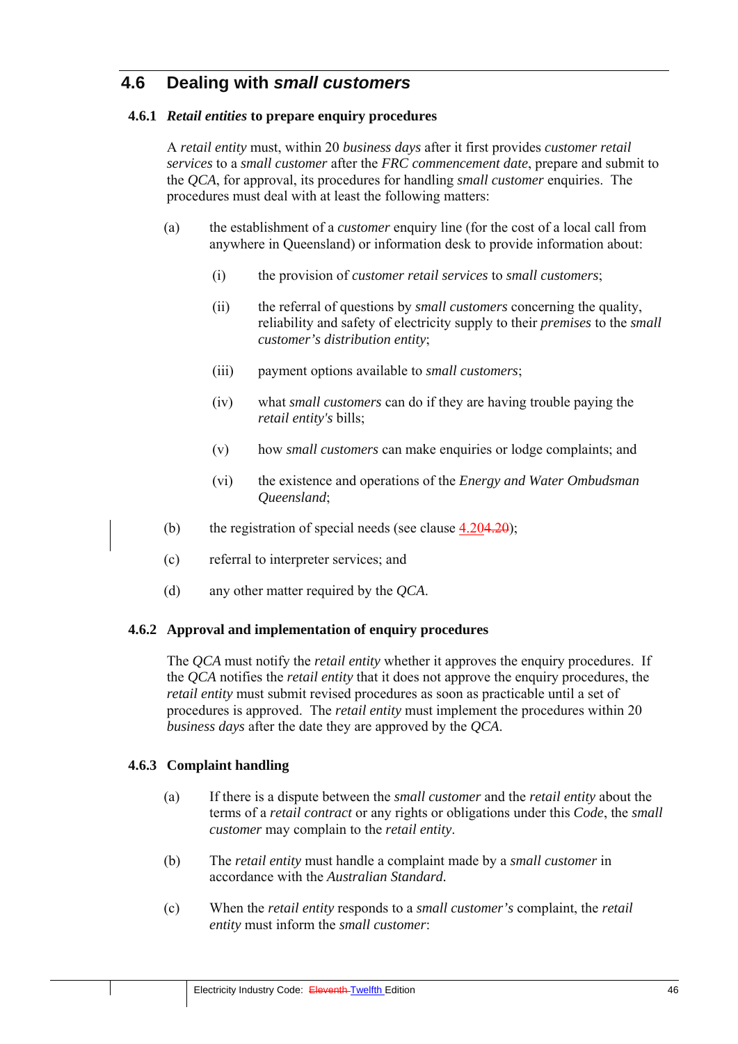## 4.6 Dealing with *small customers*

### 4.6.1 *Retail entities* to prepare enquiry procedures

A *retail entity* must, within 20 *business days* after it first provides *customer retail services* to a *small customer* after the *FRC commencement date*, prepare and submit to the *QCA*, for approval, its procedures for handling *small customer* enquiries. The procedures must deal with at least the following matters:

(a) the establishment of a *customer* enquiry line (for the cost of a local call from anywhere in Queensland) or information desk to provide information about:

  (i) the provision of *customer retail services* to *small customers*;

  (ii) the referral of questions by *small customers* concerning the quality, reliability and safety of electricity supply to their *premises* to the *small customer's distribution entity*;

  (iii) payment options available to *small customers*;

  (iv) what *small customers* can do if they are having trouble paying the *retail entity's* bills;

  (v) how *small customers* can make enquiries or lodge complaints; and

  (vi) the existence and operations of the *Energy and Water Ombudsman Queensland*;

(b) the registration of special needs (see clause 4.204.20);

(c) referral to interpreter services; and

(d) any other matter required by the *QCA*.

### 4.6.2 Approval and implementation of enquiry procedures

The *QCA* must notify the *retail entity* whether it approves the enquiry procedures. If the *QCA* notifies the *retail entity* that it does not approve the enquiry procedures, the *retail entity* must submit revised procedures as soon as practicable until a set of procedures is approved. The *retail entity* must implement the procedures within 20 *business days* after the date they are approved by the *QCA*.

### 4.6.3 Complaint handling

(a) If there is a dispute between the *small customer* and the *retail entity* about the terms of a *retail contract* or any rights or obligations under this *Code*, the *small customer* may complain to the *retail entity*.

(b) The *retail entity* must handle a complaint made by a *small customer* in accordance with the *Australian Standard.*

(c) When the *retail entity* responds to a *small customer's* complaint, the *retail entity* must inform the *small customer*: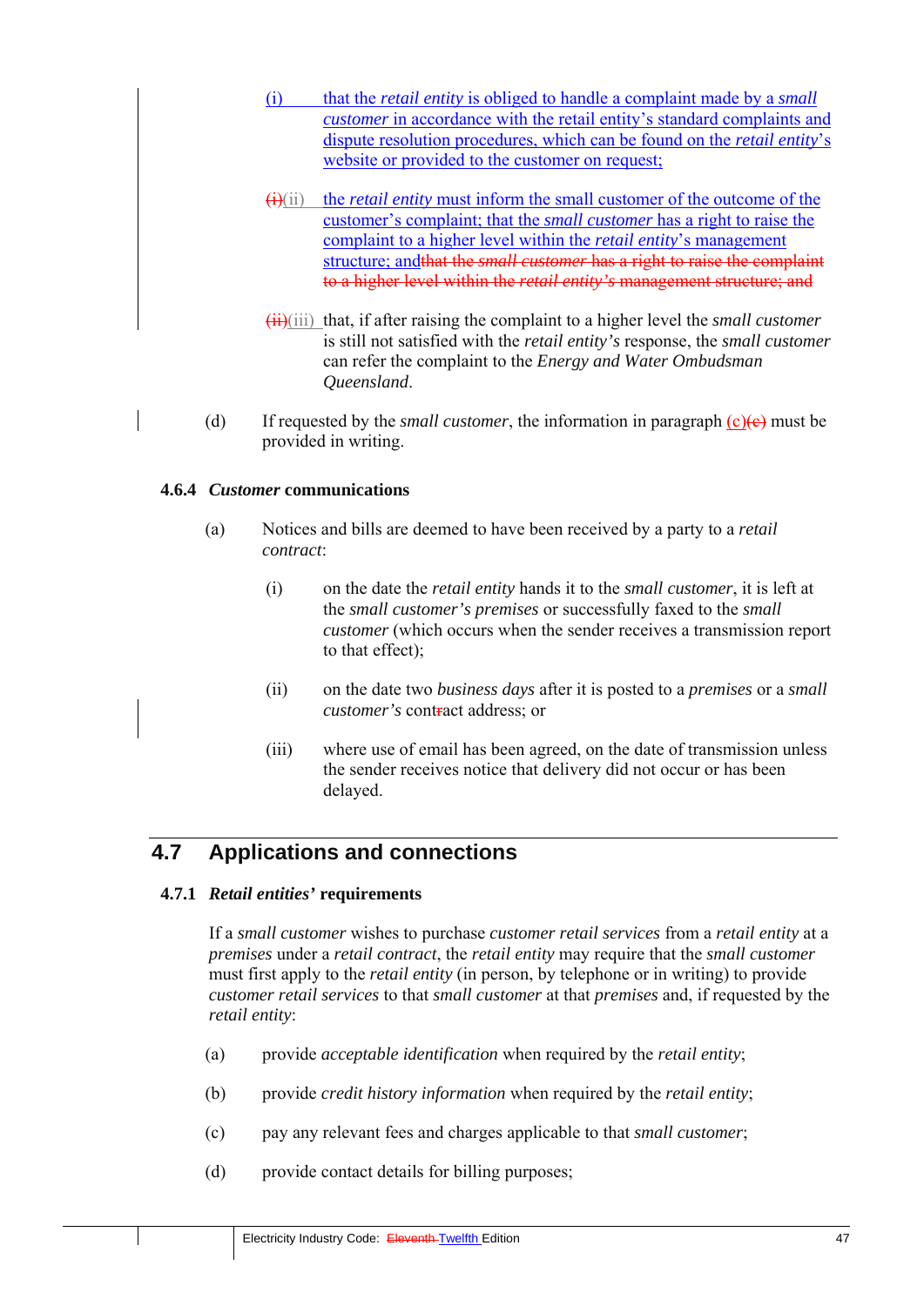(i) that the *retail entity* is obliged to handle a complaint made by a *small customer* in accordance with the retail entity's standard complaints and dispute resolution procedures, which can be found on the *retail entity*'s website or provided to the customer on request;

~~(i)~~(ii) the *retail entity* must inform the small customer of the outcome of the customer's complaint; that the *small customer* has a right to raise the complaint to a higher level within the *retail entity*'s management structure; and~~that the *small customer* has a right to raise the complaint to a higher level within the *retail entity's* management structure; and~~

~~(ii)~~(iii) that, if after raising the complaint to a higher level the *small customer* is still not satisfied with the *retail entity's* response, the *small customer* can refer the complaint to the *Energy and Water Ombudsman Queensland*.

(d) If requested by the *small customer*, the information in paragraph (c)~~(e)~~ must be provided in writing.

### 4.6.4 *Customer* communications

(a) Notices and bills are deemed to have been received by a party to a *retail contract*:

(i) on the date the *retail entity* hands it to the *small customer*, it is left at the *small customer's premises* or successfully faxed to the *small customer* (which occurs when the sender receives a transmission report to that effect);

(ii) on the date two *business days* after it is posted to a *premises* or a *small customer's* cont~~r~~act address; or

(iii) where use of email has been agreed, on the date of transmission unless the sender receives notice that delivery did not occur or has been delayed.

## 4.7 Applications and connections

### 4.7.1 *Retail entities'* requirements

If a *small customer* wishes to purchase *customer retail services* from a *retail entity* at a *premises* under a *retail contract*, the *retail entity* may require that the *small customer* must first apply to the *retail entity* (in person, by telephone or in writing) to provide *customer retail services* to that *small customer* at that *premises* and, if requested by the *retail entity*:

(a) provide *acceptable identification* when required by the *retail entity*;

(b) provide *credit history information* when required by the *retail entity*;

(c) pay any relevant fees and charges applicable to that *small customer*;

(d) provide contact details for billing purposes;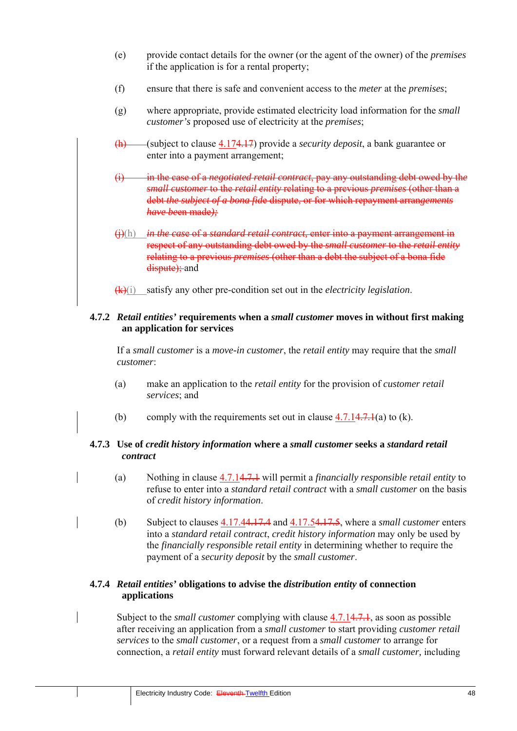(e) provide contact details for the owner (or the agent of the owner) of the *premises* if the application is for a rental property;

(f) ensure that there is safe and convenient access to the *meter* at the *premises*;

(g) where appropriate, provide estimated electricity load information for the *small customer's* proposed use of electricity at the *premises*;

~~(h)~~ (subject to clause 4.17~~4.17~~) provide a *security deposit*, a bank guarantee or enter into a payment arrangement;

~~(i) in the case of a *negotiated retail contract*, pay any outstanding debt owed by the *small customer* to the *retail entity* relating to a previous *premises* (other than a debt *the subject of a bona fide* dispute, or for which repayment arrang*ements have been* made*);*~~

~~(j)~~(h) ~~*in the case* of a *standard retail contract*, enter into a payment arrangement in respect of any outstanding debt owed by the *small customer* to the *retail entity* relating to a previous *premises* (other than a debt the subject of a bona fide dispute);~~ and

~~(k)~~(i) satisfy any other pre-condition set out in the *electricity legislation*.

### 4.7.2 *Retail entities'* requirements when a *small customer* moves in without first making an application for services

If a *small customer* is a *move-in customer*, the *retail entity* may require that the *small customer*:

(a) make an application to the *retail entity* for the provision of *customer retail services*; and

(b) comply with the requirements set out in clause 4.7.1~~4.7.1~~(a) to (k).

### 4.7.3 Use of *credit history information* where a *small customer* seeks a *standard retail contract*

(a) Nothing in clause 4.7.1~~4.7.1~~ will permit a *financially responsible retail entity* to refuse to enter into a *standard retail contract* with a *small customer* on the basis of *credit history information*.

(b) Subject to clauses 4.17.4~~4.17.4~~ and 4.17.5~~4.17.5~~, where a *small customer* enters into a *standard retail contract*, *credit history information* may only be used by the *financially responsible retail entity* in determining whether to require the payment of a *security deposit* by the *small customer*.

### 4.7.4 *Retail entities'* obligations to advise the *distribution entity* of connection applications

Subject to the *small customer* complying with clause 4.7.1~~4.7.1~~, as soon as possible after receiving an application from a *small customer* to start providing *customer retail services* to the *small customer*, or a request from a *small customer* to arrange for connection, a *retail entity* must forward relevant details of a *small customer,* including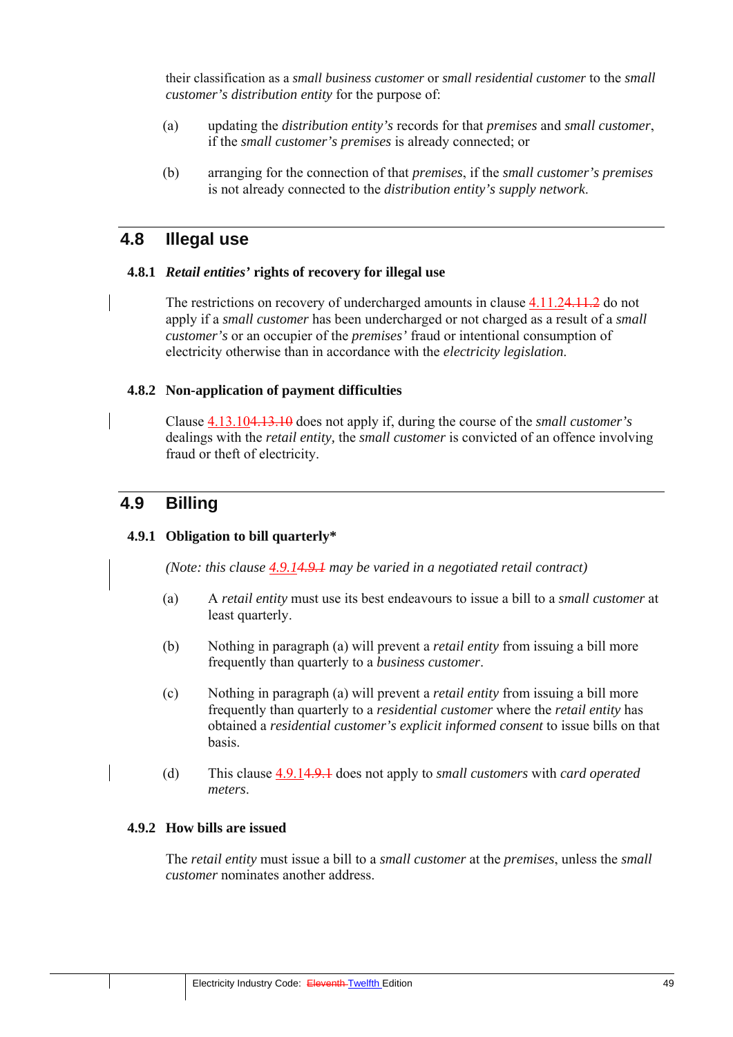their classification as a *small business customer* or *small residential customer* to the *small customer's distribution entity* for the purpose of:

(a) updating the *distribution entity's* records for that *premises* and *small customer*, if the *small customer's premises* is already connected; or

(b) arranging for the connection of that *premises*, if the *small customer's premises* is not already connected to the *distribution entity's supply network*.

## 4.8 Illegal use

### 4.8.1 *Retail entities'* rights of recovery for illegal use

The restrictions on recovery of undercharged amounts in clause 4.11.2~~4.11.2~~ do not apply if a *small customer* has been undercharged or not charged as a result of a *small customer's* or an occupier of the *premises'* fraud or intentional consumption of electricity otherwise than in accordance with the *electricity legislation*.

### 4.8.2 Non-application of payment difficulties

Clause 4.13.10~~4.13.10~~ does not apply if, during the course of the *small customer's* dealings with the *retail entity*, the *small customer* is convicted of an offence involving fraud or theft of electricity.

## 4.9 Billing

### 4.9.1 Obligation to bill quarterly*

*(Note: this clause 4.9.1~~4.9.1~~ may be varied in a negotiated retail contract)*

(a) A *retail entity* must use its best endeavours to issue a bill to a *small customer* at least quarterly.

(b) Nothing in paragraph (a) will prevent a *retail entity* from issuing a bill more frequently than quarterly to a *business customer*.

(c) Nothing in paragraph (a) will prevent a *retail entity* from issuing a bill more frequently than quarterly to a *residential customer* where the *retail entity* has obtained a *residential customer's explicit informed consent* to issue bills on that basis.

(d) This clause 4.9.1~~4.9.1~~ does not apply to *small customers* with *card operated meters*.

### 4.9.2 How bills are issued

The *retail entity* must issue a bill to a *small customer* at the *premises*, unless the *small customer* nominates another address.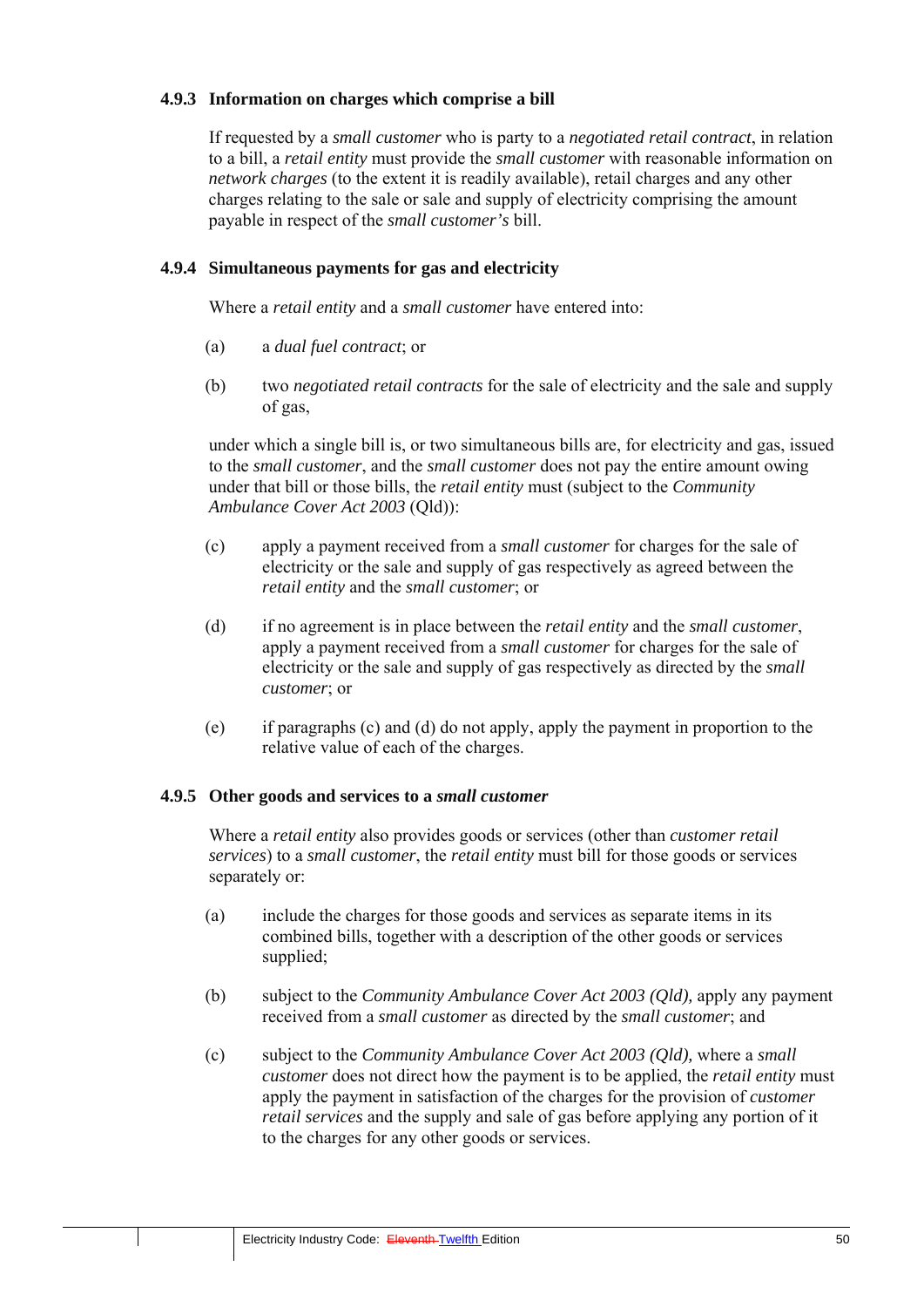#### 4.9.3 Information on charges which comprise a bill

If requested by a *small customer* who is party to a *negotiated retail contract*, in relation to a bill, a *retail entity* must provide the *small customer* with reasonable information on *network charges* (to the extent it is readily available), retail charges and any other charges relating to the sale or sale and supply of electricity comprising the amount payable in respect of the *small customer's* bill.

#### 4.9.4 Simultaneous payments for gas and electricity

Where a *retail entity* and a *small customer* have entered into:

(a) a *dual fuel contract*; or

(b) two *negotiated retail contracts* for the sale of electricity and the sale and supply of gas,

under which a single bill is, or two simultaneous bills are, for electricity and gas, issued to the *small customer*, and the *small customer* does not pay the entire amount owing under that bill or those bills, the *retail entity* must (subject to the *Community Ambulance Cover Act 2003* (Qld)):

(c) apply a payment received from a *small customer* for charges for the sale of electricity or the sale and supply of gas respectively as agreed between the *retail entity* and the *small customer*; or

(d) if no agreement is in place between the *retail entity* and the *small customer*, apply a payment received from a *small customer* for charges for the sale of electricity or the sale and supply of gas respectively as directed by the *small customer*; or

(e) if paragraphs (c) and (d) do not apply, apply the payment in proportion to the relative value of each of the charges.

#### 4.9.5 Other goods and services to a *small customer*

Where a *retail entity* also provides goods or services (other than *customer retail services*) to a *small customer*, the *retail entity* must bill for those goods or services separately or:

(a) include the charges for those goods and services as separate items in its combined bills, together with a description of the other goods or services supplied;

(b) subject to the *Community Ambulance Cover Act 2003 (Qld)*, apply any payment received from a *small customer* as directed by the *small customer*; and

(c) subject to the *Community Ambulance Cover Act 2003 (Qld)*, where a *small customer* does not direct how the payment is to be applied, the *retail entity* must apply the payment in satisfaction of the charges for the provision of *customer retail services* and the supply and sale of gas before applying any portion of it to the charges for any other goods or services.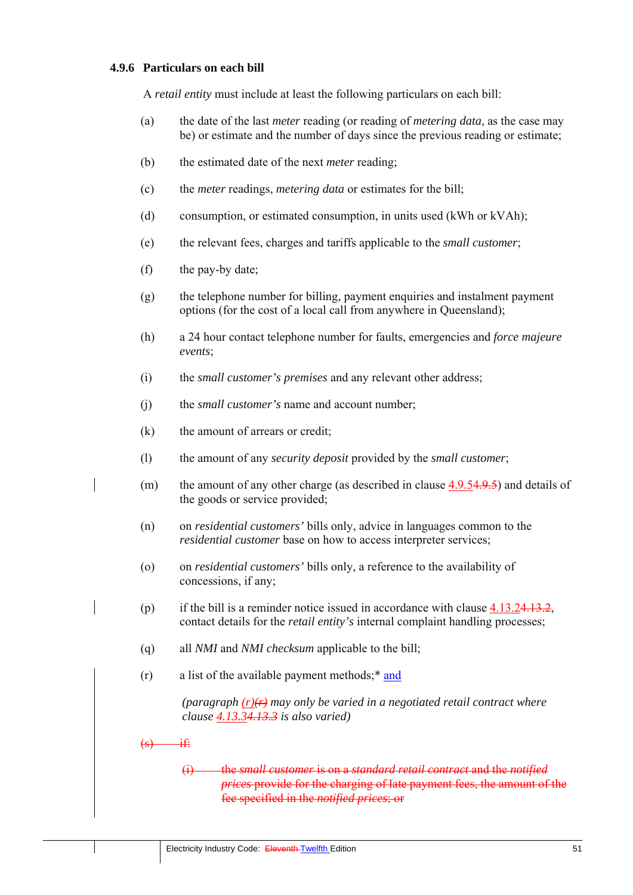### 4.9.6 Particulars on each bill

A *retail entity* must include at least the following particulars on each bill:

(a) the date of the last *meter* reading (or reading of *metering data*, as the case may be) or estimate and the number of days since the previous reading or estimate;

(b) the estimated date of the next *meter* reading;

(c) the *meter* readings, *metering data* or estimates for the bill;

(d) consumption, or estimated consumption, in units used (kWh or kVAh);

(e) the relevant fees, charges and tariffs applicable to the *small customer*;

(f) the pay-by date;

(g) the telephone number for billing, payment enquiries and instalment payment options (for the cost of a local call from anywhere in Queensland);

(h) a 24 hour contact telephone number for faults, emergencies and *force majeure events*;

(i) the *small customer's premises* and any relevant other address;

(j) the *small customer's* name and account number;

(k) the amount of arrears or credit;

(l) the amount of any *security deposit* provided by the *small customer*;

(m) the amount of any other charge (as described in clause 4.9.5~~4.9.5~~) and details of the goods or service provided;

(n) on *residential customers'* bills only, advice in languages common to the *residential customer* base on how to access interpreter services;

(o) on *residential customers'* bills only, a reference to the availability of concessions, if any;

(p) if the bill is a reminder notice issued in accordance with clause 4.13.2~~4.13.2~~, contact details for the *retail entity's* internal complaint handling processes;

(q) all *NMI* and *NMI checksum* applicable to the bill;

(r) a list of the available payment methods;* and

*(paragraph (r)~~(r)~~ may only be varied in a negotiated retail contract where clause 4.13.3~~4.13.3~~ is also varied)*

~~(s) if:~~

~~(i) the *small customer* is on a *standard retail contract* and the *notified prices* provide for the charging of late payment fees, the amount of the fee specified in the *notified prices*; or~~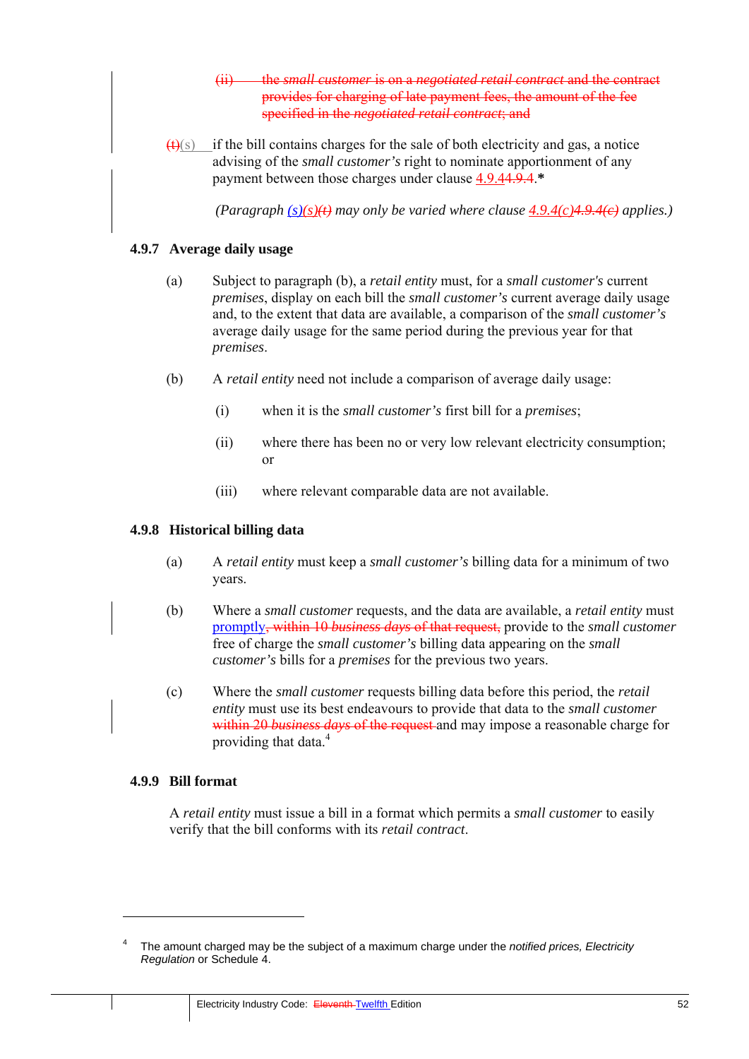(ii) the *small customer* is on a *negotiated retail contract* and the contract provides for charging of late payment fees, the amount of the fee specified in the *negotiated retail contract*; and

(t)(s) if the bill contains charges for the sale of both electricity and gas, a notice advising of the *small customer's* right to nominate apportionment of any payment between those charges under clause 4.9.44.9.4.**\***

*(Paragraph (s)(s)(t) may only be varied where clause 4.9.4(c)4.9.4(c) applies.)*

### 4.9.7 Average daily usage

(a) Subject to paragraph (b), a *retail entity* must, for a *small customer's* current *premises*, display on each bill the *small customer's* current average daily usage and, to the extent that data are available, a comparison of the *small customer's* average daily usage for the same period during the previous year for that *premises*.

(b) A *retail entity* need not include a comparison of average daily usage:

(i) when it is the *small customer's* first bill for a *premises*;

(ii) where there has been no or very low relevant electricity consumption; or

(iii) where relevant comparable data are not available.

### 4.9.8 Historical billing data

(a) A *retail entity* must keep a *small customer's* billing data for a minimum of two years.

(b) Where a *small customer* requests, and the data are available, a *retail entity* must promptly, within 10 *business days* of that request, provide to the *small customer* free of charge the *small customer's* billing data appearing on the *small customer's* bills for a *premises* for the previous two years.

(c) Where the *small customer* requests billing data before this period, the *retail entity* must use its best endeavours to provide that data to the *small customer* within 20 *business days* of the request and may impose a reasonable charge for providing that data.[4]

### 4.9.9 Bill format

A *retail entity* must issue a bill in a format which permits a *small customer* to easily verify that the bill conforms with its *retail contract*.

---

[4] The amount charged may be the subject of a maximum charge under the *notified prices, Electricity Regulation* or Schedule 4.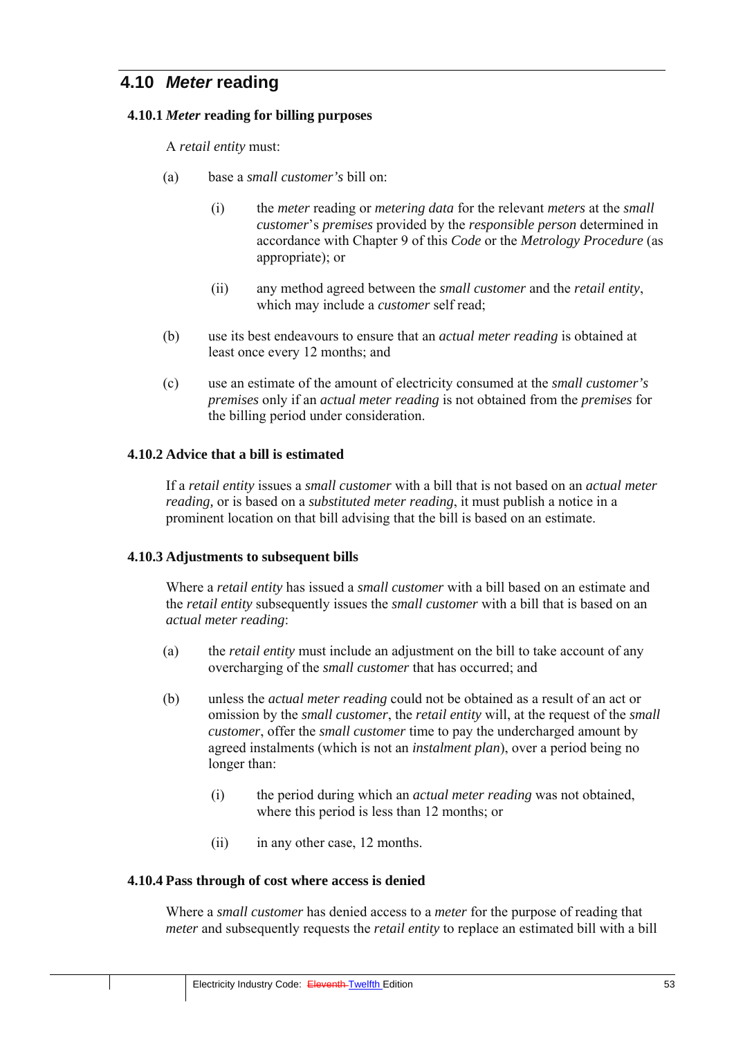## 4.10 *Meter* reading

### 4.10.1 *Meter* reading for billing purposes

A *retail entity* must:

(a) base a *small customer's* bill on:

(i) the *meter* reading or *metering data* for the relevant *meters* at the *small customer*'s *premises* provided by the *responsible person* determined in accordance with Chapter 9 of this *Code* or the *Metrology Procedure* (as appropriate); or

(ii) any method agreed between the *small customer* and the *retail entity*, which may include a *customer* self read;

(b) use its best endeavours to ensure that an *actual meter reading* is obtained at least once every 12 months; and

(c) use an estimate of the amount of electricity consumed at the *small customer's premises* only if an *actual meter reading* is not obtained from the *premises* for the billing period under consideration.

### 4.10.2 Advice that a bill is estimated

If a *retail entity* issues a *small customer* with a bill that is not based on an *actual meter reading,* or is based on a *substituted meter reading*, it must publish a notice in a prominent location on that bill advising that the bill is based on an estimate.

### 4.10.3 Adjustments to subsequent bills

Where a *retail entity* has issued a *small customer* with a bill based on an estimate and the *retail entity* subsequently issues the *small customer* with a bill that is based on an *actual meter reading*:

(a) the *retail entity* must include an adjustment on the bill to take account of any overcharging of the *small customer* that has occurred; and

(b) unless the *actual meter reading* could not be obtained as a result of an act or omission by the *small customer*, the *retail entity* will, at the request of the *small customer*, offer the *small customer* time to pay the undercharged amount by agreed instalments (which is not an *instalment plan*), over a period being no longer than:

(i) the period during which an *actual meter reading* was not obtained, where this period is less than 12 months; or

(ii) in any other case, 12 months.

### 4.10.4 Pass through of cost where access is denied

Where a *small customer* has denied access to a *meter* for the purpose of reading that *meter* and subsequently requests the *retail entity* to replace an estimated bill with a bill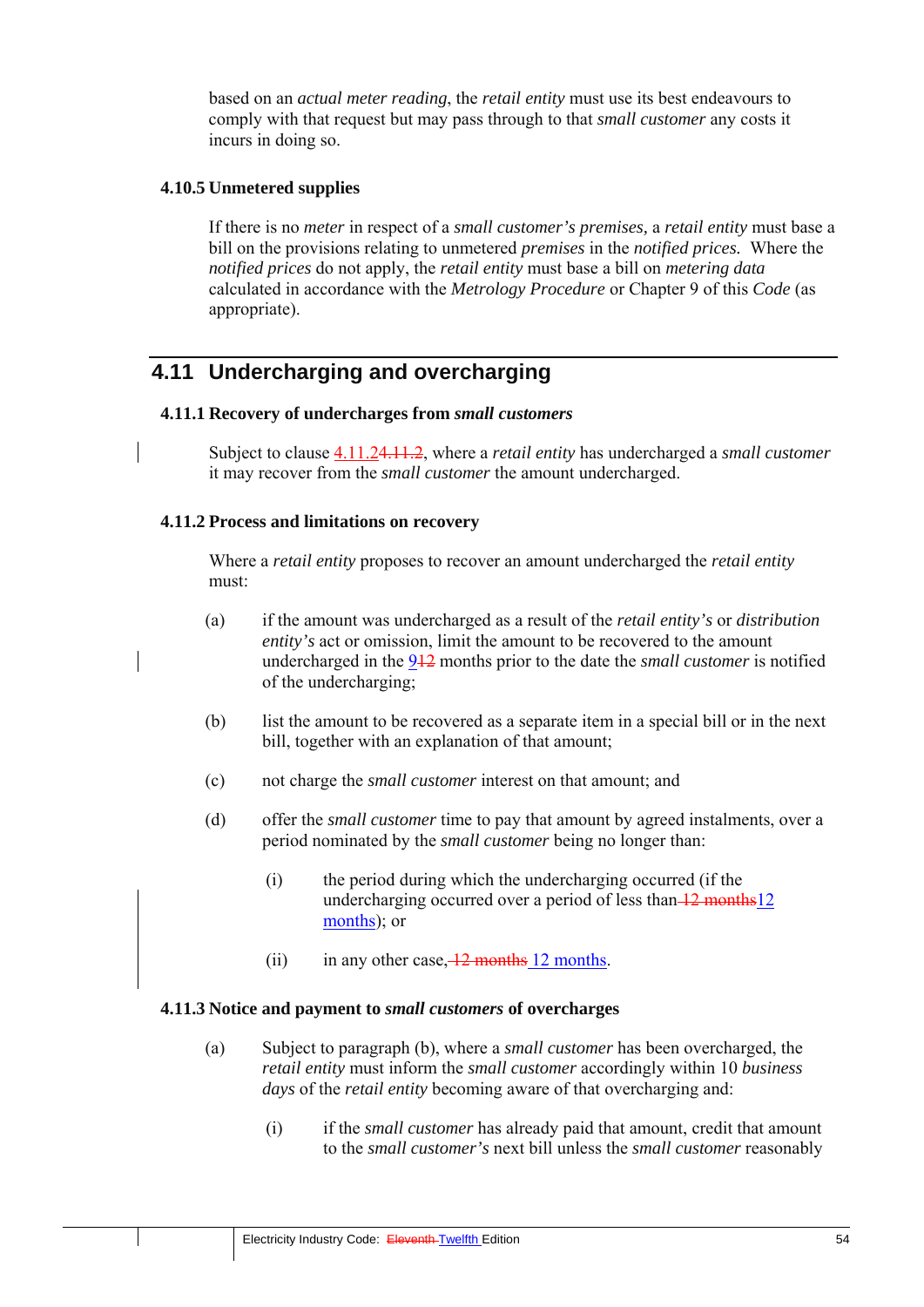based on an *actual meter reading*, the *retail entity* must use its best endeavours to comply with that request but may pass through to that *small customer* any costs it incurs in doing so.

### 4.10.5 Unmetered supplies

If there is no *meter* in respect of a *small customer's premises*, a *retail entity* must base a bill on the provisions relating to unmetered *premises* in the *notified prices*. Where the *notified prices* do not apply, the *retail entity* must base a bill on *metering data* calculated in accordance with the *Metrology Procedure* or Chapter 9 of this *Code* (as appropriate).

## 4.11 Undercharging and overcharging

### 4.11.1 Recovery of undercharges from *small customers*

Subject to clause 4.11.2~~4.11.2~~, where a *retail entity* has undercharged a *small customer* it may recover from the *small customer* the amount undercharged.

### 4.11.2 Process and limitations on recovery

Where a *retail entity* proposes to recover an amount undercharged the *retail entity* must:

(a) if the amount was undercharged as a result of the *retail entity's* or *distribution entity's* act or omission, limit the amount to be recovered to the amount undercharged in the 9~~12~~ months prior to the date the *small customer* is notified of the undercharging;

(b) list the amount to be recovered as a separate item in a special bill or in the next bill, together with an explanation of that amount;

(c) not charge the *small customer* interest on that amount; and

(d) offer the *small customer* time to pay that amount by agreed instalments, over a period nominated by the *small customer* being no longer than:

   (i) the period during which the undercharging occurred (if the undercharging occurred over a period of less than ~~12 months~~12 months); or

   (ii) in any other case, ~~12 months~~ 12 months.

### 4.11.3 Notice and payment to *small customers* of overcharges

(a) Subject to paragraph (b), where a *small customer* has been overcharged, the *retail entity* must inform the *small customer* accordingly within 10 *business days* of the *retail entity* becoming aware of that overcharging and:

   (i) if the *small customer* has already paid that amount, credit that amount to the *small customer's* next bill unless the *small customer* reasonably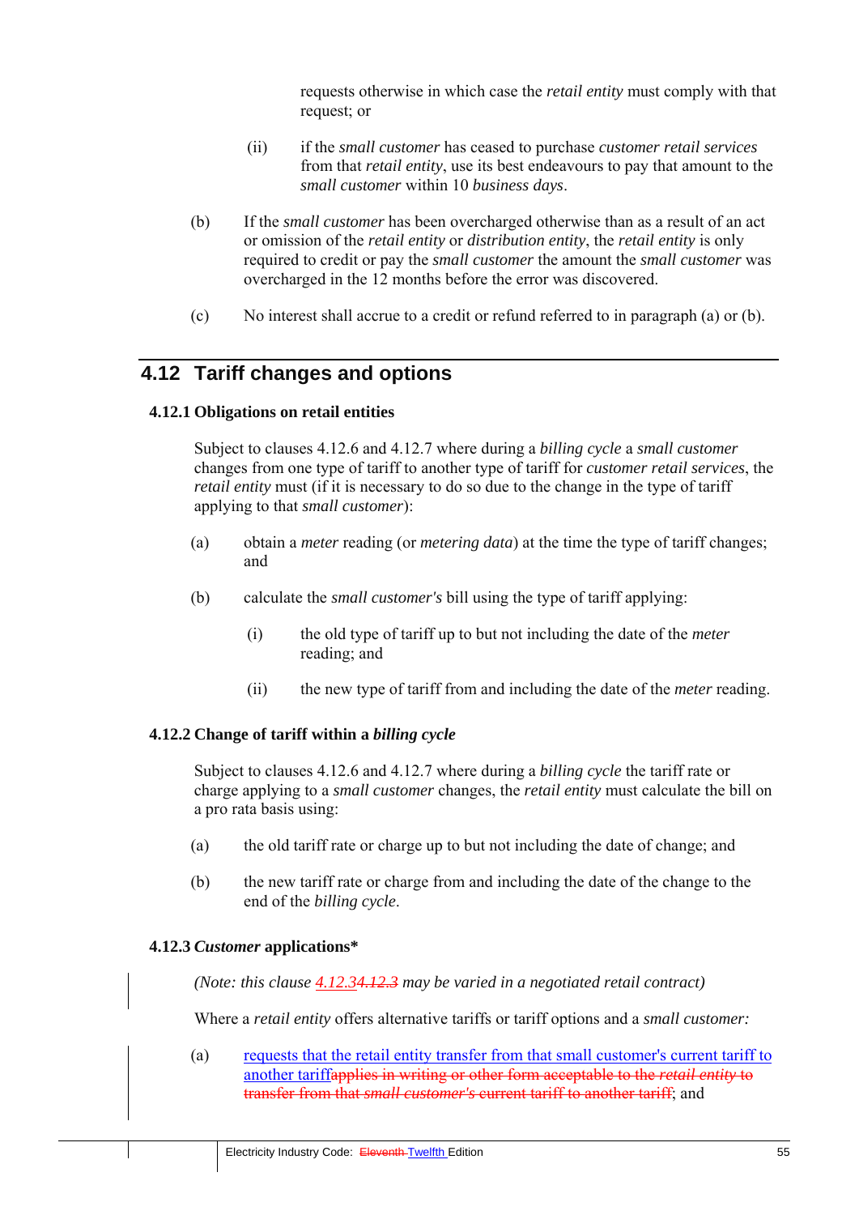requests otherwise in which case the *retail entity* must comply with that request; or

(ii) if the *small customer* has ceased to purchase *customer retail services* from that *retail entity*, use its best endeavours to pay that amount to the *small customer* within 10 *business days*.

(b) If the *small customer* has been overcharged otherwise than as a result of an act or omission of the *retail entity* or *distribution entity*, the *retail entity* is only required to credit or pay the *small customer* the amount the *small customer* was overcharged in the 12 months before the error was discovered.

(c) No interest shall accrue to a credit or refund referred to in paragraph (a) or (b).

## 4.12 Tariff changes and options

### 4.12.1 Obligations on retail entities

Subject to clauses 4.12.6 and 4.12.7 where during a *billing cycle* a *small customer* changes from one type of tariff to another type of tariff for *customer retail services*, the *retail entity* must (if it is necessary to do so due to the change in the type of tariff applying to that *small customer*):

(a) obtain a *meter* reading (or *metering data*) at the time the type of tariff changes; and

(b) calculate the *small customer's* bill using the type of tariff applying:

(i) the old type of tariff up to but not including the date of the *meter* reading; and

(ii) the new type of tariff from and including the date of the *meter* reading.

### 4.12.2 Change of tariff within a *billing cycle*

Subject to clauses 4.12.6 and 4.12.7 where during a *billing cycle* the tariff rate or charge applying to a *small customer* changes, the *retail entity* must calculate the bill on a pro rata basis using:

(a) the old tariff rate or charge up to but not including the date of change; and

(b) the new tariff rate or charge from and including the date of the change to the end of the *billing cycle*.

### 4.12.3 *Customer* applications*

*(Note: this clause 4.12.3~~4.12.3~~ may be varied in a negotiated retail contract)*

Where a *retail entity* offers alternative tariffs or tariff options and a *small customer:*

(a) requests that the retail entity transfer from that small customer's current tariff to another tariff~~applies in writing or other form acceptable to the *retail entity* to transfer from that *small customer's* current tariff to another tariff~~; and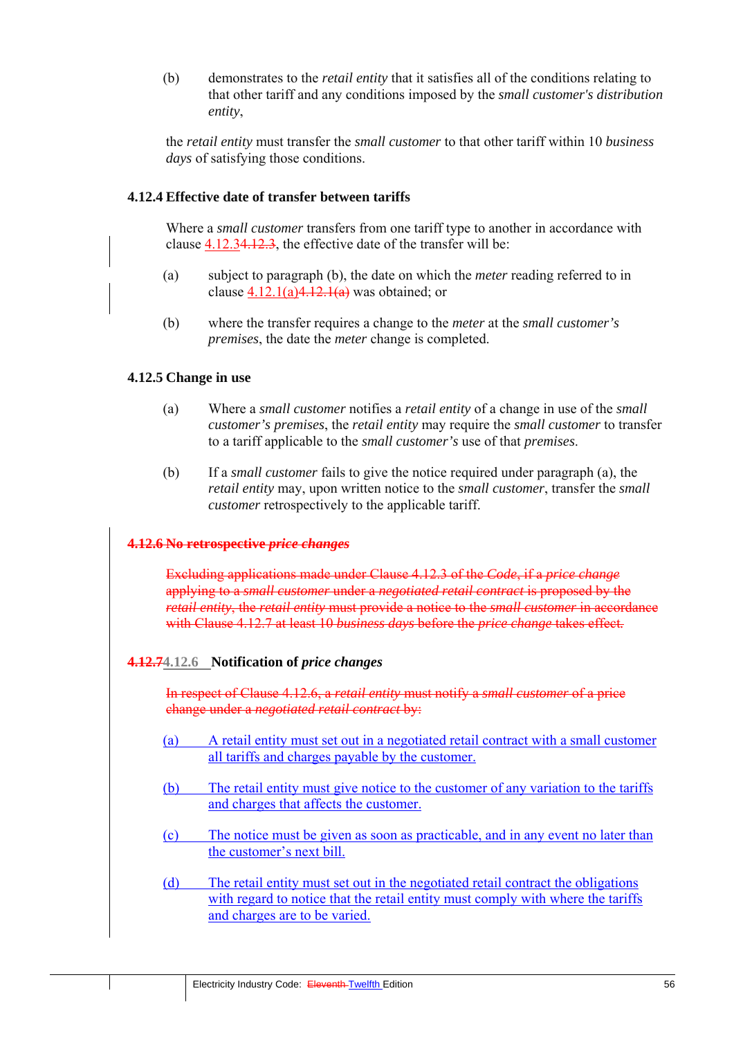(b) demonstrates to the *retail entity* that it satisfies all of the conditions relating to that other tariff and any conditions imposed by the *small customer's distribution entity*,

the *retail entity* must transfer the *small customer* to that other tariff within 10 *business days* of satisfying those conditions.

### 4.12.4 Effective date of transfer between tariffs

Where a *small customer* transfers from one tariff type to another in accordance with clause 4.12.3~~4.12.3~~, the effective date of the transfer will be:

(a) subject to paragraph (b), the date on which the *meter* reading referred to in clause 4.12.1(a)~~4.12.1(a)~~ was obtained; or

(b) where the transfer requires a change to the *meter* at the *small customer's premises*, the date the *meter* change is completed.

### 4.12.5 Change in use

(a) Where a *small customer* notifies a *retail entity* of a change in use of the *small customer's premises*, the *retail entity* may require the *small customer* to transfer to a tariff applicable to the *small customer's* use of that *premises*.

(b) If a *small customer* fails to give the notice required under paragraph (a), the *retail entity* may, upon written notice to the *small customer*, transfer the *small customer* retrospectively to the applicable tariff.

### ~~4.12.6 No retrospective *price changes*~~

~~Excluding applications made under Clause 4.12.3 of the *Code*, if a *price change* applying to a *small customer* under a *negotiated retail contract* is proposed by the *retail entity*, the *retail entity* must provide a notice to the *small customer* in accordance with Clause 4.12.7 at least 10 *business days* before the *price change* takes effect.~~

### ~~4.12.7~~4.12.6 Notification of *price changes*

~~In respect of Clause 4.12.6, a *retail entity* must notify a *small customer* of a price change under a *negotiated retail contract* by:~~

(a) A retail entity must set out in a negotiated retail contract with a small customer all tariffs and charges payable by the customer.

(b) The retail entity must give notice to the customer of any variation to the tariffs and charges that affects the customer.

(c) The notice must be given as soon as practicable, and in any event no later than the customer's next bill.

(d) The retail entity must set out in the negotiated retail contract the obligations with regard to notice that the retail entity must comply with where the tariffs and charges are to be varied.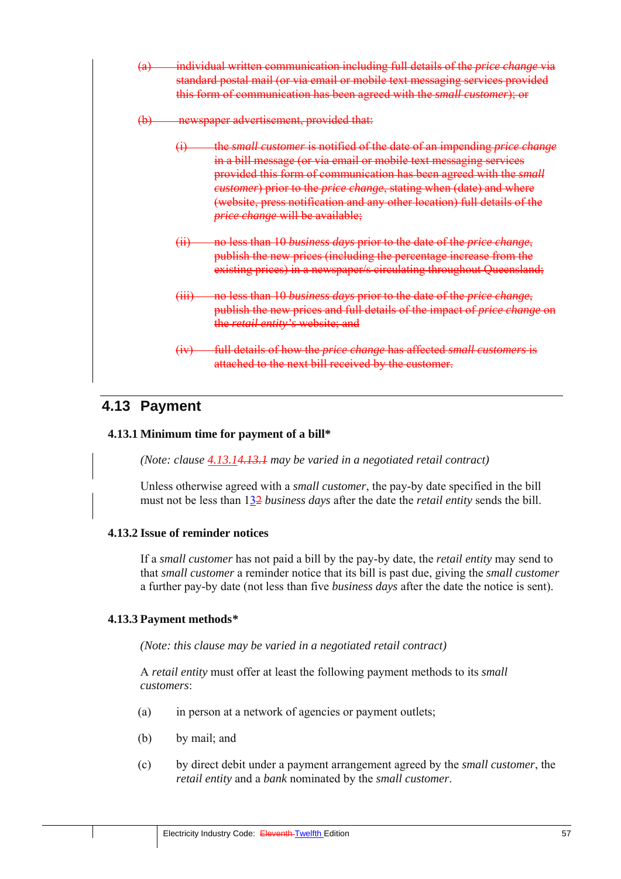~~(a) individual written communication including full details of the *price change* via standard postal mail (or via email or mobile text messaging services provided this form of communication has been agreed with the *small customer*); or~~

~~(b) newspaper advertisement, provided that:~~

~~(i) the *small customer* is notified of the date of an impending *price change* in a bill message (or via email or mobile text messaging services provided this form of communication has been agreed with the *small customer*) prior to the *price change*, stating when (date) and where (website, press notification and any other location) full details of the *price change* will be available;~~

~~(ii) no less than 10 *business days* prior to the date of the *price change*, publish the new prices (including the percentage increase from the existing prices) in a newspaper/s circulating throughout Queensland;~~

~~(iii) no less than 10 *business days* prior to the date of the *price change*, publish the new prices and full details of the impact of *price change* on the *retail entity's* website; and~~

~~(iv) full details of how the *price change* has affected *small customers* is attached to the next bill received by the customer.~~

## 4.13 Payment

### 4.13.1 Minimum time for payment of a bill*

*(Note: clause 4.13.1~~4.13.1~~ may be varied in a negotiated retail contract)*

Unless otherwise agreed with a *small customer*, the pay-by date specified in the bill must not be less than 13~~2~~ *business days* after the date the *retail entity* sends the bill.

### 4.13.2 Issue of reminder notices

If a *small customer* has not paid a bill by the pay-by date, the *retail entity* may send to that *small customer* a reminder notice that its bill is past due, giving the *small customer* a further pay-by date (not less than five *business days* after the date the notice is sent).

### 4.13.3 Payment methods*

*(Note: this clause may be varied in a negotiated retail contract)*

A *retail entity* must offer at least the following payment methods to its *small customers*:

(a) in person at a network of agencies or payment outlets;

(b) by mail; and

(c) by direct debit under a payment arrangement agreed by the *small customer*, the *retail entity* and a *bank* nominated by the *small customer*.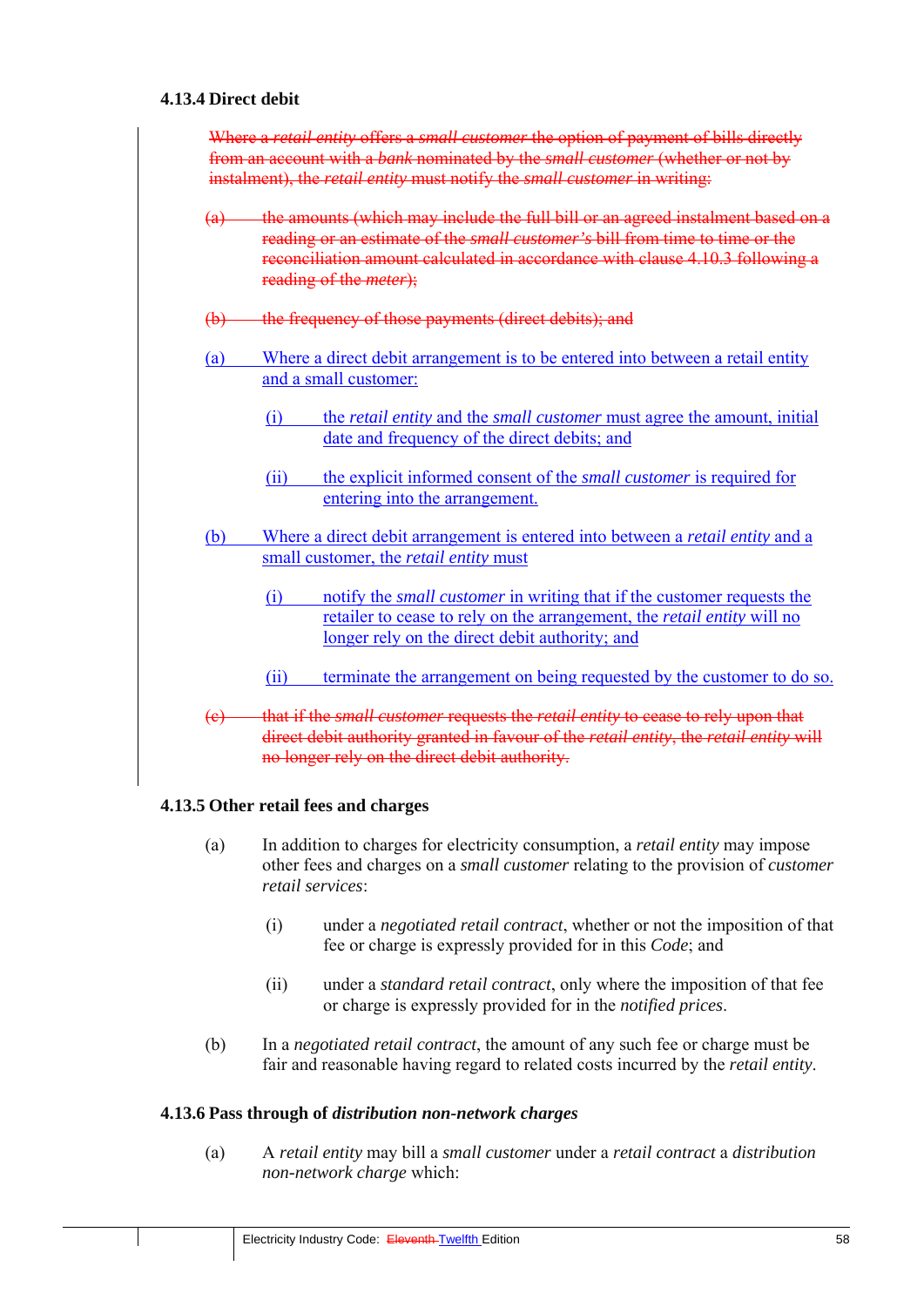### 4.13.4 Direct debit

~~Where a *retail entity* offers a *small customer* the option of payment of bills directly from an account with a *bank* nominated by the *small customer* (whether or not by instalment), the *retail entity* must notify the *small customer* in writing:~~

~~(a) the amounts (which may include the full bill or an agreed instalment based on a reading or an estimate of the *small customer's* bill from time to time or the reconciliation amount calculated in accordance with clause 4.10.3 following a reading of the *meter*);~~

~~(b) the frequency of those payments (direct debits); and~~

(a) Where a direct debit arrangement is to be entered into between a retail entity and a small customer:

  (i) the *retail entity* and the *small customer* must agree the amount, initial date and frequency of the direct debits; and

  (ii) the explicit informed consent of the *small customer* is required for entering into the arrangement.

(b) Where a direct debit arrangement is entered into between a *retail entity* and a small customer, the *retail entity* must

  (i) notify the *small customer* in writing that if the customer requests the retailer to cease to rely on the arrangement, the *retail entity* will no longer rely on the direct debit authority; and

  (ii) terminate the arrangement on being requested by the customer to do so.

~~(c) that if the *small customer* requests the *retail entity* to cease to rely upon that direct debit authority granted in favour of the *retail entity*, the *retail entity* will no longer rely on the direct debit authority.~~

### 4.13.5 Other retail fees and charges

(a) In addition to charges for electricity consumption, a *retail entity* may impose other fees and charges on a *small customer* relating to the provision of *customer retail services*:

  (i) under a *negotiated retail contract*, whether or not the imposition of that fee or charge is expressly provided for in this *Code*; and

  (ii) under a *standard retail contract*, only where the imposition of that fee or charge is expressly provided for in the *notified prices*.

(b) In a *negotiated retail contract*, the amount of any such fee or charge must be fair and reasonable having regard to related costs incurred by the *retail entity*.

### 4.13.6 Pass through of *distribution non-network charges*

(a) A *retail entity* may bill a *small customer* under a *retail contract* a *distribution non-network charge* which: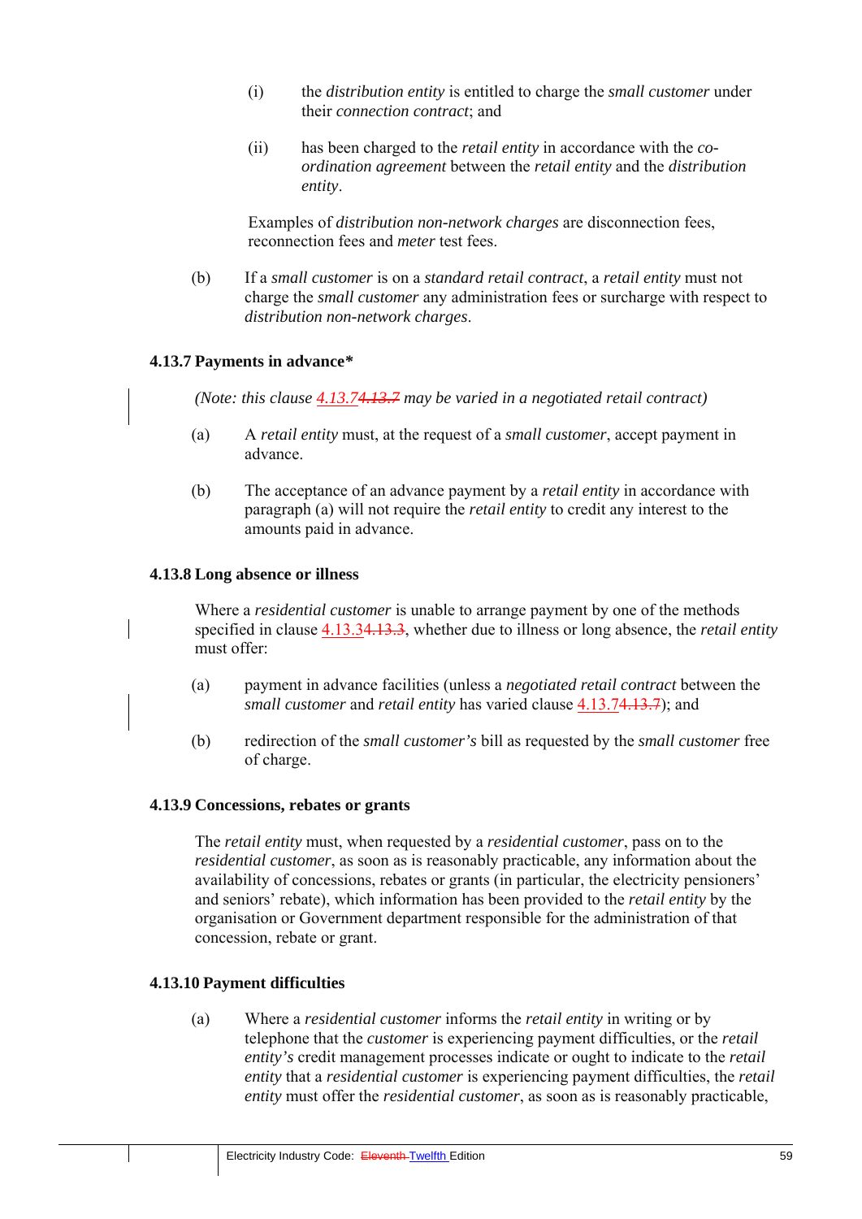(i) the *distribution entity* is entitled to charge the *small customer* under their *connection contract*; and

(ii) has been charged to the *retail entity* in accordance with the *co-ordination agreement* between the *retail entity* and the *distribution entity*.

Examples of *distribution non-network charges* are disconnection fees, reconnection fees and *meter* test fees.

(b) If a *small customer* is on a *standard retail contract*, a *retail entity* must not charge the *small customer* any administration fees or surcharge with respect to *distribution non-network charges*.

### 4.13.7 Payments in advance*

*(Note: this clause 4.13.7~~4.13.7~~ may be varied in a negotiated retail contract)*

(a) A *retail entity* must, at the request of a *small customer*, accept payment in advance.

(b) The acceptance of an advance payment by a *retail entity* in accordance with paragraph (a) will not require the *retail entity* to credit any interest to the amounts paid in advance.

### 4.13.8 Long absence or illness

Where a *residential customer* is unable to arrange payment by one of the methods specified in clause 4.13.3~~4.13.3~~, whether due to illness or long absence, the *retail entity* must offer:

(a) payment in advance facilities (unless a *negotiated retail contract* between the *small customer* and *retail entity* has varied clause 4.13.7~~4.13.7~~); and

(b) redirection of the *small customer's* bill as requested by the *small customer* free of charge.

### 4.13.9 Concessions, rebates or grants

The *retail entity* must, when requested by a *residential customer*, pass on to the *residential customer*, as soon as is reasonably practicable, any information about the availability of concessions, rebates or grants (in particular, the electricity pensioners' and seniors' rebate), which information has been provided to the *retail entity* by the organisation or Government department responsible for the administration of that concession, rebate or grant.

### 4.13.10 Payment difficulties

(a) Where a *residential customer* informs the *retail entity* in writing or by telephone that the *customer* is experiencing payment difficulties, or the *retail entity's* credit management processes indicate or ought to indicate to the *retail entity* that a *residential customer* is experiencing payment difficulties, the *retail entity* must offer the *residential customer*, as soon as is reasonably practicable,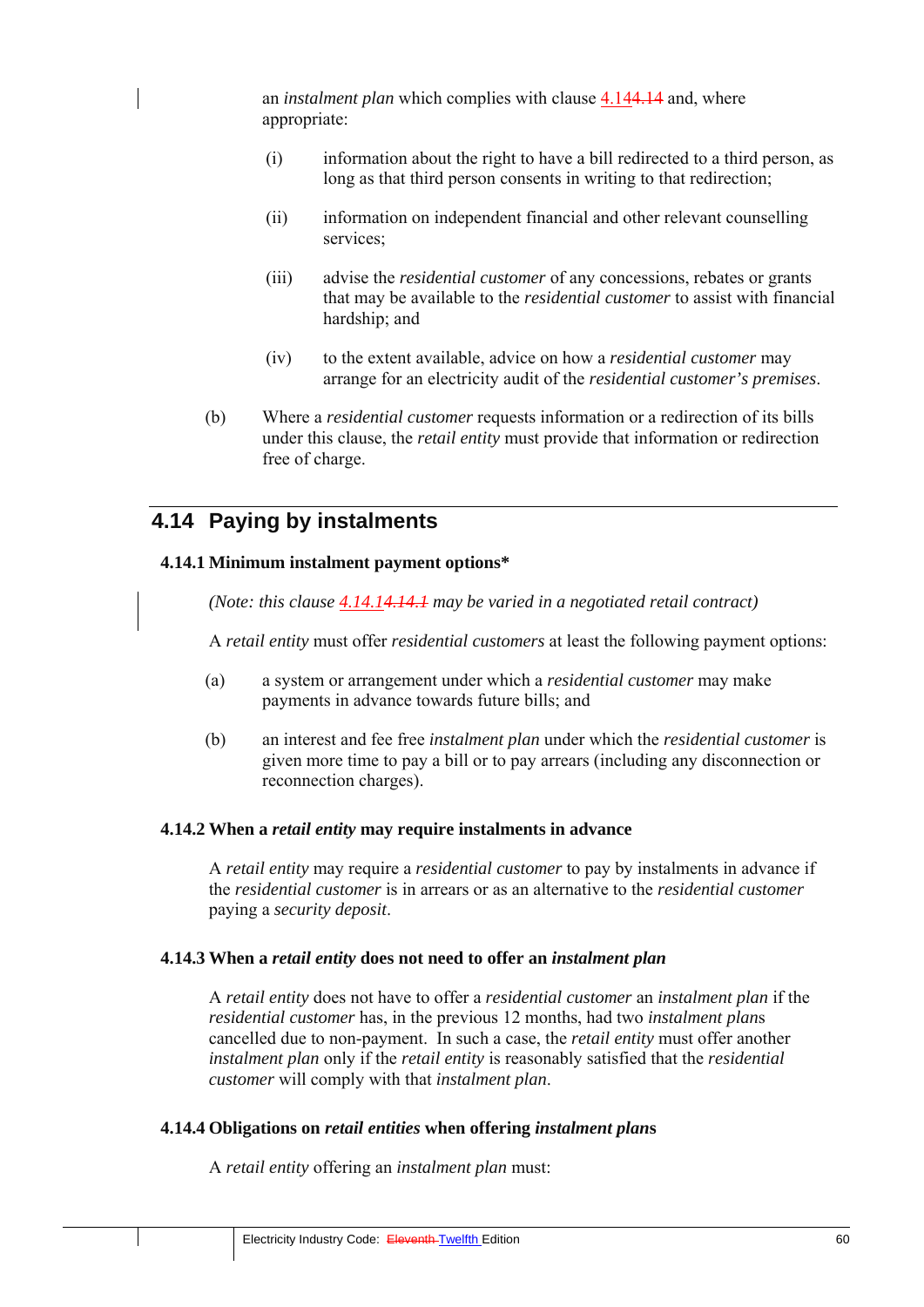an *instalment plan* which complies with clause 4.144.14 and, where appropriate:

(i) information about the right to have a bill redirected to a third person, as long as that third person consents in writing to that redirection;

(ii) information on independent financial and other relevant counselling services;

(iii) advise the *residential customer* of any concessions, rebates or grants that may be available to the *residential customer* to assist with financial hardship; and

(iv) to the extent available, advice on how a *residential customer* may arrange for an electricity audit of the *residential customer's premises*.

(b) Where a *residential customer* requests information or a redirection of its bills under this clause, the *retail entity* must provide that information or redirection free of charge.

## 4.14 Paying by instalments

### 4.14.1 Minimum instalment payment options*

*(Note: this clause 4.14.14.14.1 may be varied in a negotiated retail contract)*

A *retail entity* must offer *residential customers* at least the following payment options:

(a) a system or arrangement under which a *residential customer* may make payments in advance towards future bills; and

(b) an interest and fee free *instalment plan* under which the *residential customer* is given more time to pay a bill or to pay arrears (including any disconnection or reconnection charges).

### 4.14.2 When a *retail entity* may require instalments in advance

A *retail entity* may require a *residential customer* to pay by instalments in advance if the *residential customer* is in arrears or as an alternative to the *residential customer* paying a *security deposit*.

### 4.14.3 When a *retail entity* does not need to offer an *instalment plan*

A *retail entity* does not have to offer a *residential customer* an *instalment plan* if the *residential customer* has, in the previous 12 months, had two *instalment plans* cancelled due to non-payment. In such a case, the *retail entity* must offer another *instalment plan* only if the *retail entity* is reasonably satisfied that the *residential customer* will comply with that *instalment plan*.

### 4.14.4 Obligations on *retail entities* when offering *instalment plans*

A *retail entity* offering an *instalment plan* must: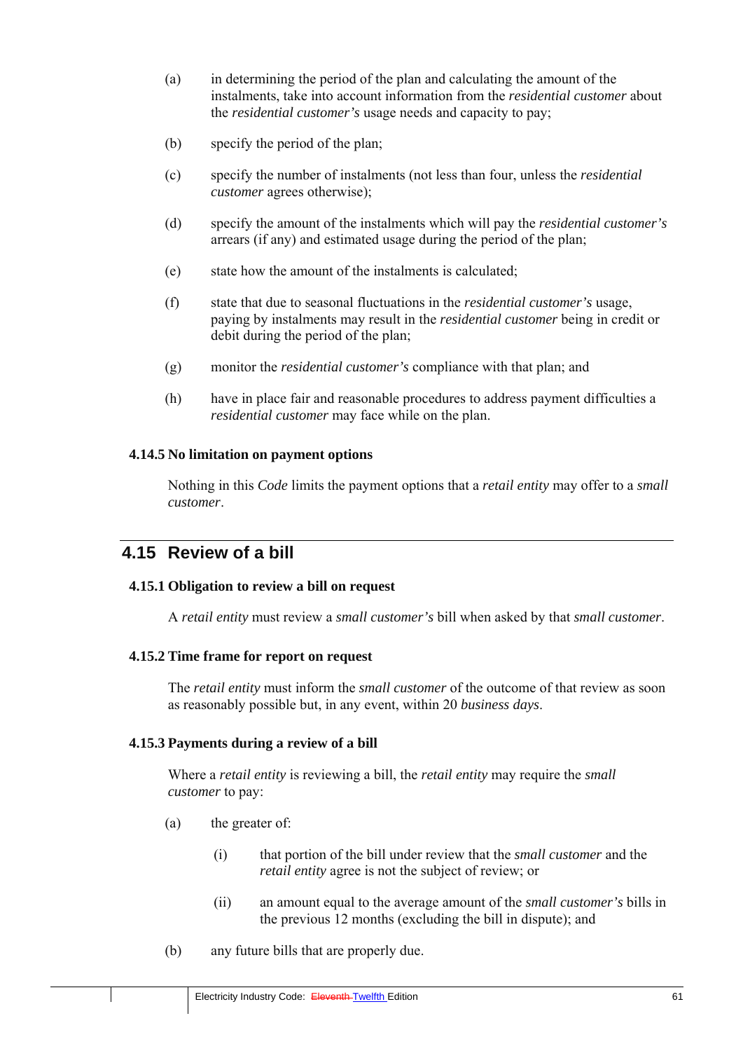(a) in determining the period of the plan and calculating the amount of the instalments, take into account information from the *residential customer* about the *residential customer's* usage needs and capacity to pay;

(b) specify the period of the plan;

(c) specify the number of instalments (not less than four, unless the *residential customer* agrees otherwise);

(d) specify the amount of the instalments which will pay the *residential customer's* arrears (if any) and estimated usage during the period of the plan;

(e) state how the amount of the instalments is calculated;

(f) state that due to seasonal fluctuations in the *residential customer's* usage, paying by instalments may result in the *residential customer* being in credit or debit during the period of the plan;

(g) monitor the *residential customer's* compliance with that plan; and

(h) have in place fair and reasonable procedures to address payment difficulties a *residential customer* may face while on the plan.

#### 4.14.5 No limitation on payment options

Nothing in this *Code* limits the payment options that a *retail entity* may offer to a *small customer*.

## 4.15 Review of a bill

#### 4.15.1 Obligation to review a bill on request

A *retail entity* must review a *small customer's* bill when asked by that *small customer*.

#### 4.15.2 Time frame for report on request

The *retail entity* must inform the *small customer* of the outcome of that review as soon as reasonably possible but, in any event, within 20 *business days*.

#### 4.15.3 Payments during a review of a bill

Where a *retail entity* is reviewing a bill, the *retail entity* may require the *small customer* to pay:

(a) the greater of:

   (i) that portion of the bill under review that the *small customer* and the *retail entity* agree is not the subject of review; or

   (ii) an amount equal to the average amount of the *small customer's* bills in the previous 12 months (excluding the bill in dispute); and

(b) any future bills that are properly due.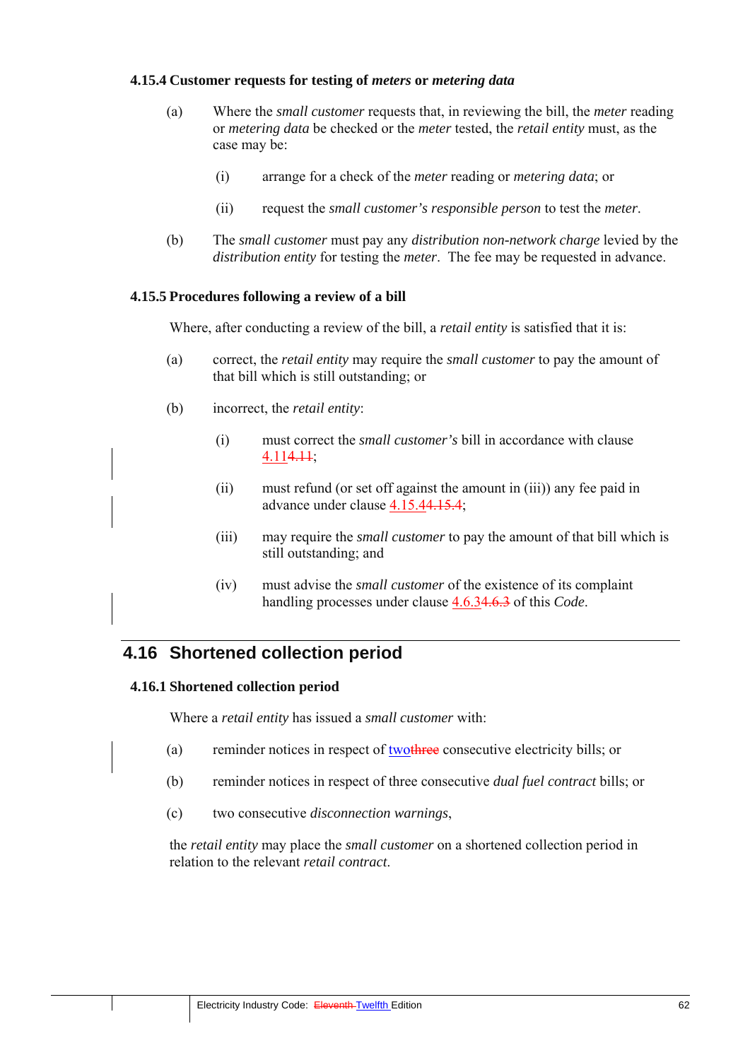#### 4.15.4 Customer requests for testing of *meters* or *metering data*

(a) Where the *small customer* requests that, in reviewing the bill, the *meter* reading or *metering data* be checked or the *meter* tested, the *retail entity* must, as the case may be:

(i) arrange for a check of the *meter* reading or *metering data*; or

(ii) request the *small customer's responsible person* to test the *meter*.

(b) The *small customer* must pay any *distribution non-network charge* levied by the *distribution entity* for testing the *meter*. The fee may be requested in advance.

#### 4.15.5 Procedures following a review of a bill

Where, after conducting a review of the bill, a *retail entity* is satisfied that it is:

(a) correct, the *retail entity* may require the *small customer* to pay the amount of that bill which is still outstanding; or

(b) incorrect, the *retail entity*:

(i) must correct the *small customer's* bill in accordance with clause 4.11~~4.11~~;

(ii) must refund (or set off against the amount in (iii)) any fee paid in advance under clause 4.15.4~~4.15.4~~;

(iii) may require the *small customer* to pay the amount of that bill which is still outstanding; and

(iv) must advise the *small customer* of the existence of its complaint handling processes under clause 4.6.3~~4.6.3~~ of this *Code*.

## 4.16 Shortened collection period

#### 4.16.1 Shortened collection period

Where a *retail entity* has issued a *small customer* with:

(a) reminder notices in respect of two~~three~~ consecutive electricity bills; or

(b) reminder notices in respect of three consecutive *dual fuel contract* bills; or

(c) two consecutive *disconnection warnings*,

the *retail entity* may place the *small customer* on a shortened collection period in relation to the relevant *retail contract*.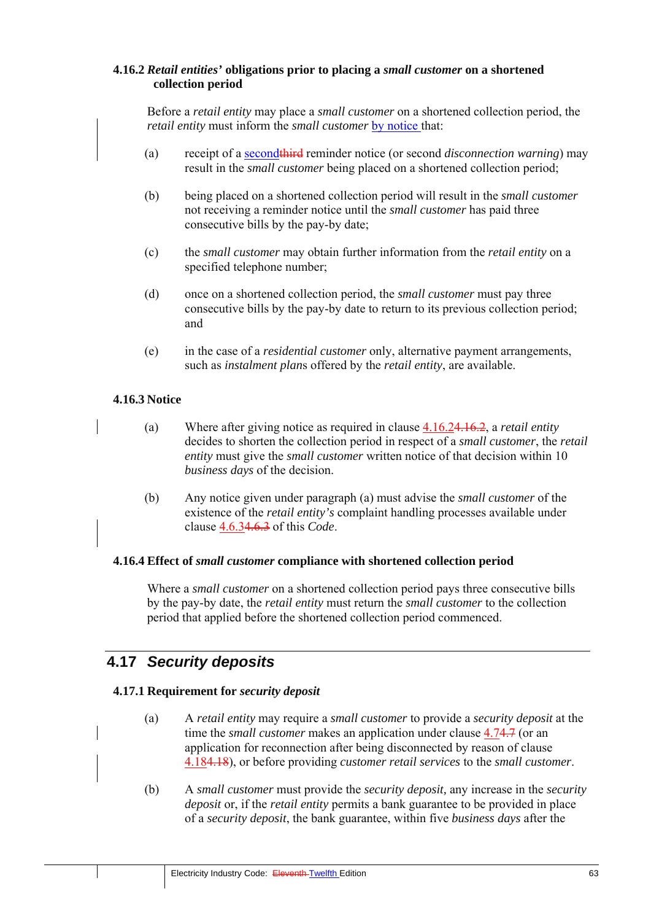#### 4.16.2 *Retail entities'* obligations prior to placing a *small customer* on a shortened collection period

Before a *retail entity* may place a *small customer* on a shortened collection period, the *retail entity* must inform the *small customer* by notice that:

(a) receipt of a secondthird reminder notice (or second *disconnection warning*) may result in the *small customer* being placed on a shortened collection period;

(b) being placed on a shortened collection period will result in the *small customer* not receiving a reminder notice until the *small customer* has paid three consecutive bills by the pay-by date;

(c) the *small customer* may obtain further information from the *retail entity* on a specified telephone number;

(d) once on a shortened collection period, the *small customer* must pay three consecutive bills by the pay-by date to return to its previous collection period; and

(e) in the case of a *residential customer* only, alternative payment arrangements, such as *instalment plan*s offered by the *retail entity*, are available.

#### 4.16.3 Notice

(a) Where after giving notice as required in clause 4.16.24.16.2, a *retail entity* decides to shorten the collection period in respect of a *small customer*, the *retail entity* must give the *small customer* written notice of that decision within 10 *business days* of the decision.

(b) Any notice given under paragraph (a) must advise the *small customer* of the existence of the *retail entity's* complaint handling processes available under clause 4.6.34.6.3 of this *Code*.

#### 4.16.4 Effect of *small customer* compliance with shortened collection period

Where a *small customer* on a shortened collection period pays three consecutive bills by the pay-by date, the *retail entity* must return the *small customer* to the collection period that applied before the shortened collection period commenced.

## 4.17 *Security deposits*

#### 4.17.1 Requirement for *security deposit*

(a) A *retail entity* may require a *small customer* to provide a *security deposit* at the time the *small customer* makes an application under clause 4.74.7 (or an application for reconnection after being disconnected by reason of clause 4.184.18), or before providing *customer retail services* to the *small customer*.

(b) A *small customer* must provide the *security deposit,* any increase in the *security deposit* or, if the *retail entity* permits a bank guarantee to be provided in place of a *security deposit*, the bank guarantee, within five *business days* after the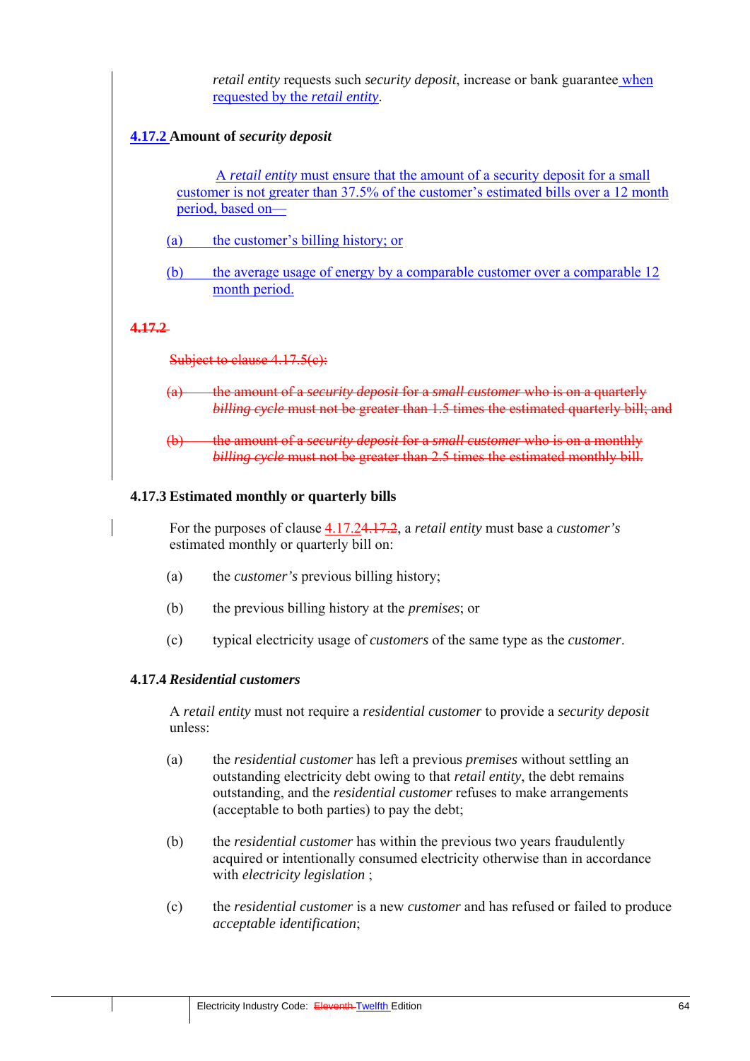*retail entity* requests such *security deposit*, increase or bank guarantee when requested by the *retail entity*.

### 4.17.2 Amount of *security deposit*

A *retail entity* must ensure that the amount of a security deposit for a small customer is not greater than 37.5% of the customer's estimated bills over a 12 month period, based on—

(a) the customer's billing history; or

(b) the average usage of energy by a comparable customer over a comparable 12 month period.

~~4.17.2~~

~~Subject to clause 4.17.5(c):~~

~~(a) the amount of a *security deposit* for a *small customer* who is on a quarterly *billing cycle* must not be greater than 1.5 times the estimated quarterly bill; and~~

~~(b) the amount of a *security deposit* for a *small customer* who is on a monthly *billing cycle* must not be greater than 2.5 times the estimated monthly bill.~~

### 4.17.3 Estimated monthly or quarterly bills

For the purposes of clause 4.17.2~~4.17.2~~, a *retail entity* must base a *customer's* estimated monthly or quarterly bill on:

(a) the *customer's* previous billing history;

(b) the previous billing history at the *premises*; or

(c) typical electricity usage of *customers* of the same type as the *customer*.

### 4.17.4 *Residential customers*

A *retail entity* must not require a *residential customer* to provide a *security deposit* unless:

(a) the *residential customer* has left a previous *premises* without settling an outstanding electricity debt owing to that *retail entity*, the debt remains outstanding, and the *residential customer* refuses to make arrangements (acceptable to both parties) to pay the debt;

(b) the *residential customer* has within the previous two years fraudulently acquired or intentionally consumed electricity otherwise than in accordance with *electricity legislation* ;

(c) the *residential customer* is a new *customer* and has refused or failed to produce *acceptable identification*;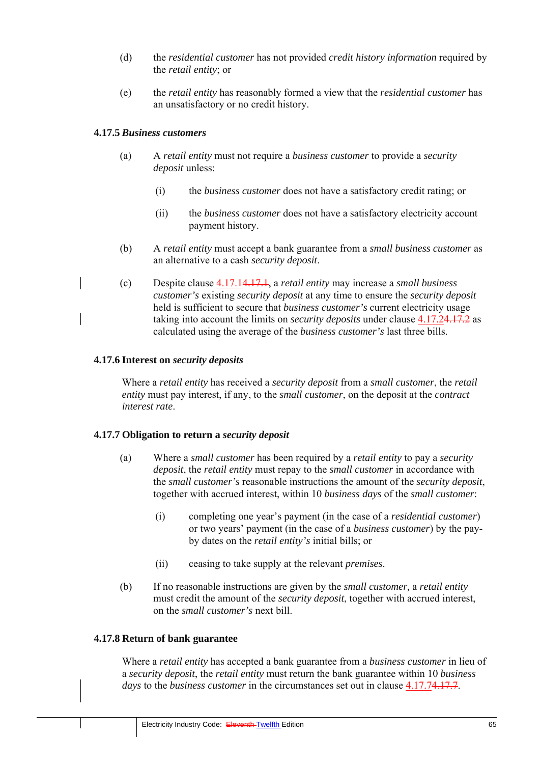(d) the *residential customer* has not provided *credit history information* required by the *retail entity*; or

(e) the *retail entity* has reasonably formed a view that the *residential customer* has an unsatisfactory or no credit history.

#### 4.17.5 *Business customers*

(a) A *retail entity* must not require a *business customer* to provide a *security deposit* unless:

  (i) the *business customer* does not have a satisfactory credit rating; or

  (ii) the *business customer* does not have a satisfactory electricity account payment history.

(b) A *retail entity* must accept a bank guarantee from a *small business customer* as an alternative to a cash *security deposit*.

(c) Despite clause 4.17.1~~4.17.1~~, a *retail entity* may increase a *small business customer's* existing *security deposit* at any time to ensure the *security deposit* held is sufficient to secure that *business customer's* current electricity usage taking into account the limits on *security deposits* under clause 4.17.2~~4.17.2~~ as calculated using the average of the *business customer's* last three bills.

#### 4.17.6 Interest on *security deposits*

Where a *retail entity* has received a *security deposit* from a *small customer*, the *retail entity* must pay interest, if any, to the *small customer*, on the deposit at the *contract interest rate*.

#### 4.17.7 Obligation to return a *security deposit*

(a) Where a *small customer* has been required by a *retail entity* to pay a *security deposit*, the *retail entity* must repay to the *small customer* in accordance with the *small customer's* reasonable instructions the amount of the *security deposit*, together with accrued interest, within 10 *business days* of the *small customer*:

  (i) completing one year's payment (in the case of a *residential customer*) or two years' payment (in the case of a *business customer*) by the pay-by dates on the *retail entity's* initial bills; or

  (ii) ceasing to take supply at the relevant *premises*.

(b) If no reasonable instructions are given by the *small customer*, a *retail entity* must credit the amount of the *security deposit*, together with accrued interest, on the *small customer's* next bill.

#### 4.17.8 Return of bank guarantee

Where a *retail entity* has accepted a bank guarantee from a *business customer* in lieu of a *security deposit*, the *retail entity* must return the bank guarantee within 10 *business days* to the *business customer* in the circumstances set out in clause 4.17.7~~4.17.7~~.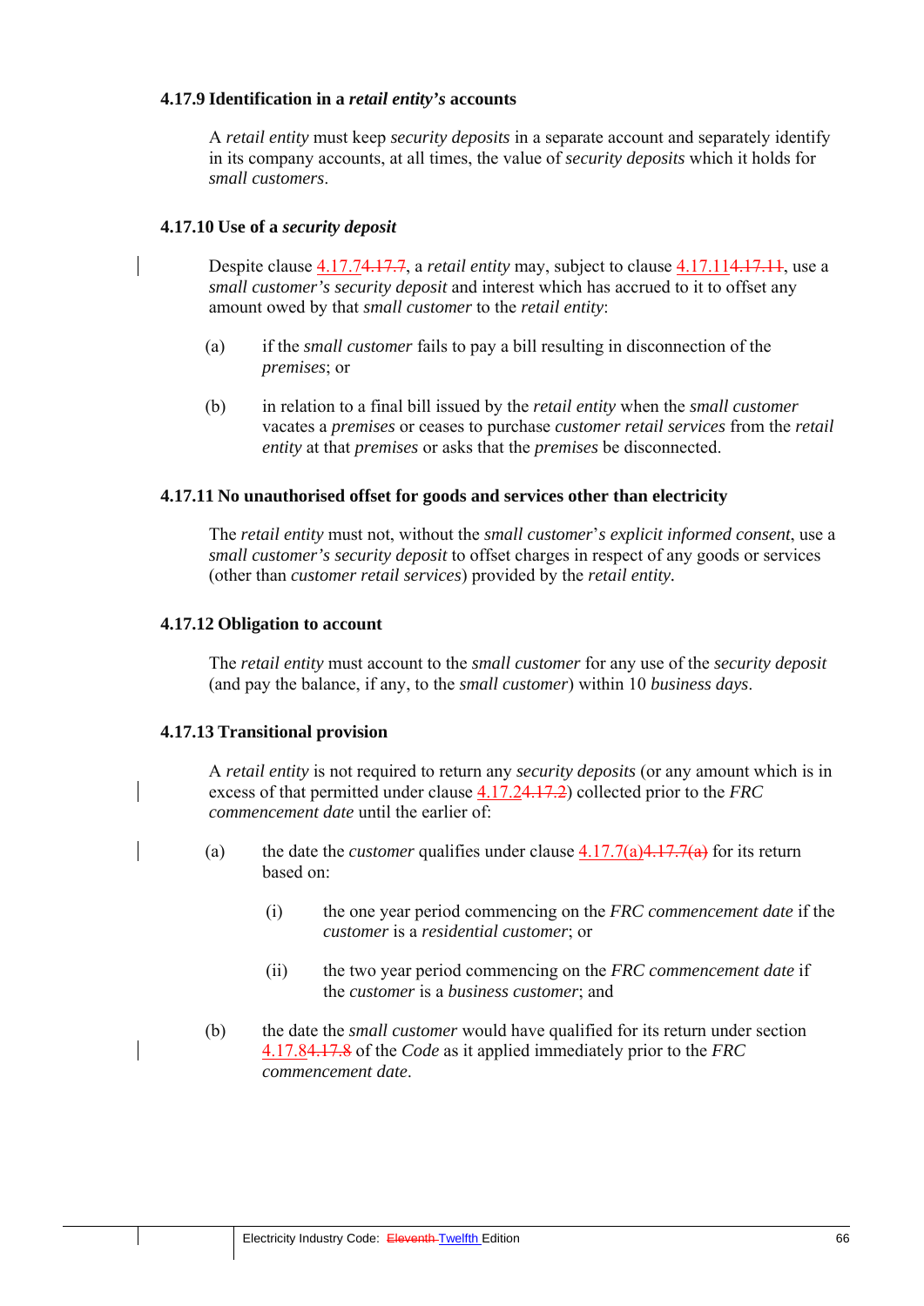### 4.17.9 Identification in a *retail entity's* accounts

A *retail entity* must keep *security deposits* in a separate account and separately identify in its company accounts, at all times, the value of *security deposits* which it holds for *small customers*.

### 4.17.10 Use of a *security deposit*

Despite clause 4.17.7~~4.17.7~~, a *retail entity* may, subject to clause 4.17.11~~4.17.11~~, use a *small customer's security deposit* and interest which has accrued to it to offset any amount owed by that *small customer* to the *retail entity*:

(a) if the *small customer* fails to pay a bill resulting in disconnection of the *premises*; or

(b) in relation to a final bill issued by the *retail entity* when the *small customer* vacates a *premises* or ceases to purchase *customer retail services* from the *retail entity* at that *premises* or asks that the *premises* be disconnected.

### 4.17.11 No unauthorised offset for goods and services other than electricity

The *retail entity* must not, without the *small customer*'*s explicit informed consent*, use a *small customer's security deposit* to offset charges in respect of any goods or services (other than *customer retail services*) provided by the *retail entity.*

### 4.17.12 Obligation to account

The *retail entity* must account to the *small customer* for any use of the *security deposit* (and pay the balance, if any, to the *small customer*) within 10 *business days*.

### 4.17.13 Transitional provision

A *retail entity* is not required to return any *security deposits* (or any amount which is in excess of that permitted under clause 4.17.2~~4.17.2~~) collected prior to the *FRC commencement date* until the earlier of:

(a) the date the *customer* qualifies under clause 4.17.7(a)~~4.17.7(a)~~ for its return based on:

  (i) the one year period commencing on the *FRC commencement date* if the *customer* is a *residential customer*; or

  (ii) the two year period commencing on the *FRC commencement date* if the *customer* is a *business customer*; and

(b) the date the *small customer* would have qualified for its return under section 4.17.8~~4.17.8~~ of the *Code* as it applied immediately prior to the *FRC commencement date*.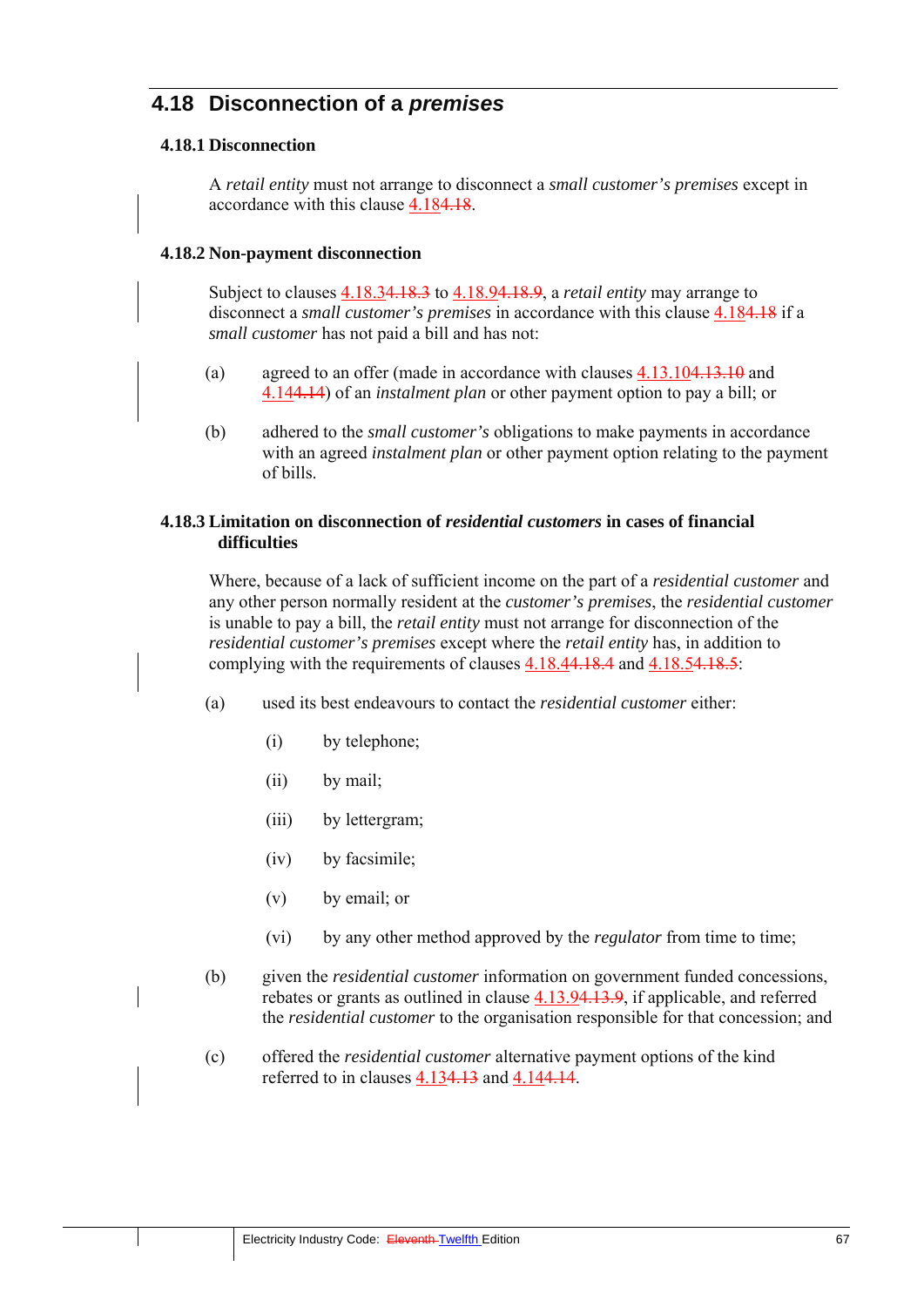## 4.18 Disconnection of a *premises*

### 4.18.1 Disconnection

A *retail entity* must not arrange to disconnect a *small customer's premises* except in accordance with this clause 4.18~~4.18~~.

### 4.18.2 Non-payment disconnection

Subject to clauses 4.18.3~~4.18.3~~ to 4.18.9~~4.18.9~~, a *retail entity* may arrange to disconnect a *small customer's premises* in accordance with this clause 4.18~~4.18~~ if a *small customer* has not paid a bill and has not:

(a) agreed to an offer (made in accordance with clauses 4.13.10~~4.13.10~~ and 4.14~~4.14~~) of an *instalment plan* or other payment option to pay a bill; or

(b) adhered to the *small customer's* obligations to make payments in accordance with an agreed *instalment plan* or other payment option relating to the payment of bills.

### 4.18.3 Limitation on disconnection of *residential customers* in cases of financial difficulties

Where, because of a lack of sufficient income on the part of a *residential customer* and any other person normally resident at the *customer's premises*, the *residential customer* is unable to pay a bill, the *retail entity* must not arrange for disconnection of the *residential customer's premises* except where the *retail entity* has, in addition to complying with the requirements of clauses 4.18.4~~4.18.4~~ and 4.18.5~~4.18.5~~:

(a) used its best endeavours to contact the *residential customer* either:

  (i) by telephone;

  (ii) by mail;

  (iii) by lettergram;

  (iv) by facsimile;

  (v) by email; or

  (vi) by any other method approved by the *regulator* from time to time;

(b) given the *residential customer* information on government funded concessions, rebates or grants as outlined in clause 4.13.9~~4.13.9~~, if applicable, and referred the *residential customer* to the organisation responsible for that concession; and

(c) offered the *residential customer* alternative payment options of the kind referred to in clauses 4.13~~4.13~~ and 4.14~~4.14~~.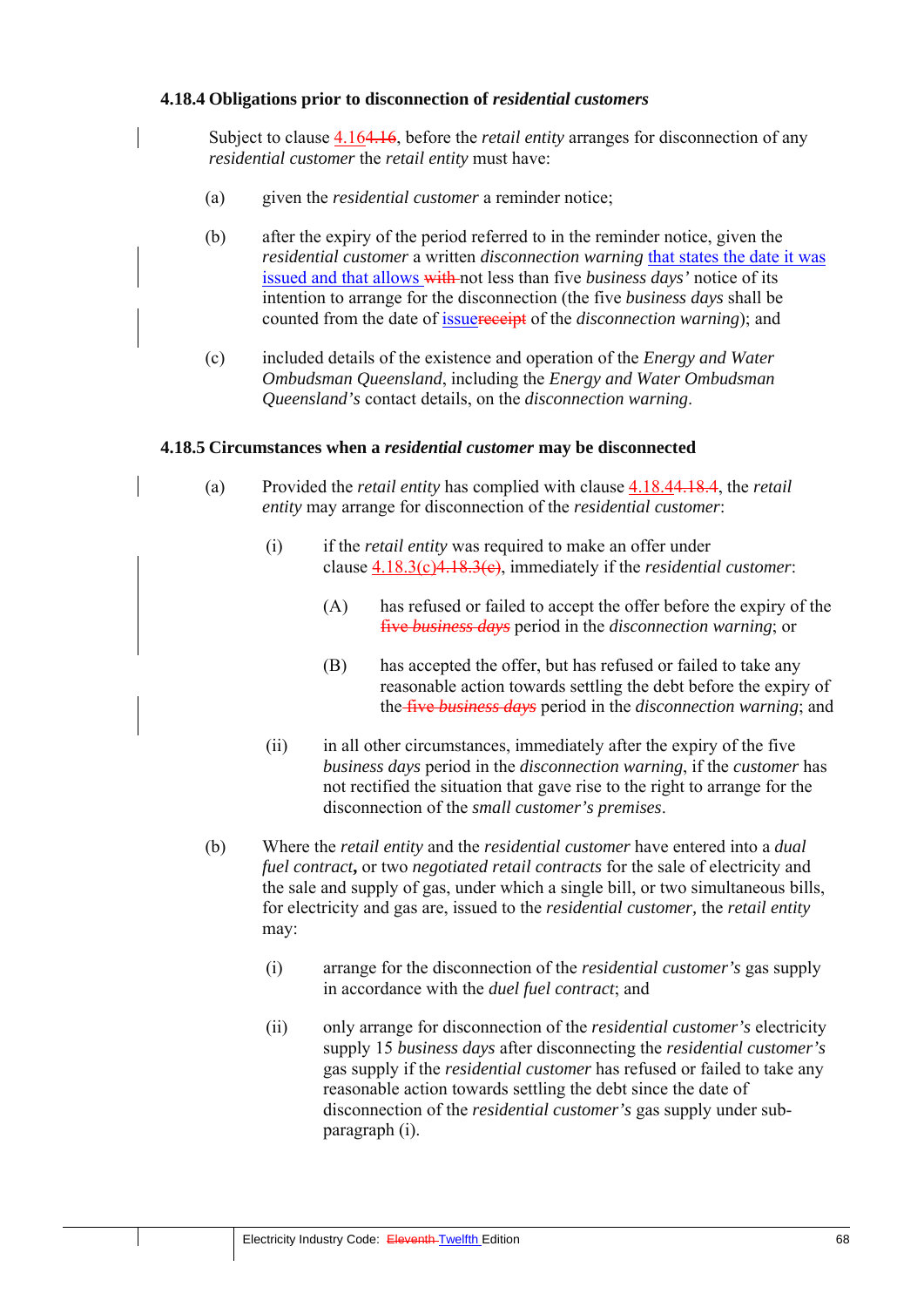### 4.18.4 Obligations prior to disconnection of *residential customers*

Subject to clause 4.164.16, before the *retail entity* arranges for disconnection of any *residential customer* the *retail entity* must have:

(a) given the *residential customer* a reminder notice;

(b) after the expiry of the period referred to in the reminder notice, given the *residential customer* a written *disconnection warning* that states the date it was issued and that allows with not less than five *business days'* notice of its intention to arrange for the disconnection (the five *business days* shall be counted from the date of issuereceipt of the *disconnection warning*); and

(c) included details of the existence and operation of the *Energy and Water Ombudsman Queensland*, including the *Energy and Water Ombudsman Queensland's* contact details, on the *disconnection warning*.

### 4.18.5 Circumstances when a *residential customer* may be disconnected

(a) Provided the *retail entity* has complied with clause 4.18.44.18.4, the *retail entity* may arrange for disconnection of the *residential customer*:

  (i) if the *retail entity* was required to make an offer under clause 4.18.3(c)4.18.3(c), immediately if the *residential customer*:

    (A) has refused or failed to accept the offer before the expiry of the five *business days* period in the *disconnection warning*; or

    (B) has accepted the offer, but has refused or failed to take any reasonable action towards settling the debt before the expiry of the five *business days* period in the *disconnection warning*; and

  (ii) in all other circumstances, immediately after the expiry of the five *business days* period in the *disconnection warning*, if the *customer* has not rectified the situation that gave rise to the right to arrange for the disconnection of the *small customer's premises*.

(b) Where the *retail entity* and the *residential customer* have entered into a *dual fuel contract*, or two *negotiated retail contracts* for the sale of electricity and the sale and supply of gas, under which a single bill, or two simultaneous bills, for electricity and gas are, issued to the *residential customer*, the *retail entity* may:

  (i) arrange for the disconnection of the *residential customer's* gas supply in accordance with the *duel fuel contract*; and

  (ii) only arrange for disconnection of the *residential customer's* electricity supply 15 *business days* after disconnecting the *residential customer's* gas supply if the *residential customer* has refused or failed to take any reasonable action towards settling the debt since the date of disconnection of the *residential customer's* gas supply under sub-paragraph (i).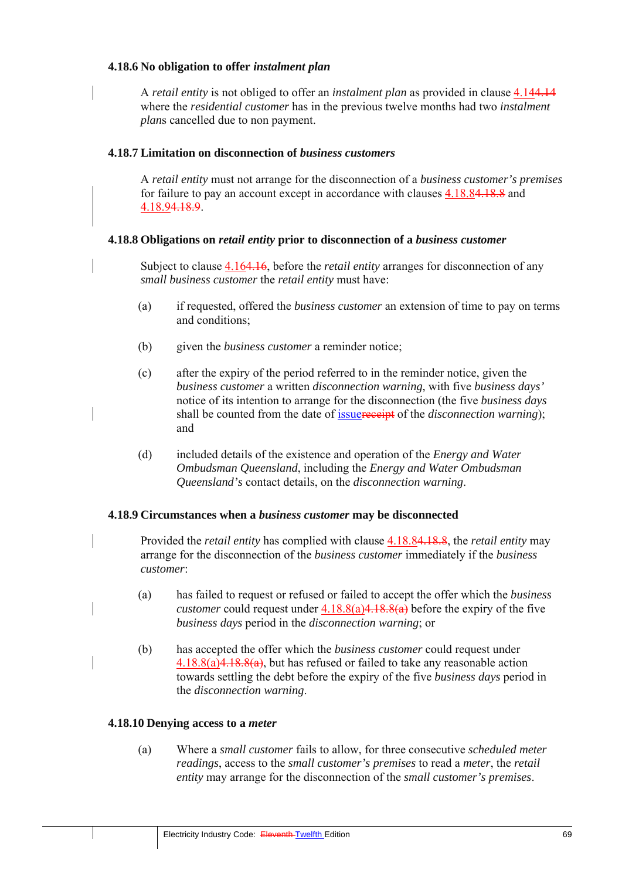#### 4.18.6 No obligation to offer *instalment plan*

A *retail entity* is not obliged to offer an *instalment plan* as provided in clause 4.14~~4.14~~ where the *residential customer* has in the previous twelve months had two *instalment plans* cancelled due to non payment.

#### 4.18.7 Limitation on disconnection of *business customers*

A *retail entity* must not arrange for the disconnection of a *business customer's premises* for failure to pay an account except in accordance with clauses 4.18.8~~4.18.8~~ and 4.18.9~~4.18.9~~.

#### 4.18.8 Obligations on *retail entity* prior to disconnection of a *business customer*

Subject to clause 4.16~~4.16~~, before the *retail entity* arranges for disconnection of any *small business customer* the *retail entity* must have:

(a) if requested, offered the *business customer* an extension of time to pay on terms and conditions;

(b) given the *business customer* a reminder notice;

(c) after the expiry of the period referred to in the reminder notice, given the *business customer* a written *disconnection warning*, with five *business days'* notice of its intention to arrange for the disconnection (the five *business days* shall be counted from the date of issue~~receipt~~ of the *disconnection warning*); and

(d) included details of the existence and operation of the *Energy and Water Ombudsman Queensland*, including the *Energy and Water Ombudsman Queensland's* contact details, on the *disconnection warning*.

#### 4.18.9 Circumstances when a *business customer* may be disconnected

Provided the *retail entity* has complied with clause 4.18.8~~4.18.8~~, the *retail entity* may arrange for the disconnection of the *business customer* immediately if the *business customer*:

(a) has failed to request or refused or failed to accept the offer which the *business customer* could request under 4.18.8(a)~~4.18.8(a)~~ before the expiry of the five *business days* period in the *disconnection warning*; or

(b) has accepted the offer which the *business customer* could request under 4.18.8(a)~~4.18.8(a)~~, but has refused or failed to take any reasonable action towards settling the debt before the expiry of the five *business days* period in the *disconnection warning*.

#### 4.18.10 Denying access to a *meter*

(a) Where a *small customer* fails to allow, for three consecutive *scheduled meter readings*, access to the *small customer's premises* to read a *meter*, the *retail entity* may arrange for the disconnection of the *small customer's premises*.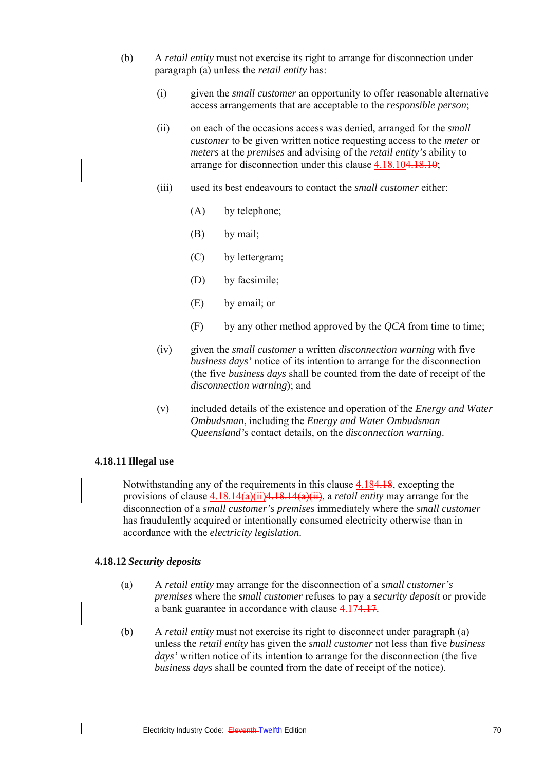(b) A *retail entity* must not exercise its right to arrange for disconnection under paragraph (a) unless the *retail entity* has:

  (i) given the *small customer* an opportunity to offer reasonable alternative access arrangements that are acceptable to the *responsible person*;

  (ii) on each of the occasions access was denied, arranged for the *small customer* to be given written notice requesting access to the *meter* or *meters* at the *premises* and advising of the *retail entity's* ability to arrange for disconnection under this clause 4.18.10~~4.18.10~~;

  (iii) used its best endeavours to contact the *small customer* either:

    (A) by telephone;

    (B) by mail;

    (C) by lettergram;

    (D) by facsimile;

    (E) by email; or

    (F) by any other method approved by the *QCA* from time to time;

  (iv) given the *small customer* a written *disconnection warning* with five *business days'* notice of its intention to arrange for the disconnection (the five *business days* shall be counted from the date of receipt of the *disconnection warning*); and

  (v) included details of the existence and operation of the *Energy and Water Ombudsman*, including the *Energy and Water Ombudsman Queensland's* contact details, on the *disconnection warning*.

### 4.18.11 Illegal use

Notwithstanding any of the requirements in this clause 4.18~~4.18~~, excepting the provisions of clause 4.18.14(a)(ii)~~4.18.14(a)(ii)~~, a *retail entity* may arrange for the disconnection of a *small customer's premises* immediately where the *small customer* has fraudulently acquired or intentionally consumed electricity otherwise than in accordance with the *electricity legislation*.

### 4.18.12 *Security deposits*

(a) A *retail entity* may arrange for the disconnection of a *small customer's premises* where the *small customer* refuses to pay a *security deposit* or provide a bank guarantee in accordance with clause 4.17~~4.17~~.

(b) A *retail entity* must not exercise its right to disconnect under paragraph (a) unless the *retail entity* has given the *small customer* not less than five *business days'* written notice of its intention to arrange for the disconnection (the five *business days* shall be counted from the date of receipt of the notice).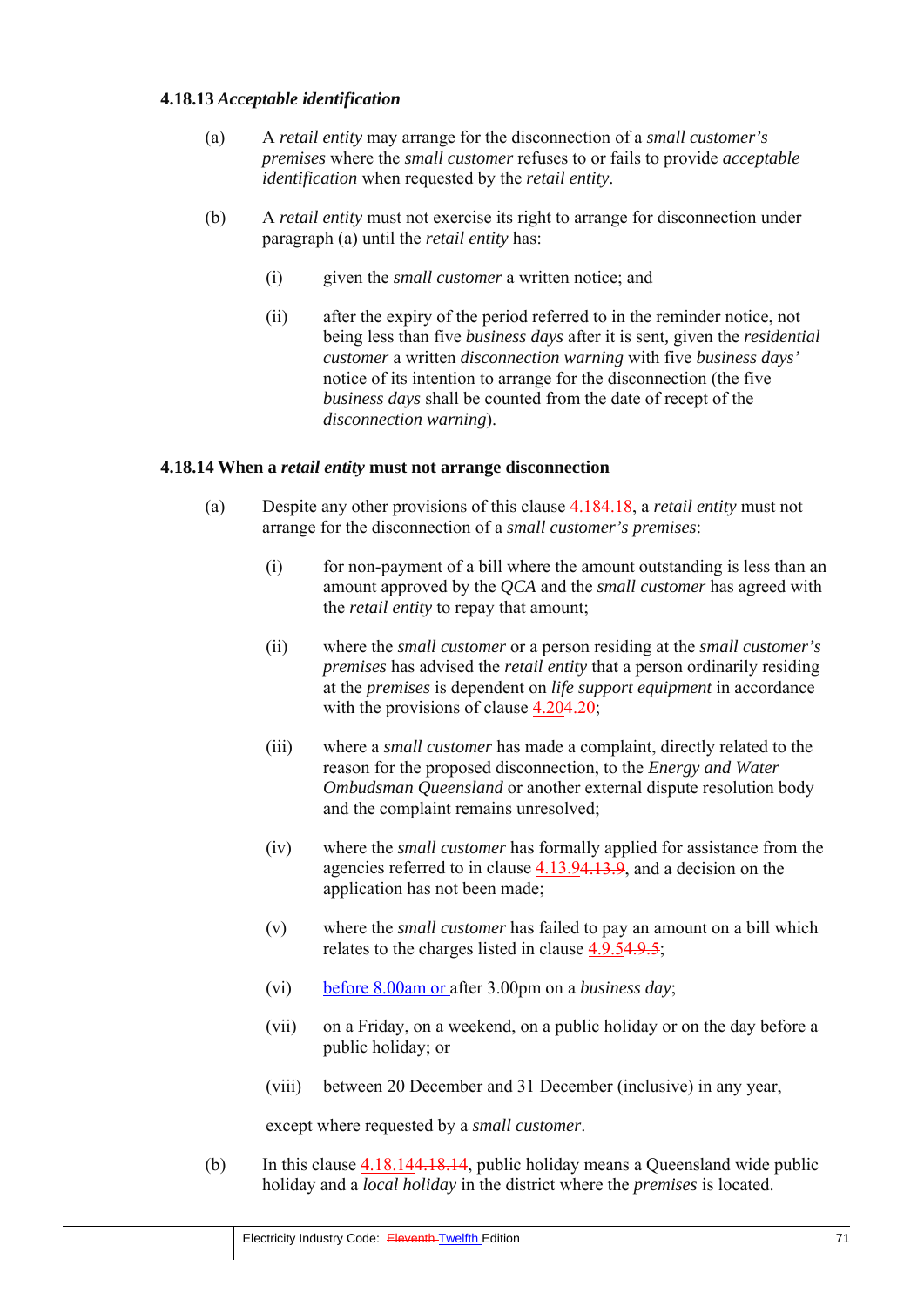#### 4.18.13 *Acceptable identification*

(a) A *retail entity* may arrange for the disconnection of a *small customer's premises* where the *small customer* refuses to or fails to provide *acceptable identification* when requested by the *retail entity*.

(b) A *retail entity* must not exercise its right to arrange for disconnection under paragraph (a) until the *retail entity* has:

(i) given the *small customer* a written notice; and

(ii) after the expiry of the period referred to in the reminder notice, not being less than five *business days* after it is sent, given the *residential customer* a written *disconnection warning* with five *business days'* notice of its intention to arrange for the disconnection (the five *business days* shall be counted from the date of recept of the *disconnection warning*).

#### 4.18.14 When a *retail entity* must not arrange disconnection

(a) Despite any other provisions of this clause 4.18~~4.18~~, a *retail entity* must not arrange for the disconnection of a *small customer's premises*:

(i) for non-payment of a bill where the amount outstanding is less than an amount approved by the *QCA* and the *small customer* has agreed with the *retail entity* to repay that amount;

(ii) where the *small customer* or a person residing at the *small customer's premises* has advised the *retail entity* that a person ordinarily residing at the *premises* is dependent on *life support equipment* in accordance with the provisions of clause 4.20~~4.20~~;

(iii) where a *small customer* has made a complaint, directly related to the reason for the proposed disconnection, to the *Energy and Water Ombudsman Queensland* or another external dispute resolution body and the complaint remains unresolved;

(iv) where the *small customer* has formally applied for assistance from the agencies referred to in clause 4.13.9~~4.13.9~~, and a decision on the application has not been made;

(v) where the *small customer* has failed to pay an amount on a bill which relates to the charges listed in clause 4.9.5~~4.9.5~~;

(vi) before 8.00am or after 3.00pm on a *business day*;

(vii) on a Friday, on a weekend, on a public holiday or on the day before a public holiday; or

(viii) between 20 December and 31 December (inclusive) in any year,

except where requested by a *small customer*.

(b) In this clause 4.18.14~~4.18.14~~, public holiday means a Queensland wide public holiday and a *local holiday* in the district where the *premises* is located.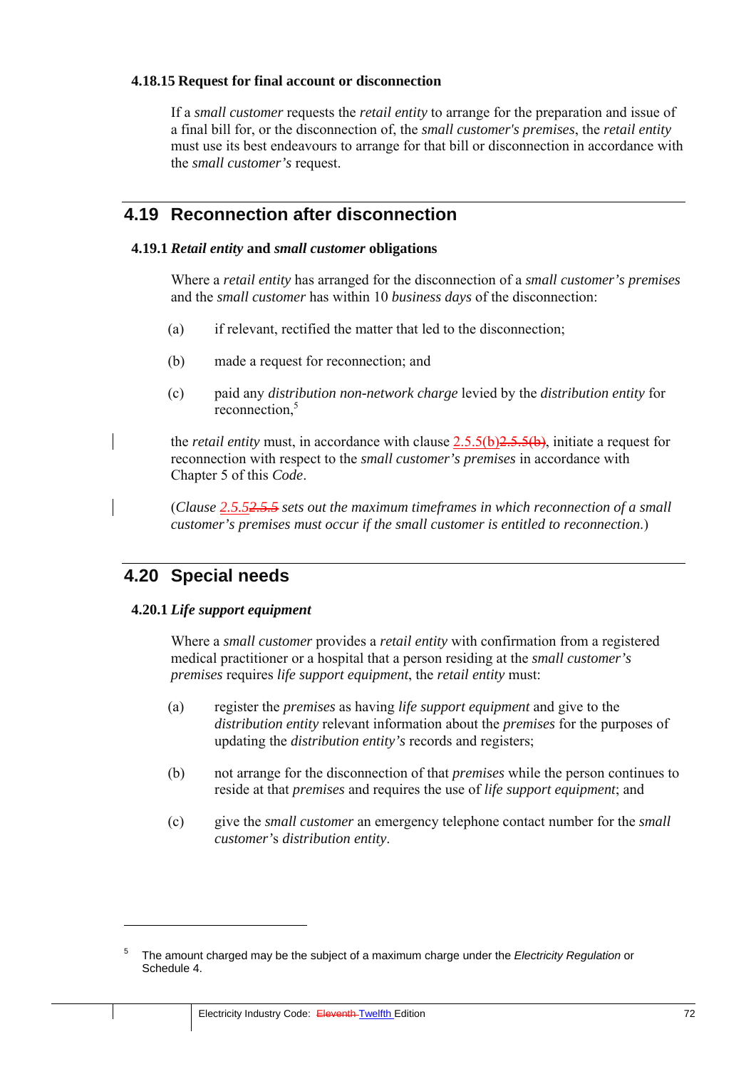#### 4.18.15 Request for final account or disconnection

If a *small customer* requests the *retail entity* to arrange for the preparation and issue of a final bill for, or the disconnection of, the *small customer's premises*, the *retail entity* must use its best endeavours to arrange for that bill or disconnection in accordance with the *small customer's* request.

## 4.19 Reconnection after disconnection

#### 4.19.1 *Retail entity* and *small customer* obligations

Where a *retail entity* has arranged for the disconnection of a *small customer's premises* and the *small customer* has within 10 *business days* of the disconnection:

(a) if relevant, rectified the matter that led to the disconnection;

(b) made a request for reconnection; and

(c) paid any *distribution non-network charge* levied by the *distribution entity* for reconnection,[5]

the *retail entity* must, in accordance with clause 2.5.5(b)~~2.5.5(b)~~, initiate a request for reconnection with respect to the *small customer's premises* in accordance with Chapter 5 of this *Code*.

(*Clause 2.5.5~~2.5.5~~ sets out the maximum timeframes in which reconnection of a small customer's premises must occur if the small customer is entitled to reconnection.*)

## 4.20 Special needs

#### 4.20.1 *Life support equipment*

Where a *small customer* provides a *retail entity* with confirmation from a registered medical practitioner or a hospital that a person residing at the *small customer's premises* requires *life support equipment*, the *retail entity* must:

(a) register the *premises* as having *life support equipment* and give to the *distribution entity* relevant information about the *premises* for the purposes of updating the *distribution entity's* records and registers;

(b) not arrange for the disconnection of that *premises* while the person continues to reside at that *premises* and requires the use of *life support equipment*; and

(c) give the *small customer* an emergency telephone contact number for the *small customer's distribution entity*.

---

[5] The amount charged may be the subject of a maximum charge under the *Electricity Regulation* or Schedule 4.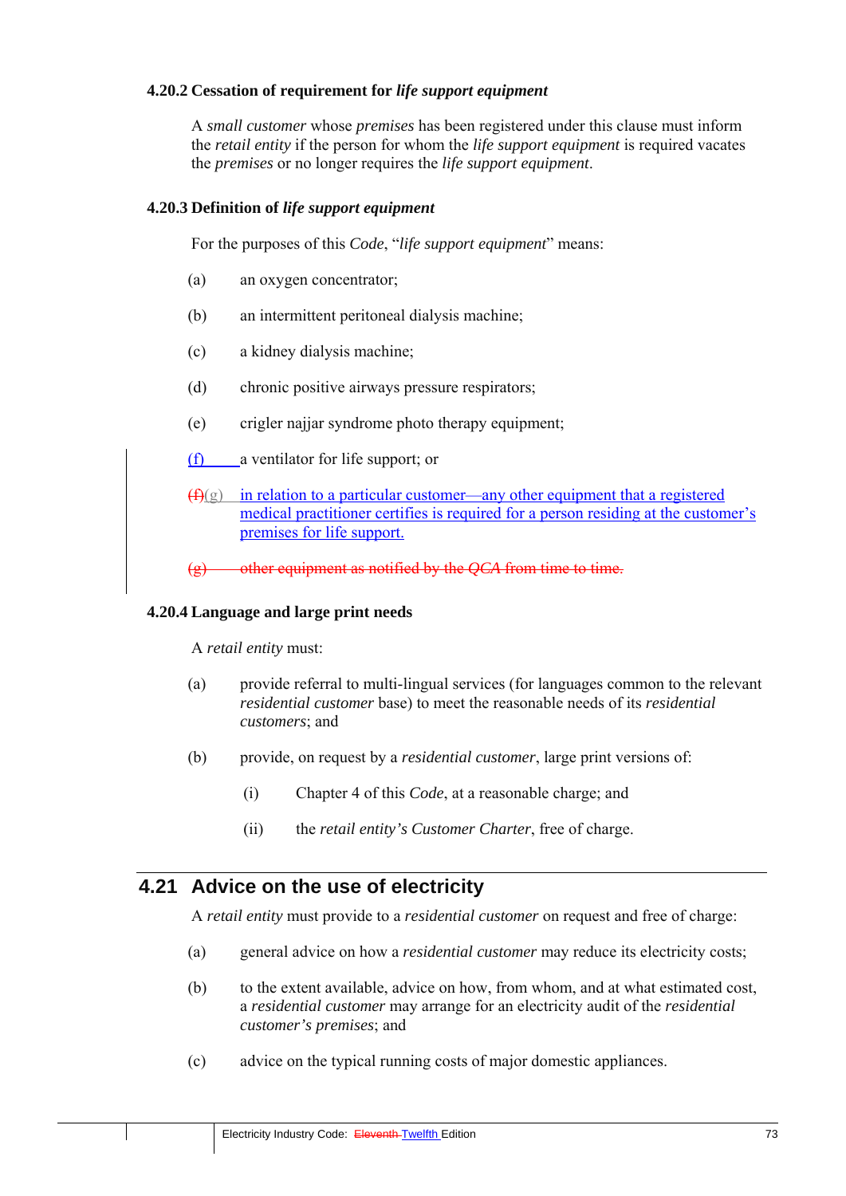#### 4.20.2 Cessation of requirement for *life support equipment*

A *small customer* whose *premises* has been registered under this clause must inform the *retail entity* if the person for whom the *life support equipment* is required vacates the *premises* or no longer requires the *life support equipment*.

#### 4.20.3 Definition of *life support equipment*

For the purposes of this *Code*, "*life support equipment*" means:

(a) an oxygen concentrator;

(b) an intermittent peritoneal dialysis machine;

(c) a kidney dialysis machine;

(d) chronic positive airways pressure respirators;

(e) crigler najjar syndrome photo therapy equipment;

(f) a ventilator for life support; or

~~(f)~~(g) in relation to a particular customer—any other equipment that a registered medical practitioner certifies is required for a person residing at the customer's premises for life support.

~~(g) other equipment as notified by the *QCA* from time to time.~~

#### 4.20.4 Language and large print needs

A *retail entity* must:

(a) provide referral to multi-lingual services (for languages common to the relevant *residential customer* base) to meet the reasonable needs of its *residential customers*; and

(b) provide, on request by a *residential customer*, large print versions of:

(i) Chapter 4 of this *Code*, at a reasonable charge; and

(ii) the *retail entity's Customer Charter*, free of charge.

## 4.21 Advice on the use of electricity

A *retail entity* must provide to a *residential customer* on request and free of charge:

(a) general advice on how a *residential customer* may reduce its electricity costs;

(b) to the extent available, advice on how, from whom, and at what estimated cost, a *residential customer* may arrange for an electricity audit of the *residential customer's premises*; and

(c) advice on the typical running costs of major domestic appliances.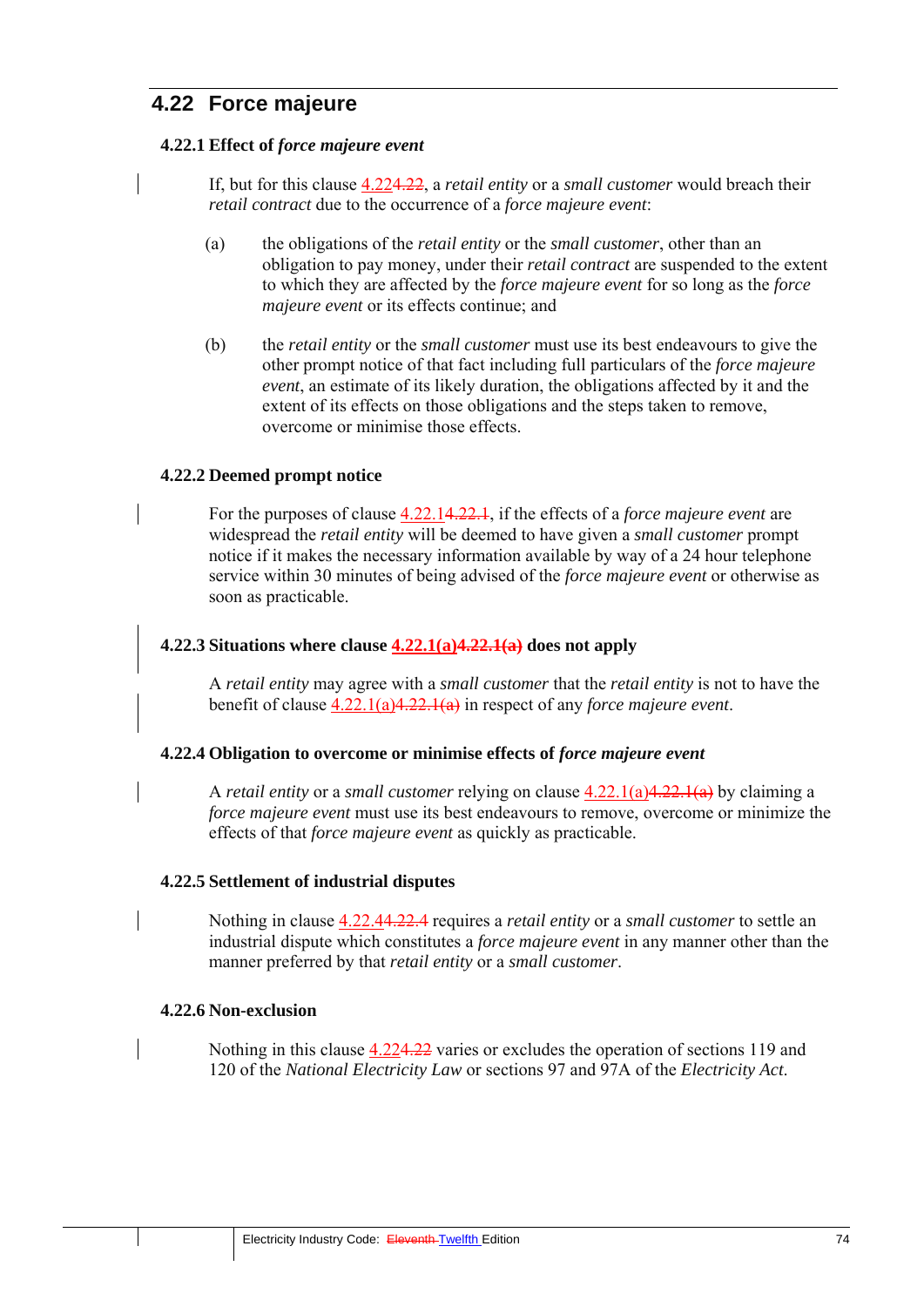## 4.22 Force majeure

### 4.22.1 Effect of *force majeure event*

If, but for this clause 4.22~~4.22~~, a *retail entity* or a *small customer* would breach their *retail contract* due to the occurrence of a *force majeure event*:

(a) the obligations of the *retail entity* or the *small customer*, other than an obligation to pay money, under their *retail contract* are suspended to the extent to which they are affected by the *force majeure event* for so long as the *force majeure event* or its effects continue; and

(b) the *retail entity* or the *small customer* must use its best endeavours to give the other prompt notice of that fact including full particulars of the *force majeure event*, an estimate of its likely duration, the obligations affected by it and the extent of its effects on those obligations and the steps taken to remove, overcome or minimise those effects.

### 4.22.2 Deemed prompt notice

For the purposes of clause 4.22.1~~4.22.1~~, if the effects of a *force majeure event* are widespread the *retail entity* will be deemed to have given a *small customer* prompt notice if it makes the necessary information available by way of a 24 hour telephone service within 30 minutes of being advised of the *force majeure event* or otherwise as soon as practicable.

### 4.22.3 Situations where clause 4.22.1(a)~~4.22.1(a)~~ does not apply

A *retail entity* may agree with a *small customer* that the *retail entity* is not to have the benefit of clause 4.22.1(a)~~4.22.1(a)~~ in respect of any *force majeure event*.

### 4.22.4 Obligation to overcome or minimise effects of *force majeure event*

A *retail entity* or a *small customer* relying on clause 4.22.1(a)~~4.22.1(a)~~ by claiming a *force majeure event* must use its best endeavours to remove, overcome or minimize the effects of that *force majeure event* as quickly as practicable.

### 4.22.5 Settlement of industrial disputes

Nothing in clause 4.22.4~~4.22.4~~ requires a *retail entity* or a *small customer* to settle an industrial dispute which constitutes a *force majeure event* in any manner other than the manner preferred by that *retail entity* or a *small customer*.

### 4.22.6 Non-exclusion

Nothing in this clause 4.22~~4.22~~ varies or excludes the operation of sections 119 and 120 of the *National Electricity Law* or sections 97 and 97A of the *Electricity Act*.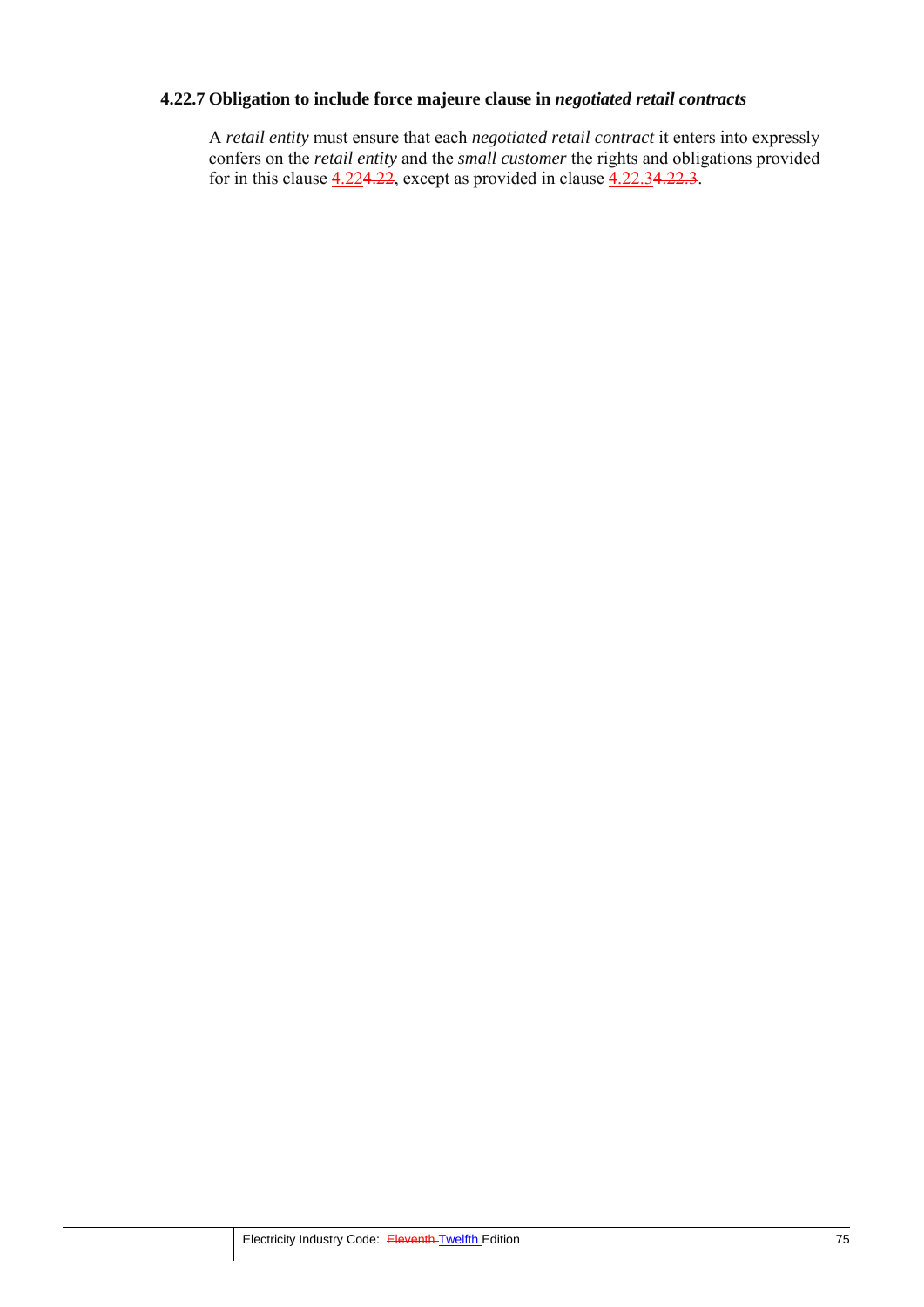### 4.22.7 Obligation to include force majeure clause in *negotiated retail contracts*

A *retail entity* must ensure that each *negotiated retail contract* it enters into expressly confers on the *retail entity* and the *small customer* the rights and obligations provided for in this clause 4.224.22, except as provided in clause 4.22.34.22.3.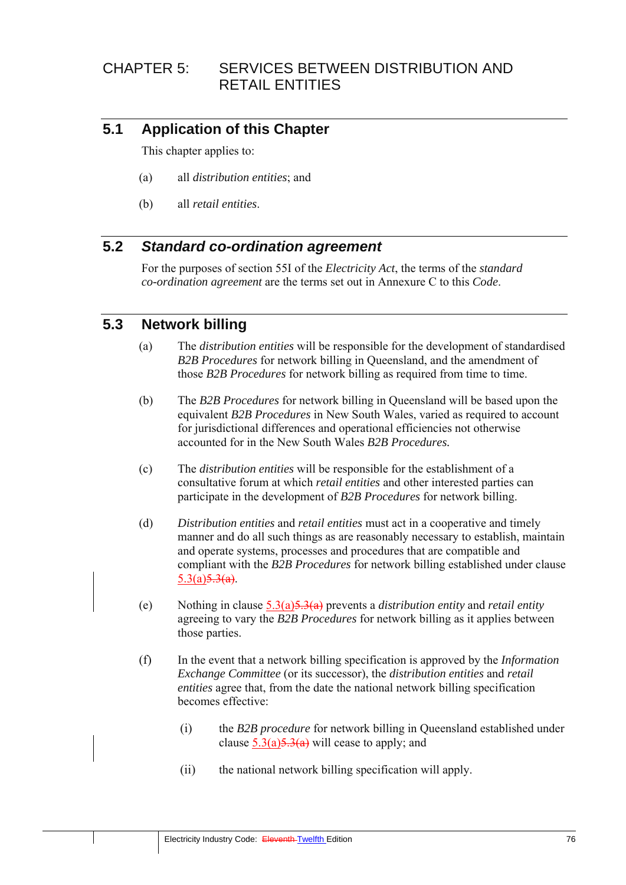# CHAPTER 5: SERVICES BETWEEN DISTRIBUTION AND RETAIL ENTITIES

## 5.1 Application of this Chapter

This chapter applies to:

(a) all *distribution entities*; and

(b) all *retail entities*.

## 5.2 *Standard co-ordination agreement*

For the purposes of section 55I of the *Electricity Act*, the terms of the *standard co-ordination agreement* are the terms set out in Annexure C to this *Code*.

## 5.3 Network billing

(a) The *distribution entities* will be responsible for the development of standardised *B2B Procedures* for network billing in Queensland, and the amendment of those *B2B Procedures* for network billing as required from time to time.

(b) The *B2B Procedures* for network billing in Queensland will be based upon the equivalent *B2B Procedures* in New South Wales, varied as required to account for jurisdictional differences and operational efficiencies not otherwise accounted for in the New South Wales *B2B Procedures.*

(c) The *distribution entities* will be responsible for the establishment of a consultative forum at which *retail entities* and other interested parties can participate in the development of *B2B Procedures* for network billing.

(d) *Distribution entities* and *retail entities* must act in a cooperative and timely manner and do all such things as are reasonably necessary to establish, maintain and operate systems, processes and procedures that are compatible and compliant with the *B2B Procedures* for network billing established under clause 5.3(a)~~5.3(a)~~.

(e) Nothing in clause 5.3(a)~~5.3(a)~~ prevents a *distribution entity* and *retail entity* agreeing to vary the *B2B Procedures* for network billing as it applies between those parties.

(f) In the event that a network billing specification is approved by the *Information Exchange Committee* (or its successor), the *distribution entities* and *retail entities* agree that, from the date the national network billing specification becomes effective:

(i) the *B2B procedure* for network billing in Queensland established under clause 5.3(a)~~5.3(a)~~ will cease to apply; and

(ii) the national network billing specification will apply.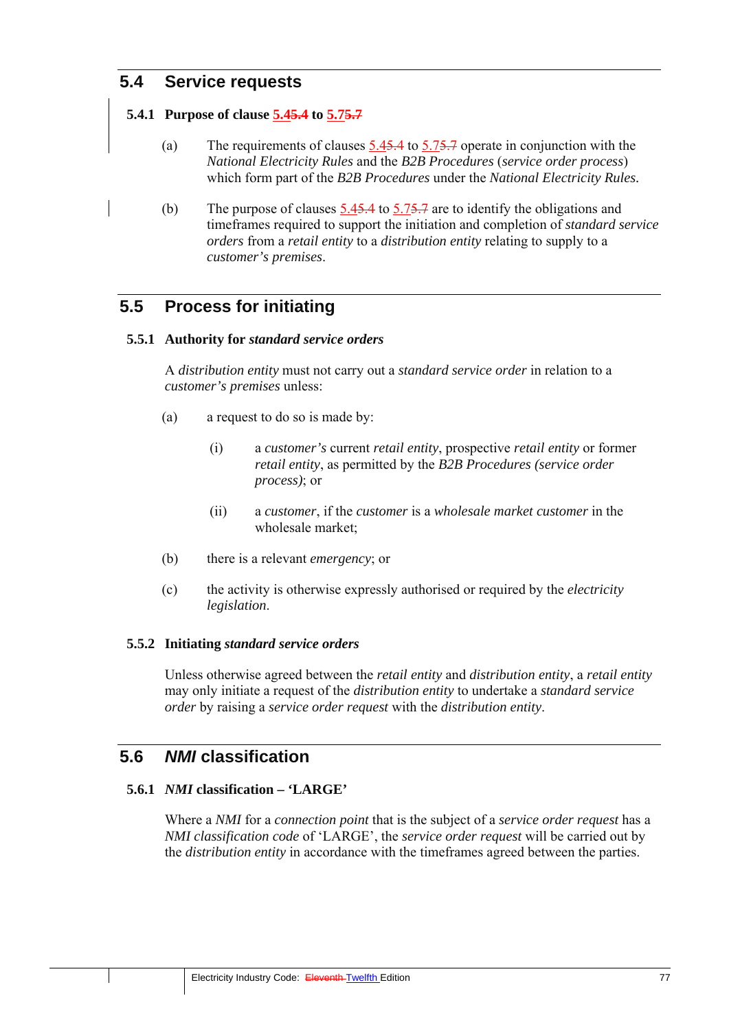## 5.4 Service requests

### 5.4.1 Purpose of clause 5.4~~5.4~~ to 5.7~~5.7~~

(a) The requirements of clauses 5.4~~5.4~~ to 5.7~~5.7~~ operate in conjunction with the *National Electricity Rules* and the *B2B Procedures* (*service order process*) which form part of the *B2B Procedures* under the *National Electricity Rules*.

(b) The purpose of clauses 5.4~~5.4~~ to 5.7~~5.7~~ are to identify the obligations and timeframes required to support the initiation and completion of *standard service orders* from a *retail entity* to a *distribution entity* relating to supply to a *customer's premises*.

## 5.5 Process for initiating

### 5.5.1 Authority for *standard service orders*

A *distribution entity* must not carry out a *standard service order* in relation to a *customer's premises* unless:

(a) a request to do so is made by:

  (i) a *customer's* current *retail entity*, prospective *retail entity* or former *retail entity*, as permitted by the *B2B Procedures (service order process)*; or

  (ii) a *customer*, if the *customer* is a *wholesale market customer* in the wholesale market;

(b) there is a relevant *emergency*; or

(c) the activity is otherwise expressly authorised or required by the *electricity legislation*.

### 5.5.2 Initiating *standard service orders*

Unless otherwise agreed between the *retail entity* and *distribution entity*, a *retail entity* may only initiate a request of the *distribution entity* to undertake a *standard service order* by raising a *service order request* with the *distribution entity*.

## 5.6 *NMI* classification

### 5.6.1 *NMI* classification – 'LARGE'

Where a *NMI* for a *connection point* that is the subject of a *service order request* has a *NMI classification code* of 'LARGE', the *service order request* will be carried out by the *distribution entity* in accordance with the timeframes agreed between the parties.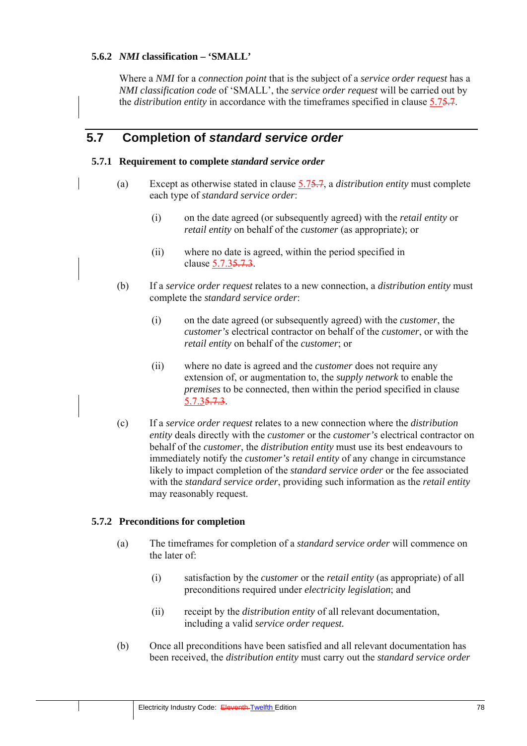#### 5.6.2 *NMI* classification – 'SMALL'

Where a *NMI* for a *connection point* that is the subject of a *service order request* has a *NMI classification code* of 'SMALL', the *service order request* will be carried out by the *distribution entity* in accordance with the timeframes specified in clause 5.7~~5.7~~.

## 5.7 Completion of *standard service order*

#### 5.7.1 Requirement to complete *standard service order*

(a) Except as otherwise stated in clause 5.7~~5.7~~, a *distribution entity* must complete each type of *standard service order*:

  (i) on the date agreed (or subsequently agreed) with the *retail entity* or *retail entity* on behalf of the *customer* (as appropriate); or

  (ii) where no date is agreed, within the period specified in clause 5.7.3~~5.7.3~~.

(b) If a *service order request* relates to a new connection, a *distribution entity* must complete the *standard service order*:

  (i) on the date agreed (or subsequently agreed) with the *customer*, the *customer's* electrical contractor on behalf of the *customer*, or with the *retail entity* on behalf of the *customer*; or

  (ii) where no date is agreed and the *customer* does not require any extension of, or augmentation to, the *supply network* to enable the *premises* to be connected, then within the period specified in clause 5.7.3~~5.7.3~~.

(c) If a *service order request* relates to a new connection where the *distribution entity* deals directly with the *customer* or the *customer's* electrical contractor on behalf of the *customer*, the *distribution entity* must use its best endeavours to immediately notify the *customer's retail entity* of any change in circumstance likely to impact completion of the *standard service order* or the fee associated with the *standard service order*, providing such information as the *retail entity* may reasonably request.

#### 5.7.2 Preconditions for completion

(a) The timeframes for completion of a *standard service order* will commence on the later of:

  (i) satisfaction by the *customer* or the *retail entity* (as appropriate) of all preconditions required under *electricity legislation*; and

  (ii) receipt by the *distribution entity* of all relevant documentation, including a valid *service order request.*

(b) Once all preconditions have been satisfied and all relevant documentation has been received, the *distribution entity* must carry out the *standard service order*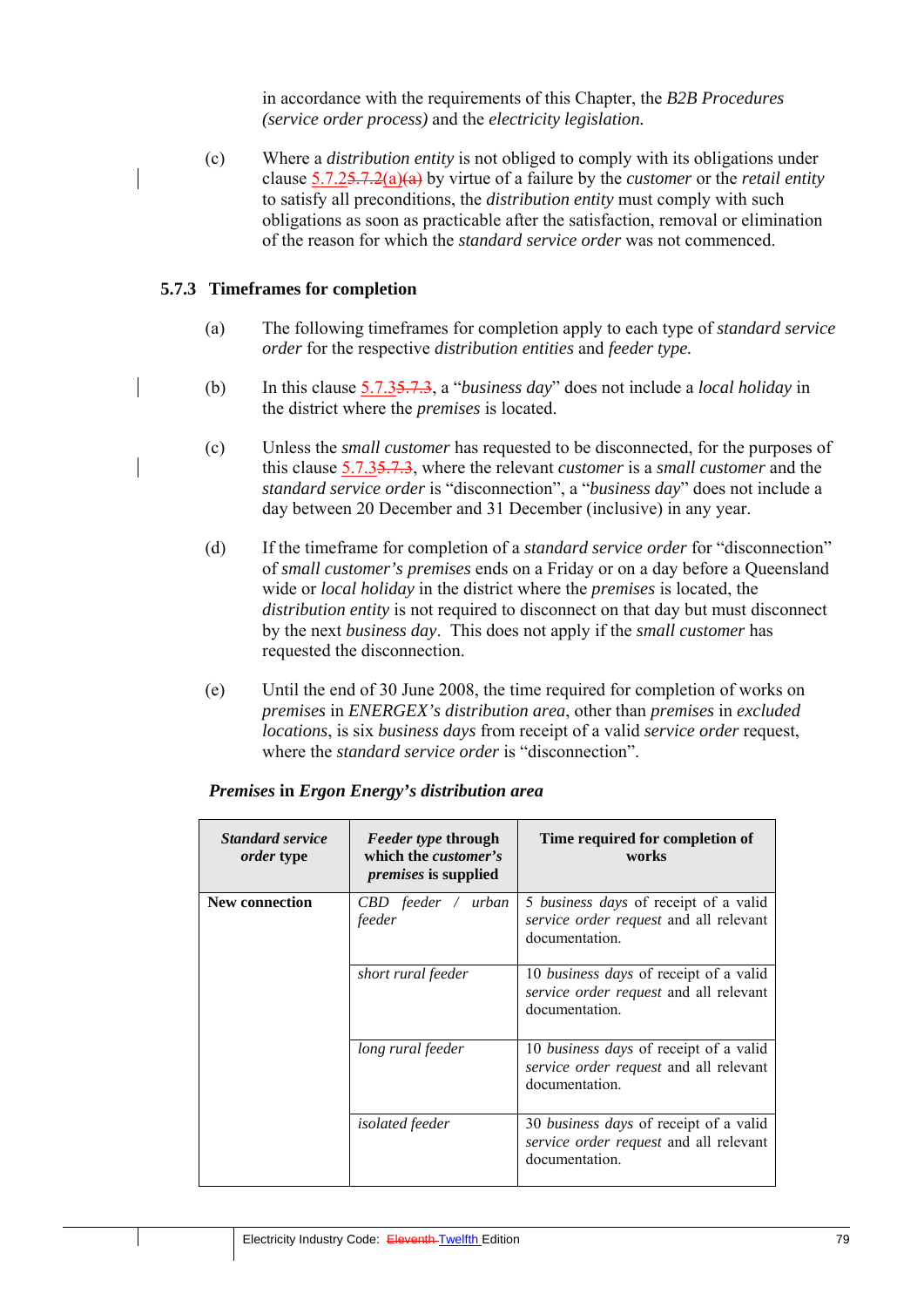in accordance with the requirements of this Chapter, the *B2B Procedures (service order process)* and the *electricity legislation.*

(c) Where a *distribution entity* is not obliged to comply with its obligations under clause 5.7.2~~5.7.2(a)(a)~~ by virtue of a failure by the *customer* or the *retail entity* to satisfy all preconditions, the *distribution entity* must comply with such obligations as soon as practicable after the satisfaction, removal or elimination of the reason for which the *standard service order* was not commenced.

### 5.7.3 Timeframes for completion

(a) The following timeframes for completion apply to each type of *standard service order* for the respective *distribution entities* and *feeder type.*

(b) In this clause 5.7.3~~5.7.3~~, a "*business day*" does not include a *local holiday* in the district where the *premises* is located.

(c) Unless the *small customer* has requested to be disconnected, for the purposes of this clause 5.7.3~~5.7.3~~, where the relevant *customer* is a *small customer* and the *standard service order* is "disconnection", a "*business day*" does not include a day between 20 December and 31 December (inclusive) in any year.

(d) If the timeframe for completion of a *standard service order* for "disconnection" of *small customer's premises* ends on a Friday or on a day before a Queensland wide or *local holiday* in the district where the *premises* is located, the *distribution entity* is not required to disconnect on that day but must disconnect by the next *business day*. This does not apply if the *small customer* has requested the disconnection.

(e) Until the end of 30 June 2008, the time required for completion of works on *premises* in *ENERGEX's distribution area*, other than *premises* in *excluded locations*, is six *business days* from receipt of a valid *service order* request, where the *standard service order* is "disconnection".

***Premises* in *Ergon Energy's distribution area***

| ***Standard service order* type** | ***Feeder type* through which the *customer's premises* is supplied** | **Time required for completion of works** |
|---|---|---|
| **New connection** | *CBD feeder / urban feeder* | 5 *business days* of receipt of a valid *service order request* and all relevant documentation. |
| | *short rural feeder* | 10 *business days* of receipt of a valid *service order request* and all relevant documentation. |
| | *long rural feeder* | 10 *business days* of receipt of a valid *service order request* and all relevant documentation. |
| | *isolated feeder* | 30 *business days* of receipt of a valid *service order request* and all relevant documentation. |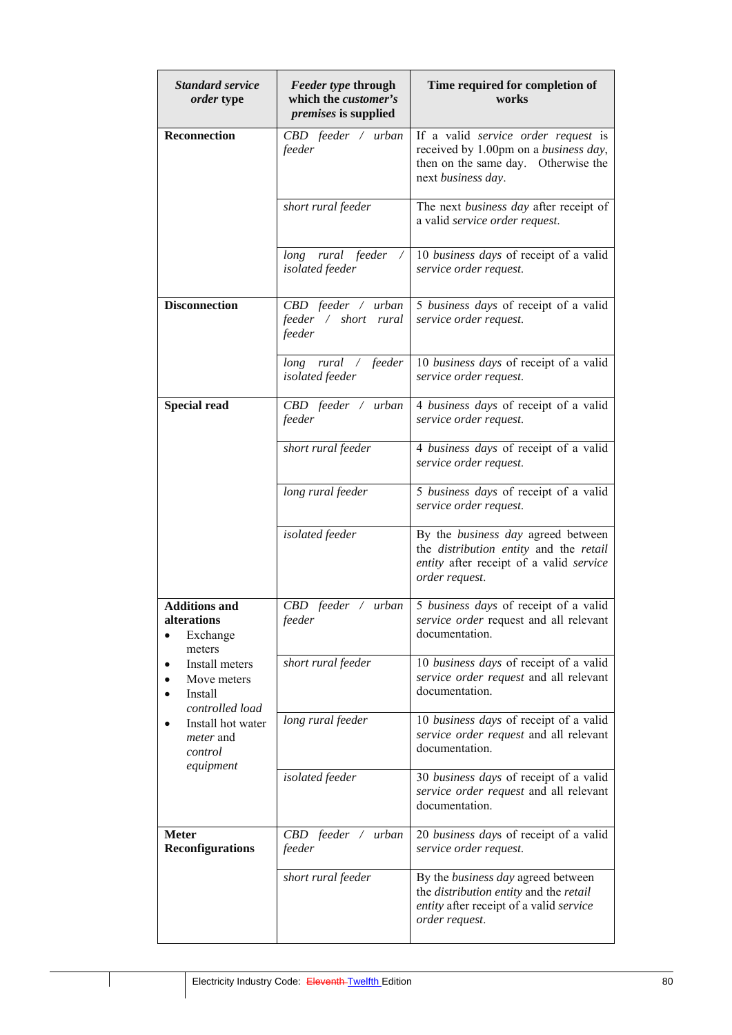| *Standard service order* type | *Feeder type* through which the *customer's premises* is supplied | Time required for completion of works |
|---|---|---|
| **Reconnection** | *CBD feeder* / *urban feeder* | If a valid *service order request* is received by 1.00pm on a *business day*, then on the same day. Otherwise the next *business day*. |
| | *short rural feeder* | The next *business day* after receipt of a valid *service order request*. |
| | *long rural feeder* / *isolated feeder* | 10 *business days* of receipt of a valid *service order request*. |
| **Disconnection** | *CBD feeder* / *urban feeder* / *short rural feeder* | 5 *business days* of receipt of a valid *service order request*. |
| | *long rural* / *feeder* *isolated feeder* | 10 *business days* of receipt of a valid *service order request*. |
| **Special read** | *CBD feeder* / *urban feeder* | 4 *business days* of receipt of a valid *service order request*. |
| | *short rural feeder* | 4 *business days* of receipt of a valid *service order request*. |
| | *long rural feeder* | 5 *business days* of receipt of a valid *service order request*. |
| | *isolated feeder* | By the *business day* agreed between the *distribution entity* and the *retail entity* after receipt of a valid *service order request*. |
| **Additions and alterations**<br>• Exchange meters<br>• Install meters<br>• Move meters<br>• Install *controlled load*<br>• Install hot water *meter* and *control equipment* | *CBD feeder* / *urban feeder* | 5 *business days* of receipt of a valid *service order* request and all relevant documentation. |
| | *short rural feeder* | 10 *business days* of receipt of a valid *service order request* and all relevant documentation. |
| | *long rural feeder* | 10 *business days* of receipt of a valid *service order request* and all relevant documentation. |
| | *isolated feeder* | 30 *business days* of receipt of a valid *service order request* and all relevant documentation. |
| **Meter Reconfigurations** | *CBD feeder* / *urban feeder* | 20 *business days* of receipt of a valid *service order request*. |
| | *short rural feeder* | By the *business day* agreed between the *distribution entity* and the *retail entity* after receipt of a valid *service order request*. |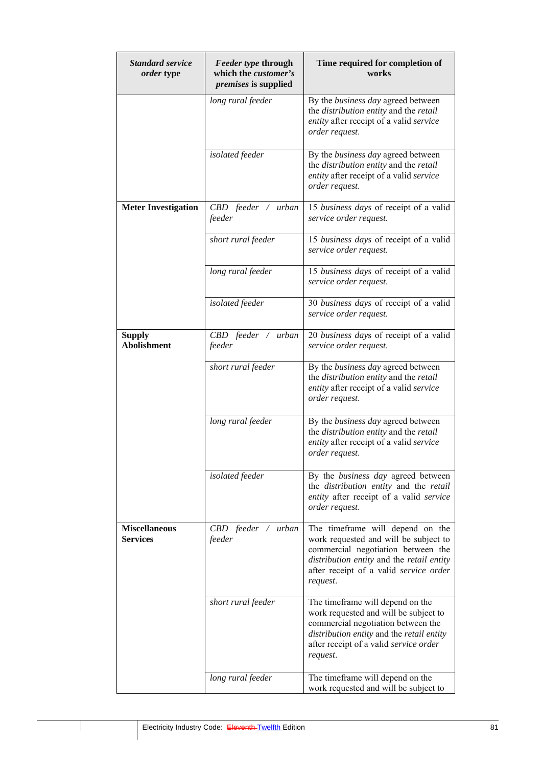| *Standard service order* type | *Feeder type* through which the *customer's premises* is supplied | Time required for completion of works |
|---|---|---|
| | *long rural feeder* | By the *business day* agreed between the *distribution entity* and the *retail entity* after receipt of a valid *service order request*. |
| | *isolated feeder* | By the *business day* agreed between the *distribution entity* and the *retail entity* after receipt of a valid *service order request*. |
| **Meter Investigation** | *CBD feeder / urban feeder* | 15 *business days* of receipt of a valid *service order request.* |
| | *short rural feeder* | 15 *business days* of receipt of a valid *service order request.* |
| | *long rural feeder* | 15 *business days* of receipt of a valid *service order request.* |
| | *isolated feeder* | 30 *business days* of receipt of a valid *service order request.* |
| **Supply Abolishment** | *CBD feeder / urban feeder* | 20 *business days* of receipt of a valid *service order request.* |
| | *short rural feeder* | By the *business day* agreed between the *distribution entity* and the *retail entity* after receipt of a valid *service order request*. |
| | *long rural feeder* | By the *business day* agreed between the *distribution entity* and the *retail entity* after receipt of a valid *service order request*. |
| | *isolated feeder* | By the *business day* agreed between the *distribution entity* and the *retail entity* after receipt of a valid *service order request*. |
| **Miscellaneous Services** | *CBD feeder / urban feeder* | The timeframe will depend on the work requested and will be subject to commercial negotiation between the *distribution entity* and the *retail entity* after receipt of a valid *service order request*. |
| | *short rural feeder* | The timeframe will depend on the work requested and will be subject to commercial negotiation between the *distribution entity* and the *retail entity* after receipt of a valid *service order request*. |
| | *long rural feeder* | The timeframe will depend on the work requested and will be subject to |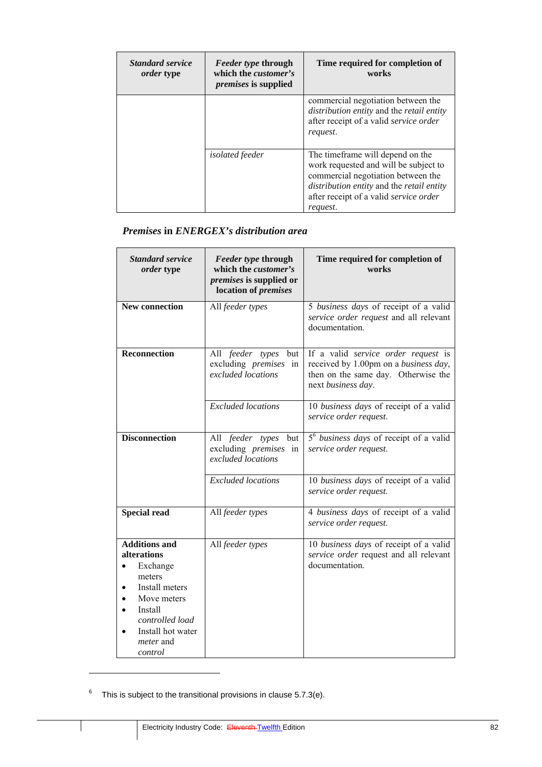| *Standard service order* type | *Feeder type* through which the *customer's premises* is supplied | Time required for completion of works |
|---|---|---|
| | | commercial negotiation between the *distribution entity* and the *retail entity* after receipt of a valid *service order request*. |
| | *isolated feeder* | The timeframe will depend on the work requested and will be subject to commercial negotiation between the *distribution entity* and the *retail entity* after receipt of a valid *service order request*. |

### *Premises* in *ENERGEX's distribution area*

| *Standard service order* type | *Feeder type* through which the *customer's premises* is supplied or location of *premises* | Time required for completion of works |
|---|---|---|
| **New connection** | All *feeder types* | 5 *business days* of receipt of a valid *service order request* and all relevant documentation. |
| **Reconnection** | All *feeder types* but excluding *premises* in *excluded locations* | If a valid *service order request* is received by 1.00pm on a *business day*, then on the same day. Otherwise the next *business day*. |
| | *Excluded locations* | 10 *business days* of receipt of a valid *service order request.* |
| **Disconnection** | All *feeder types* but excluding *premises* in *excluded locations* | 5[6] *business days* of receipt of a valid *service order request.* |
| | *Excluded locations* | 10 *business days* of receipt of a valid *service order request.* |
| **Special read** | All *feeder types* | 4 *business days* of receipt of a valid *service order request.* |
| **Additions and alterations**<br>• Exchange meters<br>• Install meters<br>• Move meters<br>• Install *controlled load*<br>• Install hot water *meter* and *control* | All *feeder types* | 10 *business days* of receipt of a valid *service order* request and all relevant documentation. |

[6] This is subject to the transitional provisions in clause 5.7.3(e).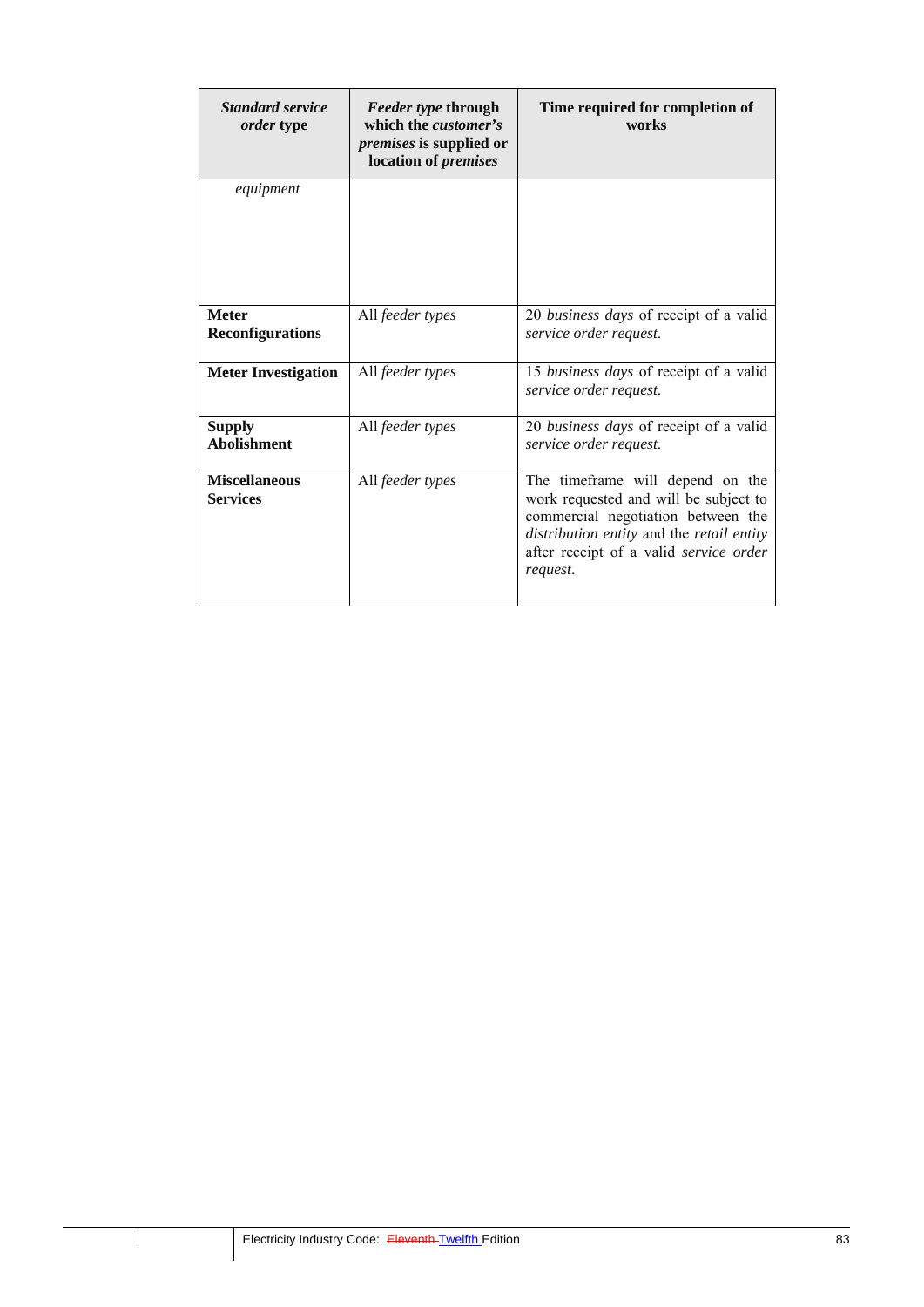| *Standard service order* type | *Feeder type* through which the *customer's premises* is supplied or location of *premises* | Time required for completion of works |
|---|---|---|
| *equipment* | | |
| **Meter Reconfigurations** | All *feeder types* | 20 *business days* of receipt of a valid *service order request*. |
| **Meter Investigation** | All *feeder types* | 15 *business days* of receipt of a valid *service order request*. |
| **Supply Abolishment** | All *feeder types* | 20 *business days* of receipt of a valid *service order request*. |
| **Miscellaneous Services** | All *feeder types* | The timeframe will depend on the work requested and will be subject to commercial negotiation between the *distribution entity* and the *retail entity* after receipt of a valid *service order request*. |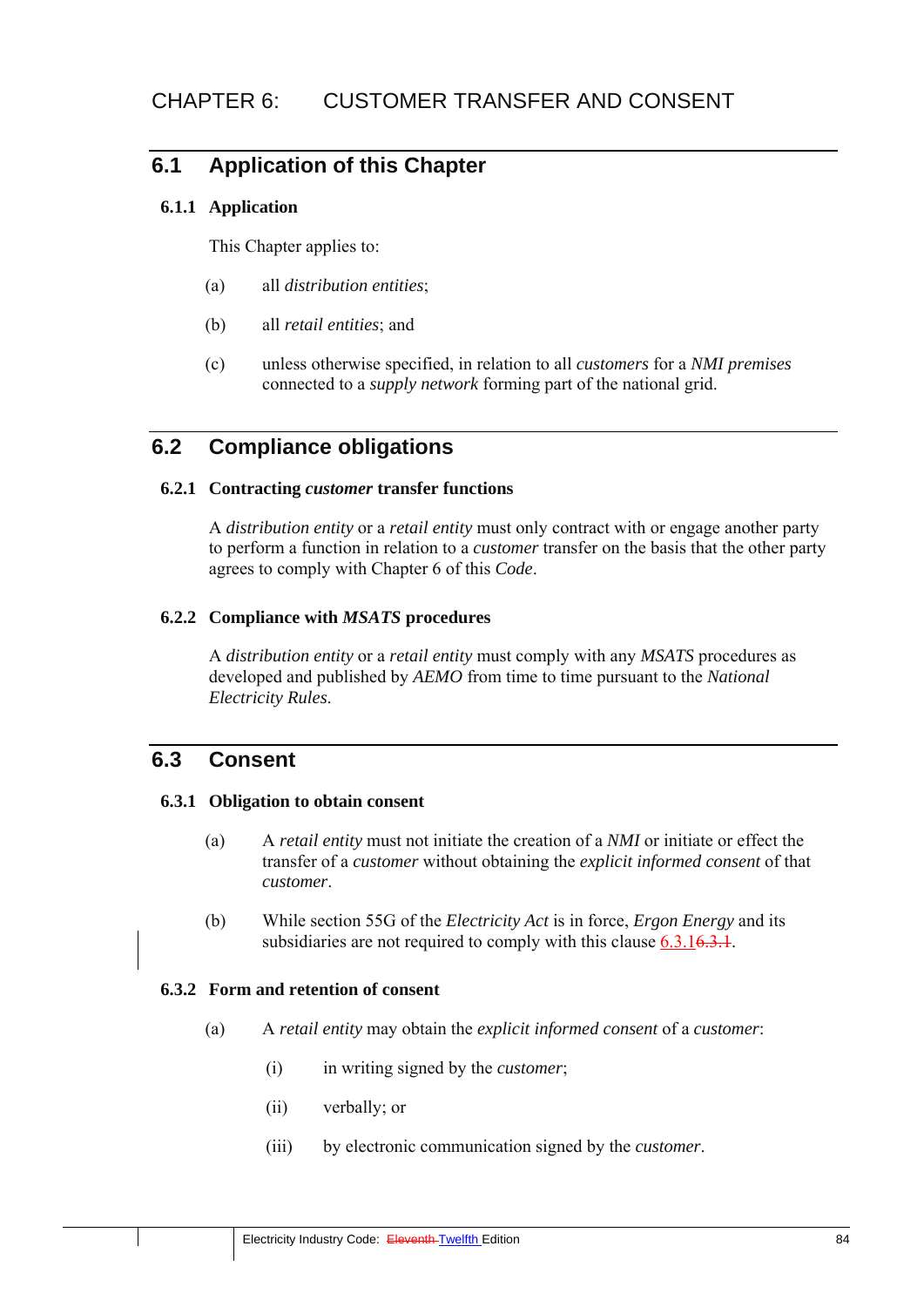# CHAPTER 6: CUSTOMER TRANSFER AND CONSENT

## 6.1 Application of this Chapter

### 6.1.1 Application

This Chapter applies to:

(a) all *distribution entities*;

(b) all *retail entities*; and

(c) unless otherwise specified, in relation to all *customers* for a *NMI premises* connected to a *supply network* forming part of the national grid.

## 6.2 Compliance obligations

### 6.2.1 Contracting *customer* transfer functions

A *distribution entity* or a *retail entity* must only contract with or engage another party to perform a function in relation to a *customer* transfer on the basis that the other party agrees to comply with Chapter 6 of this *Code*.

### 6.2.2 Compliance with *MSATS* procedures

A *distribution entity* or a *retail entity* must comply with any *MSATS* procedures as developed and published by *AEMO* from time to time pursuant to the *National Electricity Rules*.

## 6.3 Consent

### 6.3.1 Obligation to obtain consent

(a) A *retail entity* must not initiate the creation of a *NMI* or initiate or effect the transfer of a *customer* without obtaining the *explicit informed consent* of that *customer*.

(b) While section 55G of the *Electricity Act* is in force, *Ergon Energy* and its subsidiaries are not required to comply with this clause 6.3.1~~6.3.1~~.

### 6.3.2 Form and retention of consent

(a) A *retail entity* may obtain the *explicit informed consent* of a *customer*:

(i) in writing signed by the *customer*;

(ii) verbally; or

(iii) by electronic communication signed by the *customer*.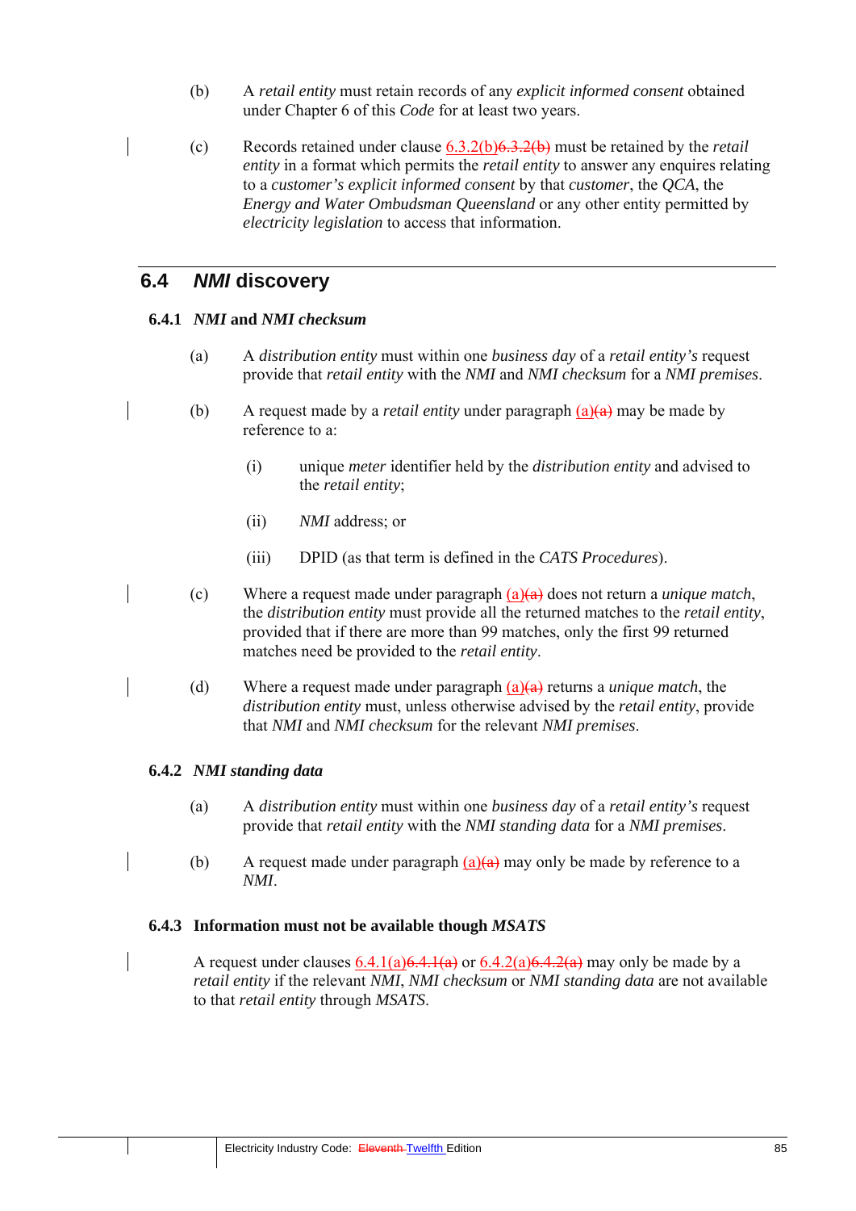(b) A *retail entity* must retain records of any *explicit informed consent* obtained under Chapter 6 of this *Code* for at least two years.

(c) Records retained under clause 6.3.2(b)~~6.3.2(b)~~ must be retained by the *retail entity* in a format which permits the *retail entity* to answer any enquires relating to a *customer's explicit informed consent* by that *customer*, the *QCA*, the *Energy and Water Ombudsman Queensland* or any other entity permitted by *electricity legislation* to access that information.

## 6.4 *NMI* discovery

### 6.4.1 *NMI* and *NMI checksum*

(a) A *distribution entity* must within one *business day* of a *retail entity's* request provide that *retail entity* with the *NMI* and *NMI checksum* for a *NMI premises*.

(b) A request made by a *retail entity* under paragraph (a)~~(a)~~ may be made by reference to a:

(i) unique *meter* identifier held by the *distribution entity* and advised to the *retail entity*;

(ii) *NMI* address; or

(iii) DPID (as that term is defined in the *CATS Procedures*).

(c) Where a request made under paragraph (a)~~(a)~~ does not return a *unique match*, the *distribution entity* must provide all the returned matches to the *retail entity*, provided that if there are more than 99 matches, only the first 99 returned matches need be provided to the *retail entity*.

(d) Where a request made under paragraph (a)~~(a)~~ returns a *unique match*, the *distribution entity* must, unless otherwise advised by the *retail entity*, provide that *NMI* and *NMI checksum* for the relevant *NMI premises*.

### 6.4.2 *NMI standing data*

(a) A *distribution entity* must within one *business day* of a *retail entity's* request provide that *retail entity* with the *NMI standing data* for a *NMI premises*.

(b) A request made under paragraph (a)~~(a)~~ may only be made by reference to a *NMI*.

### 6.4.3 Information must not be available though *MSATS*

A request under clauses 6.4.1(a)~~6.4.1(a)~~ or 6.4.2(a)~~6.4.2(a)~~ may only be made by a *retail entity* if the relevant *NMI*, *NMI checksum* or *NMI standing data* are not available to that *retail entity* through *MSATS*.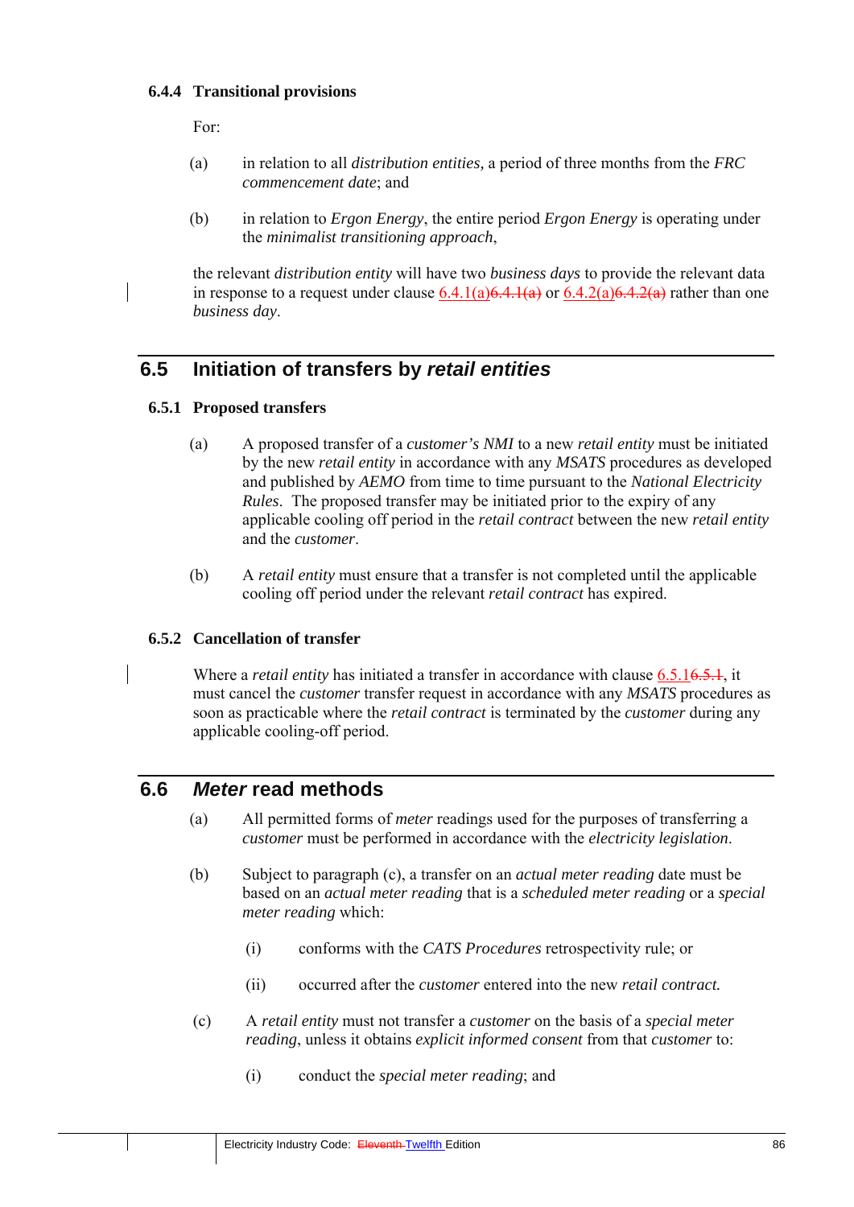### 6.4.4 Transitional provisions

For:

(a) in relation to all *distribution entities*, a period of three months from the *FRC commencement date*; and

(b) in relation to *Ergon Energy*, the entire period *Ergon Energy* is operating under the *minimalist transitioning approach*,

the relevant *distribution entity* will have two *business days* to provide the relevant data in response to a request under clause 6.4.1(a)~~6.4.1(a)~~ or 6.4.2(a)~~6.4.2(a)~~ rather than one *business day*.

## 6.5 Initiation of transfers by *retail entities*

### 6.5.1 Proposed transfers

(a) A proposed transfer of a *customer's NMI* to a new *retail entity* must be initiated by the new *retail entity* in accordance with any *MSATS* procedures as developed and published by *AEMO* from time to time pursuant to the *National Electricity Rules*. The proposed transfer may be initiated prior to the expiry of any applicable cooling off period in the *retail contract* between the new *retail entity* and the *customer*.

(b) A *retail entity* must ensure that a transfer is not completed until the applicable cooling off period under the relevant *retail contract* has expired.

### 6.5.2 Cancellation of transfer

Where a *retail entity* has initiated a transfer in accordance with clause 6.5.1~~6.5.1~~, it must cancel the *customer* transfer request in accordance with any *MSATS* procedures as soon as practicable where the *retail contract* is terminated by the *customer* during any applicable cooling-off period.

## 6.6 *Meter* read methods

(a) All permitted forms of *meter* readings used for the purposes of transferring a *customer* must be performed in accordance with the *electricity legislation*.

(b) Subject to paragraph (c), a transfer on an *actual meter reading* date must be based on an *actual meter reading* that is a *scheduled meter reading* or a *special meter reading* which:

(i) conforms with the *CATS Procedures* retrospectivity rule; or

(ii) occurred after the *customer* entered into the new *retail contract.*

(c) A *retail entity* must not transfer a *customer* on the basis of a *special meter reading*, unless it obtains *explicit informed consent* from that *customer* to:

(i) conduct the *special meter reading*; and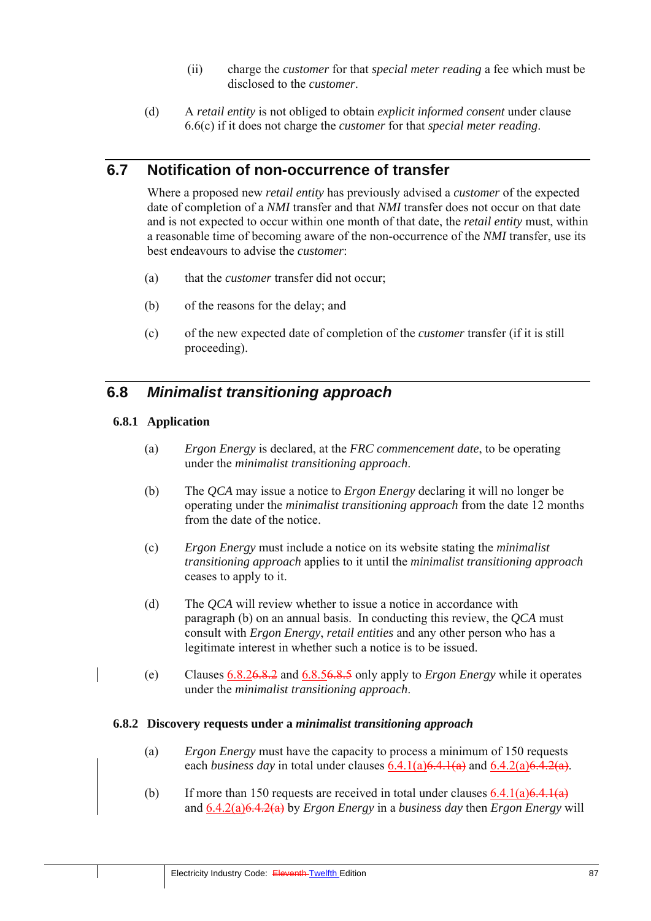(ii) charge the *customer* for that *special meter reading* a fee which must be disclosed to the *customer*.

(d) A *retail entity* is not obliged to obtain *explicit informed consent* under clause 6.6(c) if it does not charge the *customer* for that *special meter reading*.

## 6.7 Notification of non-occurrence of transfer

Where a proposed new *retail entity* has previously advised a *customer* of the expected date of completion of a *NMI* transfer and that *NMI* transfer does not occur on that date and is not expected to occur within one month of that date, the *retail entity* must, within a reasonable time of becoming aware of the non-occurrence of the *NMI* transfer, use its best endeavours to advise the *customer*:

(a) that the *customer* transfer did not occur;

(b) of the reasons for the delay; and

(c) of the new expected date of completion of the *customer* transfer (if it is still proceeding).

## 6.8 *Minimalist transitioning approach*

### 6.8.1 Application

(a) *Ergon Energy* is declared, at the *FRC commencement date*, to be operating under the *minimalist transitioning approach*.

(b) The *QCA* may issue a notice to *Ergon Energy* declaring it will no longer be operating under the *minimalist transitioning approach* from the date 12 months from the date of the notice.

(c) *Ergon Energy* must include a notice on its website stating the *minimalist transitioning approach* applies to it until the *minimalist transitioning approach* ceases to apply to it.

(d) The *QCA* will review whether to issue a notice in accordance with paragraph (b) on an annual basis. In conducting this review, the *QCA* must consult with *Ergon Energy*, *retail entities* and any other person who has a legitimate interest in whether such a notice is to be issued.

(e) Clauses 6.8.2~~6.8.2~~ and 6.8.5~~6.8.5~~ only apply to *Ergon Energy* while it operates under the *minimalist transitioning approach*.

### 6.8.2 Discovery requests under a *minimalist transitioning approach*

(a) *Ergon Energy* must have the capacity to process a minimum of 150 requests each *business day* in total under clauses 6.4.1(a)~~6.4.1(a)~~ and 6.4.2(a)~~6.4.2(a)~~.

(b) If more than 150 requests are received in total under clauses 6.4.1(a)~~6.4.1(a)~~ and 6.4.2(a)~~6.4.2(a)~~ by *Ergon Energy* in a *business day* then *Ergon Energy* will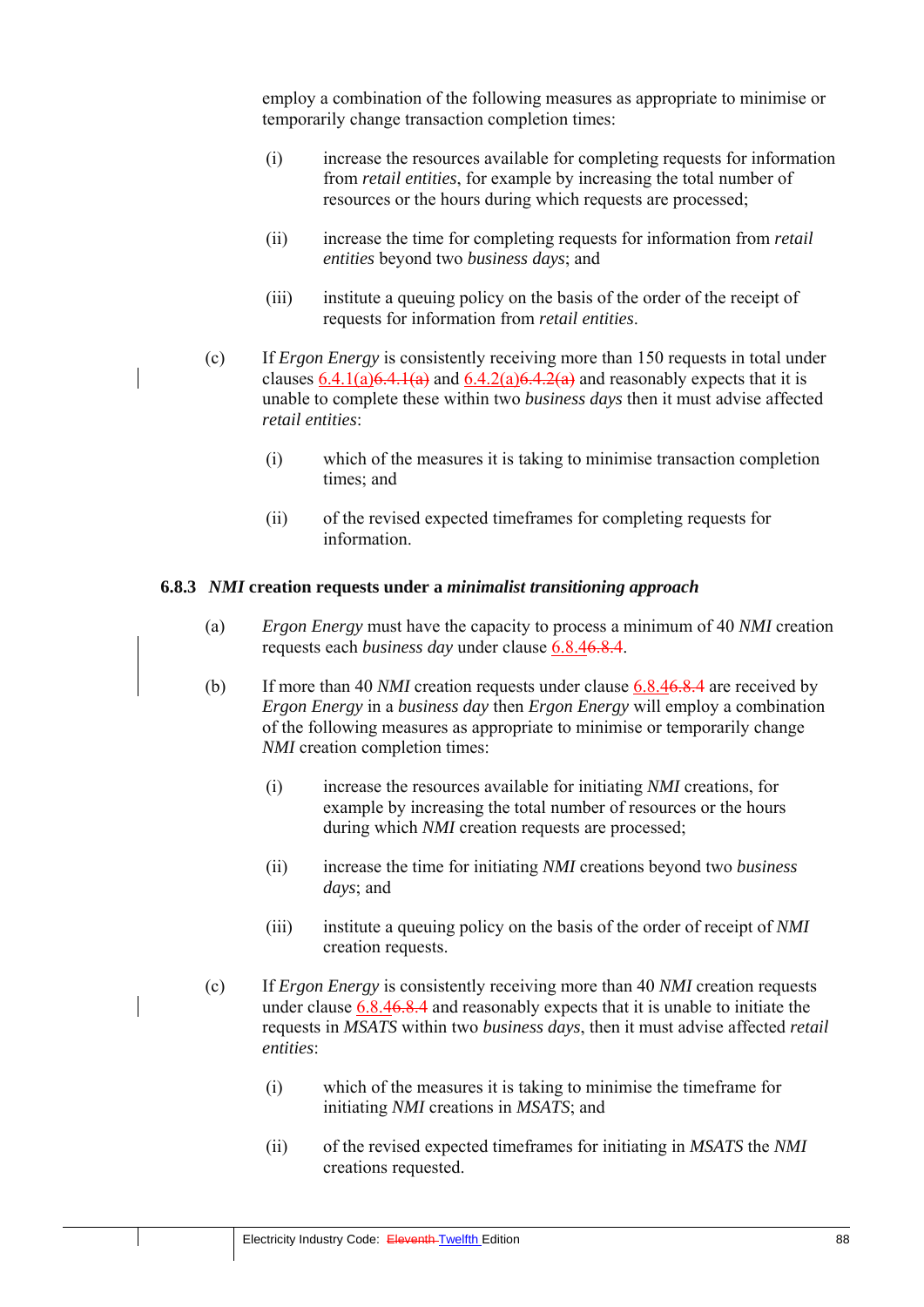employ a combination of the following measures as appropriate to minimise or temporarily change transaction completion times:

(i) increase the resources available for completing requests for information from *retail entities*, for example by increasing the total number of resources or the hours during which requests are processed;

(ii) increase the time for completing requests for information from *retail entities* beyond two *business days*; and

(iii) institute a queuing policy on the basis of the order of the receipt of requests for information from *retail entities*.

(c) If *Ergon Energy* is consistently receiving more than 150 requests in total under clauses 6.4.1(a)~~6.4.1(a)~~ and 6.4.2(a)~~6.4.2(a)~~ and reasonably expects that it is unable to complete these within two *business days* then it must advise affected *retail entities*:

(i) which of the measures it is taking to minimise transaction completion times; and

(ii) of the revised expected timeframes for completing requests for information.

### 6.8.3 *NMI* creation requests under a *minimalist transitioning approach*

(a) *Ergon Energy* must have the capacity to process a minimum of 40 *NMI* creation requests each *business day* under clause 6.8.4~~6.8.4~~.

(b) If more than 40 *NMI* creation requests under clause 6.8.4~~6.8.4~~ are received by *Ergon Energy* in a *business day* then *Ergon Energy* will employ a combination of the following measures as appropriate to minimise or temporarily change *NMI* creation completion times:

(i) increase the resources available for initiating *NMI* creations, for example by increasing the total number of resources or the hours during which *NMI* creation requests are processed;

(ii) increase the time for initiating *NMI* creations beyond two *business days*; and

(iii) institute a queuing policy on the basis of the order of receipt of *NMI* creation requests.

(c) If *Ergon Energy* is consistently receiving more than 40 *NMI* creation requests under clause 6.8.4~~6.8.4~~ and reasonably expects that it is unable to initiate the requests in *MSATS* within two *business days*, then it must advise affected *retail entities*:

(i) which of the measures it is taking to minimise the timeframe for initiating *NMI* creations in *MSATS*; and

(ii) of the revised expected timeframes for initiating in *MSATS* the *NMI* creations requested.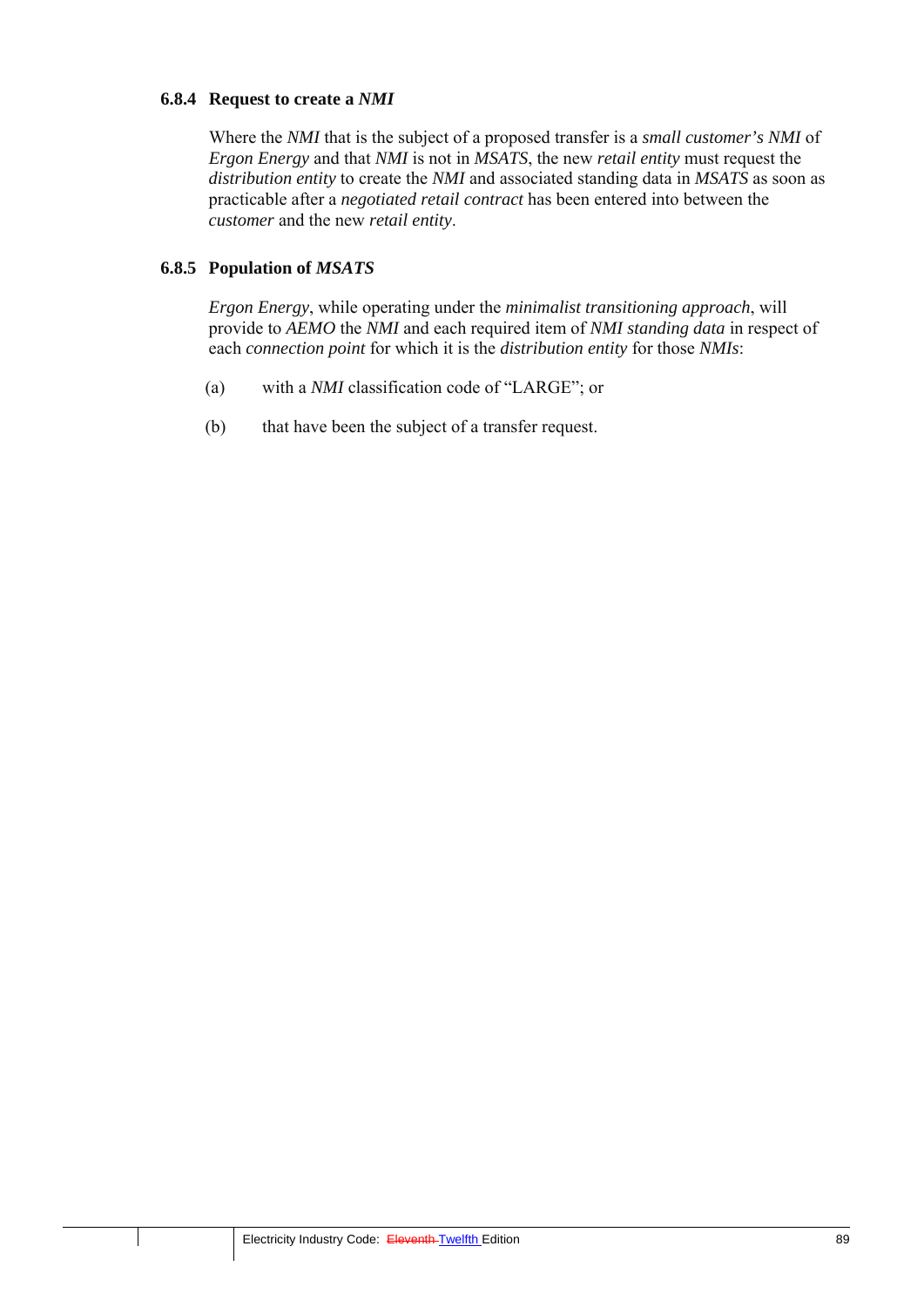### 6.8.4 Request to create a *NMI*

Where the *NMI* that is the subject of a proposed transfer is a *small customer's NMI* of *Ergon Energy* and that *NMI* is not in *MSATS*, the new *retail entity* must request the *distribution entity* to create the *NMI* and associated standing data in *MSATS* as soon as practicable after a *negotiated retail contract* has been entered into between the *customer* and the new *retail entity*.

### 6.8.5 Population of *MSATS*

*Ergon Energy*, while operating under the *minimalist transitioning approach*, will provide to *AEMO* the *NMI* and each required item of *NMI standing data* in respect of each *connection point* for which it is the *distribution entity* for those *NMIs*:

(a) with a *NMI* classification code of "LARGE"; or

(b) that have been the subject of a transfer request.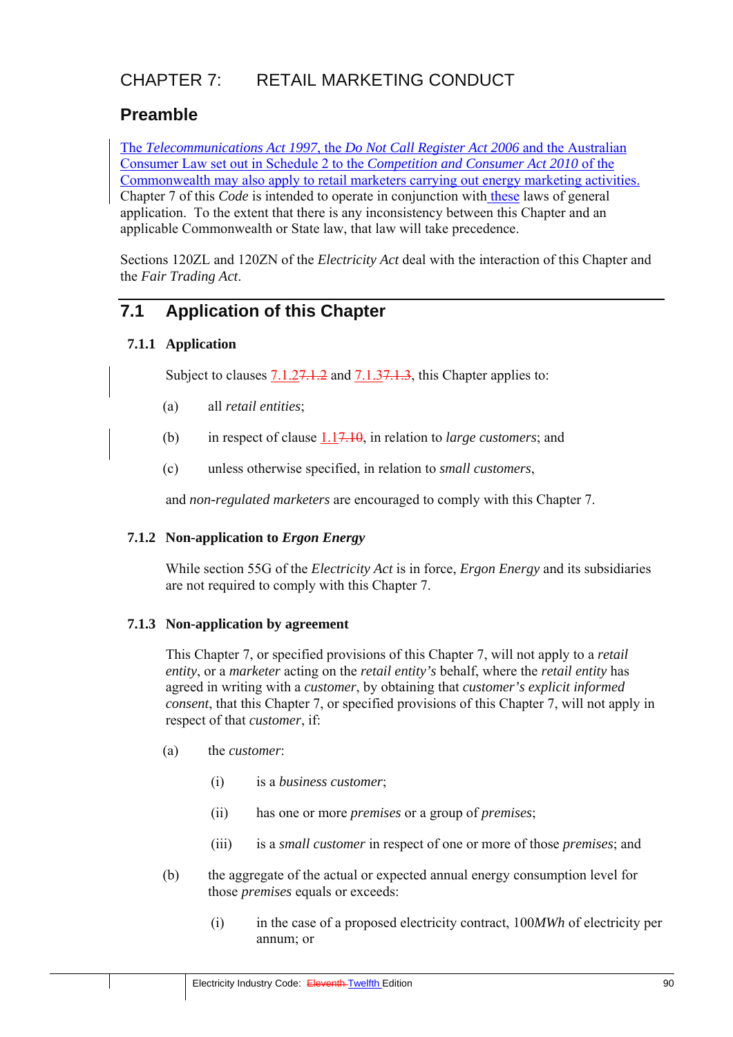# CHAPTER 7: RETAIL MARKETING CONDUCT

## Preamble

The *Telecommunications Act 1997*, the *Do Not Call Register Act 2006* and the Australian Consumer Law set out in Schedule 2 to the *Competition and Consumer Act 2010* of the Commonwealth may also apply to retail marketers carrying out energy marketing activities. Chapter 7 of this *Code* is intended to operate in conjunction with these laws of general application. To the extent that there is any inconsistency between this Chapter and an applicable Commonwealth or State law, that law will take precedence.

Sections 120ZL and 120ZN of the *Electricity Act* deal with the interaction of this Chapter and the *Fair Trading Act*.

## 7.1 Application of this Chapter

### 7.1.1 Application

Subject to clauses 7.1.27.1.2 and 7.1.37.1.3, this Chapter applies to:

(a) all *retail entities*;

(b) in respect of clause 1.17.10, in relation to *large customers*; and

(c) unless otherwise specified, in relation to *small customers*,

and *non-regulated marketers* are encouraged to comply with this Chapter 7.

### 7.1.2 Non-application to *Ergon Energy*

While section 55G of the *Electricity Act* is in force, *Ergon Energy* and its subsidiaries are not required to comply with this Chapter 7.

### 7.1.3 Non-application by agreement

This Chapter 7, or specified provisions of this Chapter 7, will not apply to a *retail entity*, or a *marketer* acting on the *retail entity's* behalf, where the *retail entity* has agreed in writing with a *customer*, by obtaining that *customer's explicit informed consent*, that this Chapter 7, or specified provisions of this Chapter 7, will not apply in respect of that *customer*, if:

(a) the *customer*:

(i) is a *business customer*;

(ii) has one or more *premises* or a group of *premises*;

(iii) is a *small customer* in respect of one or more of those *premises*; and

(b) the aggregate of the actual or expected annual energy consumption level for those *premises* equals or exceeds:

(i) in the case of a proposed electricity contract, 100*MWh* of electricity per annum; or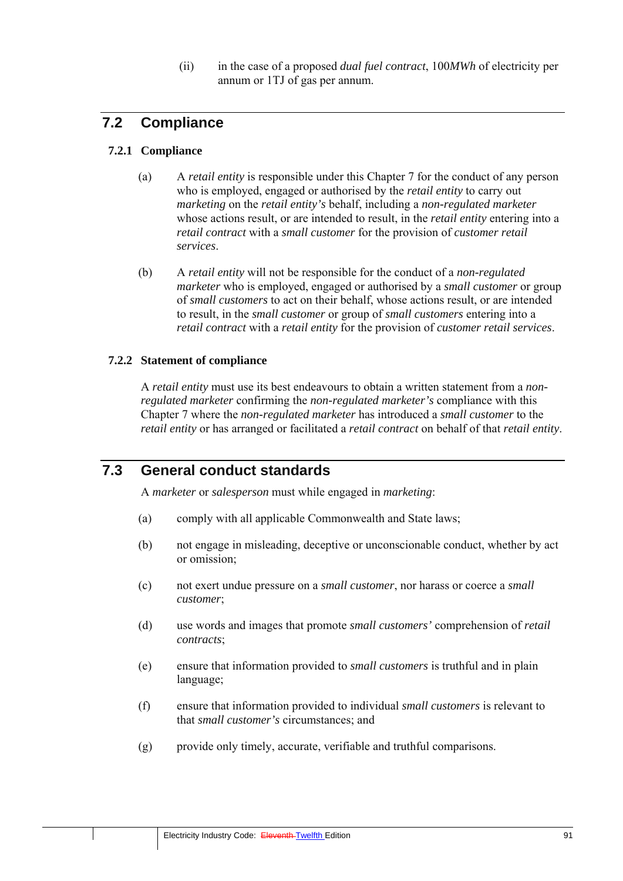(ii) in the case of a proposed *dual fuel contract*, 100*MWh* of electricity per annum or 1TJ of gas per annum.

## 7.2 Compliance

### 7.2.1 Compliance

(a) A *retail entity* is responsible under this Chapter 7 for the conduct of any person who is employed, engaged or authorised by the *retail entity* to carry out *marketing* on the *retail entity's* behalf, including a *non-regulated marketer* whose actions result, or are intended to result, in the *retail entity* entering into a *retail contract* with a *small customer* for the provision of *customer retail services*.

(b) A *retail entity* will not be responsible for the conduct of a *non-regulated marketer* who is employed, engaged or authorised by a *small customer* or group of *small customers* to act on their behalf, whose actions result, or are intended to result, in the *small customer* or group of *small customers* entering into a *retail contract* with a *retail entity* for the provision of *customer retail services*.

### 7.2.2 Statement of compliance

A *retail entity* must use its best endeavours to obtain a written statement from a *non-regulated marketer* confirming the *non-regulated marketer's* compliance with this Chapter 7 where the *non-regulated marketer* has introduced a *small customer* to the *retail entity* or has arranged or facilitated a *retail contract* on behalf of that *retail entity*.

## 7.3 General conduct standards

A *marketer* or *salesperson* must while engaged in *marketing*:

(a) comply with all applicable Commonwealth and State laws;

(b) not engage in misleading, deceptive or unconscionable conduct, whether by act or omission;

(c) not exert undue pressure on a *small customer*, nor harass or coerce a *small customer*;

(d) use words and images that promote *small customers'* comprehension of *retail contracts*;

(e) ensure that information provided to *small customers* is truthful and in plain language;

(f) ensure that information provided to individual *small customers* is relevant to that *small customer's* circumstances; and

(g) provide only timely, accurate, verifiable and truthful comparisons.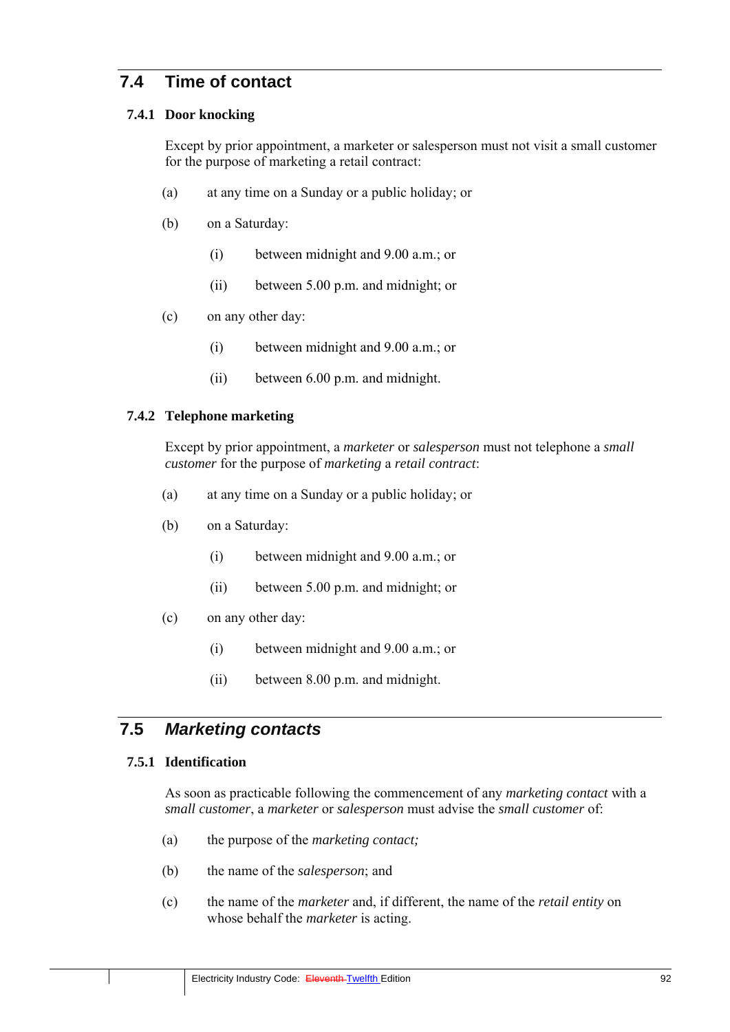## 7.4 Time of contact

### 7.4.1 Door knocking

Except by prior appointment, a marketer or salesperson must not visit a small customer for the purpose of marketing a retail contract:

(a) at any time on a Sunday or a public holiday; or

(b) on a Saturday:

(i) between midnight and 9.00 a.m.; or

(ii) between 5.00 p.m. and midnight; or

(c) on any other day:

(i) between midnight and 9.00 a.m.; or

(ii) between 6.00 p.m. and midnight.

### 7.4.2 Telephone marketing

Except by prior appointment, a *marketer* or *salesperson* must not telephone a *small customer* for the purpose of *marketing* a *retail contract*:

(a) at any time on a Sunday or a public holiday; or

(b) on a Saturday:

(i) between midnight and 9.00 a.m.; or

(ii) between 5.00 p.m. and midnight; or

(c) on any other day:

(i) between midnight and 9.00 a.m.; or

(ii) between 8.00 p.m. and midnight.

## 7.5 *Marketing contacts*

### 7.5.1 Identification

As soon as practicable following the commencement of any *marketing contact* with a *small customer*, a *marketer* or *salesperson* must advise the *small customer* of:

(a) the purpose of the *marketing contact;*

(b) the name of the *salesperson*; and

(c) the name of the *marketer* and, if different, the name of the *retail entity* on whose behalf the *marketer* is acting.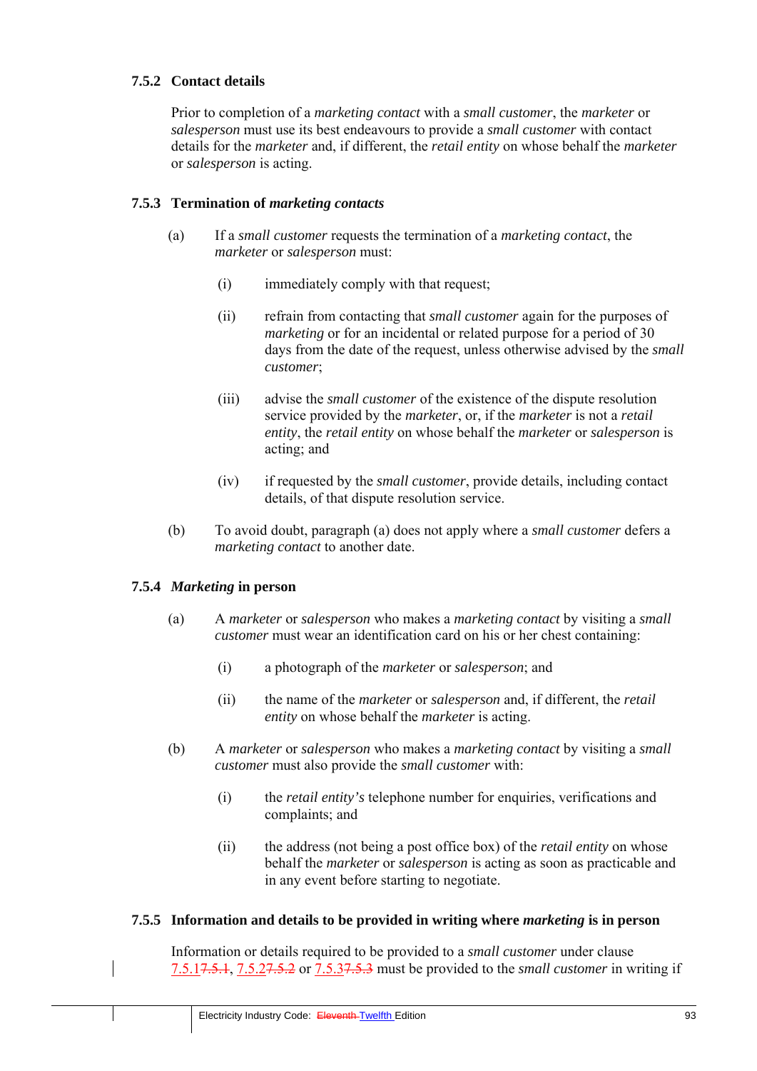### 7.5.2 Contact details

Prior to completion of a *marketing contact* with a *small customer*, the *marketer* or *salesperson* must use its best endeavours to provide a *small customer* with contact details for the *marketer* and, if different, the *retail entity* on whose behalf the *marketer* or *salesperson* is acting.

### 7.5.3 Termination of *marketing contacts*

(a) If a *small customer* requests the termination of a *marketing contact*, the *marketer* or *salesperson* must:

   (i) immediately comply with that request;

   (ii) refrain from contacting that *small customer* again for the purposes of *marketing* or for an incidental or related purpose for a period of 30 days from the date of the request, unless otherwise advised by the *small customer*;

   (iii) advise the *small customer* of the existence of the dispute resolution service provided by the *marketer*, or, if the *marketer* is not a *retail entity*, the *retail entity* on whose behalf the *marketer* or *salesperson* is acting; and

   (iv) if requested by the *small customer*, provide details, including contact details, of that dispute resolution service.

(b) To avoid doubt, paragraph (a) does not apply where a *small customer* defers a *marketing contact* to another date.

### 7.5.4 *Marketing* in person

(a) A *marketer* or *salesperson* who makes a *marketing contact* by visiting a *small customer* must wear an identification card on his or her chest containing:

   (i) a photograph of the *marketer* or *salesperson*; and

   (ii) the name of the *marketer* or *salesperson* and, if different, the *retail entity* on whose behalf the *marketer* is acting.

(b) A *marketer* or *salesperson* who makes a *marketing contact* by visiting a *small customer* must also provide the *small customer* with:

   (i) the *retail entity's* telephone number for enquiries, verifications and complaints; and

   (ii) the address (not being a post office box) of the *retail entity* on whose behalf the *marketer* or *salesperson* is acting as soon as practicable and in any event before starting to negotiate.

### 7.5.5 Information and details to be provided in writing where *marketing* is in person

Information or details required to be provided to a *small customer* under clause 7.5.1~~7.5.1~~, 7.5.2~~7.5.2~~ or 7.5.3~~7.5.3~~ must be provided to the *small customer* in writing if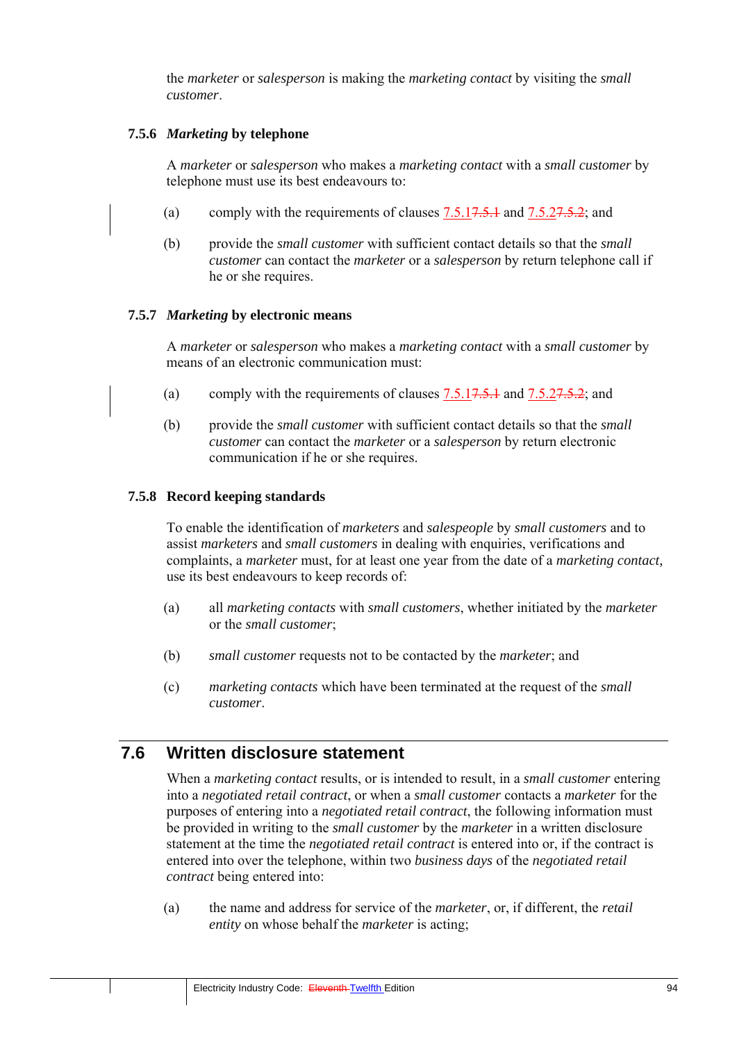the *marketer* or *salesperson* is making the *marketing contact* by visiting the *small customer*.

### 7.5.6 *Marketing* by telephone

A *marketer* or *salesperson* who makes a *marketing contact* with a *small customer* by telephone must use its best endeavours to:

(a) comply with the requirements of clauses 7.5.1 and 7.5.2; and

(b) provide the *small customer* with sufficient contact details so that the *small customer* can contact the *marketer* or a *salesperson* by return telephone call if he or she requires.

### 7.5.7 *Marketing* by electronic means

A *marketer* or *salesperson* who makes a *marketing contact* with a *small customer* by means of an electronic communication must:

(a) comply with the requirements of clauses 7.5.1 and 7.5.2; and

(b) provide the *small customer* with sufficient contact details so that the *small customer* can contact the *marketer* or a *salesperson* by return electronic communication if he or she requires.

### 7.5.8 Record keeping standards

To enable the identification of *marketers* and *salespeople* by *small customers* and to assist *marketers* and *small customers* in dealing with enquiries, verifications and complaints, a *marketer* must, for at least one year from the date of a *marketing contact*, use its best endeavours to keep records of:

(a) all *marketing contacts* with *small customers*, whether initiated by the *marketer* or the *small customer*;

(b) *small customer* requests not to be contacted by the *marketer*; and

(c) *marketing contacts* which have been terminated at the request of the *small customer*.

## 7.6 Written disclosure statement

When a *marketing contact* results, or is intended to result, in a *small customer* entering into a *negotiated retail contract*, or when a *small customer* contacts a *marketer* for the purposes of entering into a *negotiated retail contract*, the following information must be provided in writing to the *small customer* by the *marketer* in a written disclosure statement at the time the *negotiated retail contract* is entered into or, if the contract is entered into over the telephone, within two *business days* of the *negotiated retail contract* being entered into:

(a) the name and address for service of the *marketer*, or, if different, the *retail entity* on whose behalf the *marketer* is acting;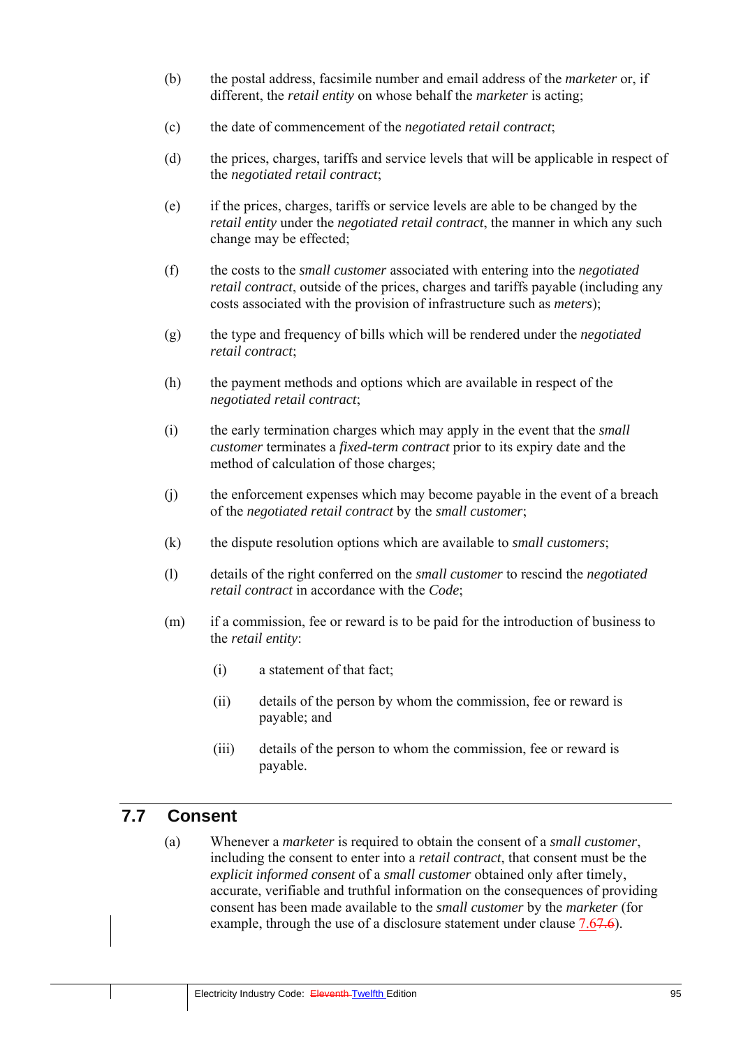(b) the postal address, facsimile number and email address of the *marketer* or, if different, the *retail entity* on whose behalf the *marketer* is acting;

(c) the date of commencement of the *negotiated retail contract*;

(d) the prices, charges, tariffs and service levels that will be applicable in respect of the *negotiated retail contract*;

(e) if the prices, charges, tariffs or service levels are able to be changed by the *retail entity* under the *negotiated retail contract*, the manner in which any such change may be effected;

(f) the costs to the *small customer* associated with entering into the *negotiated retail contract*, outside of the prices, charges and tariffs payable (including any costs associated with the provision of infrastructure such as *meters*);

(g) the type and frequency of bills which will be rendered under the *negotiated retail contract*;

(h) the payment methods and options which are available in respect of the *negotiated retail contract*;

(i) the early termination charges which may apply in the event that the *small customer* terminates a *fixed-term contract* prior to its expiry date and the method of calculation of those charges;

(j) the enforcement expenses which may become payable in the event of a breach of the *negotiated retail contract* by the *small customer*;

(k) the dispute resolution options which are available to *small customers*;

(l) details of the right conferred on the *small customer* to rescind the *negotiated retail contract* in accordance with the *Code*;

(m) if a commission, fee or reward is to be paid for the introduction of business to the *retail entity*:

   (i) a statement of that fact;

   (ii) details of the person by whom the commission, fee or reward is payable; and

   (iii) details of the person to whom the commission, fee or reward is payable.

## 7.7 Consent

(a) Whenever a *marketer* is required to obtain the consent of a *small customer*, including the consent to enter into a *retail contract*, that consent must be the *explicit informed consent* of a *small customer* obtained only after timely, accurate, verifiable and truthful information on the consequences of providing consent has been made available to the *small customer* by the *marketer* (for example, through the use of a disclosure statement under clause 7.67.6).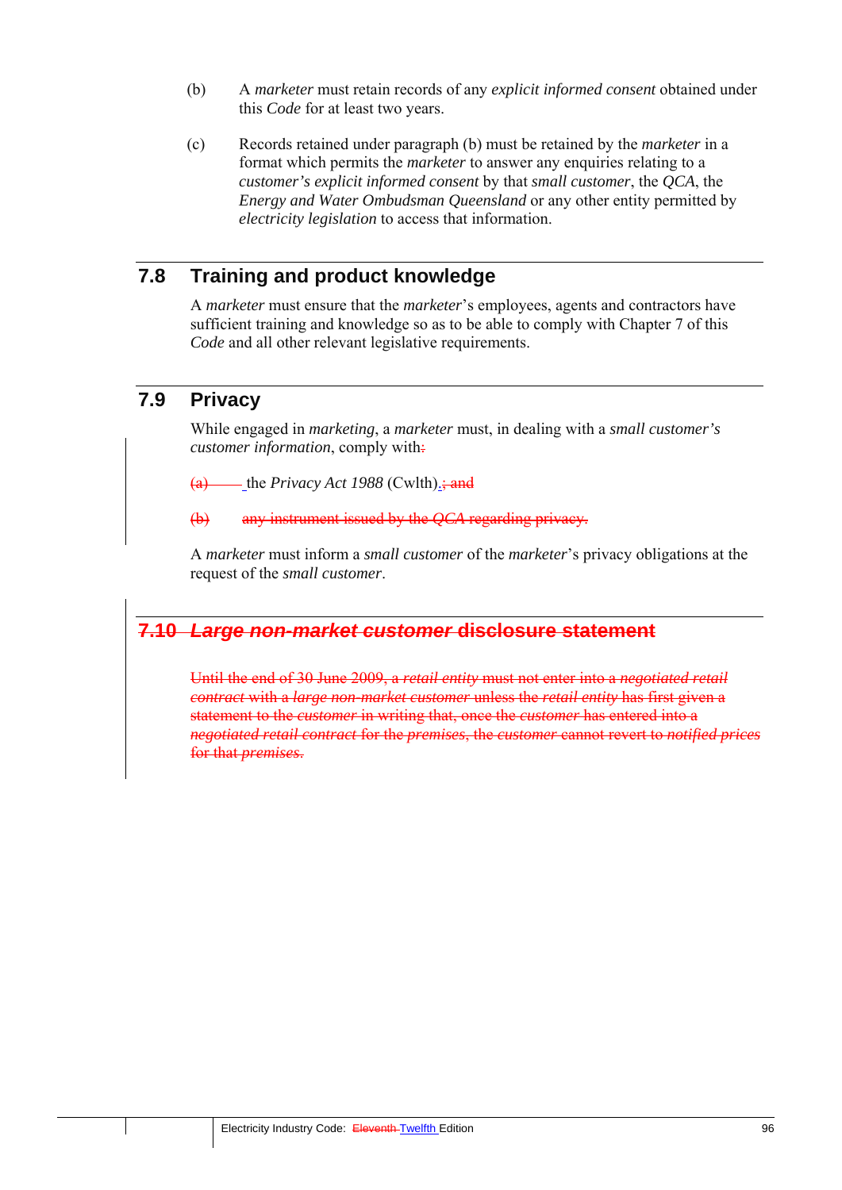(b) A *marketer* must retain records of any *explicit informed consent* obtained under this *Code* for at least two years.

(c) Records retained under paragraph (b) must be retained by the *marketer* in a format which permits the *marketer* to answer any enquiries relating to a *customer's explicit informed consent* by that *small customer*, the *QCA*, the *Energy and Water Ombudsman Queensland* or any other entity permitted by *electricity legislation* to access that information.

## 7.8 Training and product knowledge

A *marketer* must ensure that the *marketer*'s employees, agents and contractors have sufficient training and knowledge so as to be able to comply with Chapter 7 of this *Code* and all other relevant legislative requirements.

## 7.9 Privacy

While engaged in *marketing*, a *marketer* must, in dealing with a *small customer's customer information*, comply with~~:~~

~~(a)~~ the *Privacy Act 1988* (Cwlth).~~; and~~

~~(b) any instrument issued by the *QCA* regarding privacy.~~

A *marketer* must inform a *small customer* of the *marketer*'s privacy obligations at the request of the *small customer*.

## ~~7.10 *Large non-market customer* disclosure statement~~

~~Until the end of 30 June 2009, a *retail entity* must not enter into a *negotiated retail contract* with a *large non-market customer* unless the *retail entity* has first given a statement to the *customer* in writing that, once the *customer* has entered into a *negotiated retail contract* for the *premises*, the *customer* cannot revert to *notified prices* for that *premises*.~~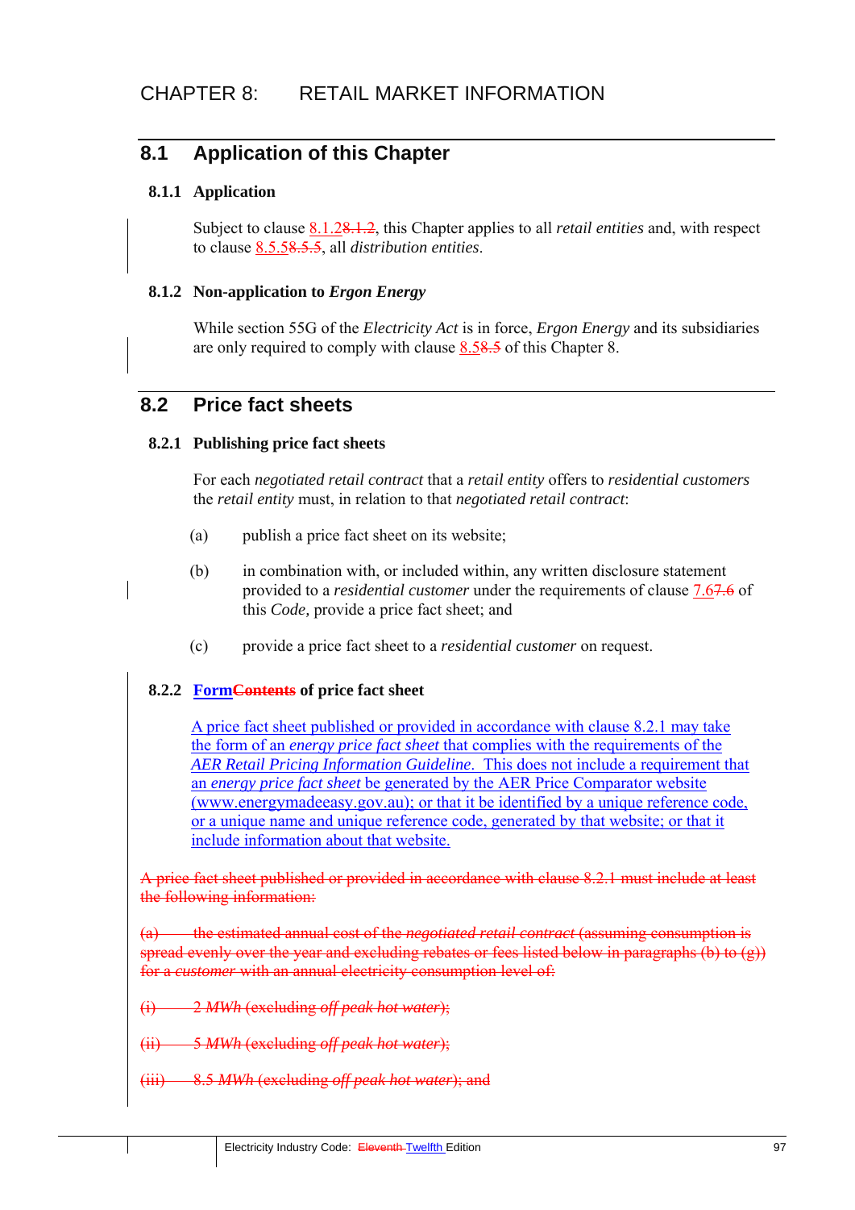# CHAPTER 8: RETAIL MARKET INFORMATION

## 8.1 Application of this Chapter

### 8.1.1 Application

Subject to clause 8.1.28.1.2, this Chapter applies to all *retail entities* and, with respect to clause 8.5.58.5.5, all *distribution entities*.

### 8.1.2 Non-application to *Ergon Energy*

While section 55G of the *Electricity Act* is in force, *Ergon Energy* and its subsidiaries are only required to comply with clause 8.58.5 of this Chapter 8.

## 8.2 Price fact sheets

### 8.2.1 Publishing price fact sheets

For each *negotiated retail contract* that a *retail entity* offers to *residential customers* the *retail entity* must, in relation to that *negotiated retail contract*:

(a) publish a price fact sheet on its website;

(b) in combination with, or included within, any written disclosure statement provided to a *residential customer* under the requirements of clause 7.67.6 of this *Code,* provide a price fact sheet; and

(c) provide a price fact sheet to a *residential customer* on request.

### 8.2.2 FormContents of price fact sheet

A price fact sheet published or provided in accordance with clause 8.2.1 may take the form of an *energy price fact sheet* that complies with the requirements of the *AER Retail Pricing Information Guideline*. This does not include a requirement that an *energy price fact sheet* be generated by the AER Price Comparator website (www.energymadeeasy.gov.au); or that it be identified by a unique reference code, or a unique name and unique reference code, generated by that website; or that it include information about that website.

~~A price fact sheet published or provided in accordance with clause 8.2.1 must include at least the following information:~~

~~(a) the estimated annual cost of the *negotiated retail contract* (assuming consumption is spread evenly over the year and excluding rebates or fees listed below in paragraphs (b) to (g)) for a *customer* with an annual electricity consumption level of:~~

~~(i) 2 *MWh* (excluding *off peak hot water*);~~

~~(ii) 5 *MWh* (excluding *off peak hot water*);~~

~~(iii) 8.5 *MWh* (excluding *off peak hot water*); and~~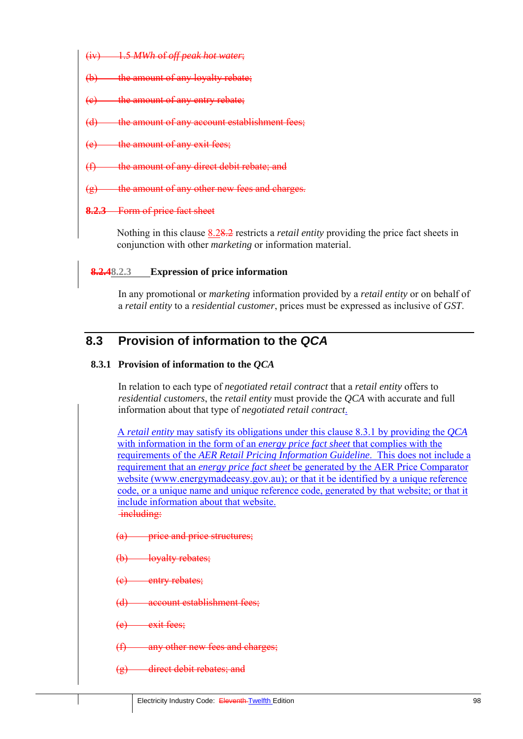~~(iv) 1.5 *MWh* of *off peak hot water*;~~

~~(b) the amount of any loyalty rebate;~~

~~(c) the amount of any entry rebate;~~

~~(d) the amount of any account establishment fees;~~

~~(e) the amount of any exit fees;~~

~~(f) the amount of any direct debit rebate; and~~

~~(g) the amount of any other new fees and charges.~~

~~**8.2.3** Form of price fact sheet~~

Nothing in this clause 8.2~~8.2~~ restricts a *retail entity* providing the price fact sheets in conjunction with other *marketing* or information material.

### ~~8.2.4~~8.2.3 Expression of price information

In any promotional or *marketing* information provided by a *retail entity* or on behalf of a *retail entity* to a *residential customer*, prices must be expressed as inclusive of *GST*.

## 8.3 Provision of information to the *QCA*

### 8.3.1 Provision of information to the *QCA*

In relation to each type of *negotiated retail contract* that a *retail entity* offers to *residential customers*, the *retail entity* must provide the *QCA* with accurate and full information about that type of *negotiated retail contract*.

A *retail entity* may satisfy its obligations under this clause 8.3.1 by providing the *QCA* with information in the form of an *energy price fact sheet* that complies with the requirements of the *AER Retail Pricing Information Guideline*. This does not include a requirement that an *energy price fact sheet* be generated by the AER Price Comparator website (www.energymadeeasy.gov.au); or that it be identified by a unique reference code, or a unique name and unique reference code, generated by that website; or that it include information about that website.

~~including:~~

~~(a) price and price structures;~~

~~(b) loyalty rebates;~~

~~(c) entry rebates;~~

~~(d) account establishment fees;~~

~~(e) exit fees;~~

~~(f) any other new fees and charges;~~

~~(g) direct debit rebates; and~~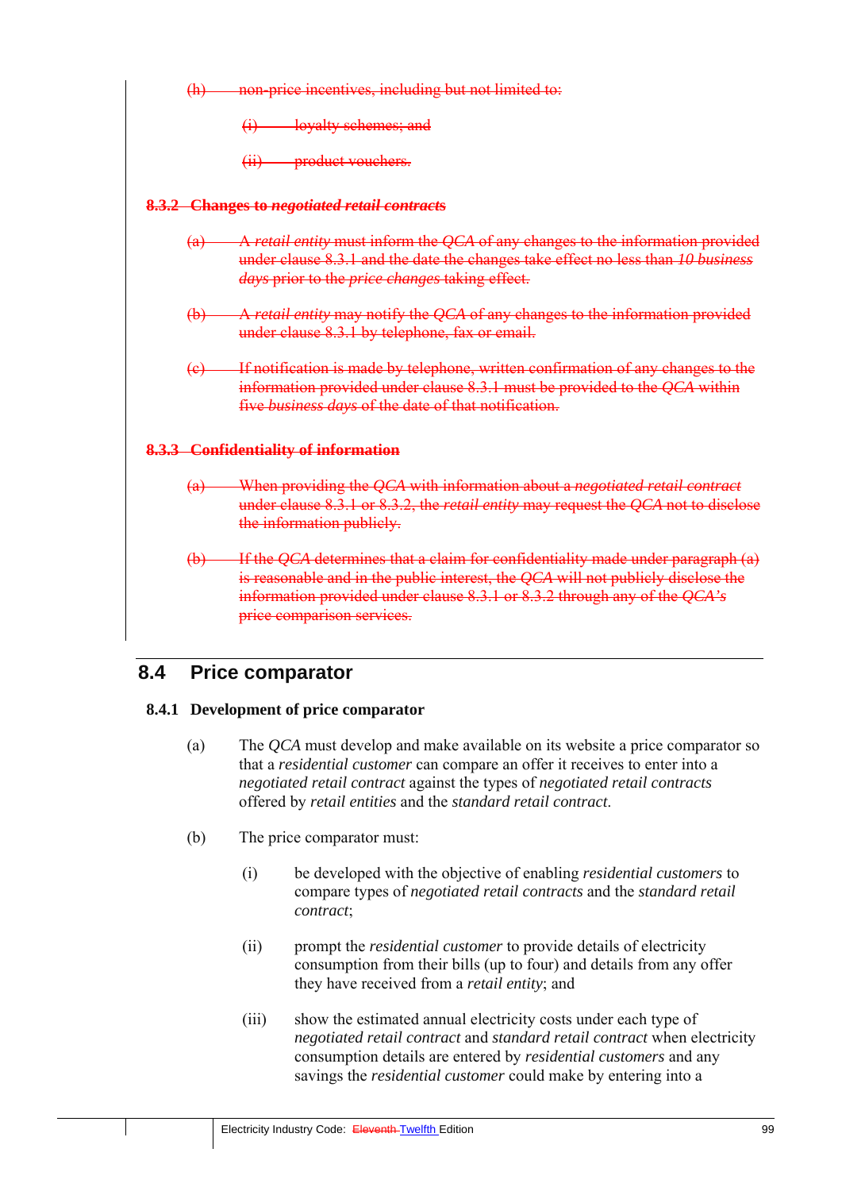~~(h) non-price incentives, including but not limited to:~~

~~(i) loyalty schemes; and~~

~~(ii) product vouchers.~~

#### ~~8.3.2 Changes to *negotiated retail contracts*~~

~~(a) A *retail entity* must inform the *QCA* of any changes to the information provided under clause 8.3.1 and the date the changes take effect no less than *10 business days* prior to the *price changes* taking effect.~~

~~(b) A *retail entity* may notify the *QCA* of any changes to the information provided under clause 8.3.1 by telephone, fax or email.~~

~~(c) If notification is made by telephone, written confirmation of any changes to the information provided under clause 8.3.1 must be provided to the *QCA* within five *business days* of the date of that notification.~~

#### ~~8.3.3 Confidentiality of information~~

~~(a) When providing the *QCA* with information about a *negotiated retail contract* under clause 8.3.1 or 8.3.2, the *retail entity* may request the *QCA* not to disclose the information publicly.~~

~~(b) If the *QCA* determines that a claim for confidentiality made under paragraph (a) is reasonable and in the public interest, the *QCA* will not publicly disclose the information provided under clause 8.3.1 or 8.3.2 through any of the *QCA's* price comparison services.~~

## 8.4 Price comparator

#### 8.4.1 Development of price comparator

(a) The *QCA* must develop and make available on its website a price comparator so that a *residential customer* can compare an offer it receives to enter into a *negotiated retail contract* against the types of *negotiated retail contracts* offered by *retail entities* and the *standard retail contract*.

(b) The price comparator must:

(i) be developed with the objective of enabling *residential customers* to compare types of *negotiated retail contracts* and the *standard retail contract*;

(ii) prompt the *residential customer* to provide details of electricity consumption from their bills (up to four) and details from any offer they have received from a *retail entity*; and

(iii) show the estimated annual electricity costs under each type of *negotiated retail contract* and *standard retail contract* when electricity consumption details are entered by *residential customers* and any savings the *residential customer* could make by entering into a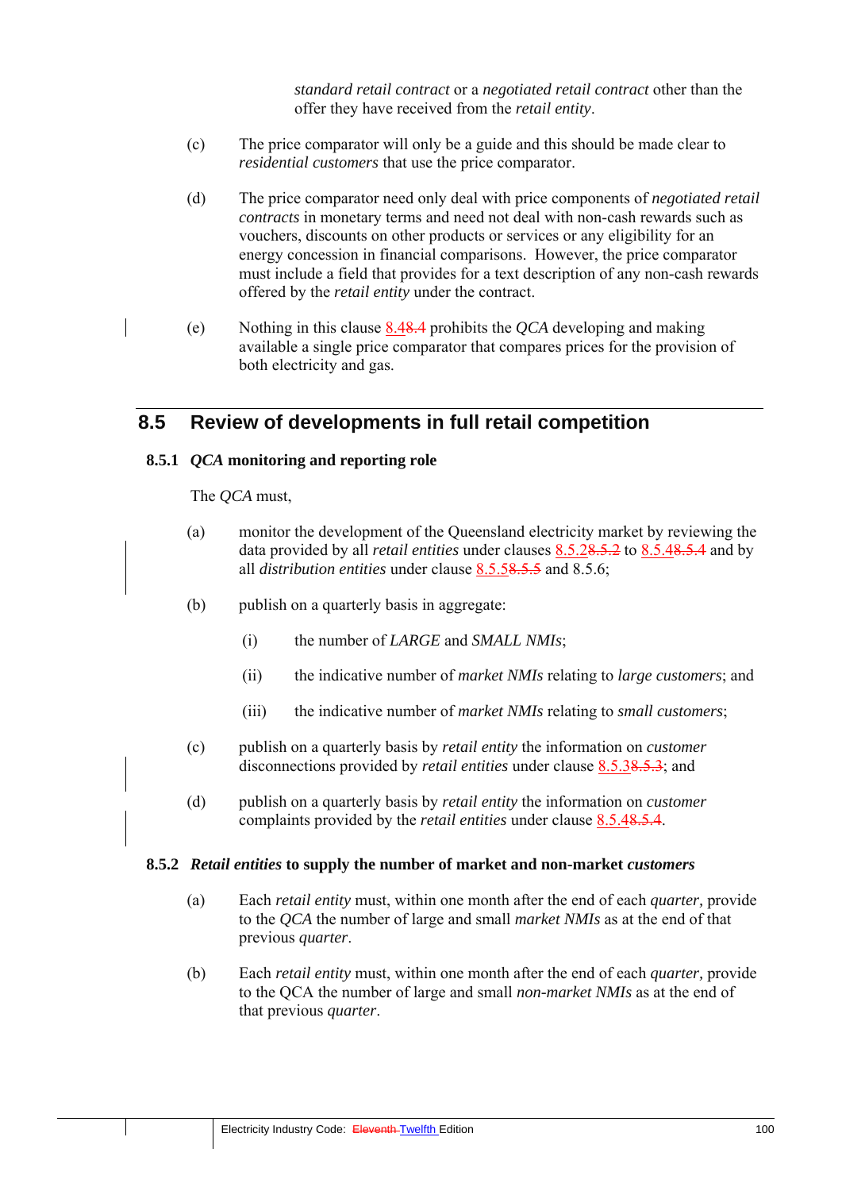*standard retail contract* or a *negotiated retail contract* other than the offer they have received from the *retail entity*.

(c) The price comparator will only be a guide and this should be made clear to *residential customers* that use the price comparator.

(d) The price comparator need only deal with price components of *negotiated retail contracts* in monetary terms and need not deal with non-cash rewards such as vouchers, discounts on other products or services or any eligibility for an energy concession in financial comparisons. However, the price comparator must include a field that provides for a text description of any non-cash rewards offered by the *retail entity* under the contract.

(e) Nothing in this clause 8.4~~8.4~~ prohibits the *QCA* developing and making available a single price comparator that compares prices for the provision of both electricity and gas.

## 8.5 Review of developments in full retail competition

### 8.5.1 *QCA* monitoring and reporting role

The *QCA* must,

(a) monitor the development of the Queensland electricity market by reviewing the data provided by all *retail entities* under clauses 8.5.2~~8.5.2~~ to 8.5.4~~8.5.4~~ and by all *distribution entities* under clause 8.5.5~~8.5.5~~ and 8.5.6;

(b) publish on a quarterly basis in aggregate:

  (i) the number of *LARGE* and *SMALL NMIs*;

  (ii) the indicative number of *market NMIs* relating to *large customers*; and

  (iii) the indicative number of *market NMIs* relating to *small customers*;

(c) publish on a quarterly basis by *retail entity* the information on *customer* disconnections provided by *retail entities* under clause 8.5.3~~8.5.3~~; and

(d) publish on a quarterly basis by *retail entity* the information on *customer* complaints provided by the *retail entities* under clause 8.5.4~~8.5.4~~.

### 8.5.2 *Retail entities* to supply the number of market and non-market *customers*

(a) Each *retail entity* must, within one month after the end of each *quarter,* provide to the *QCA* the number of large and small *market NMIs* as at the end of that previous *quarter*.

(b) Each *retail entity* must, within one month after the end of each *quarter,* provide to the QCA the number of large and small *non-market NMIs* as at the end of that previous *quarter*.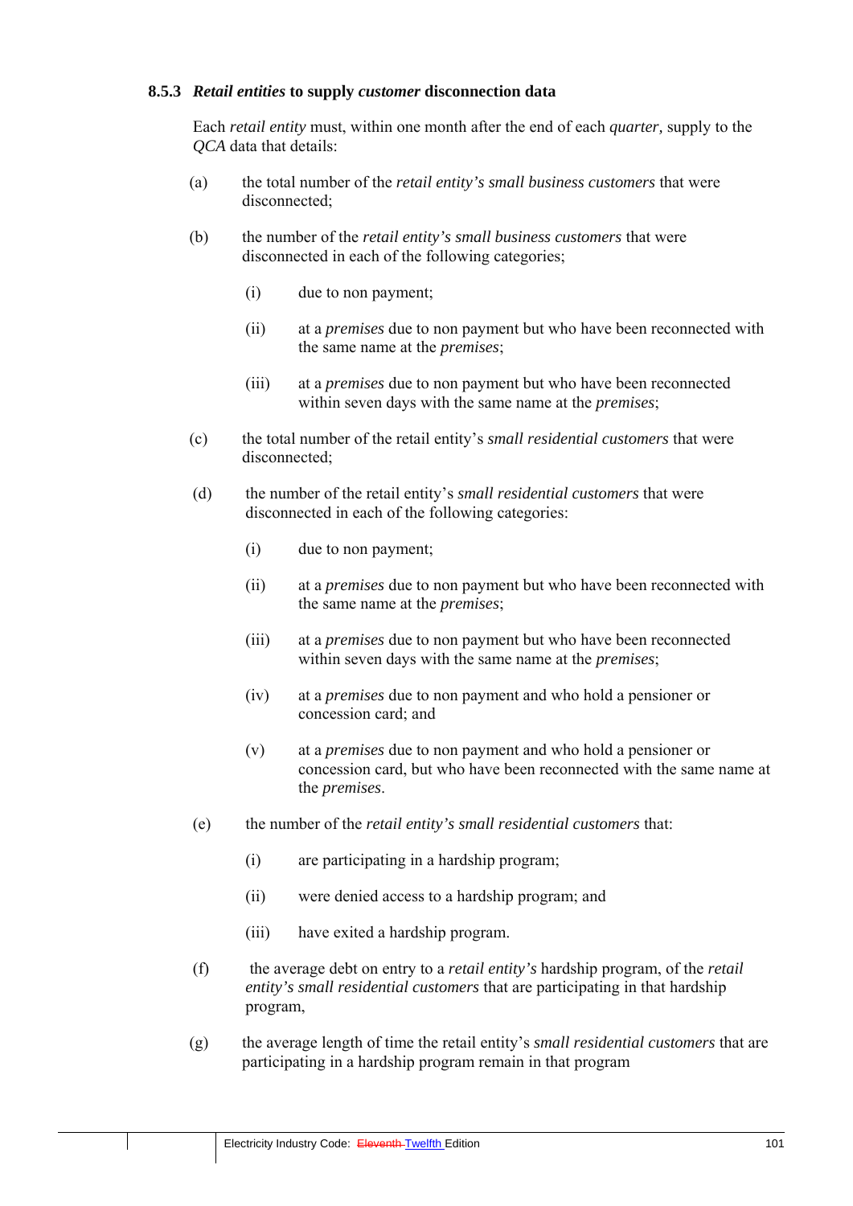### 8.5.3 *Retail entities* to supply *customer* disconnection data

Each *retail entity* must, within one month after the end of each *quarter,* supply to the *QCA* data that details:

(a) the total number of the *retail entity's small business customers* that were disconnected;

(b) the number of the *retail entity's small business customers* that were disconnected in each of the following categories;

   (i) due to non payment;

   (ii) at a *premises* due to non payment but who have been reconnected with the same name at the *premises*;

   (iii) at a *premises* due to non payment but who have been reconnected within seven days with the same name at the *premises*;

(c) the total number of the retail entity's *small residential customers* that were disconnected;

(d) the number of the retail entity's *small residential customers* that were disconnected in each of the following categories:

   (i) due to non payment;

   (ii) at a *premises* due to non payment but who have been reconnected with the same name at the *premises*;

   (iii) at a *premises* due to non payment but who have been reconnected within seven days with the same name at the *premises*;

   (iv) at a *premises* due to non payment and who hold a pensioner or concession card; and

   (v) at a *premises* due to non payment and who hold a pensioner or concession card, but who have been reconnected with the same name at the *premises*.

(e) the number of the *retail entity's small residential customers* that:

   (i) are participating in a hardship program;

   (ii) were denied access to a hardship program; and

   (iii) have exited a hardship program.

(f) the average debt on entry to a *retail entity's* hardship program, of the *retail entity's small residential customers* that are participating in that hardship program,

(g) the average length of time the retail entity's *small residential customers* that are participating in a hardship program remain in that program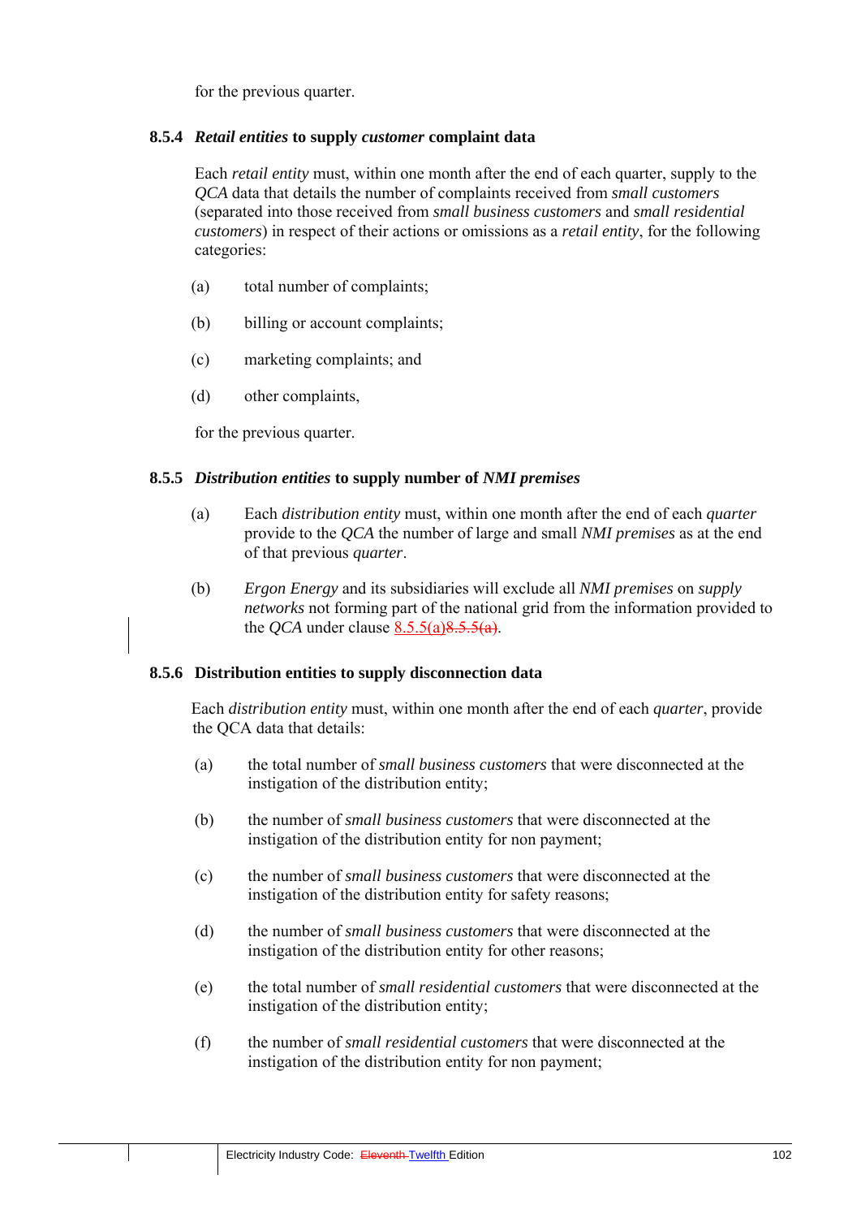for the previous quarter.

### 8.5.4 *Retail entities* to supply *customer* complaint data

Each *retail entity* must, within one month after the end of each quarter, supply to the *QCA* data that details the number of complaints received from *small customers* (separated into those received from *small business customers* and *small residential customers*) in respect of their actions or omissions as a *retail entity*, for the following categories:

(a) total number of complaints;

(b) billing or account complaints;

(c) marketing complaints; and

(d) other complaints,

for the previous quarter.

### 8.5.5 *Distribution entities* to supply number of *NMI premises*

(a) Each *distribution entity* must, within one month after the end of each *quarter* provide to the *QCA* the number of large and small *NMI premises* as at the end of that previous *quarter*.

(b) *Ergon Energy* and its subsidiaries will exclude all *NMI premises* on *supply networks* not forming part of the national grid from the information provided to the *QCA* under clause 8.5.5(a)~~8.5.5(a)~~.

### 8.5.6 Distribution entities to supply disconnection data

Each *distribution entity* must, within one month after the end of each *quarter*, provide the QCA data that details:

(a) the total number of *small business customers* that were disconnected at the instigation of the distribution entity;

(b) the number of *small business customers* that were disconnected at the instigation of the distribution entity for non payment;

(c) the number of *small business customers* that were disconnected at the instigation of the distribution entity for safety reasons;

(d) the number of *small business customers* that were disconnected at the instigation of the distribution entity for other reasons;

(e) the total number of *small residential customers* that were disconnected at the instigation of the distribution entity;

(f) the number of *small residential customers* that were disconnected at the instigation of the distribution entity for non payment;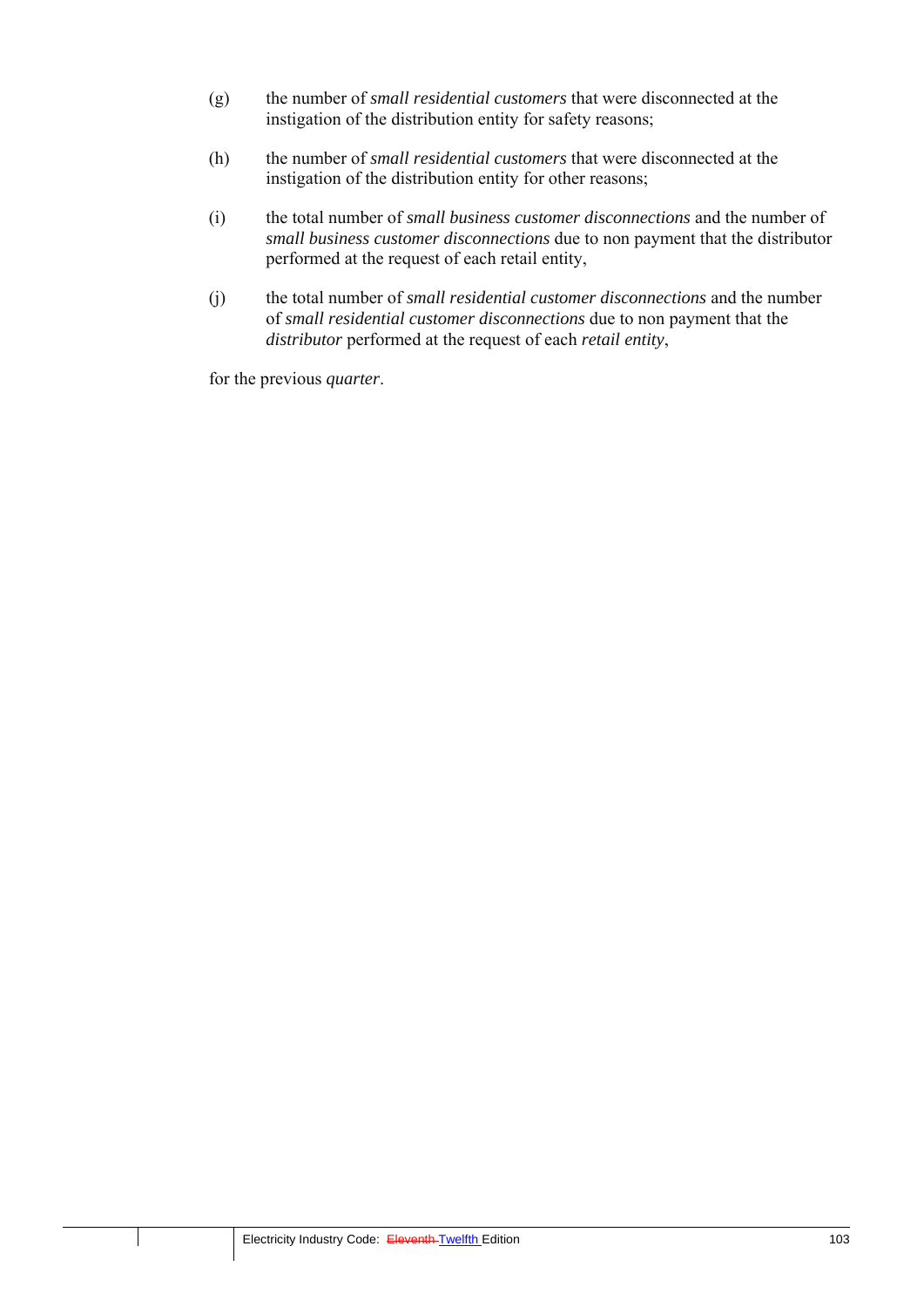(g) the number of *small residential customers* that were disconnected at the instigation of the distribution entity for safety reasons;

(h) the number of *small residential customers* that were disconnected at the instigation of the distribution entity for other reasons;

(i) the total number of *small business customer disconnections* and the number of *small business customer disconnections* due to non payment that the distributor performed at the request of each retail entity,

(j) the total number of *small residential customer disconnections* and the number of *small residential customer disconnections* due to non payment that the *distributor* performed at the request of each *retail entity*,

for the previous *quarter*.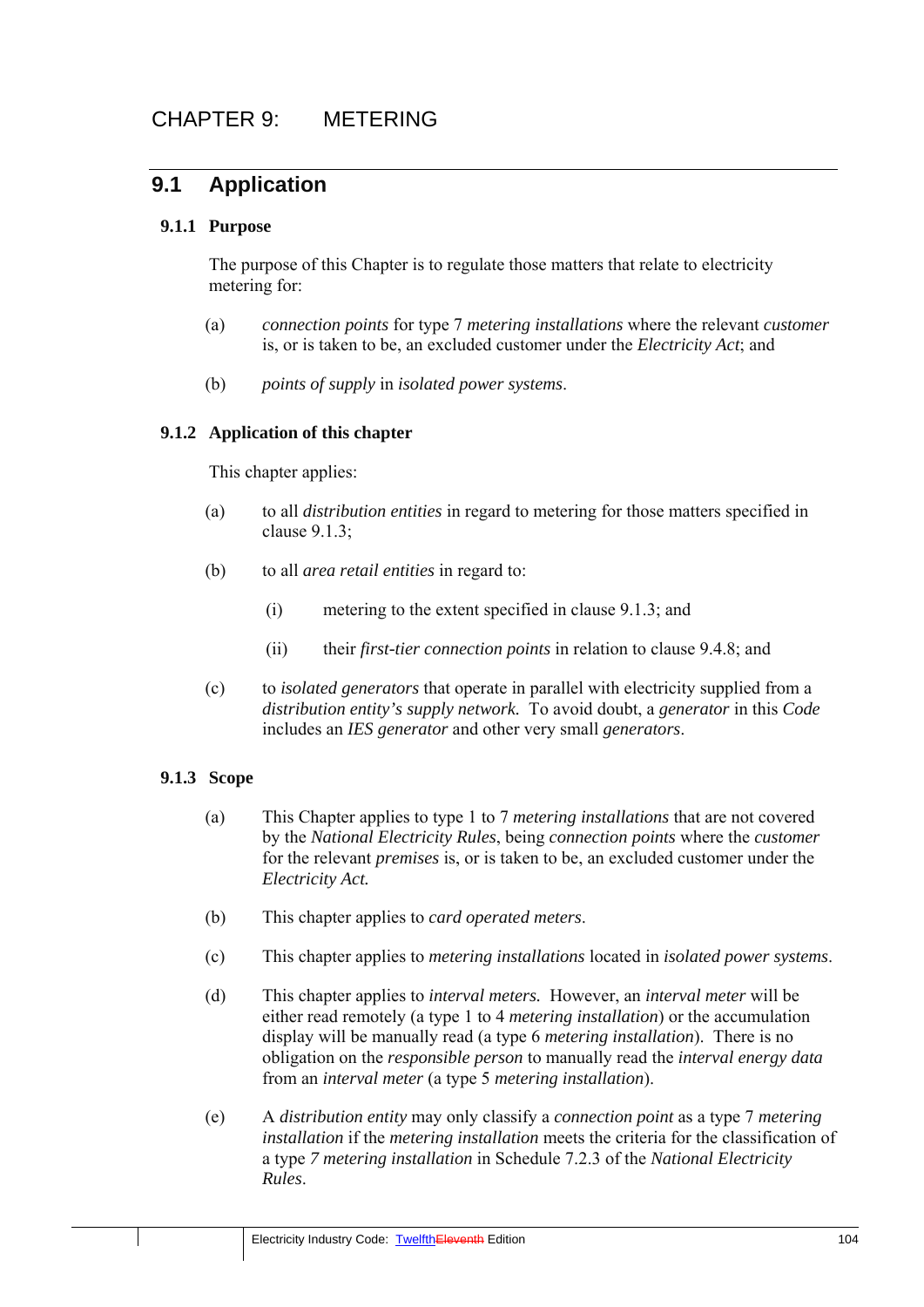# CHAPTER 9: METERING

## 9.1 Application

### 9.1.1 Purpose

The purpose of this Chapter is to regulate those matters that relate to electricity metering for:

(a) *connection points* for type 7 *metering installations* where the relevant *customer* is, or is taken to be, an excluded customer under the *Electricity Act*; and

(b) *points of supply* in *isolated power systems*.

### 9.1.2 Application of this chapter

This chapter applies:

(a) to all *distribution entities* in regard to metering for those matters specified in clause 9.1.3;

(b) to all *area retail entities* in regard to:

(i) metering to the extent specified in clause 9.1.3; and

(ii) their *first-tier connection points* in relation to clause 9.4.8; and

(c) to *isolated generators* that operate in parallel with electricity supplied from a *distribution entity's supply network.* To avoid doubt, a *generator* in this *Code* includes an *IES generator* and other very small *generators*.

### 9.1.3 Scope

(a) This Chapter applies to type 1 to 7 *metering installations* that are not covered by the *National Electricity Rules*, being *connection points* where the *customer* for the relevant *premises* is, or is taken to be, an excluded customer under the *Electricity Act.*

(b) This chapter applies to *card operated meters*.

(c) This chapter applies to *metering installations* located in *isolated power systems*.

(d) This chapter applies to *interval meters.* However, an *interval meter* will be either read remotely (a type 1 to 4 *metering installation*) or the accumulation display will be manually read (a type 6 *metering installation*). There is no obligation on the *responsible person* to manually read the *interval energy data* from an *interval meter* (a type 5 *metering installation*).

(e) A *distribution entity* may only classify a *connection point* as a type 7 *metering installation* if the *metering installation* meets the criteria for the classification of a type *7 metering installation* in Schedule 7.2.3 of the *National Electricity Rules*.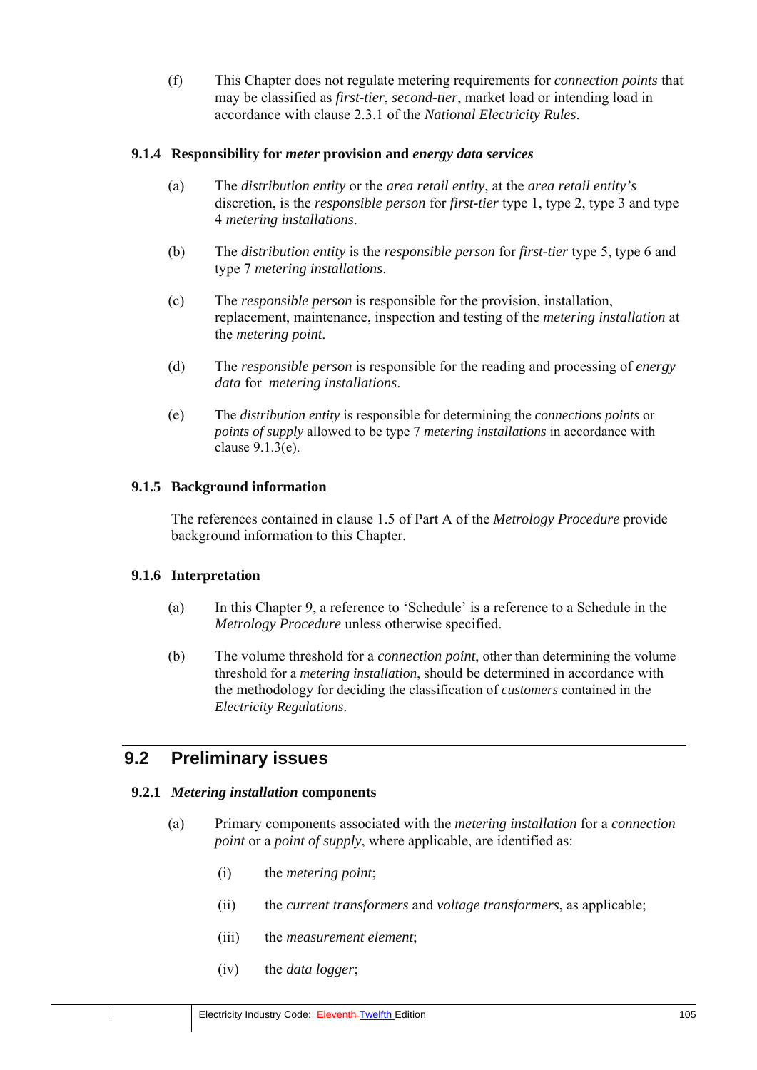(f) This Chapter does not regulate metering requirements for *connection points* that may be classified as *first-tier*, *second-tier*, market load or intending load in accordance with clause 2.3.1 of the *National Electricity Rules*.

### 9.1.4 Responsibility for *meter* provision and *energy data services*

(a) The *distribution entity* or the *area retail entity*, at the *area retail entity's* discretion, is the *responsible person* for *first-tier* type 1, type 2, type 3 and type 4 *metering installations*.

(b) The *distribution entity* is the *responsible person* for *first-tier* type 5, type 6 and type 7 *metering installations*.

(c) The *responsible person* is responsible for the provision, installation, replacement, maintenance, inspection and testing of the *metering installation* at the *metering point*.

(d) The *responsible person* is responsible for the reading and processing of *energy data* for *metering installations*.

(e) The *distribution entity* is responsible for determining the *connections points* or *points of supply* allowed to be type 7 *metering installations* in accordance with clause 9.1.3(e).

### 9.1.5 Background information

The references contained in clause 1.5 of Part A of the *Metrology Procedure* provide background information to this Chapter.

### 9.1.6 Interpretation

(a) In this Chapter 9, a reference to 'Schedule' is a reference to a Schedule in the *Metrology Procedure* unless otherwise specified.

(b) The volume threshold for a *connection point*, other than determining the volume threshold for a *metering installation*, should be determined in accordance with the methodology for deciding the classification of *customers* contained in the *Electricity Regulations*.

## 9.2 Preliminary issues

### 9.2.1 *Metering installation* components

(a) Primary components associated with the *metering installation* for a *connection point* or a *point of supply*, where applicable, are identified as:

(i) the *metering point*;

(ii) the *current transformers* and *voltage transformers*, as applicable;

(iii) the *measurement element*;

(iv) the *data logger*;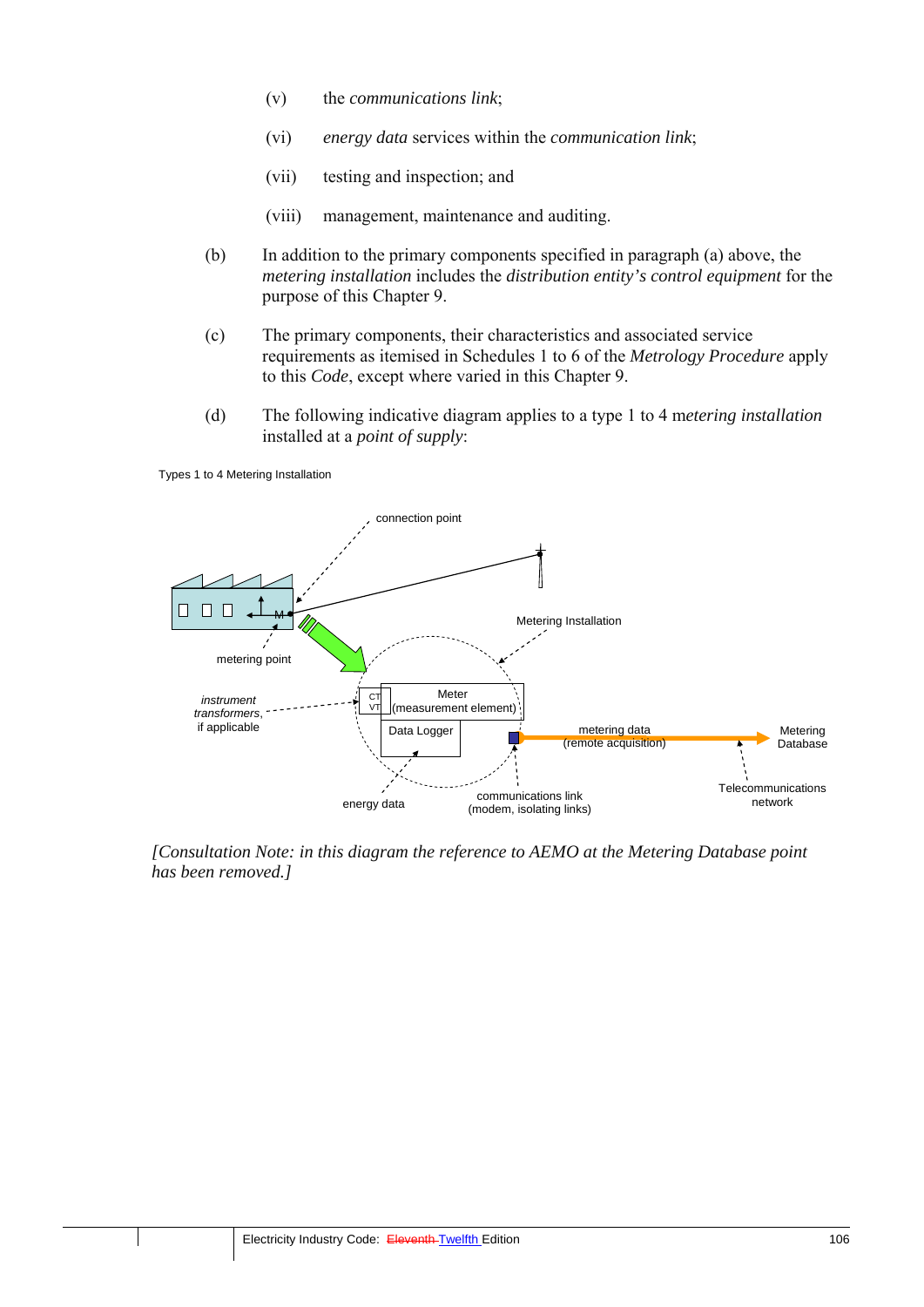(v) the *communications link*;

(vi) *energy data* services within the *communication link*;

(vii) testing and inspection; and

(viii) management, maintenance and auditing.

(b) In addition to the primary components specified in paragraph (a) above, the *metering installation* includes the *distribution entity's control equipment* for the purpose of this Chapter 9.

(c) The primary components, their characteristics and associated service requirements as itemised in Schedules 1 to 6 of the *Metrology Procedure* apply to this *Code*, except where varied in this Chapter 9.

(d) The following indicative diagram applies to a type 1 to 4 m*etering installation* installed at a *point of supply*:

Types 1 to 4 Metering Installation

connection point

Metering Installation

metering point

*instrument transformers*, if applicable

CT VT

Meter (measurement element)

Data Logger

metering data (remote acquisition)

Metering Database

Telecommunications network

energy data

communications link (modem, isolating links)

*[Consultation Note: in this diagram the reference to AEMO at the Metering Database point has been removed.]*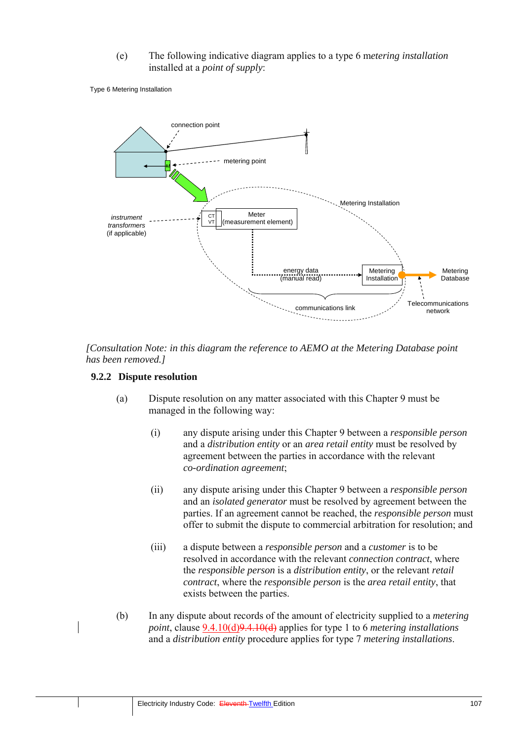(e) The following indicative diagram applies to a type 6 m*etering installation* installed at a *point of supply*:

Type 6 Metering Installation

connection point

metering point

M

Metering Installation

instrument transformers (if applicable)

CT VT

Meter (measurement element)

energy data (manual read)

Metering Installation

Metering Database

Telecommunications network

communications link

*[Consultation Note: in this diagram the reference to AEMO at the Metering Database point has been removed.]*

### 9.2.2 Dispute resolution

(a) Dispute resolution on any matter associated with this Chapter 9 must be managed in the following way:

(i) any dispute arising under this Chapter 9 between a *responsible person* and a *distribution entity* or an *area retail entity* must be resolved by agreement between the parties in accordance with the relevant *co-ordination agreement*;

(ii) any dispute arising under this Chapter 9 between a *responsible person* and an *isolated generator* must be resolved by agreement between the parties. If an agreement cannot be reached, the *responsible person* must offer to submit the dispute to commercial arbitration for resolution; and

(iii) a dispute between a *responsible person* and a *customer* is to be resolved in accordance with the relevant *connection contract*, where the *responsible person* is a *distribution entity*, or the relevant *retail contract*, where the *responsible person* is the *area retail entity*, that exists between the parties.

(b) In any dispute about records of the amount of electricity supplied to a *metering point*, clause 9.4.10(d)~~9.4.10(d)~~ applies for type 1 to 6 *metering installations* and a *distribution entity* procedure applies for type 7 *metering installations*.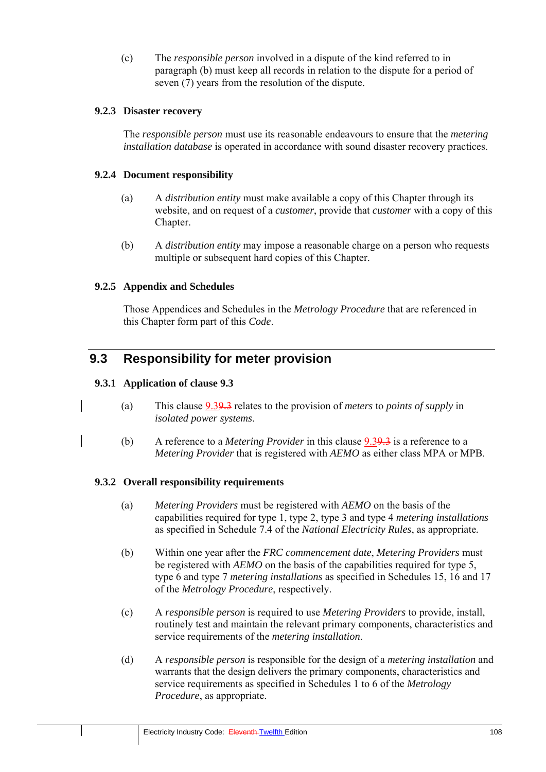(c) The *responsible person* involved in a dispute of the kind referred to in paragraph (b) must keep all records in relation to the dispute for a period of seven (7) years from the resolution of the dispute.

### 9.2.3 Disaster recovery

The *responsible person* must use its reasonable endeavours to ensure that the *metering installation database* is operated in accordance with sound disaster recovery practices.

### 9.2.4 Document responsibility

(a) A *distribution entity* must make available a copy of this Chapter through its website, and on request of a *customer*, provide that *customer* with a copy of this Chapter.

(b) A *distribution entity* may impose a reasonable charge on a person who requests multiple or subsequent hard copies of this Chapter.

### 9.2.5 Appendix and Schedules

Those Appendices and Schedules in the *Metrology Procedure* that are referenced in this Chapter form part of this *Code*.

## 9.3 Responsibility for meter provision

### 9.3.1 Application of clause 9.3

(a) This clause 9.39.3 relates to the provision of *meters* to *points of supply* in *isolated power systems*.

(b) A reference to a *Metering Provider* in this clause 9.39.3 is a reference to a *Metering Provider* that is registered with *AEMO* as either class MPA or MPB.

### 9.3.2 Overall responsibility requirements

(a) *Metering Providers* must be registered with *AEMO* on the basis of the capabilities required for type 1, type 2, type 3 and type 4 *metering installations* as specified in Schedule 7.4 of the *National Electricity Rules*, as appropriate.

(b) Within one year after the *FRC commencement date*, *Metering Providers* must be registered with *AEMO* on the basis of the capabilities required for type 5, type 6 and type 7 *metering installations* as specified in Schedules 15, 16 and 17 of the *Metrology Procedure*, respectively.

(c) A *responsible person* is required to use *Metering Providers* to provide, install, routinely test and maintain the relevant primary components, characteristics and service requirements of the *metering installation*.

(d) A *responsible person* is responsible for the design of a *metering installation* and warrants that the design delivers the primary components, characteristics and service requirements as specified in Schedules 1 to 6 of the *Metrology Procedure*, as appropriate.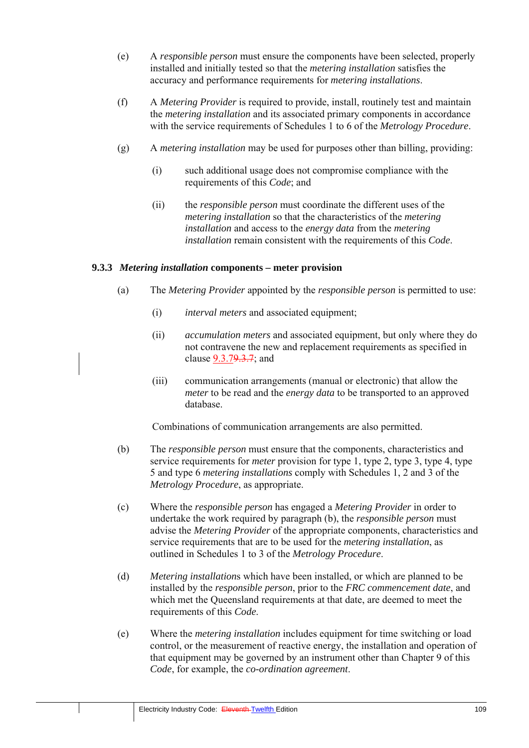(e) A *responsible person* must ensure the components have been selected, properly installed and initially tested so that the *metering installation* satisfies the accuracy and performance requirements for *metering installations*.

(f) A *Metering Provider* is required to provide, install, routinely test and maintain the *metering installation* and its associated primary components in accordance with the service requirements of Schedules 1 to 6 of the *Metrology Procedure*.

(g) A *metering installation* may be used for purposes other than billing, providing:

(i) such additional usage does not compromise compliance with the requirements of this *Code*; and

(ii) the *responsible person* must coordinate the different uses of the *metering installation* so that the characteristics of the *metering installation* and access to the *energy data* from the *metering installation* remain consistent with the requirements of this *Code*.

### 9.3.3 *Metering installation* components – meter provision

(a) The *Metering Provider* appointed by the *responsible person* is permitted to use:

(i) *interval meters* and associated equipment;

(ii) *accumulation meters* and associated equipment, but only where they do not contravene the new and replacement requirements as specified in clause 9.3.7~~9.3.7~~; and

(iii) communication arrangements (manual or electronic) that allow the *meter* to be read and the *energy data* to be transported to an approved database.

Combinations of communication arrangements are also permitted.

(b) The *responsible person* must ensure that the components, characteristics and service requirements for *meter* provision for type 1, type 2, type 3, type 4, type 5 and type 6 *metering installations* comply with Schedules 1, 2 and 3 of the *Metrology Procedure*, as appropriate.

(c) Where the *responsible person* has engaged a *Metering Provider* in order to undertake the work required by paragraph (b), the *responsible person* must advise the *Metering Provider* of the appropriate components, characteristics and service requirements that are to be used for the *metering installation*, as outlined in Schedules 1 to 3 of the *Metrology Procedure*.

(d) *Metering installations* which have been installed, or which are planned to be installed by the *responsible person*, prior to the *FRC commencement date*, and which met the Queensland requirements at that date, are deemed to meet the requirements of this *Code*.

(e) Where the *metering installation* includes equipment for time switching or load control, or the measurement of reactive energy, the installation and operation of that equipment may be governed by an instrument other than Chapter 9 of this *Code*, for example, the *co-ordination agreement*.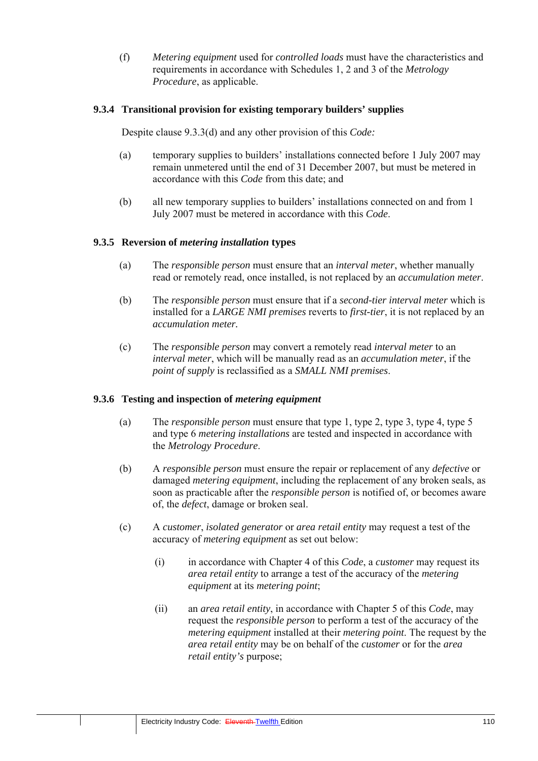(f) *Metering equipment* used for *controlled loads* must have the characteristics and requirements in accordance with Schedules 1, 2 and 3 of the *Metrology Procedure*, as applicable.

### 9.3.4 Transitional provision for existing temporary builders' supplies

Despite clause 9.3.3(d) and any other provision of this *Code:*

(a) temporary supplies to builders' installations connected before 1 July 2007 may remain unmetered until the end of 31 December 2007, but must be metered in accordance with this *Code* from this date; and

(b) all new temporary supplies to builders' installations connected on and from 1 July 2007 must be metered in accordance with this *Code*.

### 9.3.5 Reversion of *metering installation* types

(a) The *responsible person* must ensure that an *interval meter*, whether manually read or remotely read, once installed, is not replaced by an *accumulation meter*.

(b) The *responsible person* must ensure that if a *second-tier interval meter* which is installed for a *LARGE NMI premises* reverts to *first-tier*, it is not replaced by an *accumulation meter.*

(c) The *responsible person* may convert a remotely read *interval meter* to an *interval meter*, which will be manually read as an *accumulation meter*, if the *point of supply* is reclassified as a *SMALL NMI premises*.

### 9.3.6 Testing and inspection of *metering equipment*

(a) The *responsible person* must ensure that type 1, type 2, type 3, type 4, type 5 and type 6 *metering installations* are tested and inspected in accordance with the *Metrology Procedure*.

(b) A *responsible person* must ensure the repair or replacement of any *defective* or damaged *metering equipment*, including the replacement of any broken seals, as soon as practicable after the *responsible person* is notified of, or becomes aware of, the *defect*, damage or broken seal.

(c) A *customer*, *isolated generator* or *area retail entity* may request a test of the accuracy of *metering equipment* as set out below:

   (i) in accordance with Chapter 4 of this *Code*, a *customer* may request its *area retail entity* to arrange a test of the accuracy of the *metering equipment* at its *metering point*;

   (ii) an *area retail entity*, in accordance with Chapter 5 of this *Code*, may request the *responsible person* to perform a test of the accuracy of the *metering equipment* installed at their *metering point*. The request by the *area retail entity* may be on behalf of the *customer* or for the *area retail entity's* purpose;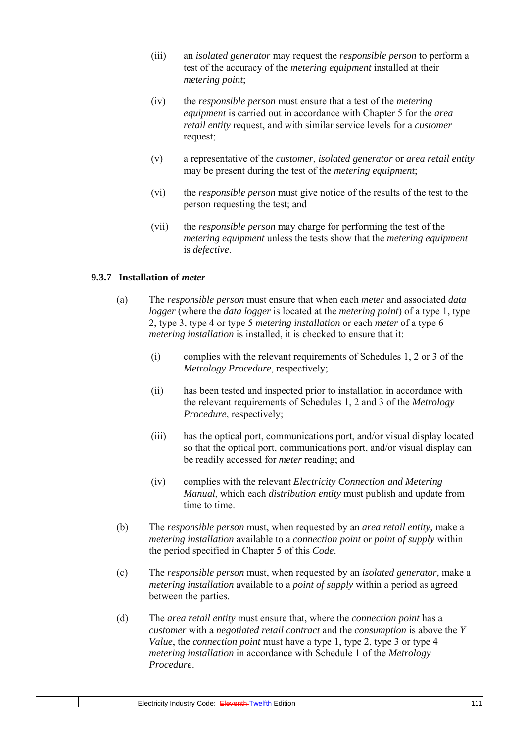(iii) an *isolated generator* may request the *responsible person* to perform a test of the accuracy of the *metering equipment* installed at their *metering point*;

(iv) the *responsible person* must ensure that a test of the *metering equipment* is carried out in accordance with Chapter 5 for the *area retail entity* request, and with similar service levels for a *customer* request;

(v) a representative of the *customer*, *isolated generator* or *area retail entity* may be present during the test of the *metering equipment*;

(vi) the *responsible person* must give notice of the results of the test to the person requesting the test; and

(vii) the *responsible person* may charge for performing the test of the *metering equipment* unless the tests show that the *metering equipment* is *defective*.

### 9.3.7 Installation of *meter*

(a) The *responsible person* must ensure that when each *meter* and associated *data logger* (where the *data logger* is located at the *metering point*) of a type 1, type 2, type 3, type 4 or type 5 *metering installation* or each *meter* of a type 6 *metering installation* is installed, it is checked to ensure that it:

(i) complies with the relevant requirements of Schedules 1, 2 or 3 of the *Metrology Procedure*, respectively;

(ii) has been tested and inspected prior to installation in accordance with the relevant requirements of Schedules 1, 2 and 3 of the *Metrology Procedure*, respectively;

(iii) has the optical port, communications port, and/or visual display located so that the optical port, communications port, and/or visual display can be readily accessed for *meter* reading; and

(iv) complies with the relevant *Electricity Connection and Metering Manual*, which each *distribution entity* must publish and update from time to time.

(b) The *responsible person* must, when requested by an *area retail entity,* make a *metering installation* available to a *connection point* or *point of supply* within the period specified in Chapter 5 of this *Code*.

(c) The *responsible person* must, when requested by an *isolated generator,* make a *metering installation* available to a *point of supply* within a period as agreed between the parties.

(d) The *area retail entity* must ensure that, where the *connection point* has a *customer* with a *negotiated retail contract* and the *consumption* is above the *Y Value*, the *connection point* must have a type 1, type 2, type 3 or type 4 *metering installation* in accordance with Schedule 1 of the *Metrology Procedure*.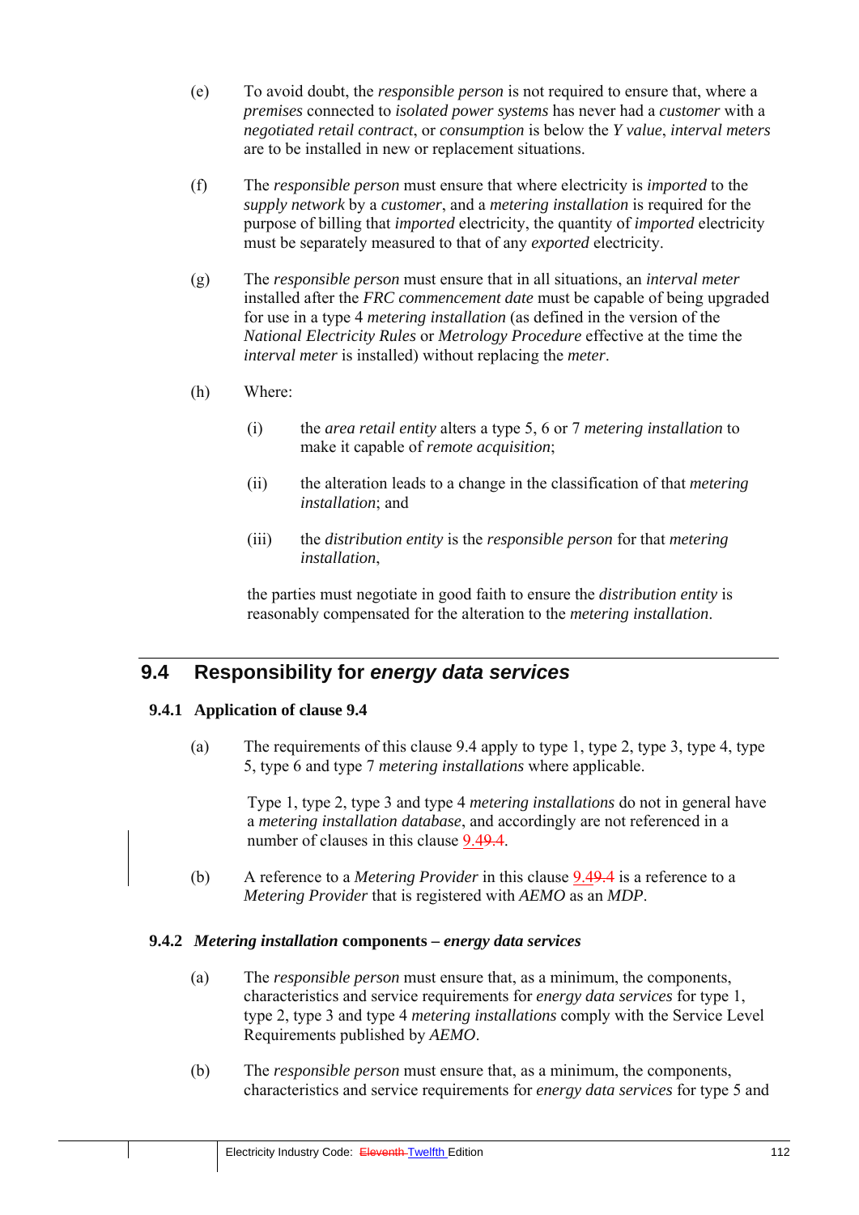(e) To avoid doubt, the *responsible person* is not required to ensure that, where a *premises* connected to *isolated power systems* has never had a *customer* with a *negotiated retail contract*, or *consumption* is below the *Y value*, *interval meters* are to be installed in new or replacement situations.

(f) The *responsible person* must ensure that where electricity is *imported* to the *supply network* by a *customer*, and a *metering installation* is required for the purpose of billing that *imported* electricity, the quantity of *imported* electricity must be separately measured to that of any *exported* electricity.

(g) The *responsible person* must ensure that in all situations, an *interval meter* installed after the *FRC commencement date* must be capable of being upgraded for use in a type 4 *metering installation* (as defined in the version of the *National Electricity Rules* or *Metrology Procedure* effective at the time the *interval meter* is installed) without replacing the *meter*.

(h) Where:

(i) the *area retail entity* alters a type 5, 6 or 7 *metering installation* to make it capable of *remote acquisition*;

(ii) the alteration leads to a change in the classification of that *metering installation*; and

(iii) the *distribution entity* is the *responsible person* for that *metering installation*,

the parties must negotiate in good faith to ensure the *distribution entity* is reasonably compensated for the alteration to the *metering installation*.

## 9.4 Responsibility for *energy data services*

### 9.4.1 Application of clause 9.4

(a) The requirements of this clause 9.4 apply to type 1, type 2, type 3, type 4, type 5, type 6 and type 7 *metering installations* where applicable.

Type 1, type 2, type 3 and type 4 *metering installations* do not in general have a *metering installation database*, and accordingly are not referenced in a number of clauses in this clause 9.4~~9.4~~.

(b) A reference to a *Metering Provider* in this clause 9.4~~9.4~~ is a reference to a *Metering Provider* that is registered with *AEMO* as an *MDP*.

### 9.4.2 *Metering installation* components – *energy data services*

(a) The *responsible person* must ensure that, as a minimum, the components, characteristics and service requirements for *energy data services* for type 1, type 2, type 3 and type 4 *metering installations* comply with the Service Level Requirements published by *AEMO*.

(b) The *responsible person* must ensure that, as a minimum, the components, characteristics and service requirements for *energy data services* for type 5 and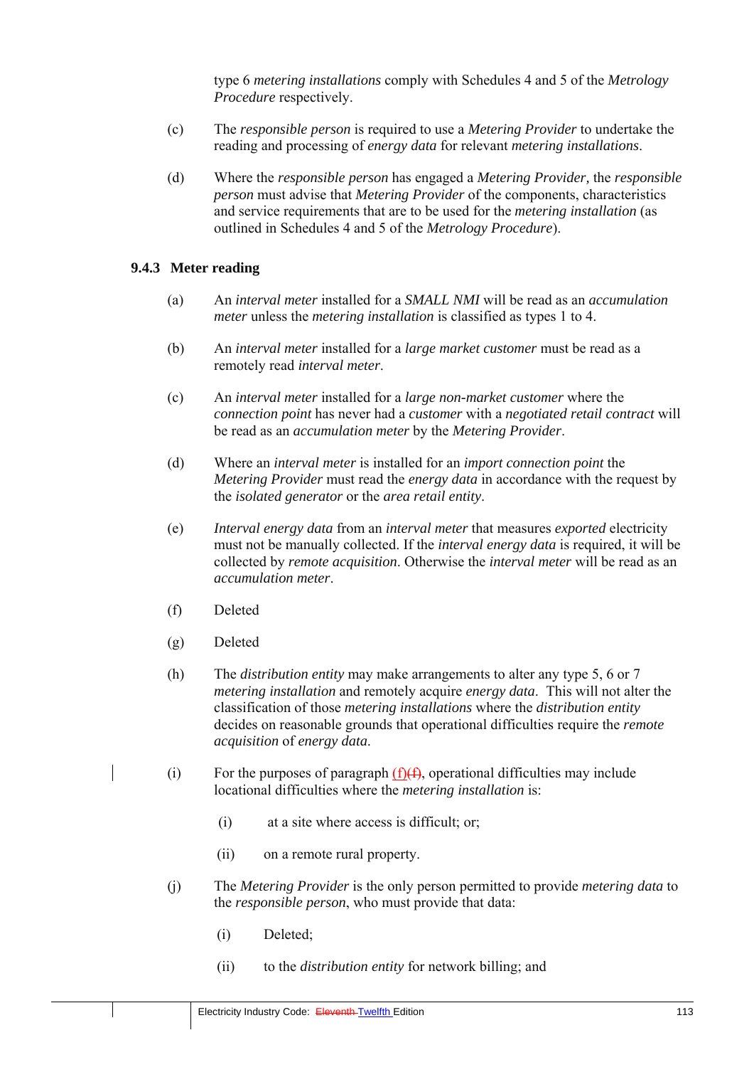type 6 *metering installations* comply with Schedules 4 and 5 of the *Metrology Procedure* respectively.

(c) The *responsible person* is required to use a *Metering Provider* to undertake the reading and processing of *energy data* for relevant *metering installations*.

(d) Where the *responsible person* has engaged a *Metering Provider*, the *responsible person* must advise that *Metering Provider* of the components, characteristics and service requirements that are to be used for the *metering installation* (as outlined in Schedules 4 and 5 of the *Metrology Procedure*).

### 9.4.3 Meter reading

(a) An *interval meter* installed for a *SMALL NMI* will be read as an *accumulation meter* unless the *metering installation* is classified as types 1 to 4.

(b) An *interval meter* installed for a *large market customer* must be read as a remotely read *interval meter*.

(c) An *interval meter* installed for a *large non-market customer* where the *connection point* has never had a *customer* with a *negotiated retail contract* will be read as an *accumulation meter* by the *Metering Provider*.

(d) Where an *interval meter* is installed for an *import connection point* the *Metering Provider* must read the *energy data* in accordance with the request by the *isolated generator* or the *area retail entity*.

(e) *Interval energy data* from an *interval meter* that measures *exported* electricity must not be manually collected. If the *interval energy data* is required, it will be collected by *remote acquisition*. Otherwise the *interval meter* will be read as an *accumulation meter*.

(f) Deleted

(g) Deleted

(h) The *distribution entity* may make arrangements to alter any type 5, 6 or 7 *metering installation* and remotely acquire *energy data*. This will not alter the classification of those *metering installations* where the *distribution entity* decides on reasonable grounds that operational difficulties require the *remote acquisition* of *energy data*.

(i) For the purposes of paragraph (f)~~(f)~~, operational difficulties may include locational difficulties where the *metering installation* is:

   (i) at a site where access is difficult; or;

   (ii) on a remote rural property.

(j) The *Metering Provider* is the only person permitted to provide *metering data* to the *responsible person*, who must provide that data:

   (i) Deleted;

   (ii) to the *distribution entity* for network billing; and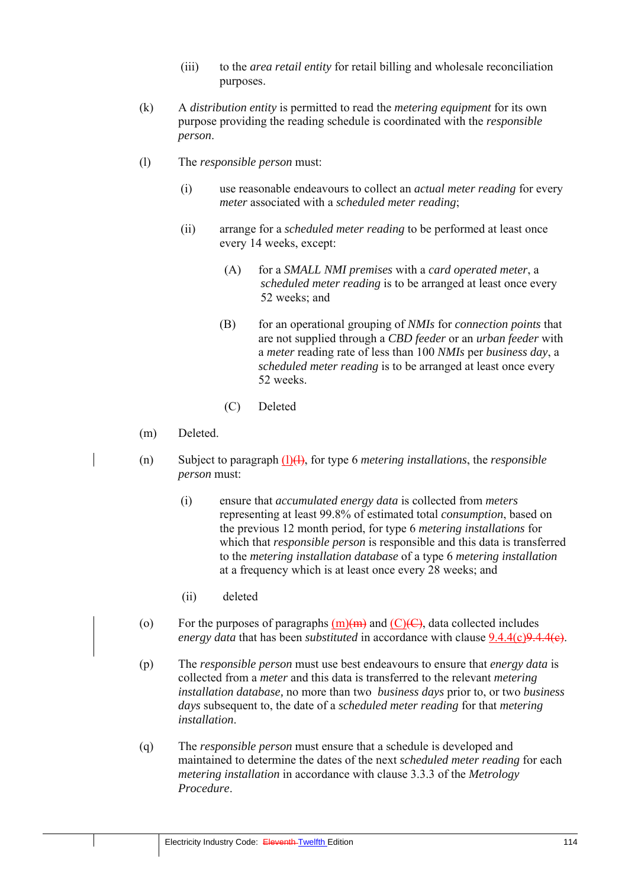(iii) to the *area retail entity* for retail billing and wholesale reconciliation purposes.

(k) A *distribution entity* is permitted to read the *metering equipment* for its own purpose providing the reading schedule is coordinated with the *responsible person*.

(l) The *responsible person* must:

(i) use reasonable endeavours to collect an *actual meter reading* for every *meter* associated with a *scheduled meter reading*;

(ii) arrange for a *scheduled meter reading* to be performed at least once every 14 weeks, except:

(A) for a *SMALL NMI premises* with a *card operated meter*, a *scheduled meter reading* is to be arranged at least once every 52 weeks; and

(B) for an operational grouping of *NMIs* for *connection points* that are not supplied through a *CBD feeder* or an *urban feeder* with a *meter* reading rate of less than 100 *NMIs* per *business day*, a *scheduled meter reading* is to be arranged at least once every 52 weeks.

(C) Deleted

(m) Deleted.

(n) Subject to paragraph (l)~~(l)~~, for type 6 *metering installations*, the *responsible person* must:

(i) ensure that *accumulated energy data* is collected from *meters* representing at least 99.8% of estimated total *consumption*, based on the previous 12 month period, for type 6 *metering installations* for which that *responsible person* is responsible and this data is transferred to the *metering installation database* of a type 6 *metering installation* at a frequency which is at least once every 28 weeks; and

(ii) deleted

(o) For the purposes of paragraphs (m)~~(m)~~ and (C)~~(C)~~, data collected includes *energy data* that has been *substituted* in accordance with clause 9.4.4(c)~~9.4.4(c)~~.

(p) The *responsible person* must use best endeavours to ensure that *energy data* is collected from a *meter* and this data is transferred to the relevant *metering installation database*, no more than two *business days* prior to, or two *business days* subsequent to, the date of a *scheduled meter reading* for that *metering installation*.

(q) The *responsible person* must ensure that a schedule is developed and maintained to determine the dates of the next *scheduled meter reading* for each *metering installation* in accordance with clause 3.3.3 of the *Metrology Procedure*.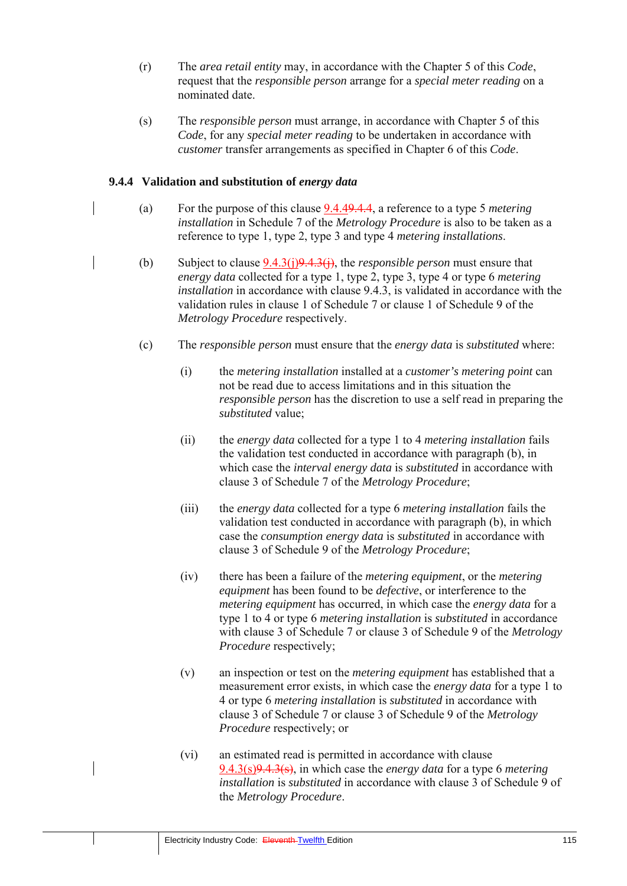(r) The *area retail entity* may, in accordance with the Chapter 5 of this *Code*, request that the *responsible person* arrange for a *special meter reading* on a nominated date.

(s) The *responsible person* must arrange, in accordance with Chapter 5 of this *Code*, for any *special meter reading* to be undertaken in accordance with *customer* transfer arrangements as specified in Chapter 6 of this *Code*.

### 9.4.4 Validation and substitution of *energy data*

(a) For the purpose of this clause 9.4.4~~9.4.4~~, a reference to a type 5 *metering installation* in Schedule 7 of the *Metrology Procedure* is also to be taken as a reference to type 1, type 2, type 3 and type 4 *metering installations*.

(b) Subject to clause 9.4.3(j)~~9.4.3(j)~~, the *responsible person* must ensure that *energy data* collected for a type 1, type 2, type 3, type 4 or type 6 *metering installation* in accordance with clause 9.4.3, is validated in accordance with the validation rules in clause 1 of Schedule 7 or clause 1 of Schedule 9 of the *Metrology Procedure* respectively.

(c) The *responsible person* must ensure that the *energy data* is *substituted* where:

(i) the *metering installation* installed at a *customer's metering point* can not be read due to access limitations and in this situation the *responsible person* has the discretion to use a self read in preparing the *substituted* value;

(ii) the *energy data* collected for a type 1 to 4 *metering installation* fails the validation test conducted in accordance with paragraph (b), in which case the *interval energy data* is *substituted* in accordance with clause 3 of Schedule 7 of the *Metrology Procedure*;

(iii) the *energy data* collected for a type 6 *metering installation* fails the validation test conducted in accordance with paragraph (b), in which case the *consumption energy data* is *substituted* in accordance with clause 3 of Schedule 9 of the *Metrology Procedure*;

(iv) there has been a failure of the *metering equipment*, or the *metering equipment* has been found to be *defective*, or interference to the *metering equipment* has occurred, in which case the *energy data* for a type 1 to 4 or type 6 *metering installation* is *substituted* in accordance with clause 3 of Schedule 7 or clause 3 of Schedule 9 of the *Metrology Procedure* respectively;

(v) an inspection or test on the *metering equipment* has established that a measurement error exists, in which case the *energy data* for a type 1 to 4 or type 6 *metering installation* is *substituted* in accordance with clause 3 of Schedule 7 or clause 3 of Schedule 9 of the *Metrology Procedure* respectively; or

(vi) an estimated read is permitted in accordance with clause 9.4.3(s)~~9.4.3(s)~~, in which case the *energy data* for a type 6 *metering installation* is *substituted* in accordance with clause 3 of Schedule 9 of the *Metrology Procedure*.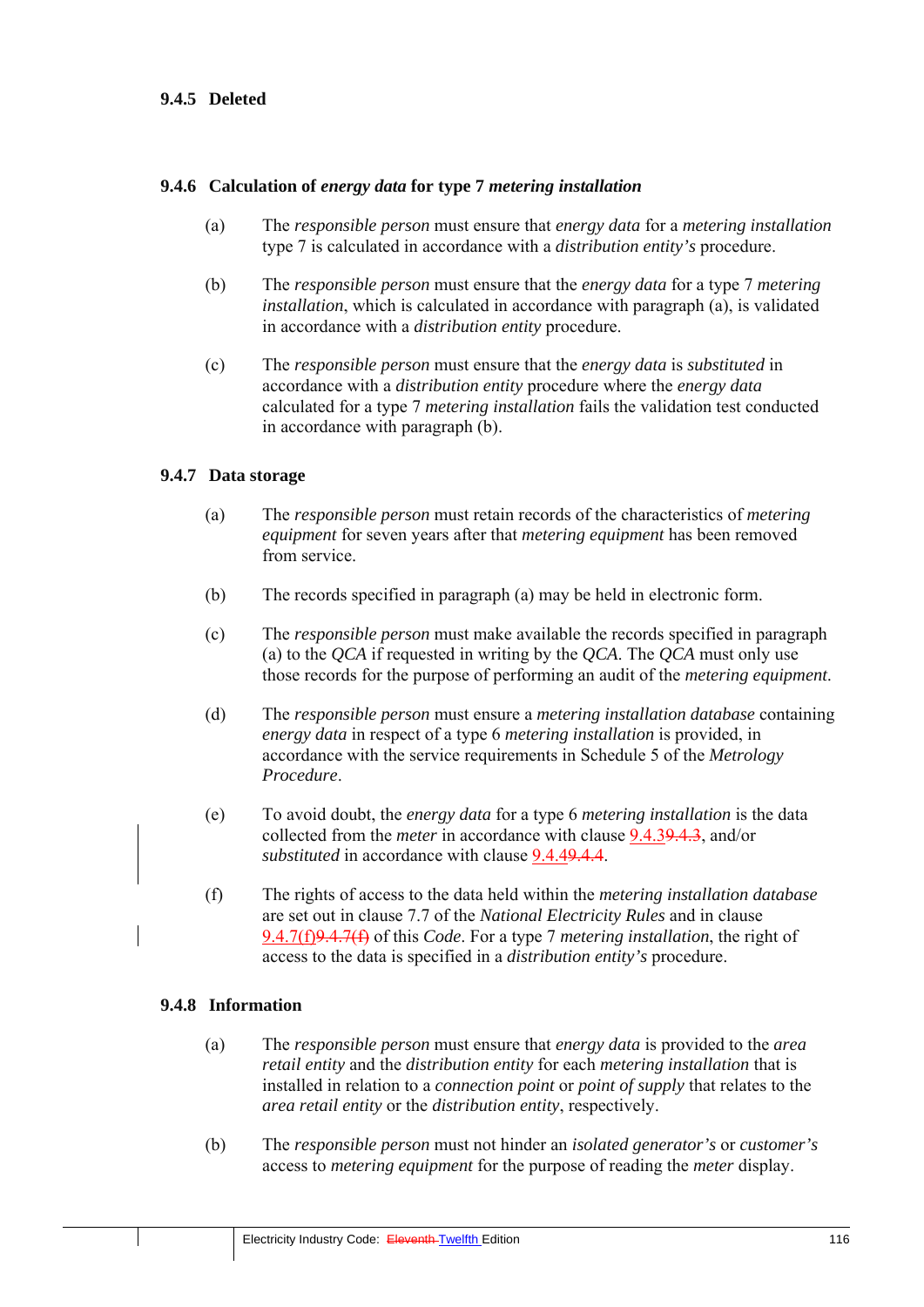### 9.4.5 Deleted

### 9.4.6 Calculation of *energy data* for type 7 *metering installation*

(a) The *responsible person* must ensure that *energy data* for a *metering installation* type 7 is calculated in accordance with a *distribution entity's* procedure.

(b) The *responsible person* must ensure that the *energy data* for a type 7 *metering installation*, which is calculated in accordance with paragraph (a), is validated in accordance with a *distribution entity* procedure.

(c) The *responsible person* must ensure that the *energy data* is *substituted* in accordance with a *distribution entity* procedure where the *energy data* calculated for a type 7 *metering installation* fails the validation test conducted in accordance with paragraph (b).

### 9.4.7 Data storage

(a) The *responsible person* must retain records of the characteristics of *metering equipment* for seven years after that *metering equipment* has been removed from service.

(b) The records specified in paragraph (a) may be held in electronic form.

(c) The *responsible person* must make available the records specified in paragraph (a) to the *QCA* if requested in writing by the *QCA*. The *QCA* must only use those records for the purpose of performing an audit of the *metering equipment*.

(d) The *responsible person* must ensure a *metering installation database* containing *energy data* in respect of a type 6 *metering installation* is provided, in accordance with the service requirements in Schedule 5 of the *Metrology Procedure*.

(e) To avoid doubt, the *energy data* for a type 6 *metering installation* is the data collected from the *meter* in accordance with clause 9.4.3~~9.4.3~~, and/or *substituted* in accordance with clause 9.4.4~~9.4.4~~.

(f) The rights of access to the data held within the *metering installation database* are set out in clause 7.7 of the *National Electricity Rules* and in clause 9.4.7(f)~~9.4.7(f)~~ of this *Code*. For a type 7 *metering installation*, the right of access to the data is specified in a *distribution entity's* procedure.

### 9.4.8 Information

(a) The *responsible person* must ensure that *energy data* is provided to the *area retail entity* and the *distribution entity* for each *metering installation* that is installed in relation to a *connection point* or *point of supply* that relates to the *area retail entity* or the *distribution entity*, respectively.

(b) The *responsible person* must not hinder an *isolated generator's* or *customer's* access to *metering equipment* for the purpose of reading the *meter* display.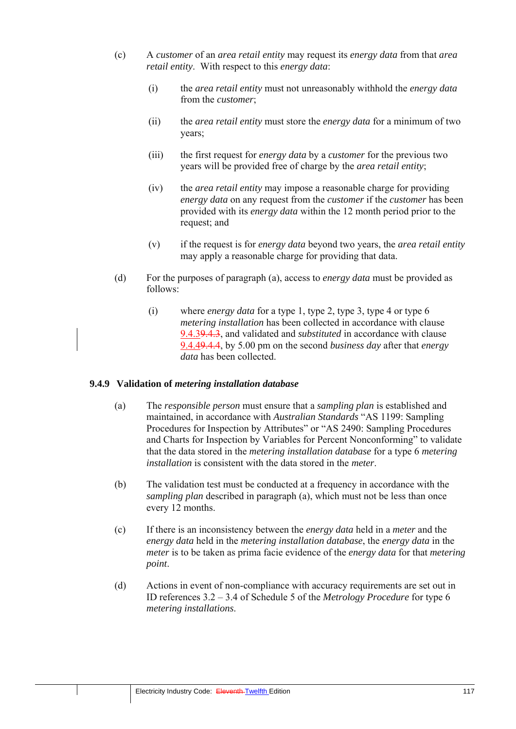(c) A *customer* of an *area retail entity* may request its *energy data* from that *area retail entity*. With respect to this *energy data*:

(i) the *area retail entity* must not unreasonably withhold the *energy data* from the *customer*;

(ii) the *area retail entity* must store the *energy data* for a minimum of two years;

(iii) the first request for *energy data* by a *customer* for the previous two years will be provided free of charge by the *area retail entity*;

(iv) the *area retail entity* may impose a reasonable charge for providing *energy data* on any request from the *customer* if the *customer* has been provided with its *energy data* within the 12 month period prior to the request; and

(v) if the request is for *energy data* beyond two years, the *area retail entity* may apply a reasonable charge for providing that data.

(d) For the purposes of paragraph (a), access to *energy data* must be provided as follows:

(i) where *energy data* for a type 1, type 2, type 3, type 4 or type 6 *metering installation* has been collected in accordance with clause 9.4.3~~9.4.3~~, and validated and *substituted* in accordance with clause 9.4.4~~9.4.4~~, by 5.00 pm on the second *business day* after that *energy data* has been collected.

### 9.4.9 Validation of *metering installation database*

(a) The *responsible person* must ensure that a *sampling plan* is established and maintained, in accordance with *Australian Standards* "AS 1199: Sampling Procedures for Inspection by Attributes" or "AS 2490: Sampling Procedures and Charts for Inspection by Variables for Percent Nonconforming" to validate that the data stored in the *metering installation database* for a type 6 *metering installation* is consistent with the data stored in the *meter*.

(b) The validation test must be conducted at a frequency in accordance with the *sampling plan* described in paragraph (a), which must not be less than once every 12 months.

(c) If there is an inconsistency between the *energy data* held in a *meter* and the *energy data* held in the *metering installation database*, the *energy data* in the *meter* is to be taken as prima facie evidence of the *energy data* for that *metering point*.

(d) Actions in event of non-compliance with accuracy requirements are set out in ID references 3.2 – 3.4 of Schedule 5 of the *Metrology Procedure* for type 6 *metering installations*.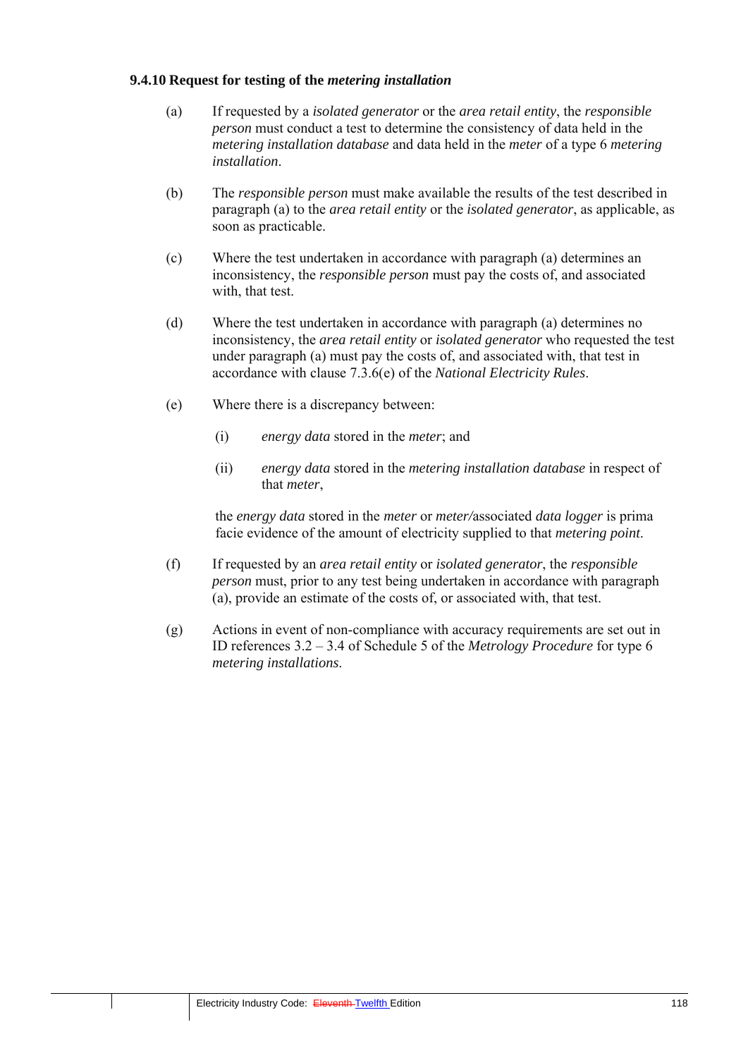### 9.4.10 Request for testing of the *metering installation*

(a) If requested by a *isolated generator* or the *area retail entity*, the *responsible person* must conduct a test to determine the consistency of data held in the *metering installation database* and data held in the *meter* of a type 6 *metering installation*.

(b) The *responsible person* must make available the results of the test described in paragraph (a) to the *area retail entity* or the *isolated generator*, as applicable, as soon as practicable.

(c) Where the test undertaken in accordance with paragraph (a) determines an inconsistency, the *responsible person* must pay the costs of, and associated with, that test.

(d) Where the test undertaken in accordance with paragraph (a) determines no inconsistency, the *area retail entity* or *isolated generator* who requested the test under paragraph (a) must pay the costs of, and associated with, that test in accordance with clause 7.3.6(e) of the *National Electricity Rules*.

(e) Where there is a discrepancy between:

   (i) *energy data* stored in the *meter*; and

   (ii) *energy data* stored in the *metering installation database* in respect of that *meter*,

   the *energy data* stored in the *meter* or *meter/*associated *data logger* is prima facie evidence of the amount of electricity supplied to that *metering point*.

(f) If requested by an *area retail entity* or *isolated generator*, the *responsible person* must, prior to any test being undertaken in accordance with paragraph (a), provide an estimate of the costs of, or associated with, that test.

(g) Actions in event of non-compliance with accuracy requirements are set out in ID references 3.2 – 3.4 of Schedule 5 of the *Metrology Procedure* for type 6 *metering installations*.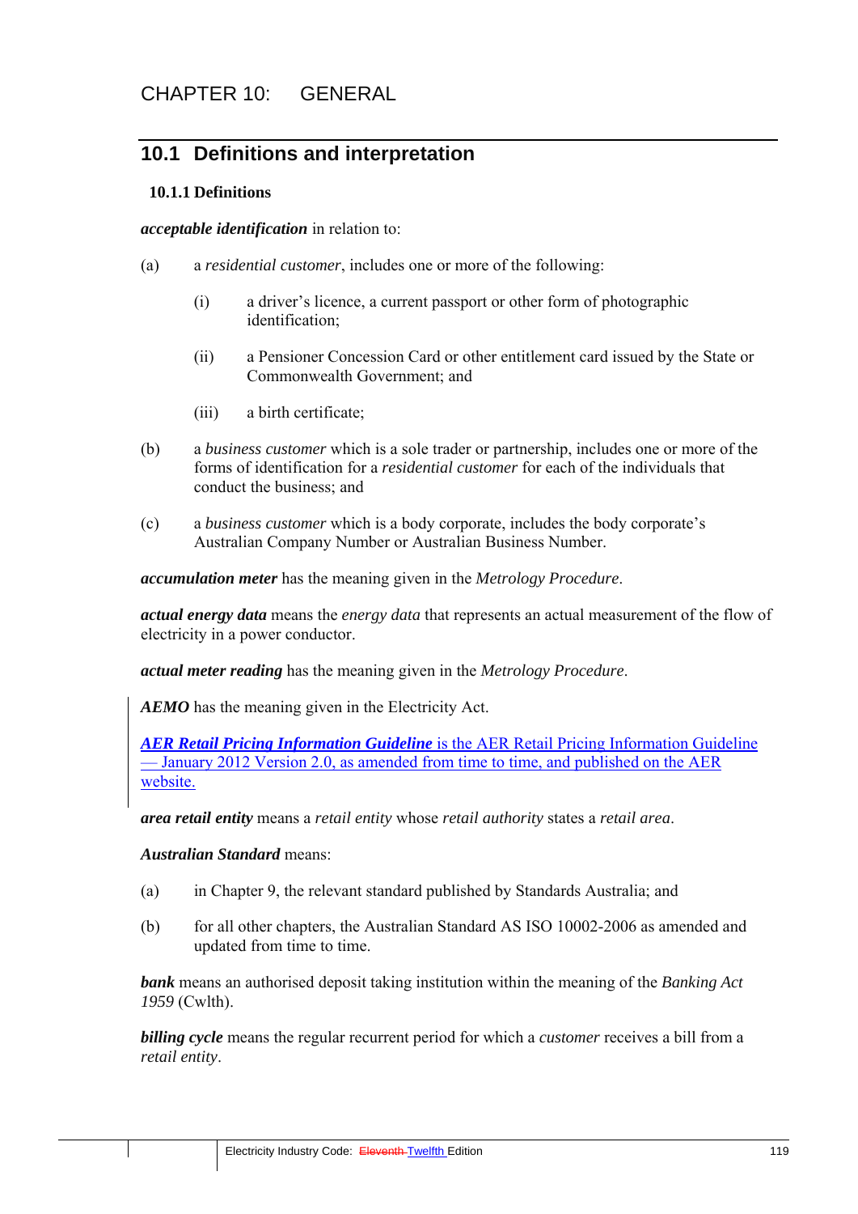# CHAPTER 10: GENERAL

## 10.1 Definitions and interpretation

### 10.1.1 Definitions

***acceptable identification*** in relation to:

(a) a *residential customer*, includes one or more of the following:

(i) a driver's licence, a current passport or other form of photographic identification;

(ii) a Pensioner Concession Card or other entitlement card issued by the State or Commonwealth Government; and

(iii) a birth certificate;

(b) a *business customer* which is a sole trader or partnership, includes one or more of the forms of identification for a *residential customer* for each of the individuals that conduct the business; and

(c) a *business customer* which is a body corporate, includes the body corporate's Australian Company Number or Australian Business Number.

***accumulation meter*** has the meaning given in the *Metrology Procedure*.

***actual energy data*** means the *energy data* that represents an actual measurement of the flow of electricity in a power conductor.

***actual meter reading*** has the meaning given in the *Metrology Procedure*.

***AEMO*** has the meaning given in the Electricity Act.

***AER Retail Pricing Information Guideline*** is the AER Retail Pricing Information Guideline — January 2012 Version 2.0, as amended from time to time, and published on the AER website.

***area retail entity*** means a *retail entity* whose *retail authority* states a *retail area*.

***Australian Standard*** means:

(a) in Chapter 9, the relevant standard published by Standards Australia; and

(b) for all other chapters, the Australian Standard AS ISO 10002-2006 as amended and updated from time to time.

***bank*** means an authorised deposit taking institution within the meaning of the *Banking Act 1959* (Cwlth).

***billing cycle*** means the regular recurrent period for which a *customer* receives a bill from a *retail entity*.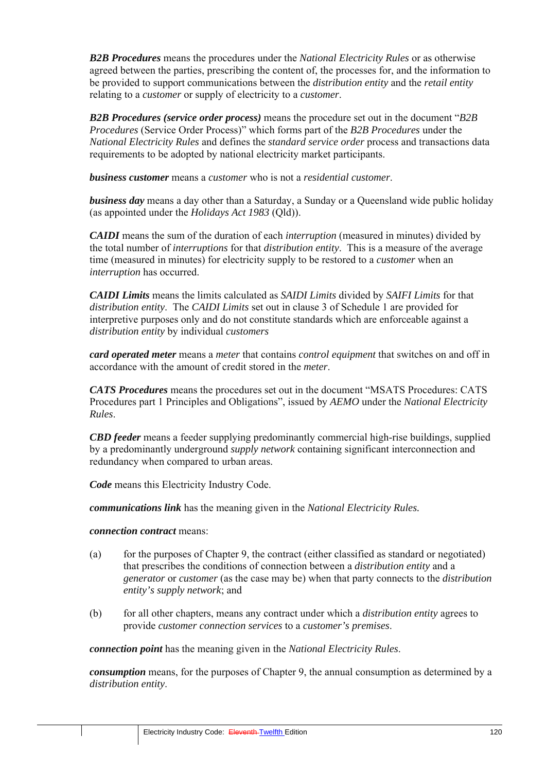***B2B Procedures*** means the procedures under the *National Electricity Rules* or as otherwise agreed between the parties, prescribing the content of, the processes for, and the information to be provided to support communications between the *distribution entity* and the *retail entity* relating to a *customer* or supply of electricity to a *customer*.

***B2B Procedures (service order process)*** means the procedure set out in the document "*B2B Procedures* (Service Order Process)" which forms part of the *B2B Procedures* under the *National Electricity Rules* and defines the *standard service order* process and transactions data requirements to be adopted by national electricity market participants.

***business customer*** means a *customer* who is not a *residential customer*.

***business day*** means a day other than a Saturday, a Sunday or a Queensland wide public holiday (as appointed under the *Holidays Act 1983* (Qld)).

***CAIDI*** means the sum of the duration of each *interruption* (measured in minutes) divided by the total number of *interruptions* for that *distribution entity*. This is a measure of the average time (measured in minutes) for electricity supply to be restored to a *customer* when an *interruption* has occurred.

***CAIDI Limits*** means the limits calculated as *SAIDI Limits* divided by *SAIFI Limits* for that *distribution entity*. The *CAIDI Limits* set out in clause 3 of Schedule 1 are provided for interpretive purposes only and do not constitute standards which are enforceable against a *distribution entity* by individual *customers*

***card operated meter*** means a *meter* that contains *control equipment* that switches on and off in accordance with the amount of credit stored in the *meter*.

***CATS Procedures*** means the procedures set out in the document "MSATS Procedures: CATS Procedures part 1 Principles and Obligations", issued by *AEMO* under the *National Electricity Rules*.

***CBD feeder*** means a feeder supplying predominantly commercial high-rise buildings, supplied by a predominantly underground *supply network* containing significant interconnection and redundancy when compared to urban areas.

***Code*** means this Electricity Industry Code.

***communications link*** has the meaning given in the *National Electricity Rules.*

***connection contract*** means:

(a) for the purposes of Chapter 9, the contract (either classified as standard or negotiated) that prescribes the conditions of connection between a *distribution entity* and a *generator* or *customer* (as the case may be) when that party connects to the *distribution entity's supply network*; and

(b) for all other chapters, means any contract under which a *distribution entity* agrees to provide *customer connection services* to a *customer's premises*.

***connection point*** has the meaning given in the *National Electricity Rules*.

***consumption*** means, for the purposes of Chapter 9, the annual consumption as determined by a *distribution entity*.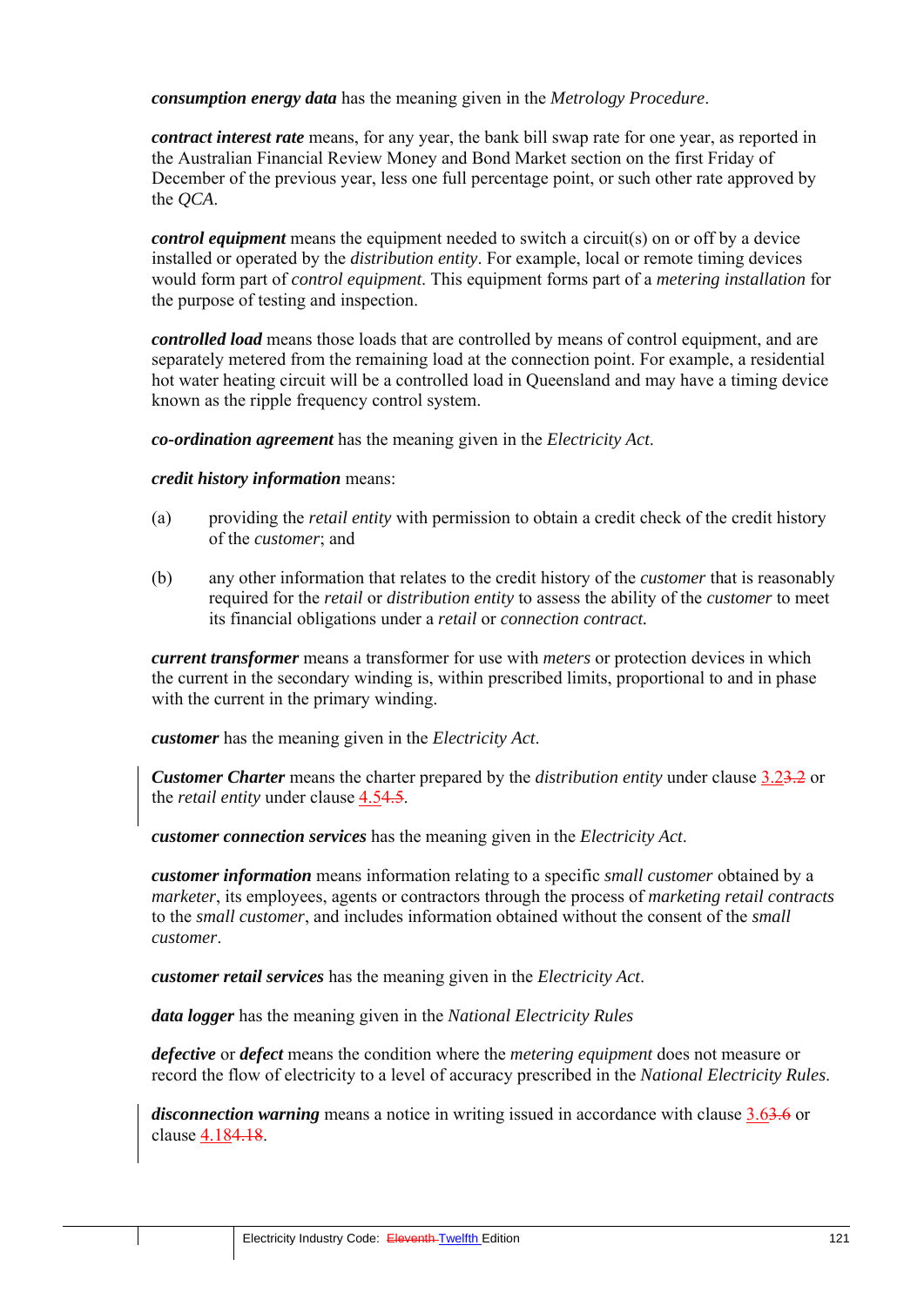***consumption energy data*** has the meaning given in the *Metrology Procedure*.

***contract interest rate*** means, for any year, the bank bill swap rate for one year, as reported in the Australian Financial Review Money and Bond Market section on the first Friday of December of the previous year, less one full percentage point, or such other rate approved by the *QCA*.

***control equipment*** means the equipment needed to switch a circuit(s) on or off by a device installed or operated by the *distribution entity*. For example, local or remote timing devices would form part of *control equipment*. This equipment forms part of a *metering installation* for the purpose of testing and inspection.

***controlled load*** means those loads that are controlled by means of control equipment, and are separately metered from the remaining load at the connection point. For example, a residential hot water heating circuit will be a controlled load in Queensland and may have a timing device known as the ripple frequency control system.

***co-ordination agreement*** has the meaning given in the *Electricity Act*.

***credit history information*** means:

(a) providing the *retail entity* with permission to obtain a credit check of the credit history of the *customer*; and

(b) any other information that relates to the credit history of the *customer* that is reasonably required for the *retail* or *distribution entity* to assess the ability of the *customer* to meet its financial obligations under a *retail* or *connection contract.*

***current transformer*** means a transformer for use with *meters* or protection devices in which the current in the secondary winding is, within prescribed limits, proportional to and in phase with the current in the primary winding.

***customer*** has the meaning given in the *Electricity Act*.

***Customer Charter*** means the charter prepared by the *distribution entity* under clause 3.2~~3.2~~ or the *retail entity* under clause 4.5~~4.5~~.

***customer connection services*** has the meaning given in the *Electricity Act*.

***customer information*** means information relating to a specific *small customer* obtained by a *marketer*, its employees, agents or contractors through the process of *marketing retail contracts* to the *small customer*, and includes information obtained without the consent of the *small customer*.

***customer retail services*** has the meaning given in the *Electricity Act*.

***data logger*** has the meaning given in the *National Electricity Rules*

***defective*** or ***defect*** means the condition where the *metering equipment* does not measure or record the flow of electricity to a level of accuracy prescribed in the *National Electricity Rules*.

***disconnection warning*** means a notice in writing issued in accordance with clause 3.6~~3.6~~ or clause 4.18~~4.18~~.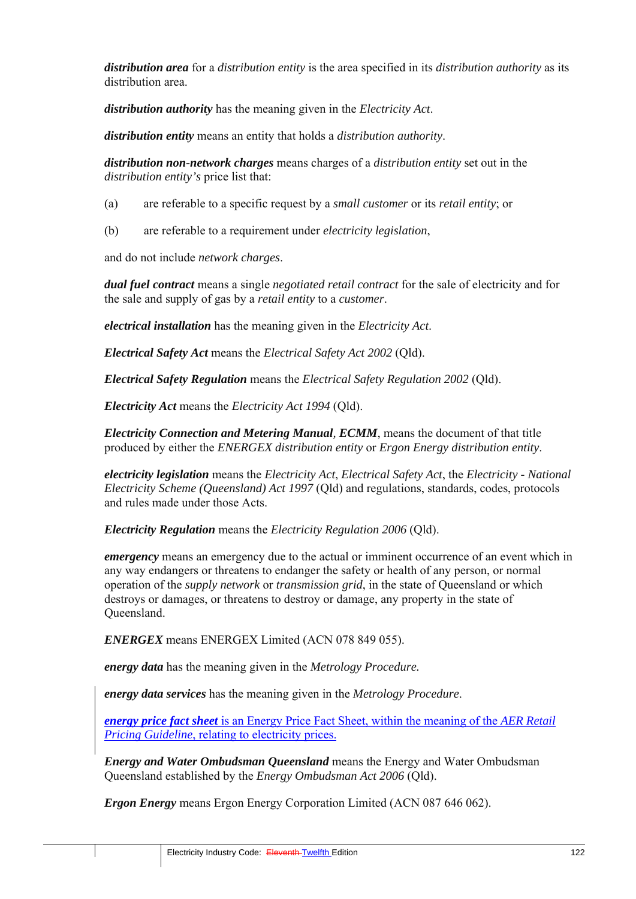***distribution area*** for a *distribution entity* is the area specified in its *distribution authority* as its distribution area.

***distribution authority*** has the meaning given in the *Electricity Act*.

***distribution entity*** means an entity that holds a *distribution authority*.

***distribution non-network charges*** means charges of a *distribution entity* set out in the *distribution entity's* price list that:

(a) are referable to a specific request by a *small customer* or its *retail entity*; or

(b) are referable to a requirement under *electricity legislation*,

and do not include *network charges*.

***dual fuel contract*** means a single *negotiated retail contract* for the sale of electricity and for the sale and supply of gas by a *retail entity* to a *customer*.

***electrical installation*** has the meaning given in the *Electricity Act*.

***Electrical Safety Act*** means the *Electrical Safety Act 2002* (Qld).

***Electrical Safety Regulation*** means the *Electrical Safety Regulation 2002* (Qld).

***Electricity Act*** means the *Electricity Act 1994* (Qld).

***Electricity Connection and Metering Manual***, ***ECMM***, means the document of that title produced by either the *ENERGEX distribution entity* or *Ergon Energy distribution entity*.

***electricity legislation*** means the *Electricity Act*, *Electrical Safety Act*, the *Electricity - National Electricity Scheme (Queensland) Act 1997* (Qld) and regulations, standards, codes, protocols and rules made under those Acts.

***Electricity Regulation*** means the *Electricity Regulation 2006* (Qld).

***emergency*** means an emergency due to the actual or imminent occurrence of an event which in any way endangers or threatens to endanger the safety or health of any person, or normal operation of the *supply network* or *transmission grid*, in the state of Queensland or which destroys or damages, or threatens to destroy or damage, any property in the state of Queensland.

***ENERGEX*** means ENERGEX Limited (ACN 078 849 055).

***energy data*** has the meaning given in the *Metrology Procedure*.

***energy data services*** has the meaning given in the *Metrology Procedure*.

***energy price fact sheet*** is an Energy Price Fact Sheet, within the meaning of the *AER Retail Pricing Guideline*, relating to electricity prices.

***Energy and Water Ombudsman Queensland*** means the Energy and Water Ombudsman Queensland established by the *Energy Ombudsman Act 2006* (Qld).

***Ergon Energy*** means Ergon Energy Corporation Limited (ACN 087 646 062).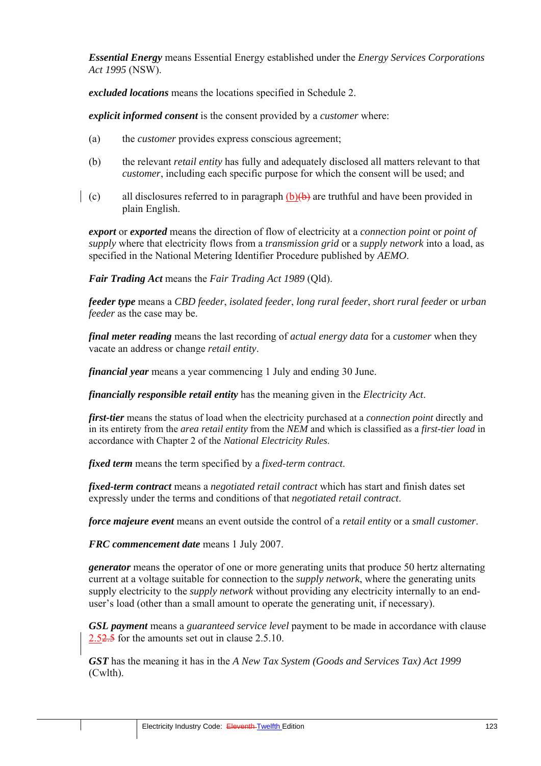***Essential Energy*** means Essential Energy established under the *Energy Services Corporations Act 1995* (NSW).

***excluded locations*** means the locations specified in Schedule 2.

***explicit informed consent*** is the consent provided by a *customer* where:

(a) the *customer* provides express conscious agreement;

(b) the relevant *retail entity* has fully and adequately disclosed all matters relevant to that *customer*, including each specific purpose for which the consent will be used; and

(c) all disclosures referred to in paragraph (b)~~(b)~~ are truthful and have been provided in plain English.

***export*** or ***exported*** means the direction of flow of electricity at a *connection point* or *point of supply* where that electricity flows from a *transmission grid* or a *supply network* into a load, as specified in the National Metering Identifier Procedure published by *AEMO*.

***Fair Trading Act*** means the *Fair Trading Act 1989* (Qld).

***feeder type*** means a *CBD feeder*, *isolated feeder*, *long rural feeder*, *short rural feeder* or *urban feeder* as the case may be.

***final meter reading*** means the last recording of *actual energy data* for a *customer* when they vacate an address or change *retail entity*.

***financial year*** means a year commencing 1 July and ending 30 June.

***financially responsible retail entity*** has the meaning given in the *Electricity Act*.

***first-tier*** means the status of load when the electricity purchased at a *connection point* directly and in its entirety from the *area retail entity* from the *NEM* and which is classified as a *first-tier load* in accordance with Chapter 2 of the *National Electricity Rules*.

***fixed term*** means the term specified by a *fixed-term contract*.

***fixed-term contract*** means a *negotiated retail contract* which has start and finish dates set expressly under the terms and conditions of that *negotiated retail contract*.

***force majeure event*** means an event outside the control of a *retail entity* or a *small customer*.

***FRC commencement date*** means 1 July 2007.

***generator*** means the operator of one or more generating units that produce 50 hertz alternating current at a voltage suitable for connection to the *supply network*, where the generating units supply electricity to the *supply network* without providing any electricity internally to an end-user's load (other than a small amount to operate the generating unit, if necessary).

***GSL payment*** means a *guaranteed service level* payment to be made in accordance with clause 2.5~~2.5~~ for the amounts set out in clause 2.5.10.

***GST*** has the meaning it has in the *A New Tax System (Goods and Services Tax) Act 1999* (Cwlth).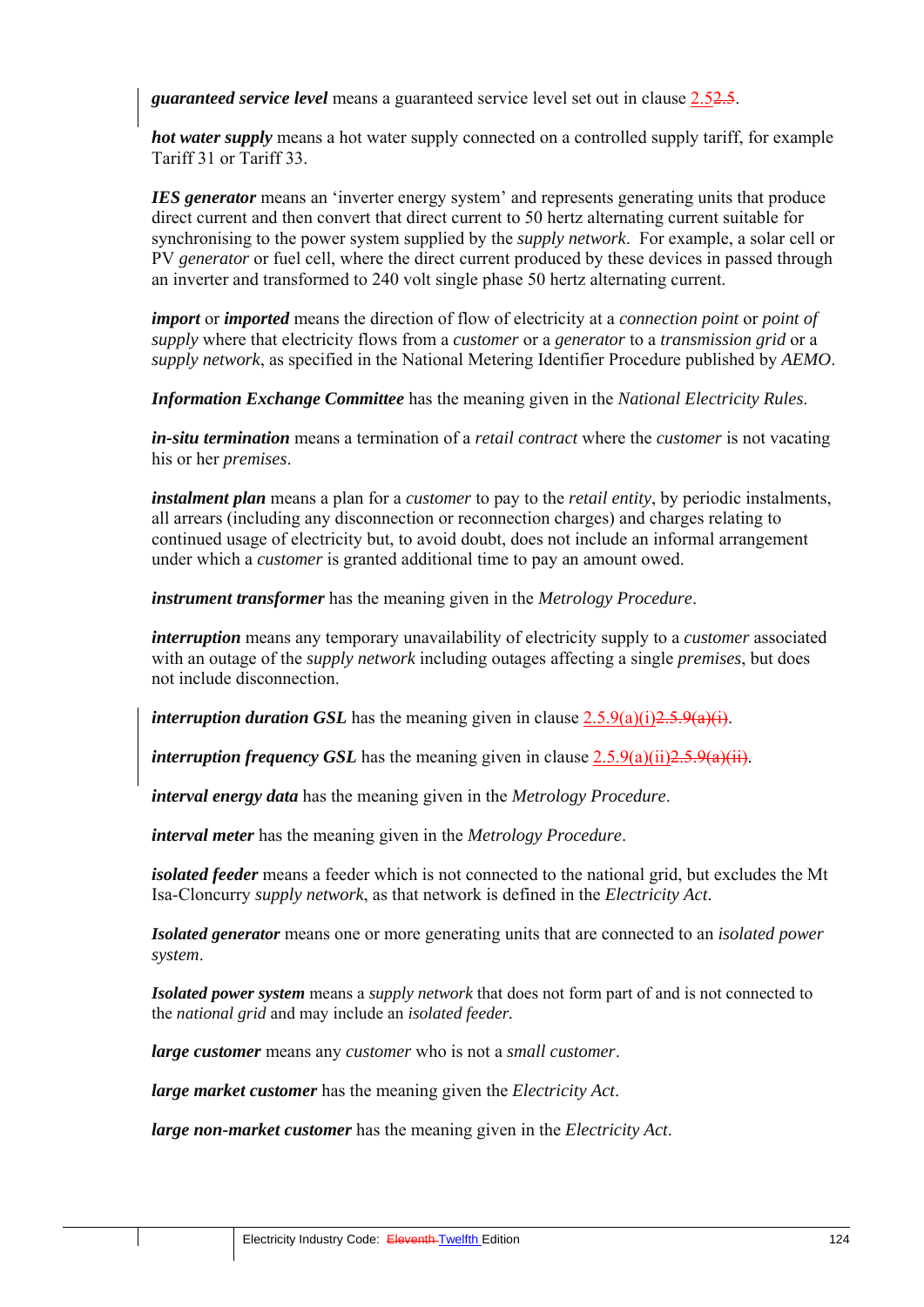***guaranteed service level*** means a guaranteed service level set out in clause 2.52.5.

***hot water supply*** means a hot water supply connected on a controlled supply tariff, for example Tariff 31 or Tariff 33.

***IES generator*** means an 'inverter energy system' and represents generating units that produce direct current and then convert that direct current to 50 hertz alternating current suitable for synchronising to the power system supplied by the *supply network*. For example, a solar cell or PV *generator* or fuel cell, where the direct current produced by these devices in passed through an inverter and transformed to 240 volt single phase 50 hertz alternating current.

***import*** or ***imported*** means the direction of flow of electricity at a *connection point* or *point of supply* where that electricity flows from a *customer* or a *generator* to a *transmission grid* or a *supply network*, as specified in the National Metering Identifier Procedure published by *AEMO*.

***Information Exchange Committee*** has the meaning given in the *National Electricity Rules*.

***in-situ termination*** means a termination of a *retail contract* where the *customer* is not vacating his or her *premises*.

***instalment plan*** means a plan for a *customer* to pay to the *retail entity*, by periodic instalments, all arrears (including any disconnection or reconnection charges) and charges relating to continued usage of electricity but, to avoid doubt, does not include an informal arrangement under which a *customer* is granted additional time to pay an amount owed.

***instrument transformer*** has the meaning given in the *Metrology Procedure*.

***interruption*** means any temporary unavailability of electricity supply to a *customer* associated with an outage of the *supply network* including outages affecting a single *premises*, but does not include disconnection.

***interruption duration GSL*** has the meaning given in clause 2.5.9(a)(i)2.5.9(a)(i).

***interruption frequency GSL*** has the meaning given in clause 2.5.9(a)(ii)2.5.9(a)(ii).

***interval energy data*** has the meaning given in the *Metrology Procedure*.

***interval meter*** has the meaning given in the *Metrology Procedure*.

***isolated feeder*** means a feeder which is not connected to the national grid, but excludes the Mt Isa-Cloncurry *supply network*, as that network is defined in the *Electricity Act*.

***Isolated generator*** means one or more generating units that are connected to an *isolated power system*.

***Isolated power system*** means a *supply network* that does not form part of and is not connected to the *national grid* and may include an *isolated feeder.*

***large customer*** means any *customer* who is not a *small customer*.

***large market customer*** has the meaning given the *Electricity Act*.

***large non-market customer*** has the meaning given in the *Electricity Act*.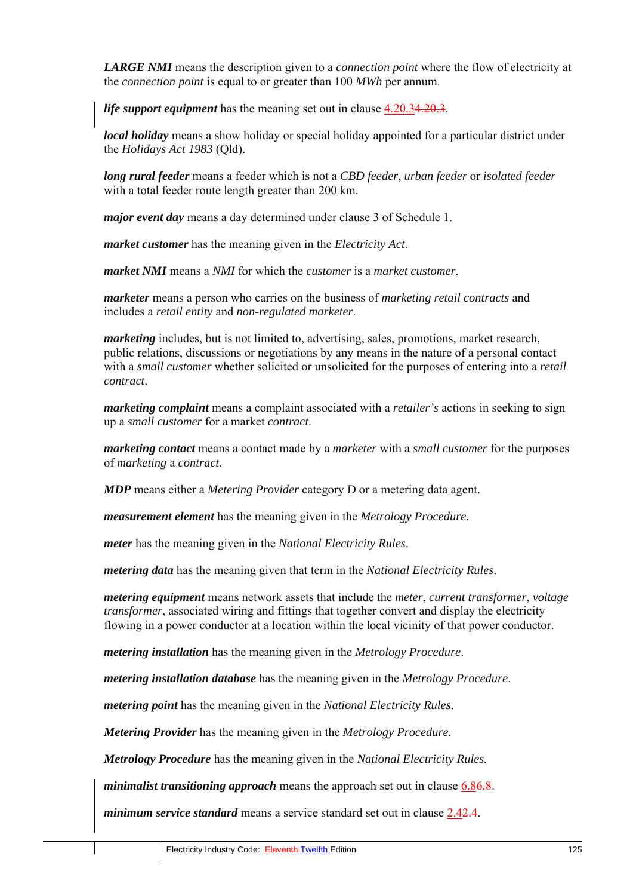***LARGE NMI*** means the description given to a *connection point* where the flow of electricity at the *connection point* is equal to or greater than 100 *MWh* per annum.

***life support equipment*** has the meaning set out in clause 4.20.3~~4.20.3~~.

***local holiday*** means a show holiday or special holiday appointed for a particular district under the *Holidays Act 1983* (Qld).

***long rural feeder*** means a feeder which is not a *CBD feeder*, *urban feeder* or *isolated feeder* with a total feeder route length greater than 200 km.

***major event day*** means a day determined under clause 3 of Schedule 1.

***market customer*** has the meaning given in the *Electricity Act*.

***market NMI*** means a *NMI* for which the *customer* is a *market customer*.

***marketer*** means a person who carries on the business of *marketing retail contracts* and includes a *retail entity* and *non-regulated marketer*.

***marketing*** includes, but is not limited to, advertising, sales, promotions, market research, public relations, discussions or negotiations by any means in the nature of a personal contact with a *small customer* whether solicited or unsolicited for the purposes of entering into a *retail contract*.

***marketing complaint*** means a complaint associated with a *retailer's* actions in seeking to sign up a *small customer* for a market *contract*.

***marketing contact*** means a contact made by a *marketer* with a *small customer* for the purposes of *marketing* a *contract*.

***MDP*** means either a *Metering Provider* category D or a metering data agent.

***measurement element*** has the meaning given in the *Metrology Procedure*.

***meter*** has the meaning given in the *National Electricity Rules*.

***metering data*** has the meaning given that term in the *National Electricity Rules*.

***metering equipment*** means network assets that include the *meter*, *current transformer*, *voltage transformer*, associated wiring and fittings that together convert and display the electricity flowing in a power conductor at a location within the local vicinity of that power conductor.

***metering installation*** has the meaning given in the *Metrology Procedure*.

***metering installation database*** has the meaning given in the *Metrology Procedure*.

***metering point*** has the meaning given in the *National Electricity Rules*.

***Metering Provider*** has the meaning given in the *Metrology Procedure*.

***Metrology Procedure*** has the meaning given in the *National Electricity Rules.*

***minimalist transitioning approach*** means the approach set out in clause 6.8~~6.8~~.

***minimum service standard*** means a service standard set out in clause 2.4~~2.4~~.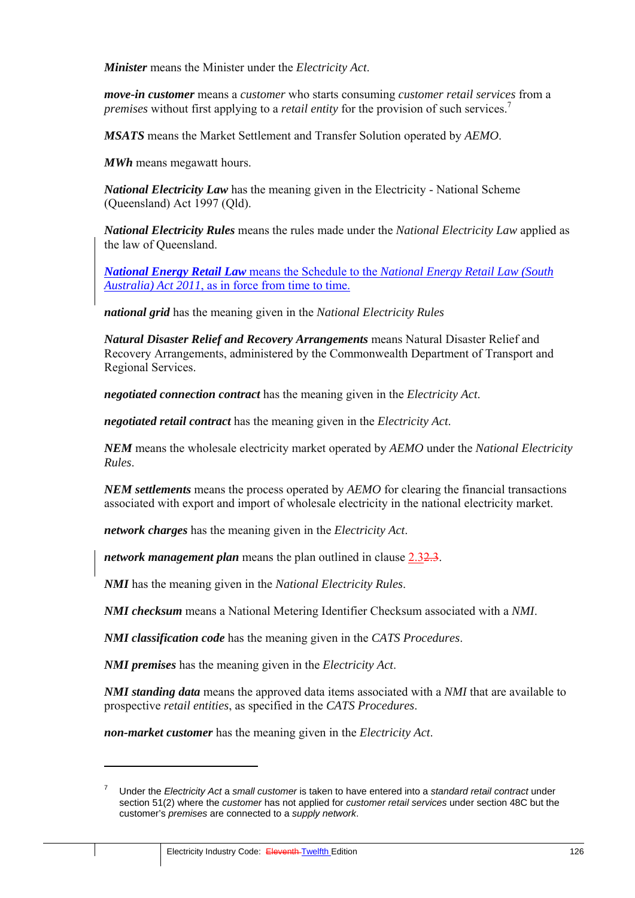***Minister*** means the Minister under the *Electricity Act*.

***move-in customer*** means a *customer* who starts consuming *customer retail services* from a *premises* without first applying to a *retail entity* for the provision of such services.[7]

***MSATS*** means the Market Settlement and Transfer Solution operated by *AEMO*.

***MWh*** means megawatt hours.

***National Electricity Law*** has the meaning given in the Electricity - National Scheme (Queensland) Act 1997 (Qld).

***National Electricity Rules*** means the rules made under the *National Electricity Law* applied as the law of Queensland.

***National Energy Retail Law*** means the Schedule to the *National Energy Retail Law (South Australia) Act 2011*, as in force from time to time.

***national grid*** has the meaning given in the *National Electricity Rules*

***Natural Disaster Relief and Recovery Arrangements*** means Natural Disaster Relief and Recovery Arrangements, administered by the Commonwealth Department of Transport and Regional Services.

***negotiated connection contract*** has the meaning given in the *Electricity Act*.

***negotiated retail contract*** has the meaning given in the *Electricity Act*.

***NEM*** means the wholesale electricity market operated by *AEMO* under the *National Electricity Rules*.

***NEM settlements*** means the process operated by *AEMO* for clearing the financial transactions associated with export and import of wholesale electricity in the national electricity market.

***network charges*** has the meaning given in the *Electricity Act*.

***network management plan*** means the plan outlined in clause 2.3~~2.3~~.

***NMI*** has the meaning given in the *National Electricity Rules*.

***NMI checksum*** means a National Metering Identifier Checksum associated with a *NMI*.

***NMI classification code*** has the meaning given in the *CATS Procedures*.

***NMI premises*** has the meaning given in the *Electricity Act*.

***NMI standing data*** means the approved data items associated with a *NMI* that are available to prospective *retail entities*, as specified in the *CATS Procedures*.

***non-market customer*** has the meaning given in the *Electricity Act*.

---

[7] Under the *Electricity Act* a *small customer* is taken to have entered into a *standard retail contract* under section 51(2) where the *customer* has not applied for *customer retail services* under section 48C but the customer's *premises* are connected to a *supply network*.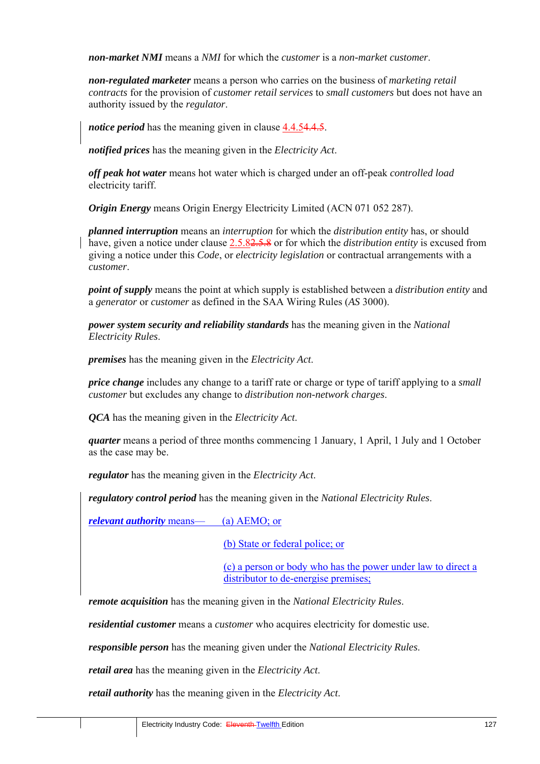***non-market NMI*** means a *NMI* for which the *customer* is a *non-market customer*.

***non-regulated marketer*** means a person who carries on the business of *marketing retail contracts* for the provision of *customer retail services* to *small customers* but does not have an authority issued by the *regulator*.

***notice period*** has the meaning given in clause 4.4.5~~4.4.5~~.

***notified prices*** has the meaning given in the *Electricity Act*.

***off peak hot water*** means hot water which is charged under an off-peak *controlled load* electricity tariff.

***Origin Energy*** means Origin Energy Electricity Limited (ACN 071 052 287).

***planned interruption*** means an *interruption* for which the *distribution entity* has, or should have, given a notice under clause 2.5.8~~2.5.8~~ or for which the *distribution entity* is excused from giving a notice under this *Code*, or *electricity legislation* or contractual arrangements with a *customer*.

***point of supply*** means the point at which supply is established between a *distribution entity* and a *generator* or *customer* as defined in the SAA Wiring Rules (*AS* 3000).

***power system security and reliability standards*** has the meaning given in the *National Electricity Rules*.

***premises*** has the meaning given in the *Electricity Act*.

***price change*** includes any change to a tariff rate or charge or type of tariff applying to a *small customer* but excludes any change to *distribution non-network charges*.

***QCA*** has the meaning given in the *Electricity Act*.

***quarter*** means a period of three months commencing 1 January, 1 April, 1 July and 1 October as the case may be.

***regulator*** has the meaning given in the *Electricity Act*.

***regulatory control period*** has the meaning given in the *National Electricity Rules*.

***relevant authority*** means—

(a) AEMO; or

(b) State or federal police; or

(c) a person or body who has the power under law to direct a distributor to de-energise premises;

***remote acquisition*** has the meaning given in the *National Electricity Rules*.

***residential customer*** means a *customer* who acquires electricity for domestic use.

***responsible person*** has the meaning given under the *National Electricity Rules*.

***retail area*** has the meaning given in the *Electricity Act*.

***retail authority*** has the meaning given in the *Electricity Act*.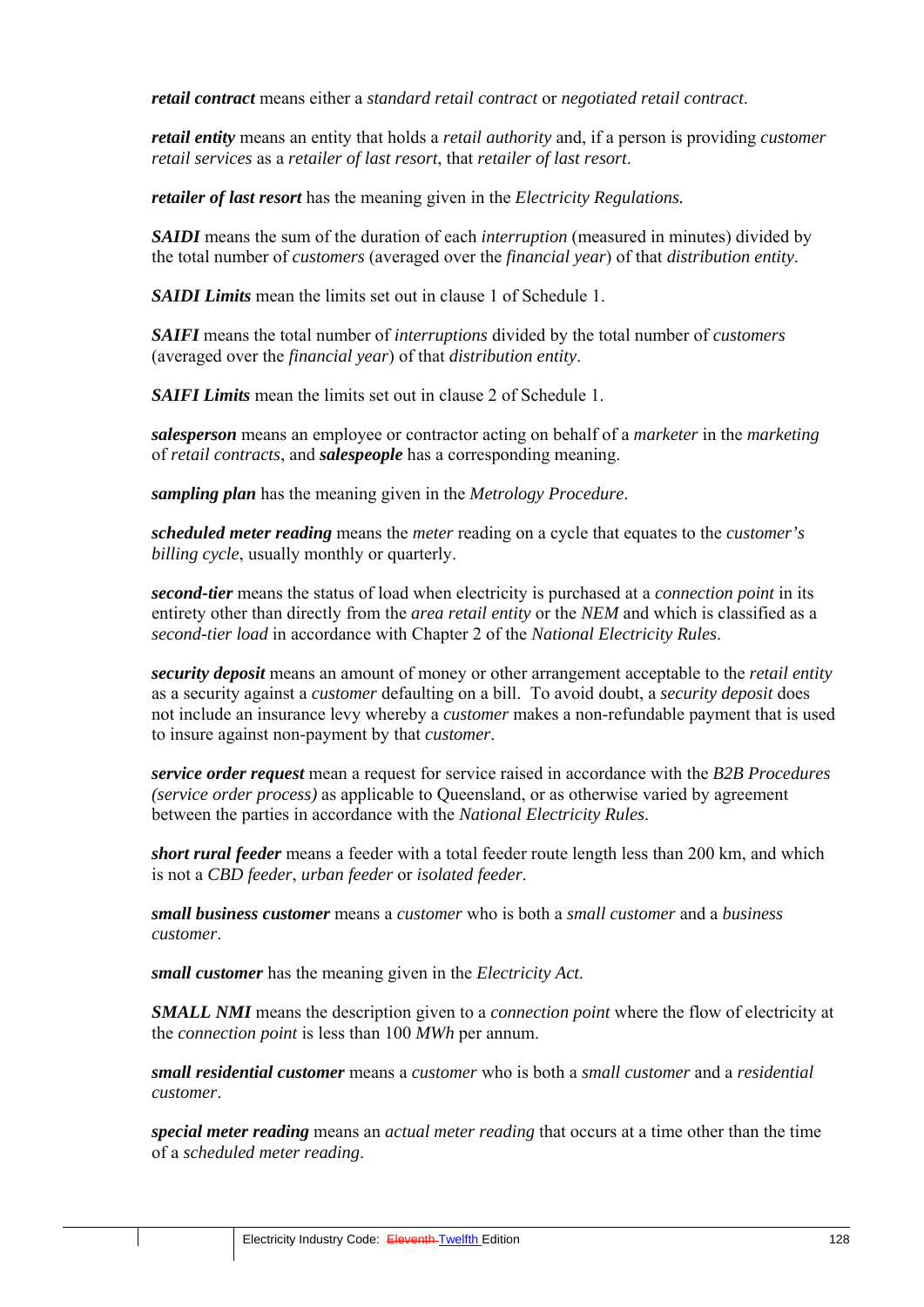***retail contract*** means either a *standard retail contract* or *negotiated retail contract*.

***retail entity*** means an entity that holds a *retail authority* and, if a person is providing *customer retail services* as a *retailer of last resort*, that *retailer of last resort*.

***retailer of last resort*** has the meaning given in the *Electricity Regulations.*

***SAIDI*** means the sum of the duration of each *interruption* (measured in minutes) divided by the total number of *customers* (averaged over the *financial year*) of that *distribution entity*.

***SAIDI Limits*** mean the limits set out in clause 1 of Schedule 1.

***SAIFI*** means the total number of *interruptions* divided by the total number of *customers* (averaged over the *financial year*) of that *distribution entity*.

***SAIFI Limits*** mean the limits set out in clause 2 of Schedule 1.

***salesperson*** means an employee or contractor acting on behalf of a *marketer* in the *marketing* of *retail contracts*, and ***salespeople*** has a corresponding meaning.

***sampling plan*** has the meaning given in the *Metrology Procedure*.

***scheduled meter reading*** means the *meter* reading on a cycle that equates to the *customer's billing cycle*, usually monthly or quarterly.

***second-tier*** means the status of load when electricity is purchased at a *connection point* in its entirety other than directly from the *area retail entity* or the *NEM* and which is classified as a *second-tier load* in accordance with Chapter 2 of the *National Electricity Rules*.

***security deposit*** means an amount of money or other arrangement acceptable to the *retail entity* as a security against a *customer* defaulting on a bill. To avoid doubt, a *security deposit* does not include an insurance levy whereby a *customer* makes a non-refundable payment that is used to insure against non-payment by that *customer*.

***service order request*** mean a request for service raised in accordance with the *B2B Procedures (service order process)* as applicable to Queensland, or as otherwise varied by agreement between the parties in accordance with the *National Electricity Rules*.

***short rural feeder*** means a feeder with a total feeder route length less than 200 km, and which is not a *CBD feeder*, *urban feeder* or *isolated feeder*.

***small business customer*** means a *customer* who is both a *small customer* and a *business customer*.

***small customer*** has the meaning given in the *Electricity Act*.

***SMALL NMI*** means the description given to a *connection point* where the flow of electricity at the *connection point* is less than 100 *MWh* per annum.

***small residential customer*** means a *customer* who is both a *small customer* and a *residential customer*.

***special meter reading*** means an *actual meter reading* that occurs at a time other than the time of a *scheduled meter reading*.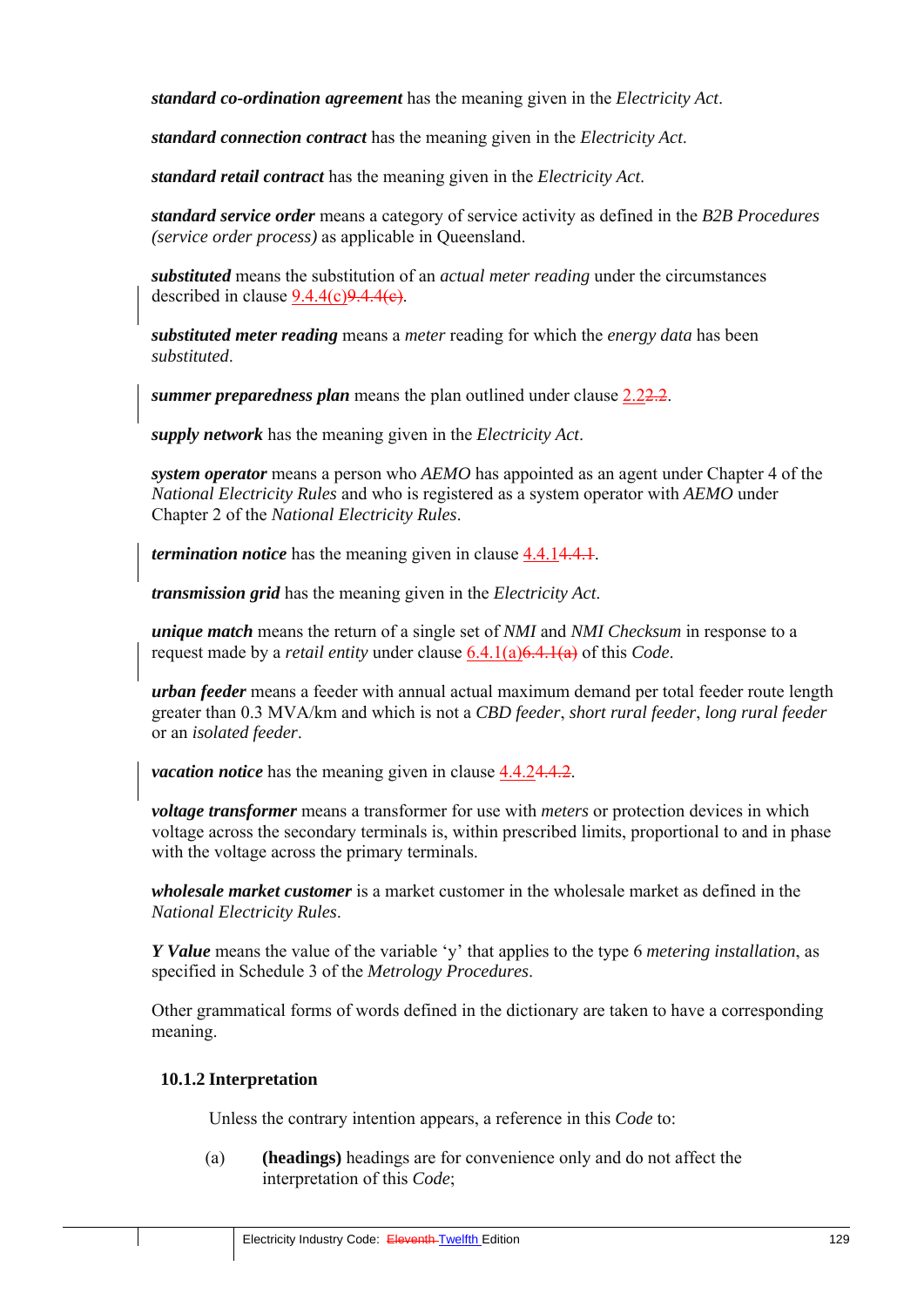***standard co-ordination agreement*** has the meaning given in the *Electricity Act*.

***standard connection contract*** has the meaning given in the *Electricity Act*.

***standard retail contract*** has the meaning given in the *Electricity Act*.

***standard service order*** means a category of service activity as defined in the *B2B Procedures (service order process)* as applicable in Queensland.

***substituted*** means the substitution of an *actual meter reading* under the circumstances described in clause 9.4.4(c)~~9.4.4(e)~~.

***substituted meter reading*** means a *meter* reading for which the *energy data* has been *substituted*.

***summer preparedness plan*** means the plan outlined under clause 2.2~~2.2~~.

***supply network*** has the meaning given in the *Electricity Act*.

***system operator*** means a person who *AEMO* has appointed as an agent under Chapter 4 of the *National Electricity Rules* and who is registered as a system operator with *AEMO* under Chapter 2 of the *National Electricity Rules*.

***termination notice*** has the meaning given in clause 4.4.1~~4.4.1~~.

***transmission grid*** has the meaning given in the *Electricity Act*.

***unique match*** means the return of a single set of *NMI* and *NMI Checksum* in response to a request made by a *retail entity* under clause 6.4.1(a)~~6.4.1(a)~~ of this *Code*.

***urban feeder*** means a feeder with annual actual maximum demand per total feeder route length greater than 0.3 MVA/km and which is not a *CBD feeder*, *short rural feeder*, *long rural feeder* or an *isolated feeder*.

***vacation notice*** has the meaning given in clause 4.4.2~~4.4.2~~.

***voltage transformer*** means a transformer for use with *meters* or protection devices in which voltage across the secondary terminals is, within prescribed limits, proportional to and in phase with the voltage across the primary terminals.

***wholesale market customer*** is a market customer in the wholesale market as defined in the *National Electricity Rules*.

***Y Value*** means the value of the variable 'y' that applies to the type 6 *metering installation*, as specified in Schedule 3 of the *Metrology Procedures*.

Other grammatical forms of words defined in the dictionary are taken to have a corresponding meaning.

### 10.1.2 Interpretation

Unless the contrary intention appears, a reference in this *Code* to:

(a) **(headings)** headings are for convenience only and do not affect the interpretation of this *Code*;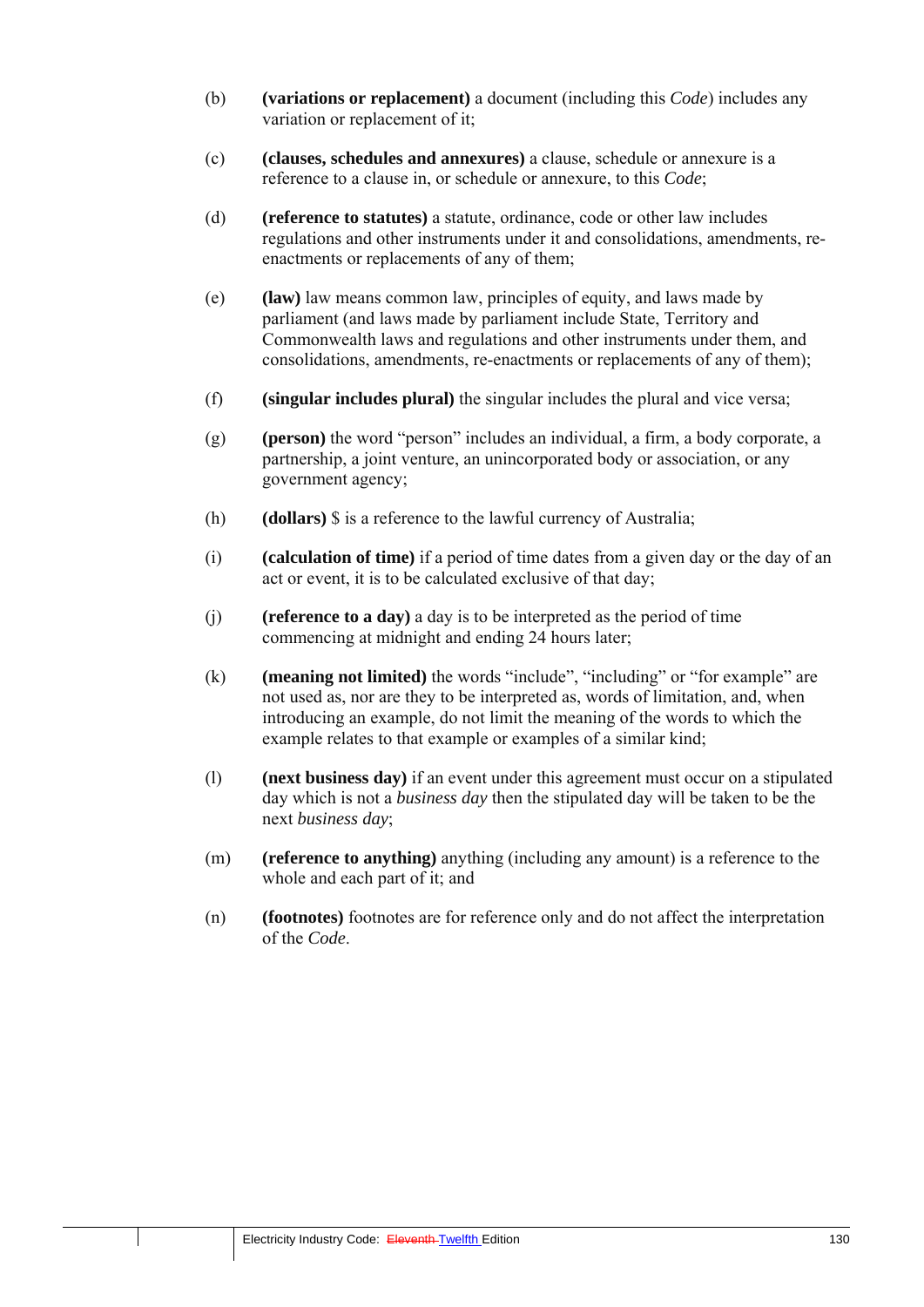(b) **(variations or replacement)** a document (including this *Code*) includes any variation or replacement of it;

(c) **(clauses, schedules and annexures)** a clause, schedule or annexure is a reference to a clause in, or schedule or annexure, to this *Code*;

(d) **(reference to statutes)** a statute, ordinance, code or other law includes regulations and other instruments under it and consolidations, amendments, re-enactments or replacements of any of them;

(e) **(law)** law means common law, principles of equity, and laws made by parliament (and laws made by parliament include State, Territory and Commonwealth laws and regulations and other instruments under them, and consolidations, amendments, re-enactments or replacements of any of them);

(f) **(singular includes plural)** the singular includes the plural and vice versa;

(g) **(person)** the word "person" includes an individual, a firm, a body corporate, a partnership, a joint venture, an unincorporated body or association, or any government agency;

(h) **(dollars)** $ is a reference to the lawful currency of Australia;

(i) **(calculation of time)** if a period of time dates from a given day or the day of an act or event, it is to be calculated exclusive of that day;

(j) **(reference to a day)** a day is to be interpreted as the period of time commencing at midnight and ending 24 hours later;

(k) **(meaning not limited)** the words "include", "including" or "for example" are not used as, nor are they to be interpreted as, words of limitation, and, when introducing an example, do not limit the meaning of the words to which the example relates to that example or examples of a similar kind;

(l) **(next business day)** if an event under this agreement must occur on a stipulated day which is not a *business day* then the stipulated day will be taken to be the next *business day*;

(m) **(reference to anything)** anything (including any amount) is a reference to the whole and each part of it; and

(n) **(footnotes)** footnotes are for reference only and do not affect the interpretation of the *Code*.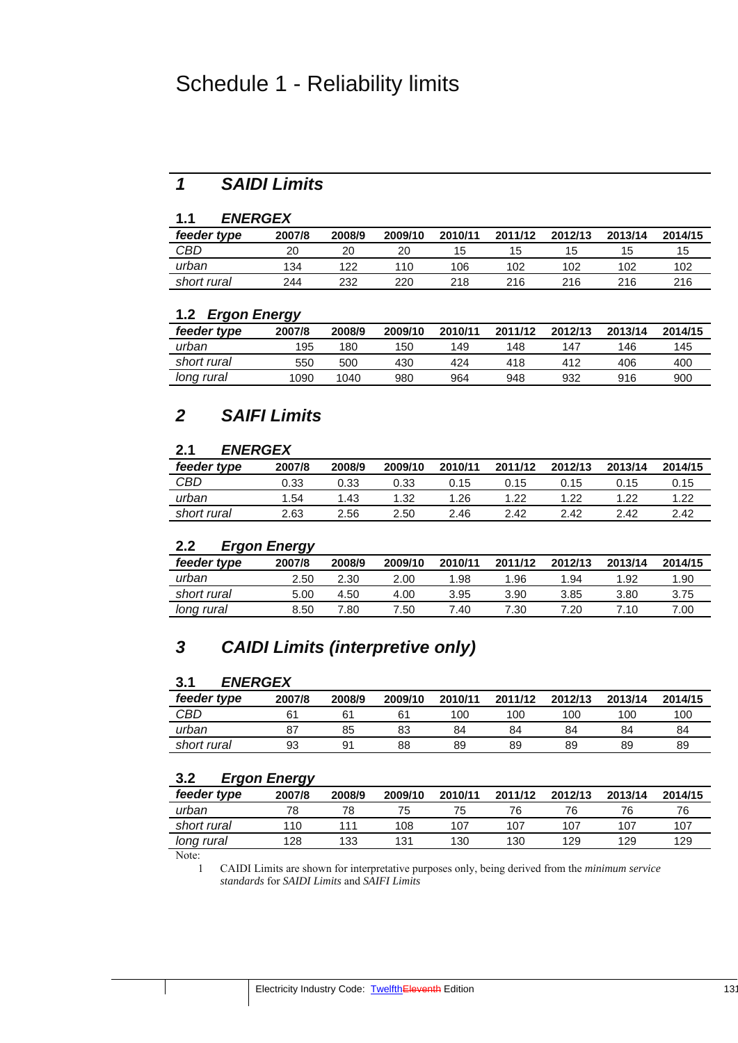# Schedule 1 - Reliability limits

## 1 SAIDI Limits

### 1.1 ENERGEX

| *feeder type* | 2007/8 | 2008/9 | 2009/10 | 2010/11 | 2011/12 | 2012/13 | 2013/14 | 2014/15 |
|---|---|---|---|---|---|---|---|---|
| *CBD* | 20 | 20 | 20 | 15 | 15 | 15 | 15 | 15 |
| *urban* | 134 | 122 | 110 | 106 | 102 | 102 | 102 | 102 |
| *short rural* | 244 | 232 | 220 | 218 | 216 | 216 | 216 | 216 |

### 1.2 Ergon Energy

| *feeder type* | 2007/8 | 2008/9 | 2009/10 | 2010/11 | 2011/12 | 2012/13 | 2013/14 | 2014/15 |
|---|---|---|---|---|---|---|---|---|
| *urban* | 195 | 180 | 150 | 149 | 148 | 147 | 146 | 145 |
| *short rural* | 550 | 500 | 430 | 424 | 418 | 412 | 406 | 400 |
| *long rural* | 1090 | 1040 | 980 | 964 | 948 | 932 | 916 | 900 |

## 2 SAIFI Limits

### 2.1 ENERGEX

| *feeder type* | 2007/8 | 2008/9 | 2009/10 | 2010/11 | 2011/12 | 2012/13 | 2013/14 | 2014/15 |
|---|---|---|---|---|---|---|---|---|
| *CBD* | 0.33 | 0.33 | 0.33 | 0.15 | 0.15 | 0.15 | 0.15 | 0.15 |
| *urban* | 1.54 | 1.43 | 1.32 | 1.26 | 1.22 | 1.22 | 1.22 | 1.22 |
| *short rural* | 2.63 | 2.56 | 2.50 | 2.46 | 2.42 | 2.42 | 2.42 | 2.42 |

### 2.2 Ergon Energy

| *feeder type* | 2007/8 | 2008/9 | 2009/10 | 2010/11 | 2011/12 | 2012/13 | 2013/14 | 2014/15 |
|---|---|---|---|---|---|---|---|---|
| *urban* | 2.50 | 2.30 | 2.00 | 1.98 | 1.96 | 1.94 | 1.92 | 1.90 |
| *short rural* | 5.00 | 4.50 | 4.00 | 3.95 | 3.90 | 3.85 | 3.80 | 3.75 |
| *long rural* | 8.50 | 7.80 | 7.50 | 7.40 | 7.30 | 7.20 | 7.10 | 7.00 |

## 3 CAIDI Limits (interpretive only)

### 3.1 ENERGEX

| *feeder type* | 2007/8 | 2008/9 | 2009/10 | 2010/11 | 2011/12 | 2012/13 | 2013/14 | 2014/15 |
|---|---|---|---|---|---|---|---|---|
| *CBD* | 61 | 61 | 61 | 100 | 100 | 100 | 100 | 100 |
| *urban* | 87 | 85 | 83 | 84 | 84 | 84 | 84 | 84 |
| *short rural* | 93 | 91 | 88 | 89 | 89 | 89 | 89 | 89 |

### 3.2 Ergon Energy

| *feeder type* | 2007/8 | 2008/9 | 2009/10 | 2010/11 | 2011/12 | 2012/13 | 2013/14 | 2014/15 |
|---|---|---|---|---|---|---|---|---|
| *urban* | 78 | 78 | 75 | 75 | 76 | 76 | 76 | 76 |
| *short rural* | 110 | 111 | 108 | 107 | 107 | 107 | 107 | 107 |
| *long rural* | 128 | 133 | 131 | 130 | 130 | 129 | 129 | 129 |

Note:

1 CAIDI Limits are shown for interpretative purposes only, being derived from the *minimum service standards* for *SAIDI Limits* and *SAIFI Limits*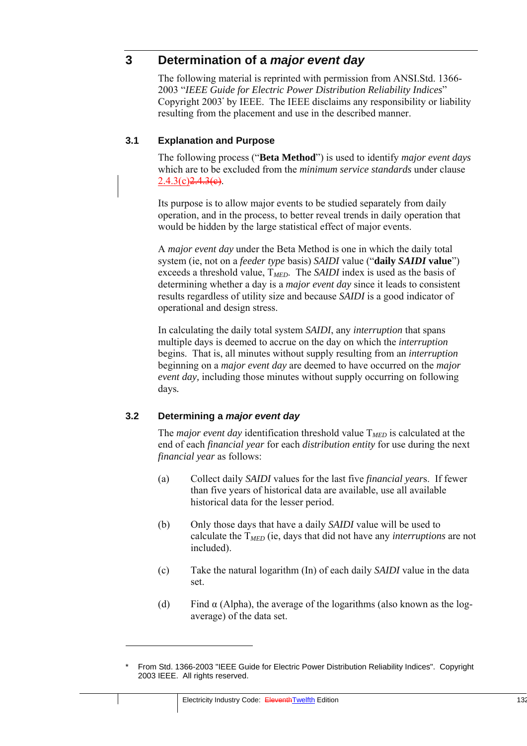# 3 Determination of a *major event day*

The following material is reprinted with permission from ANSI.Std. 1366-2003 "*IEEE Guide for Electric Power Distribution Reliability Indices*" Copyright 2003* by IEEE. The IEEE disclaims any responsibility or liability resulting from the placement and use in the described manner.

## 3.1 Explanation and Purpose

The following process ("**Beta Method**") is used to identify *major event days* which are to be excluded from the *minimum service standards* under clause 2.4.3(c)~~2.4.3(e)~~.

Its purpose is to allow major events to be studied separately from daily operation, and in the process, to better reveal trends in daily operation that would be hidden by the large statistical effect of major events.

A *major event day* under the Beta Method is one in which the daily total system (ie, not on a *feeder type* basis) *SAIDI* value ("**daily *SAIDI* value**") exceeds a threshold value, $T_{MED}$. The *SAIDI* index is used as the basis of determining whether a day is a *major event day* since it leads to consistent results regardless of utility size and because *SAIDI* is a good indicator of operational and design stress.

In calculating the daily total system *SAIDI*, any *interruption* that spans multiple days is deemed to accrue on the day on which the *interruption* begins. That is, all minutes without supply resulting from an *interruption* beginning on a *major event day* are deemed to have occurred on the *major event day,* including those minutes without supply occurring on following days.

## 3.2 Determining a *major event day*

The *major event day* identification threshold value $T_{MED}$ is calculated at the end of each *financial year* for each *distribution entity* for use during the next *financial year* as follows:

(a) Collect daily *SAIDI* values for the last five *financial years*. If fewer than five years of historical data are available, use all available historical data for the lesser period.

(b) Only those days that have a daily *SAIDI* value will be used to calculate the $T_{MED}$ (ie, days that did not have any *interruptions* are not included).

(c) Take the natural logarithm (ln) of each daily *SAIDI* value in the data set.

(d) Find α (Alpha), the average of the logarithms (also known as the log-average) of the data set.

---

\* From Std. 1366-2003 "IEEE Guide for Electric Power Distribution Reliability Indices". Copyright 2003 IEEE. All rights reserved.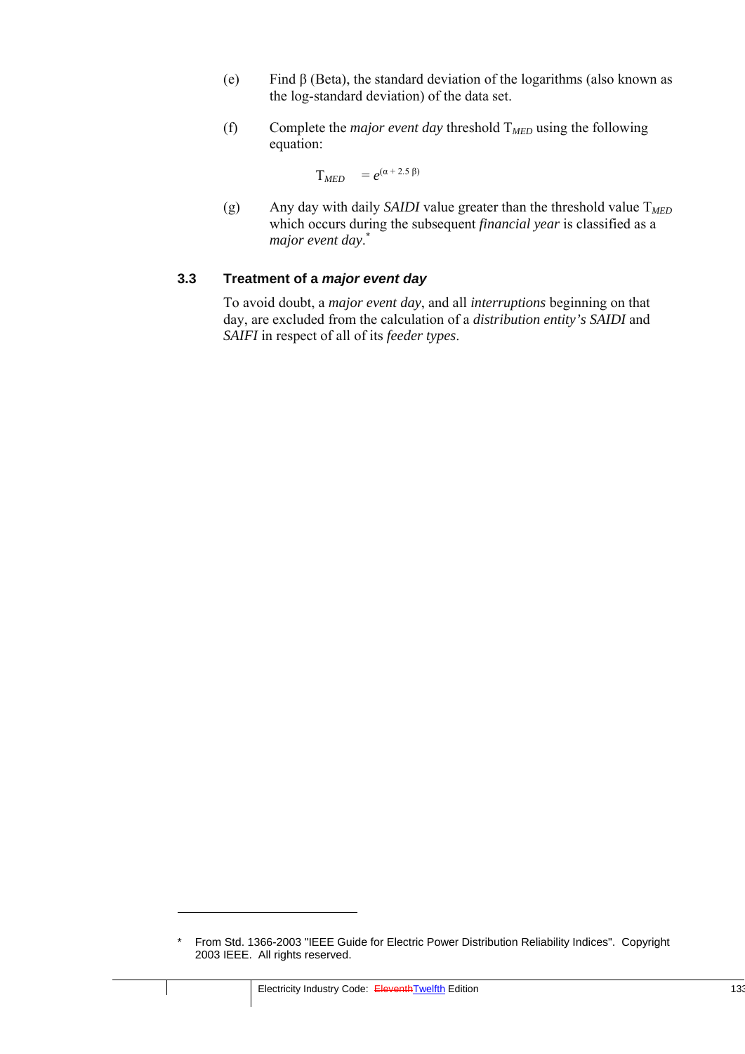(e) Find β (Beta), the standard deviation of the logarithms (also known as the log-standard deviation) of the data set.

(f) Complete the *major event day* threshold $T_{MED}$ using the following equation:

$$T_{MED} = e^{(\alpha + 2.5\,\beta)}$$

(g) Any day with daily *SAIDI* value greater than the threshold value $T_{MED}$ which occurs during the subsequent *financial year* is classified as a *major event day*.*

### 3.3 Treatment of a ***major event day***

To avoid doubt, a *major event day*, and all *interruptions* beginning on that day, are excluded from the calculation of a *distribution entity's SAIDI* and *SAIFI* in respect of all of its *feeder types*.

---

* From Std. 1366-2003 "IEEE Guide for Electric Power Distribution Reliability Indices". Copyright 2003 IEEE. All rights reserved.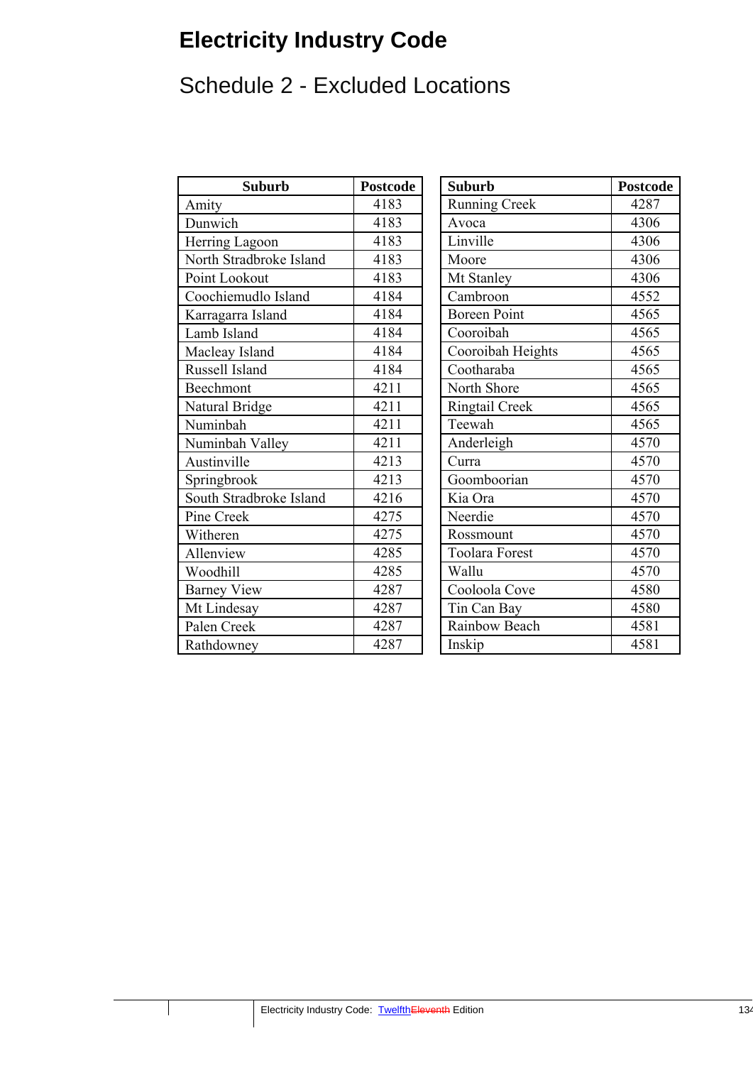# Electricity Industry Code

## Schedule 2 - Excluded Locations

| Suburb | Postcode |
|---|---|
| Amity | 4183 |
| Dunwich | 4183 |
| Herring Lagoon | 4183 |
| North Stradbroke Island | 4183 |
| Point Lookout | 4183 |
| Coochiemudlo Island | 4184 |
| Karragarra Island | 4184 |
| Lamb Island | 4184 |
| Macleay Island | 4184 |
| Russell Island | 4184 |
| Beechmont | 4211 |
| Natural Bridge | 4211 |
| Numinbah | 4211 |
| Numinbah Valley | 4211 |
| Austinville | 4213 |
| Springbrook | 4213 |
| South Stradbroke Island | 4216 |
| Pine Creek | 4275 |
| Witheren | 4275 |
| Allenview | 4285 |
| Woodhill | 4285 |
| Barney View | 4287 |
| Mt Lindesay | 4287 |
| Palen Creek | 4287 |
| Rathdowney | 4287 |
| Running Creek | 4287 |
| Avoca | 4306 |
| Linville | 4306 |
| Moore | 4306 |
| Mt Stanley | 4306 |
| Cambroon | 4552 |
| Boreen Point | 4565 |
| Cooroibah | 4565 |
| Cooroibah Heights | 4565 |
| Cootharaba | 4565 |
| North Shore | 4565 |
| Ringtail Creek | 4565 |
| Teewah | 4565 |
| Anderleigh | 4570 |
| Curra | 4570 |
| Goomboorian | 4570 |
| Kia Ora | 4570 |
| Neerdie | 4570 |
| Rossmount | 4570 |
| Toolara Forest | 4570 |
| Wallu | 4570 |
| Cooloola Cove | 4580 |
| Tin Can Bay | 4580 |
| Rainbow Beach | 4581 |
| Inskip | 4581 |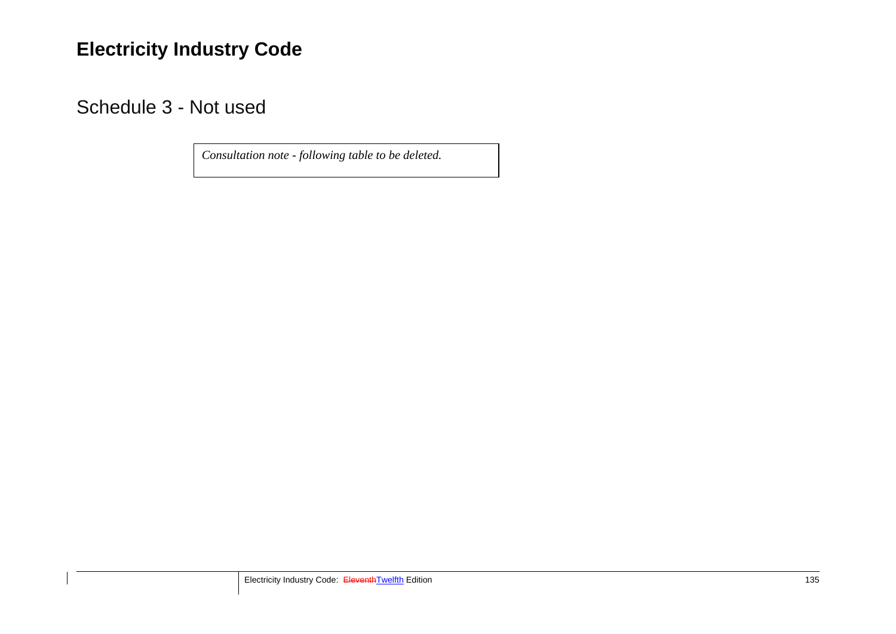# Electricity Industry Code

## Schedule 3 - Not used

*Consultation note - following table to be deleted.*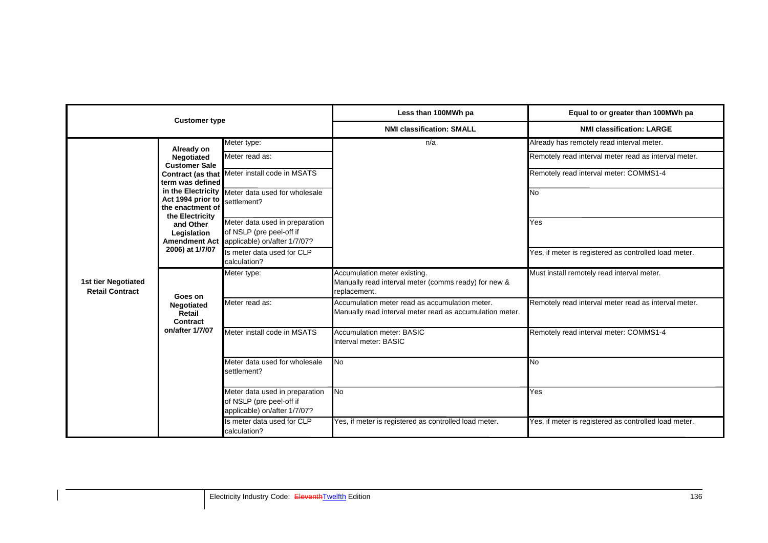| Customer type | | | Less than 100MWh pa | Equal to or greater than 100MWh pa |
|---|---|---|---|---|
| | | | **NMI classification: SMALL** | **NMI classification: LARGE** |
| **1st tier Negotiated Retail Contract** | **Already on Negotiated Customer Sale Contract (as that term was defined in the Electricity Act 1994 prior to the enactment of the Electricity and Other Legislation Amendment Act 2006) at 1/7/07** | Meter type: | n/a | Already has remotely read interval meter. |
| | | Meter read as: | | Remotely read interval meter read as interval meter. |
| | | Meter install code in MSATS | | Remotely read interval meter: COMMS1-4 |
| | | Meter data used for wholesale settlement? | | No |
| | | Meter data used in preparation of NSLP (pre peel-off if applicable) on/after 1/7/07? | | Yes |
| | | Is meter data used for CLP calculation? | | Yes, if meter is registered as controlled load meter. |
| | **Goes on Negotiated Retail Contract on/after 1/7/07** | Meter type: | Accumulation meter existing.<br>Manually read interval meter (comms ready) for new & replacement. | Must install remotely read interval meter. |
| | | Meter read as: | Accumulation meter read as accumulation meter.<br>Manually read interval meter read as accumulation meter. | Remotely read interval meter read as interval meter. |
| | | Meter install code in MSATS | Accumulation meter: BASIC<br>Interval meter: BASIC | Remotely read interval meter: COMMS1-4 |
| | | Meter data used for wholesale settlement? | No | No |
| | | Meter data used in preparation of NSLP (pre peel-off if applicable) on/after 1/7/07? | No | Yes |
| | | Is meter data used for CLP calculation? | Yes, if meter is registered as controlled load meter. | Yes, if meter is registered as controlled load meter. |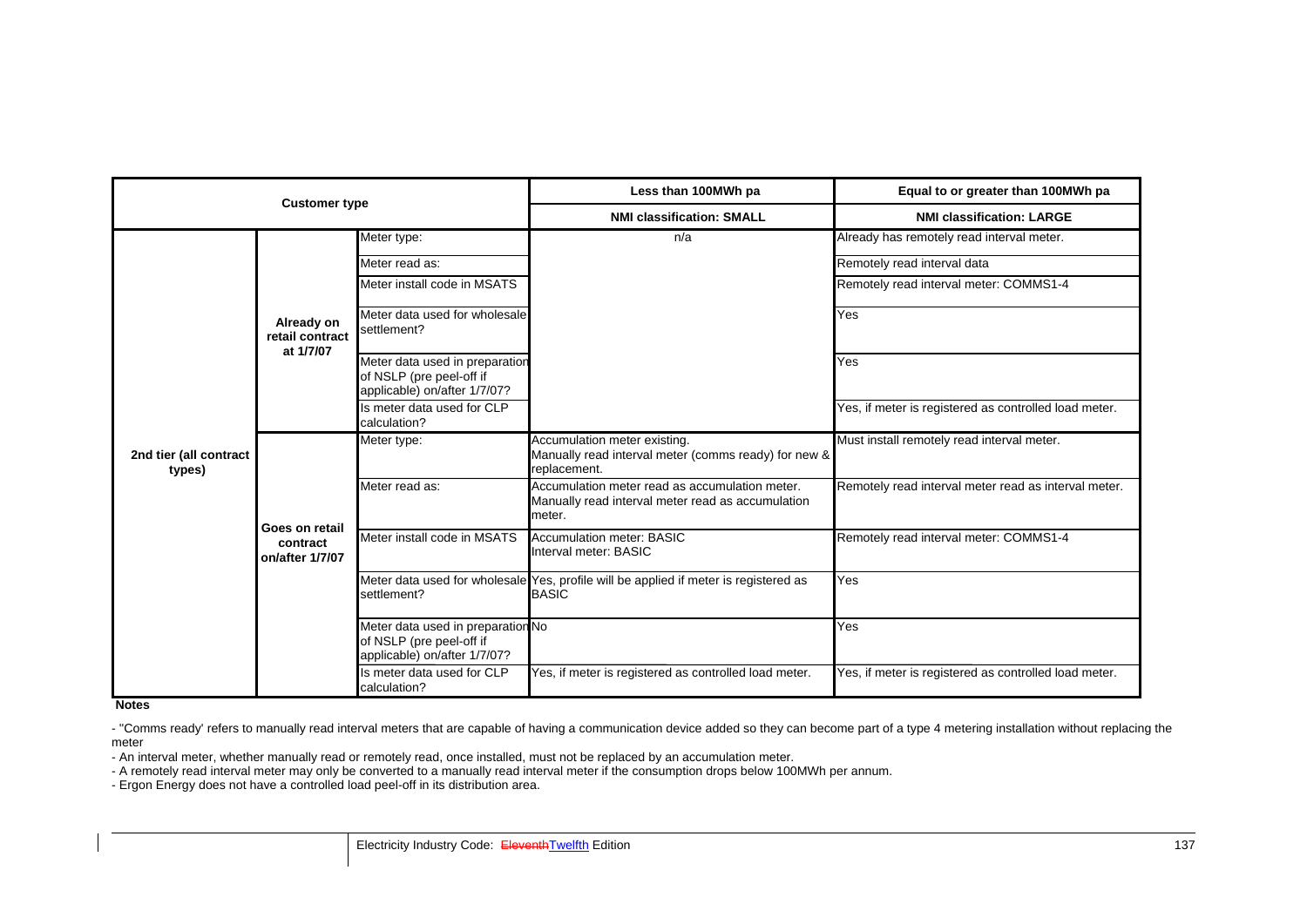| Customer type | | | Less than 100MWh pa | Equal to or greater than 100MWh pa |
|---|---|---|---|---|
| | | | **NMI classification: SMALL** | **NMI classification: LARGE** |
| **2nd tier (all contract types)** | **Already on retail contract at 1/7/07** | Meter type: | n/a | Already has remotely read interval meter. |
| | | Meter read as: | | Remotely read interval data |
| | | Meter install code in MSATS | | Remotely read interval meter: COMMS1-4 |
| | | Meter data used for wholesale settlement? | | Yes |
| | | Meter data used in preparation of NSLP (pre peel-off if applicable) on/after 1/7/07? | | Yes |
| | | Is meter data used for CLP calculation? | | Yes, if meter is registered as controlled load meter. |
| | **Goes on retail contract on/after 1/7/07** | Meter type: | Accumulation meter existing.<br>Manually read interval meter (comms ready) for new & replacement. | Must install remotely read interval meter. |
| | | Meter read as: | Accumulation meter read as accumulation meter.<br>Manually read interval meter read as accumulation meter. | Remotely read interval meter read as interval meter. |
| | | Meter install code in MSATS | Accumulation meter: BASIC<br>Interval meter: BASIC | Remotely read interval meter: COMMS1-4 |
| | | Meter data used for wholesale settlement? | Yes, profile will be applied if meter is registered as BASIC | Yes |
| | | Meter data used in preparation of NSLP (pre peel-off if applicable) on/after 1/7/07? | No | Yes |
| | | Is meter data used for CLP calculation? | Yes, if meter is registered as controlled load meter. | Yes, if meter is registered as controlled load meter. |

**Notes**

- ''Comms ready' refers to manually read interval meters that are capable of having a communication device added so they can become part of a type 4 metering installation without replacing the meter
- An interval meter, whether manually read or remotely read, once installed, must not be replaced by an accumulation meter.
- A remotely read interval meter may only be converted to a manually read interval meter if the consumption drops below 100MWh per annum.
- Ergon Energy does not have a controlled load peel-off in its distribution area.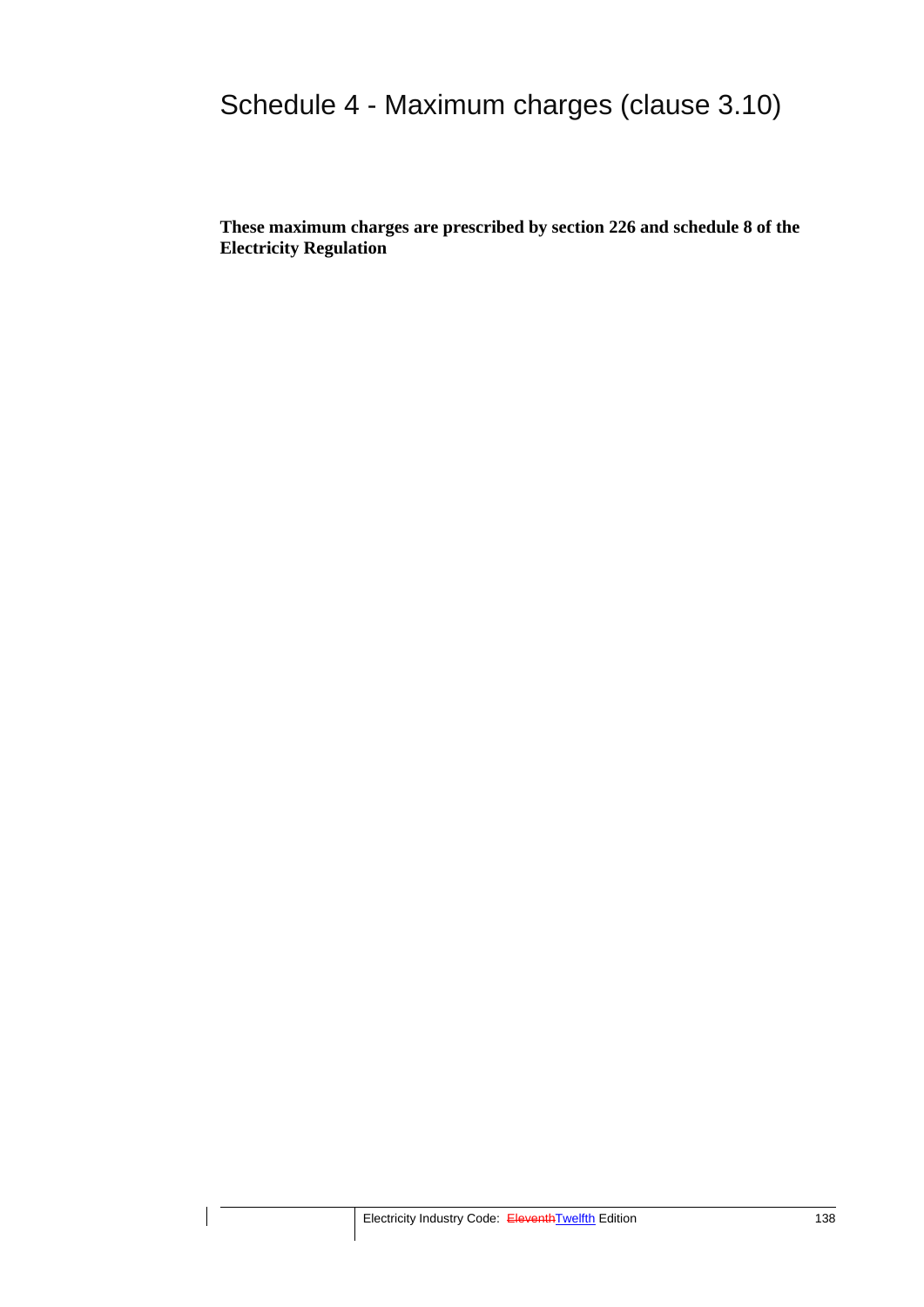# Schedule 4 - Maximum charges (clause 3.10)

**These maximum charges are prescribed by section 226 and schedule 8 of the Electricity Regulation**